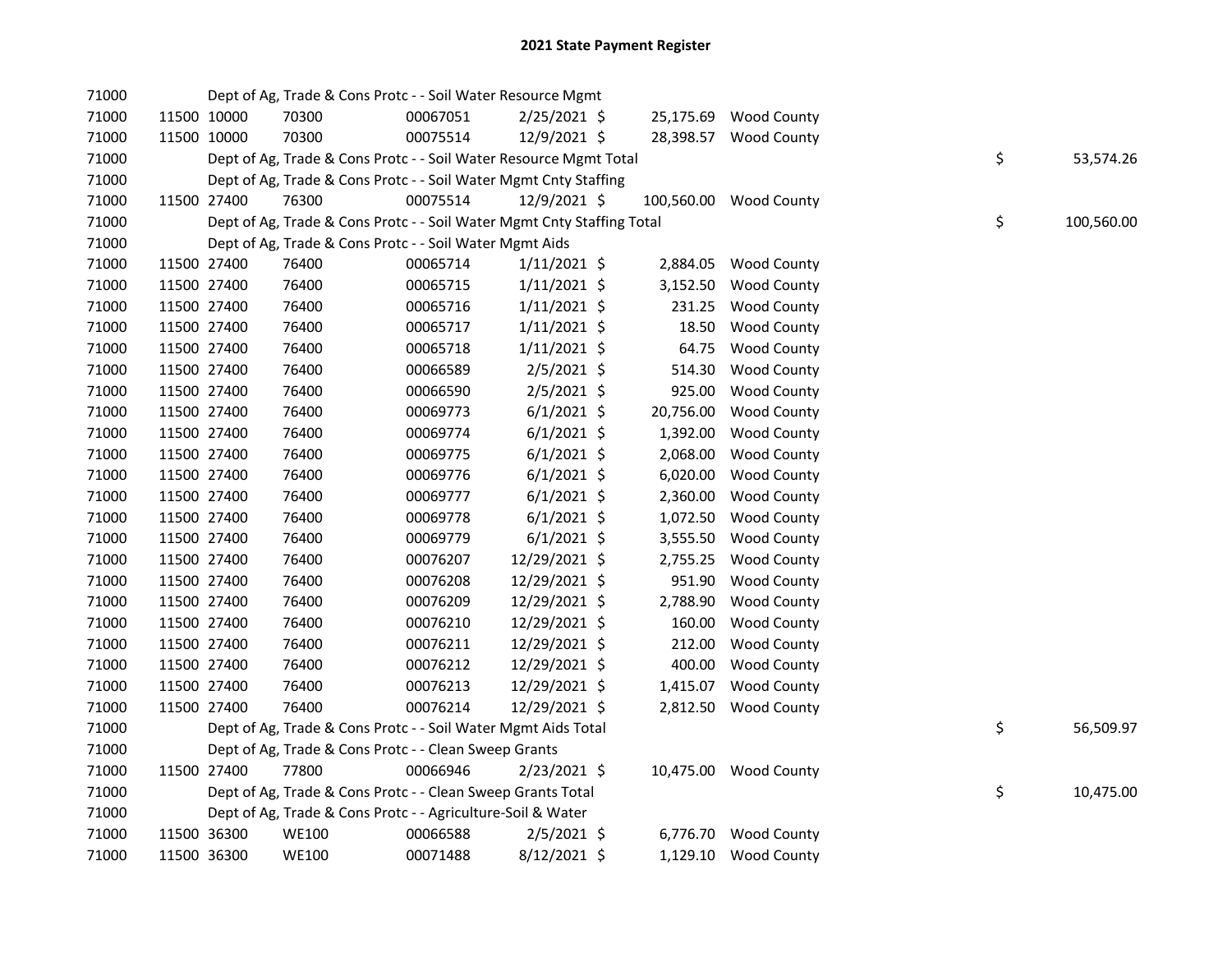# 2021 State Payment Register

| | | | | | | | | | |
|---|---|---|---|---|---|---|---|---|---|
| 71000 | | | Dept of Ag, Trade & Cons Protc - - Soil Water Resource Mgmt | | | | | | |
| 71000 | 11500 | 10000 | 70300 | 00067051 | 2/25/2021 | $ 25,175.69 | Wood County | | |
| 71000 | 11500 | 10000 | 70300 | 00075514 | 12/9/2021 | $ 28,398.57 | Wood County | | |
| 71000 | | | Dept of Ag, Trade & Cons Protc - - Soil Water Resource Mgmt Total | | | | | $ | 53,574.26 |
| 71000 | | | Dept of Ag, Trade & Cons Protc - - Soil Water Mgmt Cnty Staffing | | | | | | |
| 71000 | 11500 | 27400 | 76300 | 00075514 | 12/9/2021 | $ 100,560.00 | Wood County | | |
| 71000 | | | Dept of Ag, Trade & Cons Protc - - Soil Water Mgmt Cnty Staffing Total | | | | | $ | 100,560.00 |
| 71000 | | | Dept of Ag, Trade & Cons Protc - - Soil Water Mgmt Aids | | | | | | |
| 71000 | 11500 | 27400 | 76400 | 00065714 | 1/11/2021 | $ 2,884.05 | Wood County | | |
| 71000 | 11500 | 27400 | 76400 | 00065715 | 1/11/2021 | $ 3,152.50 | Wood County | | |
| 71000 | 11500 | 27400 | 76400 | 00065716 | 1/11/2021 | $ 231.25 | Wood County | | |
| 71000 | 11500 | 27400 | 76400 | 00065717 | 1/11/2021 | $ 18.50 | Wood County | | |
| 71000 | 11500 | 27400 | 76400 | 00065718 | 1/11/2021 | $ 64.75 | Wood County | | |
| 71000 | 11500 | 27400 | 76400 | 00066589 | 2/5/2021 | $ 514.30 | Wood County | | |
| 71000 | 11500 | 27400 | 76400 | 00066590 | 2/5/2021 | $ 925.00 | Wood County | | |
| 71000 | 11500 | 27400 | 76400 | 00069773 | 6/1/2021 | $ 20,756.00 | Wood County | | |
| 71000 | 11500 | 27400 | 76400 | 00069774 | 6/1/2021 | $ 1,392.00 | Wood County | | |
| 71000 | 11500 | 27400 | 76400 | 00069775 | 6/1/2021 | $ 2,068.00 | Wood County | | |
| 71000 | 11500 | 27400 | 76400 | 00069776 | 6/1/2021 | $ 6,020.00 | Wood County | | |
| 71000 | 11500 | 27400 | 76400 | 00069777 | 6/1/2021 | $ 2,360.00 | Wood County | | |
| 71000 | 11500 | 27400 | 76400 | 00069778 | 6/1/2021 | $ 1,072.50 | Wood County | | |
| 71000 | 11500 | 27400 | 76400 | 00069779 | 6/1/2021 | $ 3,555.50 | Wood County | | |
| 71000 | 11500 | 27400 | 76400 | 00076207 | 12/29/2021 | $ 2,755.25 | Wood County | | |
| 71000 | 11500 | 27400 | 76400 | 00076208 | 12/29/2021 | $ 951.90 | Wood County | | |
| 71000 | 11500 | 27400 | 76400 | 00076209 | 12/29/2021 | $ 2,788.90 | Wood County | | |
| 71000 | 11500 | 27400 | 76400 | 00076210 | 12/29/2021 | $ 160.00 | Wood County | | |
| 71000 | 11500 | 27400 | 76400 | 00076211 | 12/29/2021 | $ 212.00 | Wood County | | |
| 71000 | 11500 | 27400 | 76400 | 00076212 | 12/29/2021 | $ 400.00 | Wood County | | |
| 71000 | 11500 | 27400 | 76400 | 00076213 | 12/29/2021 | $ 1,415.07 | Wood County | | |
| 71000 | 11500 | 27400 | 76400 | 00076214 | 12/29/2021 | $ 2,812.50 | Wood County | | |
| 71000 | | | Dept of Ag, Trade & Cons Protc - - Soil Water Mgmt Aids Total | | | | | $ | 56,509.97 |
| 71000 | | | Dept of Ag, Trade & Cons Protc - - Clean Sweep Grants | | | | | | |
| 71000 | 11500 | 27400 | 77800 | 00066946 | 2/23/2021 | $ 10,475.00 | Wood County | | |
| 71000 | | | Dept of Ag, Trade & Cons Protc - - Clean Sweep Grants Total | | | | | $ | 10,475.00 |
| 71000 | | | Dept of Ag, Trade & Cons Protc - - Agriculture-Soil & Water | | | | | | |
| 71000 | 11500 | 36300 | WE100 | 00066588 | 2/5/2021 | $ 6,776.70 | Wood County | | |
| 71000 | 11500 | 36300 | WE100 | 00071488 | 8/12/2021 | $ 1,129.10 | Wood County | | |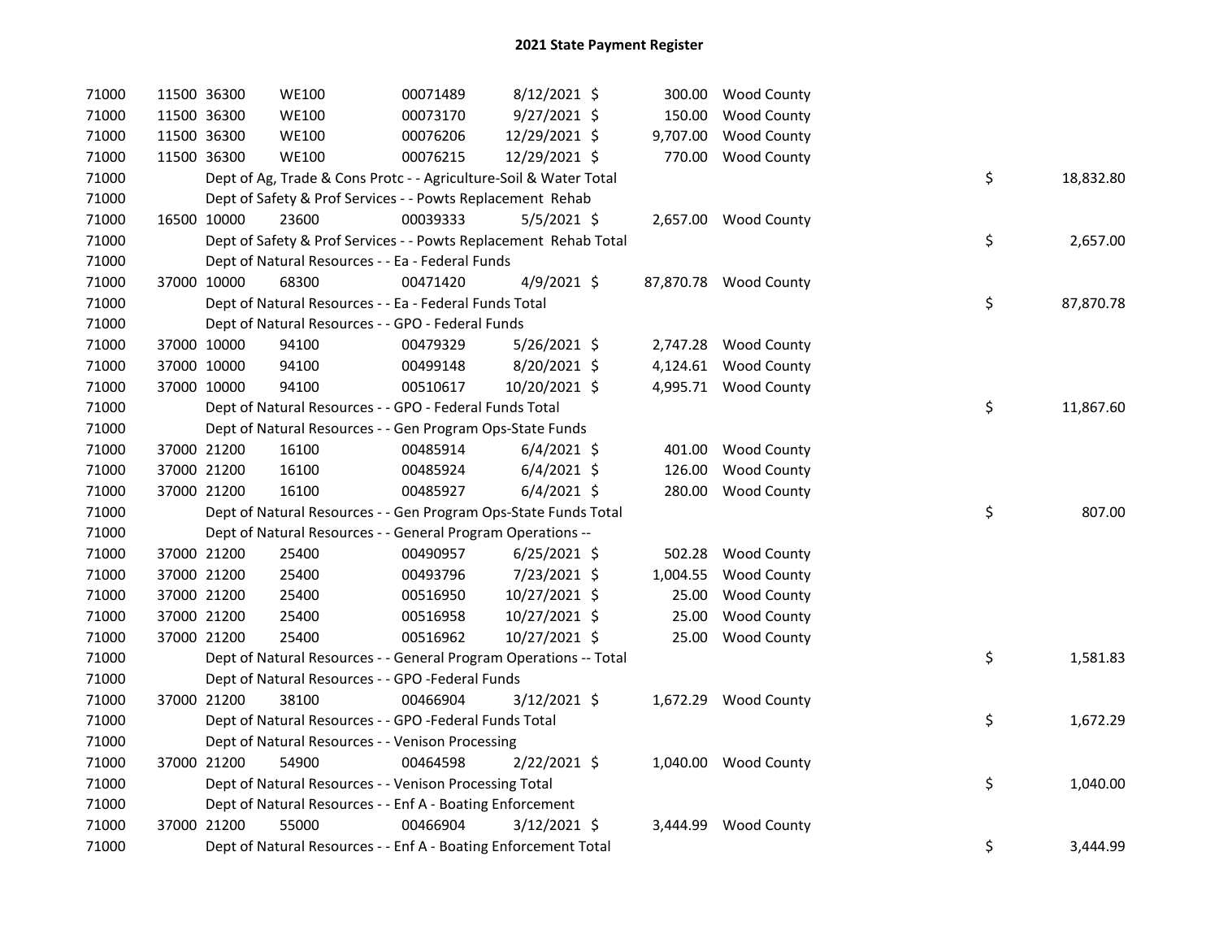## 2021 State Payment Register

| | | | | | | | | | |
|---|---|---|---|---|---|---|---|---|---|
| 71000 | 11500 | 36300 | WE100 | 00071489 | 8/12/2021 | $ | 300.00 | Wood County | |
| 71000 | 11500 | 36300 | WE100 | 00073170 | 9/27/2021 | $ | 150.00 | Wood County | |
| 71000 | 11500 | 36300 | WE100 | 00076206 | 12/29/2021 | $ | 9,707.00 | Wood County | |
| 71000 | 11500 | 36300 | WE100 | 00076215 | 12/29/2021 | $ | 770.00 | Wood County | |
| 71000 | Dept of Ag, Trade & Cons Protc - - Agriculture-Soil & Water Total | | | | | | | | $ 18,832.80 |
| 71000 | Dept of Safety & Prof Services - - Powts Replacement Rehab | | | | | | | | |
| 71000 | 16500 | 10000 | 23600 | 00039333 | 5/5/2021 | $ | 2,657.00 | Wood County | |
| 71000 | Dept of Safety & Prof Services - - Powts Replacement Rehab Total | | | | | | | | $ 2,657.00 |
| 71000 | Dept of Natural Resources - - Ea - Federal Funds | | | | | | | | |
| 71000 | 37000 | 10000 | 68300 | 00471420 | 4/9/2021 | $ | 87,870.78 | Wood County | |
| 71000 | Dept of Natural Resources - - Ea - Federal Funds Total | | | | | | | | $ 87,870.78 |
| 71000 | Dept of Natural Resources - - GPO - Federal Funds | | | | | | | | |
| 71000 | 37000 | 10000 | 94100 | 00479329 | 5/26/2021 | $ | 2,747.28 | Wood County | |
| 71000 | 37000 | 10000 | 94100 | 00499148 | 8/20/2021 | $ | 4,124.61 | Wood County | |
| 71000 | 37000 | 10000 | 94100 | 00510617 | 10/20/2021 | $ | 4,995.71 | Wood County | |
| 71000 | Dept of Natural Resources - - GPO - Federal Funds Total | | | | | | | | $ 11,867.60 |
| 71000 | Dept of Natural Resources - - Gen Program Ops-State Funds | | | | | | | | |
| 71000 | 37000 | 21200 | 16100 | 00485914 | 6/4/2021 | $ | 401.00 | Wood County | |
| 71000 | 37000 | 21200 | 16100 | 00485924 | 6/4/2021 | $ | 126.00 | Wood County | |
| 71000 | 37000 | 21200 | 16100 | 00485927 | 6/4/2021 | $ | 280.00 | Wood County | |
| 71000 | Dept of Natural Resources - - Gen Program Ops-State Funds Total | | | | | | | | $ 807.00 |
| 71000 | Dept of Natural Resources - - General Program Operations -- | | | | | | | | |
| 71000 | 37000 | 21200 | 25400 | 00490957 | 6/25/2021 | $ | 502.28 | Wood County | |
| 71000 | 37000 | 21200 | 25400 | 00493796 | 7/23/2021 | $ | 1,004.55 | Wood County | |
| 71000 | 37000 | 21200 | 25400 | 00516950 | 10/27/2021 | $ | 25.00 | Wood County | |
| 71000 | 37000 | 21200 | 25400 | 00516958 | 10/27/2021 | $ | 25.00 | Wood County | |
| 71000 | 37000 | 21200 | 25400 | 00516962 | 10/27/2021 | $ | 25.00 | Wood County | |
| 71000 | Dept of Natural Resources - - General Program Operations -- Total | | | | | | | | $ 1,581.83 |
| 71000 | Dept of Natural Resources - - GPO -Federal Funds | | | | | | | | |
| 71000 | 37000 | 21200 | 38100 | 00466904 | 3/12/2021 | $ | 1,672.29 | Wood County | |
| 71000 | Dept of Natural Resources - - GPO -Federal Funds Total | | | | | | | | $ 1,672.29 |
| 71000 | Dept of Natural Resources - - Venison Processing | | | | | | | | |
| 71000 | 37000 | 21200 | 54900 | 00464598 | 2/22/2021 | $ | 1,040.00 | Wood County | |
| 71000 | Dept of Natural Resources - - Venison Processing Total | | | | | | | | $ 1,040.00 |
| 71000 | Dept of Natural Resources - - Enf A - Boating Enforcement | | | | | | | | |
| 71000 | 37000 | 21200 | 55000 | 00466904 | 3/12/2021 | $ | 3,444.99 | Wood County | |
| 71000 | Dept of Natural Resources - - Enf A - Boating Enforcement Total | | | | | | | | $ 3,444.99 |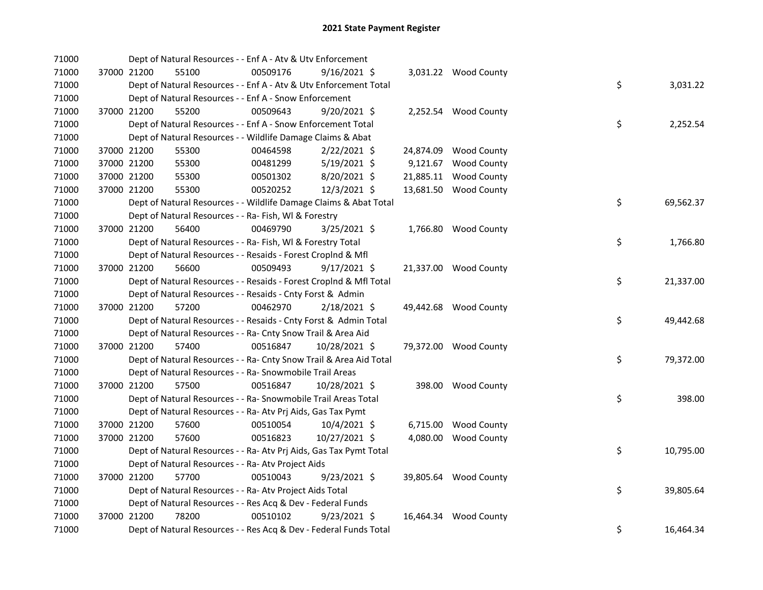# 2021 State Payment Register

| | | | | | | | | |
|---|---|---|---|---|---|---|---|---|
| 71000 | | Dept of Natural Resources - - Enf A - Atv & Utv Enforcement | | | | | | |
| 71000 | 37000 | 21200 | 55100 | 00509176 | 9/16/2021 | $ 3,031.22 | Wood County | |
| 71000 | | Dept of Natural Resources - - Enf A - Atv & Utv Enforcement Total | | | | | | $ 3,031.22 |
| 71000 | | Dept of Natural Resources - - Enf A - Snow Enforcement | | | | | | |
| 71000 | 37000 | 21200 | 55200 | 00509643 | 9/20/2021 | $ 2,252.54 | Wood County | |
| 71000 | | Dept of Natural Resources - - Enf A - Snow Enforcement Total | | | | | | $ 2,252.54 |
| 71000 | | Dept of Natural Resources - - Wildlife Damage Claims & Abat | | | | | | |
| 71000 | 37000 | 21200 | 55300 | 00464598 | 2/22/2021 | $ 24,874.09 | Wood County | |
| 71000 | 37000 | 21200 | 55300 | 00481299 | 5/19/2021 | $ 9,121.67 | Wood County | |
| 71000 | 37000 | 21200 | 55300 | 00501302 | 8/20/2021 | $ 21,885.11 | Wood County | |
| 71000 | 37000 | 21200 | 55300 | 00520252 | 12/3/2021 | $ 13,681.50 | Wood County | |
| 71000 | | Dept of Natural Resources - - Wildlife Damage Claims & Abat Total | | | | | | $ 69,562.37 |
| 71000 | | Dept of Natural Resources - - Ra- Fish, Wl & Forestry | | | | | | |
| 71000 | 37000 | 21200 | 56400 | 00469790 | 3/25/2021 | $ 1,766.80 | Wood County | |
| 71000 | | Dept of Natural Resources - - Ra- Fish, Wl & Forestry Total | | | | | | $ 1,766.80 |
| 71000 | | Dept of Natural Resources - - Resaids - Forest Croplnd & Mfl | | | | | | |
| 71000 | 37000 | 21200 | 56600 | 00509493 | 9/17/2021 | $ 21,337.00 | Wood County | |
| 71000 | | Dept of Natural Resources - - Resaids - Forest Croplnd & Mfl Total | | | | | | $ 21,337.00 |
| 71000 | | Dept of Natural Resources - - Resaids - Cnty Forst & Admin | | | | | | |
| 71000 | 37000 | 21200 | 57200 | 00462970 | 2/18/2021 | $ 49,442.68 | Wood County | |
| 71000 | | Dept of Natural Resources - - Resaids - Cnty Forst & Admin Total | | | | | | $ 49,442.68 |
| 71000 | | Dept of Natural Resources - - Ra- Cnty Snow Trail & Area Aid | | | | | | |
| 71000 | 37000 | 21200 | 57400 | 00516847 | 10/28/2021 | $ 79,372.00 | Wood County | |
| 71000 | | Dept of Natural Resources - - Ra- Cnty Snow Trail & Area Aid Total | | | | | | $ 79,372.00 |
| 71000 | | Dept of Natural Resources - - Ra- Snowmobile Trail Areas | | | | | | |
| 71000 | 37000 | 21200 | 57500 | 00516847 | 10/28/2021 | $ 398.00 | Wood County | |
| 71000 | | Dept of Natural Resources - - Ra- Snowmobile Trail Areas Total | | | | | | $ 398.00 |
| 71000 | | Dept of Natural Resources - - Ra- Atv Prj Aids, Gas Tax Pymt | | | | | | |
| 71000 | 37000 | 21200 | 57600 | 00510054 | 10/4/2021 | $ 6,715.00 | Wood County | |
| 71000 | 37000 | 21200 | 57600 | 00516823 | 10/27/2021 | $ 4,080.00 | Wood County | |
| 71000 | | Dept of Natural Resources - - Ra- Atv Prj Aids, Gas Tax Pymt Total | | | | | | $ 10,795.00 |
| 71000 | | Dept of Natural Resources - - Ra- Atv Project Aids | | | | | | |
| 71000 | 37000 | 21200 | 57700 | 00510043 | 9/23/2021 | $ 39,805.64 | Wood County | |
| 71000 | | Dept of Natural Resources - - Ra- Atv Project Aids Total | | | | | | $ 39,805.64 |
| 71000 | | Dept of Natural Resources - - Res Acq & Dev - Federal Funds | | | | | | |
| 71000 | 37000 | 21200 | 78200 | 00510102 | 9/23/2021 | $ 16,464.34 | Wood County | |
| 71000 | | Dept of Natural Resources - - Res Acq & Dev - Federal Funds Total | | | | | | $ 16,464.34 |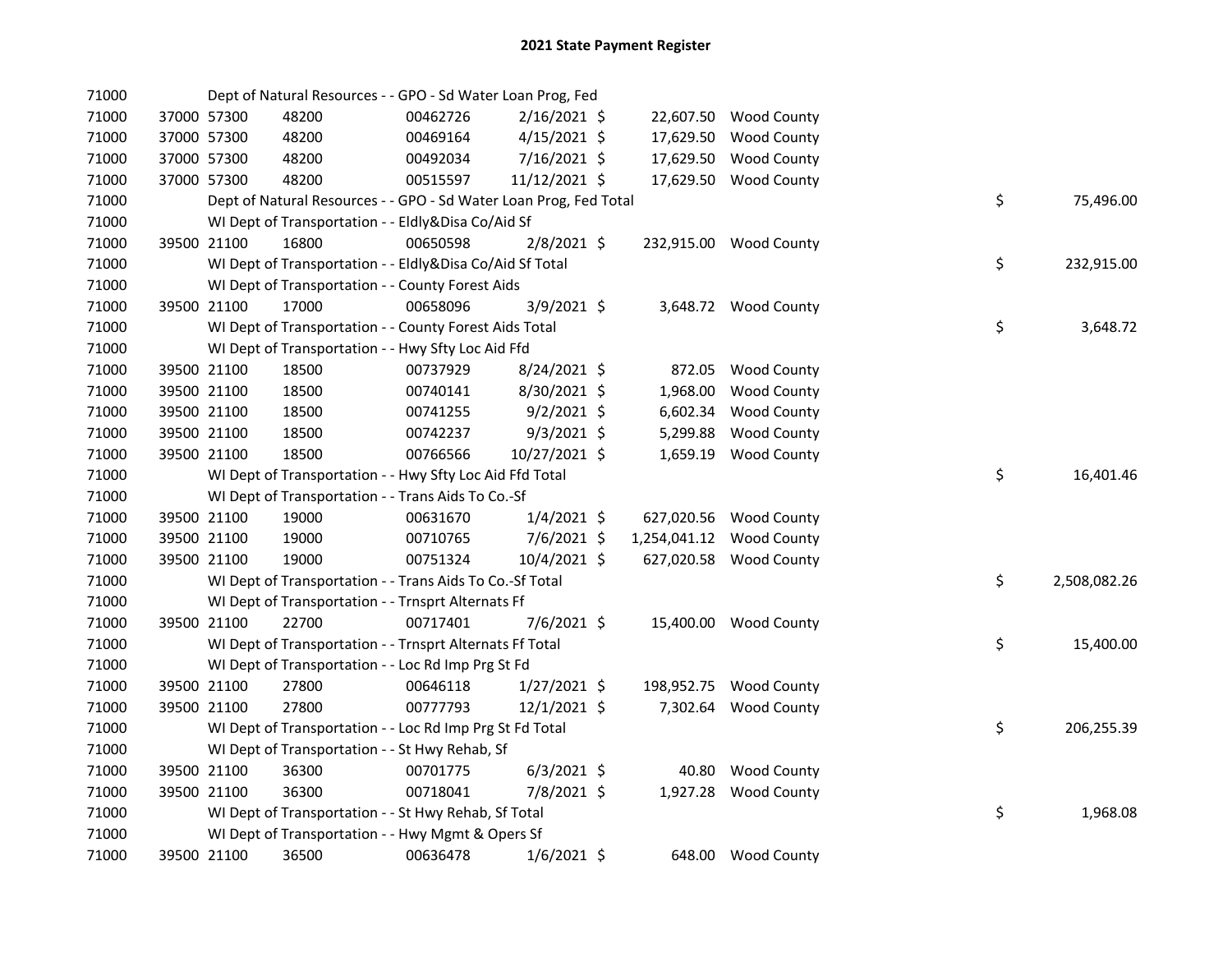## 2021 State Payment Register

| | | | | | | | | |
|---|---|---|---|---|---|---|---|---|
| 71000 | | | Dept of Natural Resources - - GPO - Sd Water Loan Prog, Fed | | | | | |
| 71000 | 37000 | 57300 | 48200 | 00462726 | 2/16/2021 | $ 22,607.50 | Wood County | |
| 71000 | 37000 | 57300 | 48200 | 00469164 | 4/15/2021 | $ 17,629.50 | Wood County | |
| 71000 | 37000 | 57300 | 48200 | 00492034 | 7/16/2021 | $ 17,629.50 | Wood County | |
| 71000 | 37000 | 57300 | 48200 | 00515597 | 11/12/2021 | $ 17,629.50 | Wood County | |
| 71000 | | | Dept of Natural Resources - - GPO - Sd Water Loan Prog, Fed Total | | | | | $ 75,496.00 |
| 71000 | | | WI Dept of Transportation - - Eldly&Disa Co/Aid Sf | | | | | |
| 71000 | 39500 | 21100 | 16800 | 00650598 | 2/8/2021 | $ 232,915.00 | Wood County | |
| 71000 | | | WI Dept of Transportation - - Eldly&Disa Co/Aid Sf Total | | | | | $ 232,915.00 |
| 71000 | | | WI Dept of Transportation - - County Forest Aids | | | | | |
| 71000 | 39500 | 21100 | 17000 | 00658096 | 3/9/2021 | $ 3,648.72 | Wood County | |
| 71000 | | | WI Dept of Transportation - - County Forest Aids Total | | | | | $ 3,648.72 |
| 71000 | | | WI Dept of Transportation - - Hwy Sfty Loc Aid Ffd | | | | | |
| 71000 | 39500 | 21100 | 18500 | 00737929 | 8/24/2021 | $ 872.05 | Wood County | |
| 71000 | 39500 | 21100 | 18500 | 00740141 | 8/30/2021 | $ 1,968.00 | Wood County | |
| 71000 | 39500 | 21100 | 18500 | 00741255 | 9/2/2021 | $ 6,602.34 | Wood County | |
| 71000 | 39500 | 21100 | 18500 | 00742237 | 9/3/2021 | $ 5,299.88 | Wood County | |
| 71000 | 39500 | 21100 | 18500 | 00766566 | 10/27/2021 | $ 1,659.19 | Wood County | |
| 71000 | | | WI Dept of Transportation - - Hwy Sfty Loc Aid Ffd Total | | | | | $ 16,401.46 |
| 71000 | | | WI Dept of Transportation - - Trans Aids To Co.-Sf | | | | | |
| 71000 | 39500 | 21100 | 19000 | 00631670 | 1/4/2021 | $ 627,020.56 | Wood County | |
| 71000 | 39500 | 21100 | 19000 | 00710765 | 7/6/2021 | $ 1,254,041.12 | Wood County | |
| 71000 | 39500 | 21100 | 19000 | 00751324 | 10/4/2021 | $ 627,020.58 | Wood County | |
| 71000 | | | WI Dept of Transportation - - Trans Aids To Co.-Sf Total | | | | | $ 2,508,082.26 |
| 71000 | | | WI Dept of Transportation - - Trnsprt Alternats Ff | | | | | |
| 71000 | 39500 | 21100 | 22700 | 00717401 | 7/6/2021 | $ 15,400.00 | Wood County | |
| 71000 | | | WI Dept of Transportation - - Trnsprt Alternats Ff Total | | | | | $ 15,400.00 |
| 71000 | | | WI Dept of Transportation - - Loc Rd Imp Prg St Fd | | | | | |
| 71000 | 39500 | 21100 | 27800 | 00646118 | 1/27/2021 | $ 198,952.75 | Wood County | |
| 71000 | 39500 | 21100 | 27800 | 00777793 | 12/1/2021 | $ 7,302.64 | Wood County | |
| 71000 | | | WI Dept of Transportation - - Loc Rd Imp Prg St Fd Total | | | | | $ 206,255.39 |
| 71000 | | | WI Dept of Transportation - - St Hwy Rehab, Sf | | | | | |
| 71000 | 39500 | 21100 | 36300 | 00701775 | 6/3/2021 | $ 40.80 | Wood County | |
| 71000 | 39500 | 21100 | 36300 | 00718041 | 7/8/2021 | $ 1,927.28 | Wood County | |
| 71000 | | | WI Dept of Transportation - - St Hwy Rehab, Sf Total | | | | | $ 1,968.08 |
| 71000 | | | WI Dept of Transportation - - Hwy Mgmt & Opers Sf | | | | | |
| 71000 | 39500 | 21100 | 36500 | 00636478 | 1/6/2021 | $ 648.00 | Wood County | |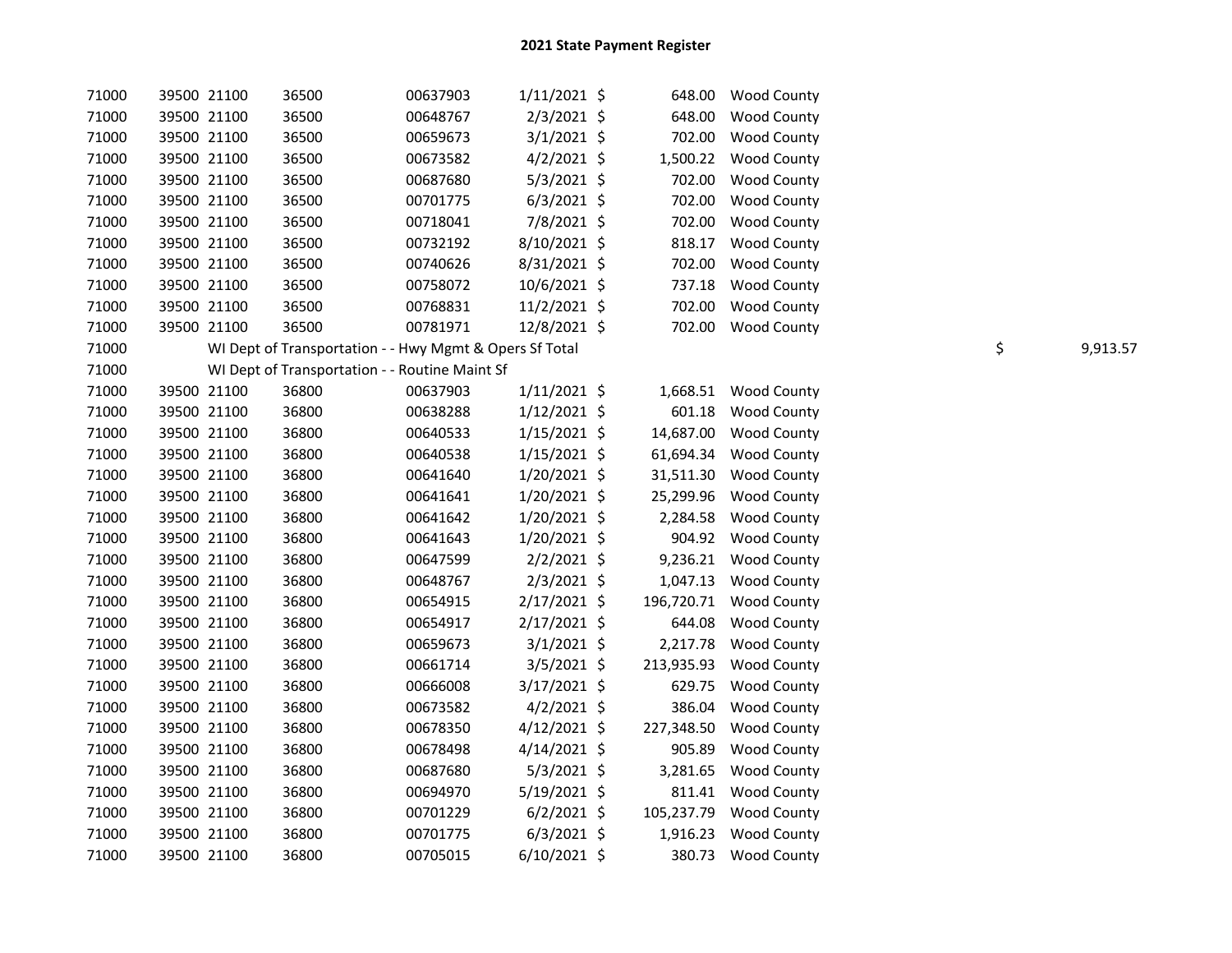## 2021 State Payment Register

| | | | | | | | | | |
|---|---|---|---|---|---|---|---|---|---|
| 71000 | 39500 | 21100 | 36500 | 00637903 | 1/11/2021 | $ | 648.00 | Wood County | |
| 71000 | 39500 | 21100 | 36500 | 00648767 | 2/3/2021 | $ | 648.00 | Wood County | |
| 71000 | 39500 | 21100 | 36500 | 00659673 | 3/1/2021 | $ | 702.00 | Wood County | |
| 71000 | 39500 | 21100 | 36500 | 00673582 | 4/2/2021 | $ | 1,500.22 | Wood County | |
| 71000 | 39500 | 21100 | 36500 | 00687680 | 5/3/2021 | $ | 702.00 | Wood County | |
| 71000 | 39500 | 21100 | 36500 | 00701775 | 6/3/2021 | $ | 702.00 | Wood County | |
| 71000 | 39500 | 21100 | 36500 | 00718041 | 7/8/2021 | $ | 702.00 | Wood County | |
| 71000 | 39500 | 21100 | 36500 | 00732192 | 8/10/2021 | $ | 818.17 | Wood County | |
| 71000 | 39500 | 21100 | 36500 | 00740626 | 8/31/2021 | $ | 702.00 | Wood County | |
| 71000 | 39500 | 21100 | 36500 | 00758072 | 10/6/2021 | $ | 737.18 | Wood County | |
| 71000 | 39500 | 21100 | 36500 | 00768831 | 11/2/2021 | $ | 702.00 | Wood County | |
| 71000 | 39500 | 21100 | 36500 | 00781971 | 12/8/2021 | $ | 702.00 | Wood County | |
| 71000 | WI Dept of Transportation - - Hwy Mgmt & Opers Sf Total | | | | | | | | $ 9,913.57 |
| 71000 | WI Dept of Transportation - - Routine Maint Sf | | | | | | | | |
| 71000 | 39500 | 21100 | 36800 | 00637903 | 1/11/2021 | $ | 1,668.51 | Wood County | |
| 71000 | 39500 | 21100 | 36800 | 00638288 | 1/12/2021 | $ | 601.18 | Wood County | |
| 71000 | 39500 | 21100 | 36800 | 00640533 | 1/15/2021 | $ | 14,687.00 | Wood County | |
| 71000 | 39500 | 21100 | 36800 | 00640538 | 1/15/2021 | $ | 61,694.34 | Wood County | |
| 71000 | 39500 | 21100 | 36800 | 00641640 | 1/20/2021 | $ | 31,511.30 | Wood County | |
| 71000 | 39500 | 21100 | 36800 | 00641641 | 1/20/2021 | $ | 25,299.96 | Wood County | |
| 71000 | 39500 | 21100 | 36800 | 00641642 | 1/20/2021 | $ | 2,284.58 | Wood County | |
| 71000 | 39500 | 21100 | 36800 | 00641643 | 1/20/2021 | $ | 904.92 | Wood County | |
| 71000 | 39500 | 21100 | 36800 | 00647599 | 2/2/2021 | $ | 9,236.21 | Wood County | |
| 71000 | 39500 | 21100 | 36800 | 00648767 | 2/3/2021 | $ | 1,047.13 | Wood County | |
| 71000 | 39500 | 21100 | 36800 | 00654915 | 2/17/2021 | $ | 196,720.71 | Wood County | |
| 71000 | 39500 | 21100 | 36800 | 00654917 | 2/17/2021 | $ | 644.08 | Wood County | |
| 71000 | 39500 | 21100 | 36800 | 00659673 | 3/1/2021 | $ | 2,217.78 | Wood County | |
| 71000 | 39500 | 21100 | 36800 | 00661714 | 3/5/2021 | $ | 213,935.93 | Wood County | |
| 71000 | 39500 | 21100 | 36800 | 00666008 | 3/17/2021 | $ | 629.75 | Wood County | |
| 71000 | 39500 | 21100 | 36800 | 00673582 | 4/2/2021 | $ | 386.04 | Wood County | |
| 71000 | 39500 | 21100 | 36800 | 00678350 | 4/12/2021 | $ | 227,348.50 | Wood County | |
| 71000 | 39500 | 21100 | 36800 | 00678498 | 4/14/2021 | $ | 905.89 | Wood County | |
| 71000 | 39500 | 21100 | 36800 | 00687680 | 5/3/2021 | $ | 3,281.65 | Wood County | |
| 71000 | 39500 | 21100 | 36800 | 00694970 | 5/19/2021 | $ | 811.41 | Wood County | |
| 71000 | 39500 | 21100 | 36800 | 00701229 | 6/2/2021 | $ | 105,237.79 | Wood County | |
| 71000 | 39500 | 21100 | 36800 | 00701775 | 6/3/2021 | $ | 1,916.23 | Wood County | |
| 71000 | 39500 | 21100 | 36800 | 00705015 | 6/10/2021 | $ | 380.73 | Wood County | |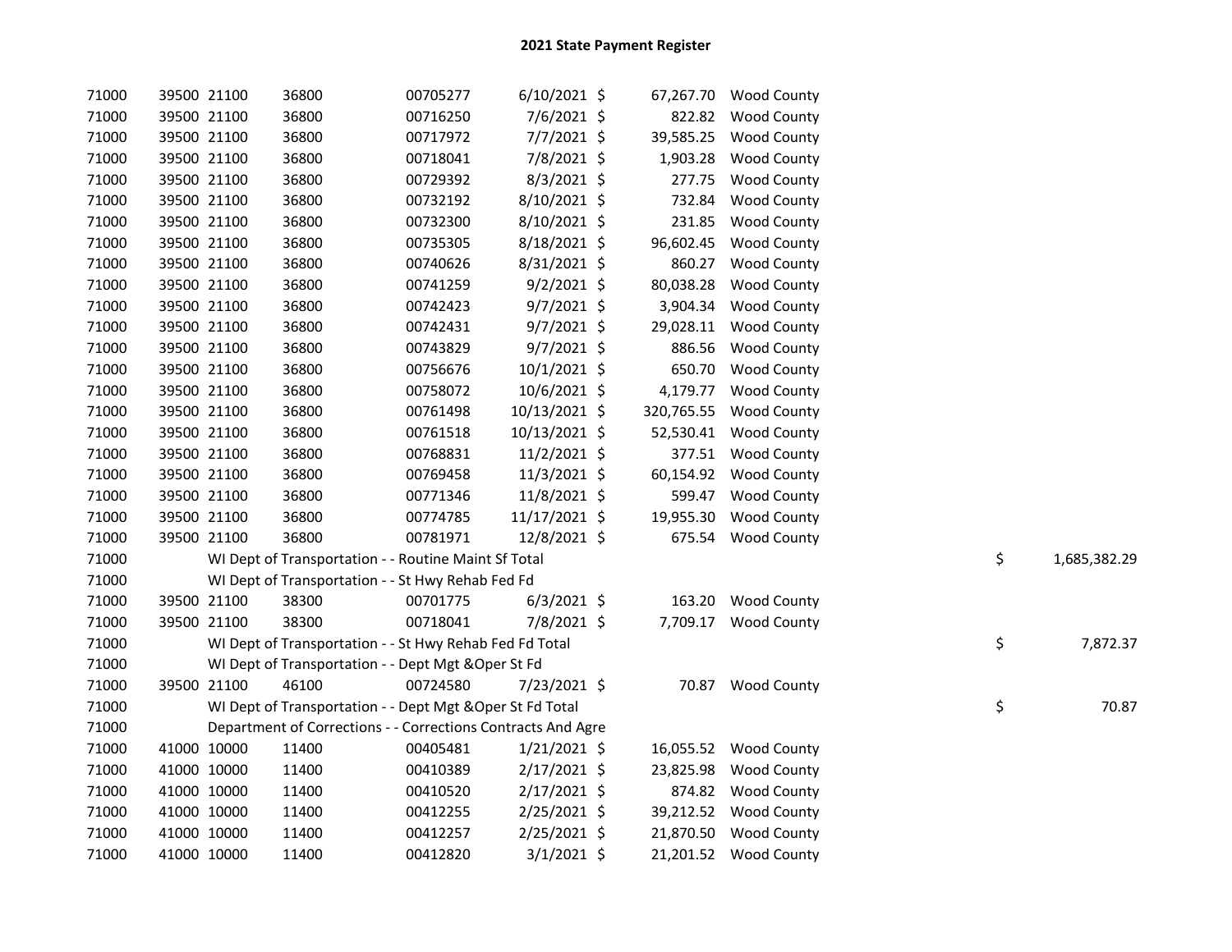# 2021 State Payment Register

| | | | | | | | | |
|---|---|---|---|---|---|---|---|---|
| 71000 | 39500 | 21100 | 36800 | 00705277 | 6/10/2021 | $ 67,267.70 | Wood County | |
| 71000 | 39500 | 21100 | 36800 | 00716250 | 7/6/2021 | $ 822.82 | Wood County | |
| 71000 | 39500 | 21100 | 36800 | 00717972 | 7/7/2021 | $ 39,585.25 | Wood County | |
| 71000 | 39500 | 21100 | 36800 | 00718041 | 7/8/2021 | $ 1,903.28 | Wood County | |
| 71000 | 39500 | 21100 | 36800 | 00729392 | 8/3/2021 | $ 277.75 | Wood County | |
| 71000 | 39500 | 21100 | 36800 | 00732192 | 8/10/2021 | $ 732.84 | Wood County | |
| 71000 | 39500 | 21100 | 36800 | 00732300 | 8/10/2021 | $ 231.85 | Wood County | |
| 71000 | 39500 | 21100 | 36800 | 00735305 | 8/18/2021 | $ 96,602.45 | Wood County | |
| 71000 | 39500 | 21100 | 36800 | 00740626 | 8/31/2021 | $ 860.27 | Wood County | |
| 71000 | 39500 | 21100 | 36800 | 00741259 | 9/2/2021 | $ 80,038.28 | Wood County | |
| 71000 | 39500 | 21100 | 36800 | 00742423 | 9/7/2021 | $ 3,904.34 | Wood County | |
| 71000 | 39500 | 21100 | 36800 | 00742431 | 9/7/2021 | $ 29,028.11 | Wood County | |
| 71000 | 39500 | 21100 | 36800 | 00743829 | 9/7/2021 | $ 886.56 | Wood County | |
| 71000 | 39500 | 21100 | 36800 | 00756676 | 10/1/2021 | $ 650.70 | Wood County | |
| 71000 | 39500 | 21100 | 36800 | 00758072 | 10/6/2021 | $ 4,179.77 | Wood County | |
| 71000 | 39500 | 21100 | 36800 | 00761498 | 10/13/2021 | $ 320,765.55 | Wood County | |
| 71000 | 39500 | 21100 | 36800 | 00761518 | 10/13/2021 | $ 52,530.41 | Wood County | |
| 71000 | 39500 | 21100 | 36800 | 00768831 | 11/2/2021 | $ 377.51 | Wood County | |
| 71000 | 39500 | 21100 | 36800 | 00769458 | 11/3/2021 | $ 60,154.92 | Wood County | |
| 71000 | 39500 | 21100 | 36800 | 00771346 | 11/8/2021 | $ 599.47 | Wood County | |
| 71000 | 39500 | 21100 | 36800 | 00774785 | 11/17/2021 | $ 19,955.30 | Wood County | |
| 71000 | 39500 | 21100 | 36800 | 00781971 | 12/8/2021 | $ 675.54 | Wood County | |
| 71000 | | WI Dept of Transportation - - Routine Maint Sf Total | | | | | | $ 1,685,382.29 |
| 71000 | | WI Dept of Transportation - - St Hwy Rehab Fed Fd | | | | | | |
| 71000 | 39500 | 21100 | 38300 | 00701775 | 6/3/2021 | $ 163.20 | Wood County | |
| 71000 | 39500 | 21100 | 38300 | 00718041 | 7/8/2021 | $ 7,709.17 | Wood County | |
| 71000 | | WI Dept of Transportation - - St Hwy Rehab Fed Fd Total | | | | | | $ 7,872.37 |
| 71000 | | WI Dept of Transportation - - Dept Mgt &Oper St Fd | | | | | | |
| 71000 | 39500 | 21100 | 46100 | 00724580 | 7/23/2021 | $ 70.87 | Wood County | |
| 71000 | | WI Dept of Transportation - - Dept Mgt &Oper St Fd Total | | | | | | $ 70.87 |
| 71000 | | Department of Corrections - - Corrections Contracts And Agre | | | | | | |
| 71000 | 41000 | 10000 | 11400 | 00405481 | 1/21/2021 | $ 16,055.52 | Wood County | |
| 71000 | 41000 | 10000 | 11400 | 00410389 | 2/17/2021 | $ 23,825.98 | Wood County | |
| 71000 | 41000 | 10000 | 11400 | 00410520 | 2/17/2021 | $ 874.82 | Wood County | |
| 71000 | 41000 | 10000 | 11400 | 00412255 | 2/25/2021 | $ 39,212.52 | Wood County | |
| 71000 | 41000 | 10000 | 11400 | 00412257 | 2/25/2021 | $ 21,870.50 | Wood County | |
| 71000 | 41000 | 10000 | 11400 | 00412820 | 3/1/2021 | $ 21,201.52 | Wood County | |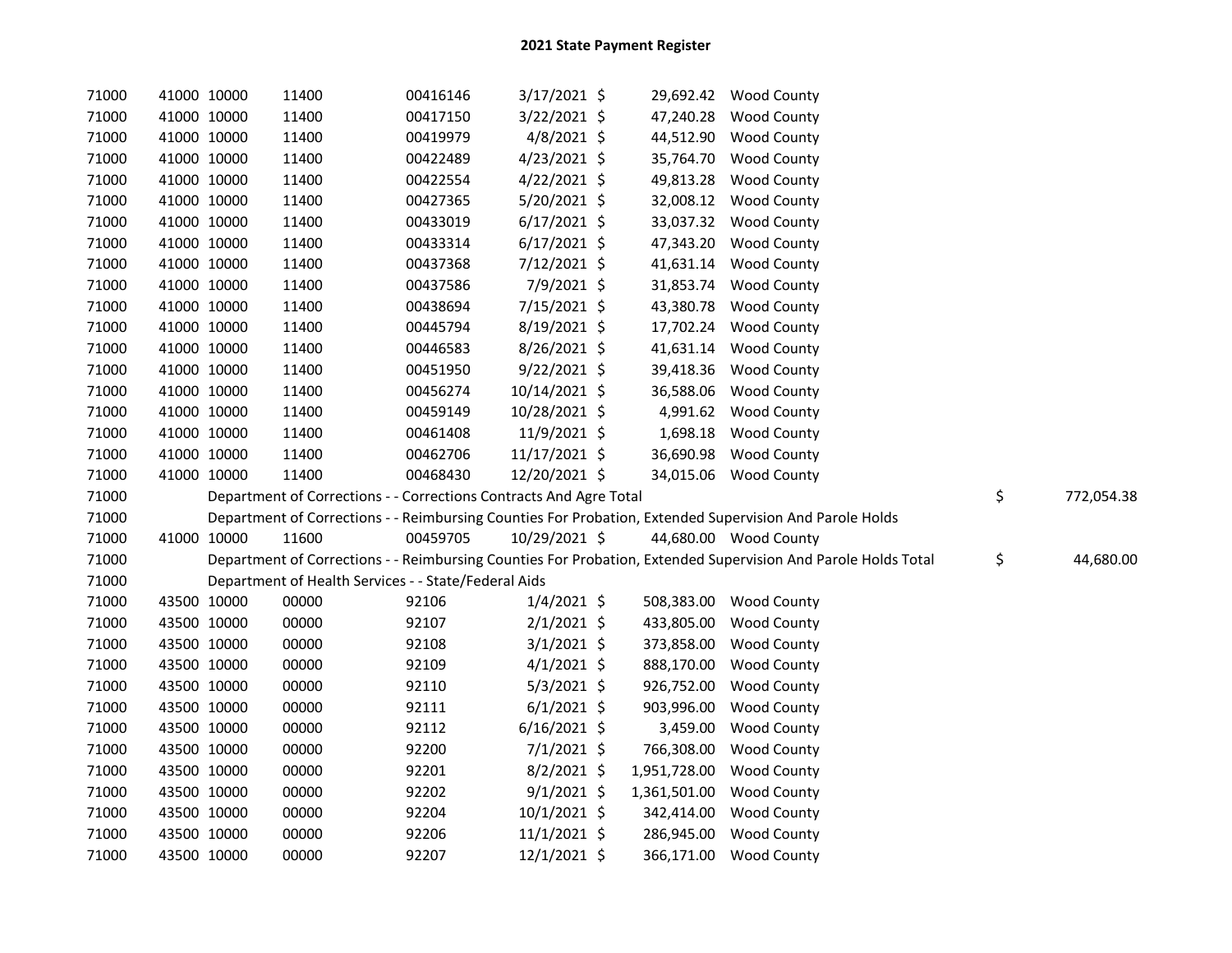# 2021 State Payment Register

| | | | | | | | | | |
|---|---|---|---|---|---|---|---|---|---|
| 71000 | 41000 | 10000 | 11400 | 00416146 | 3/17/2021 | $ 29,692.42 | Wood County | | |
| 71000 | 41000 | 10000 | 11400 | 00417150 | 3/22/2021 | $ 47,240.28 | Wood County | | |
| 71000 | 41000 | 10000 | 11400 | 00419979 | 4/8/2021 | $ 44,512.90 | Wood County | | |
| 71000 | 41000 | 10000 | 11400 | 00422489 | 4/23/2021 | $ 35,764.70 | Wood County | | |
| 71000 | 41000 | 10000 | 11400 | 00422554 | 4/22/2021 | $ 49,813.28 | Wood County | | |
| 71000 | 41000 | 10000 | 11400 | 00427365 | 5/20/2021 | $ 32,008.12 | Wood County | | |
| 71000 | 41000 | 10000 | 11400 | 00433019 | 6/17/2021 | $ 33,037.32 | Wood County | | |
| 71000 | 41000 | 10000 | 11400 | 00433314 | 6/17/2021 | $ 47,343.20 | Wood County | | |
| 71000 | 41000 | 10000 | 11400 | 00437368 | 7/12/2021 | $ 41,631.14 | Wood County | | |
| 71000 | 41000 | 10000 | 11400 | 00437586 | 7/9/2021 | $ 31,853.74 | Wood County | | |
| 71000 | 41000 | 10000 | 11400 | 00438694 | 7/15/2021 | $ 43,380.78 | Wood County | | |
| 71000 | 41000 | 10000 | 11400 | 00445794 | 8/19/2021 | $ 17,702.24 | Wood County | | |
| 71000 | 41000 | 10000 | 11400 | 00446583 | 8/26/2021 | $ 41,631.14 | Wood County | | |
| 71000 | 41000 | 10000 | 11400 | 00451950 | 9/22/2021 | $ 39,418.36 | Wood County | | |
| 71000 | 41000 | 10000 | 11400 | 00456274 | 10/14/2021 | $ 36,588.06 | Wood County | | |
| 71000 | 41000 | 10000 | 11400 | 00459149 | 10/28/2021 | $ 4,991.62 | Wood County | | |
| 71000 | 41000 | 10000 | 11400 | 00461408 | 11/9/2021 | $ 1,698.18 | Wood County | | |
| 71000 | 41000 | 10000 | 11400 | 00462706 | 11/17/2021 | $ 36,690.98 | Wood County | | |
| 71000 | 41000 | 10000 | 11400 | 00468430 | 12/20/2021 | $ 34,015.06 | Wood County | | |
| 71000 | | Department of Corrections - - Corrections Contracts And Agre Total | | | | | | $ | 772,054.38 |
| 71000 | | Department of Corrections - - Reimbursing Counties For Probation, Extended Supervision And Parole Holds | | | | | | | |
| 71000 | 41000 | 10000 | 11600 | 00459705 | 10/29/2021 | $ 44,680.00 | Wood County | | |
| 71000 | | Department of Corrections - - Reimbursing Counties For Probation, Extended Supervision And Parole Holds Total | | | | | | $ | 44,680.00 |
| 71000 | | Department of Health Services - - State/Federal Aids | | | | | | | |
| 71000 | 43500 | 10000 | 00000 | 92106 | 1/4/2021 | $ 508,383.00 | Wood County | | |
| 71000 | 43500 | 10000 | 00000 | 92107 | 2/1/2021 | $ 433,805.00 | Wood County | | |
| 71000 | 43500 | 10000 | 00000 | 92108 | 3/1/2021 | $ 373,858.00 | Wood County | | |
| 71000 | 43500 | 10000 | 00000 | 92109 | 4/1/2021 | $ 888,170.00 | Wood County | | |
| 71000 | 43500 | 10000 | 00000 | 92110 | 5/3/2021 | $ 926,752.00 | Wood County | | |
| 71000 | 43500 | 10000 | 00000 | 92111 | 6/1/2021 | $ 903,996.00 | Wood County | | |
| 71000 | 43500 | 10000 | 00000 | 92112 | 6/16/2021 | $ 3,459.00 | Wood County | | |
| 71000 | 43500 | 10000 | 00000 | 92200 | 7/1/2021 | $ 766,308.00 | Wood County | | |
| 71000 | 43500 | 10000 | 00000 | 92201 | 8/2/2021 | $ 1,951,728.00 | Wood County | | |
| 71000 | 43500 | 10000 | 00000 | 92202 | 9/1/2021 | $ 1,361,501.00 | Wood County | | |
| 71000 | 43500 | 10000 | 00000 | 92204 | 10/1/2021 | $ 342,414.00 | Wood County | | |
| 71000 | 43500 | 10000 | 00000 | 92206 | 11/1/2021 | $ 286,945.00 | Wood County | | |
| 71000 | 43500 | 10000 | 00000 | 92207 | 12/1/2021 | $ 366,171.00 | Wood County | | |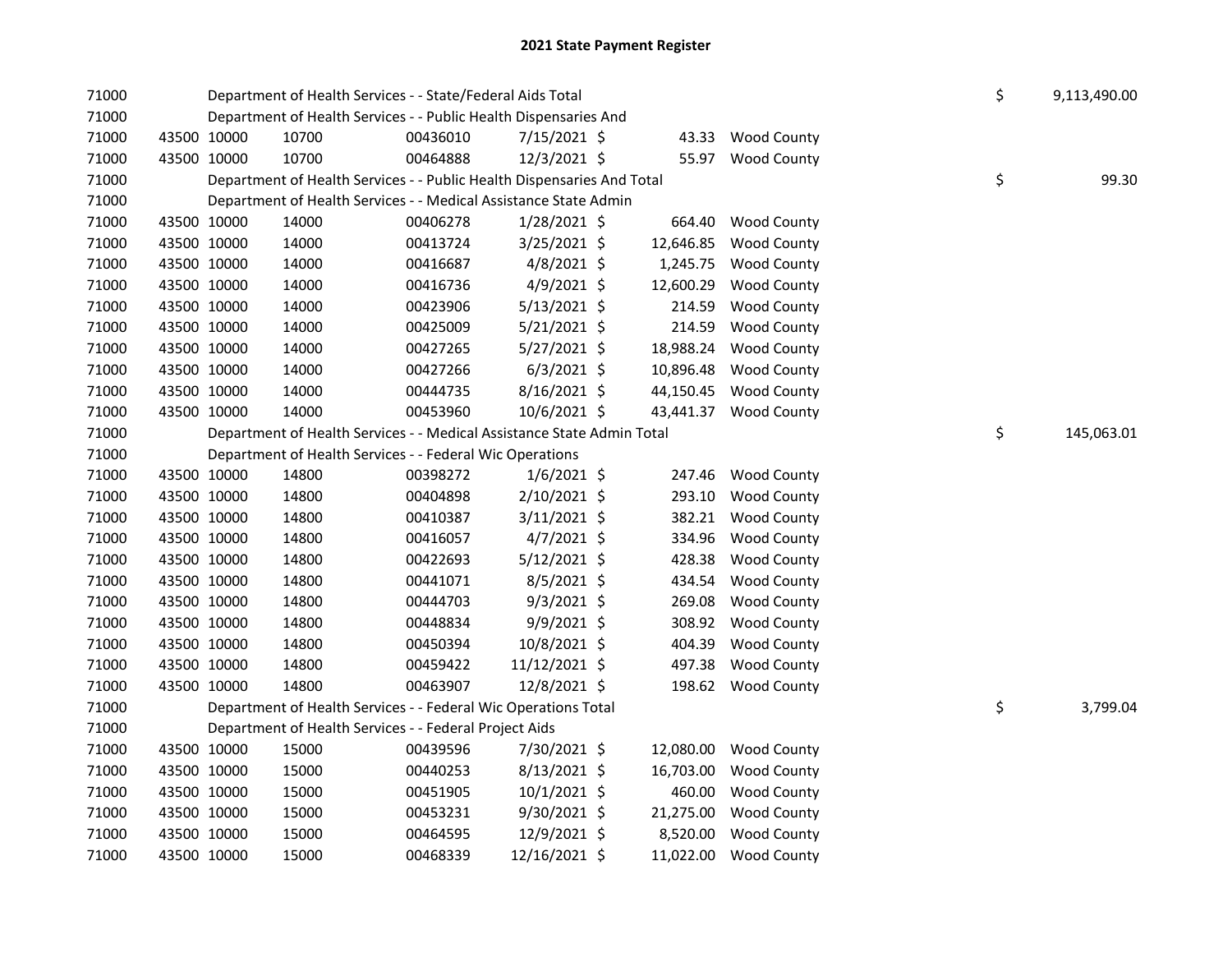# 2021 State Payment Register

| | | | | | | | | | |
|---|---|---|---|---|---|---|---|---|---|
| 71000 | | Department of Health Services - - State/Federal Aids Total | | | | | | $ | 9,113,490.00 |
| 71000 | | Department of Health Services - - Public Health Dispensaries And | | | | | | | |
| 71000 | 43500 10000 | 10700 | 00436010 | 7/15/2021 | $ | 43.33 | Wood County | | |
| 71000 | 43500 10000 | 10700 | 00464888 | 12/3/2021 | $ | 55.97 | Wood County | | |
| 71000 | | Department of Health Services - - Public Health Dispensaries And Total | | | | | | $ | 99.30 |
| 71000 | | Department of Health Services - - Medical Assistance State Admin | | | | | | | |
| 71000 | 43500 10000 | 14000 | 00406278 | 1/28/2021 | $ | 664.40 | Wood County | | |
| 71000 | 43500 10000 | 14000 | 00413724 | 3/25/2021 | $ | 12,646.85 | Wood County | | |
| 71000 | 43500 10000 | 14000 | 00416687 | 4/8/2021 | $ | 1,245.75 | Wood County | | |
| 71000 | 43500 10000 | 14000 | 00416736 | 4/9/2021 | $ | 12,600.29 | Wood County | | |
| 71000 | 43500 10000 | 14000 | 00423906 | 5/13/2021 | $ | 214.59 | Wood County | | |
| 71000 | 43500 10000 | 14000 | 00425009 | 5/21/2021 | $ | 214.59 | Wood County | | |
| 71000 | 43500 10000 | 14000 | 00427265 | 5/27/2021 | $ | 18,988.24 | Wood County | | |
| 71000 | 43500 10000 | 14000 | 00427266 | 6/3/2021 | $ | 10,896.48 | Wood County | | |
| 71000 | 43500 10000 | 14000 | 00444735 | 8/16/2021 | $ | 44,150.45 | Wood County | | |
| 71000 | 43500 10000 | 14000 | 00453960 | 10/6/2021 | $ | 43,441.37 | Wood County | | |
| 71000 | | Department of Health Services - - Medical Assistance State Admin Total | | | | | | $ | 145,063.01 |
| 71000 | | Department of Health Services - - Federal Wic Operations | | | | | | | |
| 71000 | 43500 10000 | 14800 | 00398272 | 1/6/2021 | $ | 247.46 | Wood County | | |
| 71000 | 43500 10000 | 14800 | 00404898 | 2/10/2021 | $ | 293.10 | Wood County | | |
| 71000 | 43500 10000 | 14800 | 00410387 | 3/11/2021 | $ | 382.21 | Wood County | | |
| 71000 | 43500 10000 | 14800 | 00416057 | 4/7/2021 | $ | 334.96 | Wood County | | |
| 71000 | 43500 10000 | 14800 | 00422693 | 5/12/2021 | $ | 428.38 | Wood County | | |
| 71000 | 43500 10000 | 14800 | 00441071 | 8/5/2021 | $ | 434.54 | Wood County | | |
| 71000 | 43500 10000 | 14800 | 00444703 | 9/3/2021 | $ | 269.08 | Wood County | | |
| 71000 | 43500 10000 | 14800 | 00448834 | 9/9/2021 | $ | 308.92 | Wood County | | |
| 71000 | 43500 10000 | 14800 | 00450394 | 10/8/2021 | $ | 404.39 | Wood County | | |
| 71000 | 43500 10000 | 14800 | 00459422 | 11/12/2021 | $ | 497.38 | Wood County | | |
| 71000 | 43500 10000 | 14800 | 00463907 | 12/8/2021 | $ | 198.62 | Wood County | | |
| 71000 | | Department of Health Services - - Federal Wic Operations Total | | | | | | $ | 3,799.04 |
| 71000 | | Department of Health Services - - Federal Project Aids | | | | | | | |
| 71000 | 43500 10000 | 15000 | 00439596 | 7/30/2021 | $ | 12,080.00 | Wood County | | |
| 71000 | 43500 10000 | 15000 | 00440253 | 8/13/2021 | $ | 16,703.00 | Wood County | | |
| 71000 | 43500 10000 | 15000 | 00451905 | 10/1/2021 | $ | 460.00 | Wood County | | |
| 71000 | 43500 10000 | 15000 | 00453231 | 9/30/2021 | $ | 21,275.00 | Wood County | | |
| 71000 | 43500 10000 | 15000 | 00464595 | 12/9/2021 | $ | 8,520.00 | Wood County | | |
| 71000 | 43500 10000 | 15000 | 00468339 | 12/16/2021 | $ | 11,022.00 | Wood County | | |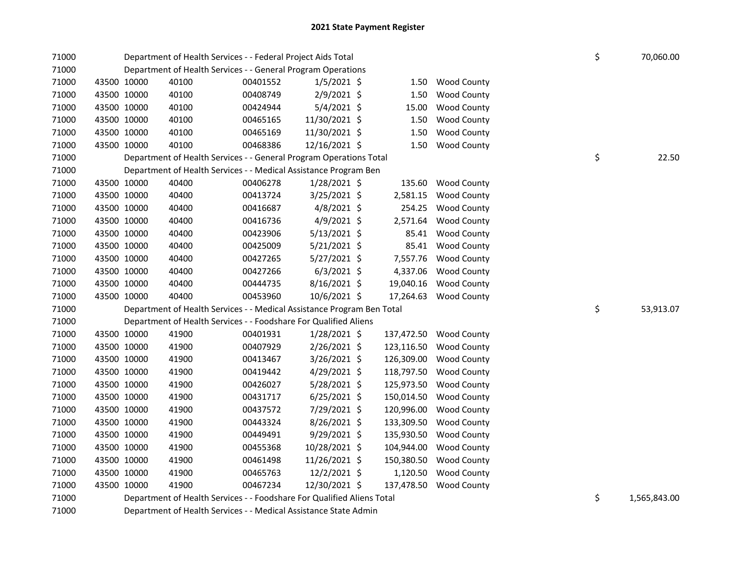# 2021 State Payment Register

| | | | | | | | | | |
|---|---|---|---|---|---|---|---|---|---|
| 71000 | | Department of Health Services - - Federal Project Aids Total | | | | | | $ | 70,060.00 |
| 71000 | | Department of Health Services - - General Program Operations | | | | | | | |
| 71000 | 43500 | 10000 | 40100 | 00401552 | 1/5/2021 | $ 1.50 | Wood County | | |
| 71000 | 43500 | 10000 | 40100 | 00408749 | 2/9/2021 | $ 1.50 | Wood County | | |
| 71000 | 43500 | 10000 | 40100 | 00424944 | 5/4/2021 | $ 15.00 | Wood County | | |
| 71000 | 43500 | 10000 | 40100 | 00465165 | 11/30/2021 | $ 1.50 | Wood County | | |
| 71000 | 43500 | 10000 | 40100 | 00465169 | 11/30/2021 | $ 1.50 | Wood County | | |
| 71000 | 43500 | 10000 | 40100 | 00468386 | 12/16/2021 | $ 1.50 | Wood County | | |
| 71000 | | Department of Health Services - - General Program Operations Total | | | | | | $ | 22.50 |
| 71000 | | Department of Health Services - - Medical Assistance Program Ben | | | | | | | |
| 71000 | 43500 | 10000 | 40400 | 00406278 | 1/28/2021 | $ 135.60 | Wood County | | |
| 71000 | 43500 | 10000 | 40400 | 00413724 | 3/25/2021 | $ 2,581.15 | Wood County | | |
| 71000 | 43500 | 10000 | 40400 | 00416687 | 4/8/2021 | $ 254.25 | Wood County | | |
| 71000 | 43500 | 10000 | 40400 | 00416736 | 4/9/2021 | $ 2,571.64 | Wood County | | |
| 71000 | 43500 | 10000 | 40400 | 00423906 | 5/13/2021 | $ 85.41 | Wood County | | |
| 71000 | 43500 | 10000 | 40400 | 00425009 | 5/21/2021 | $ 85.41 | Wood County | | |
| 71000 | 43500 | 10000 | 40400 | 00427265 | 5/27/2021 | $ 7,557.76 | Wood County | | |
| 71000 | 43500 | 10000 | 40400 | 00427266 | 6/3/2021 | $ 4,337.06 | Wood County | | |
| 71000 | 43500 | 10000 | 40400 | 00444735 | 8/16/2021 | $ 19,040.16 | Wood County | | |
| 71000 | 43500 | 10000 | 40400 | 00453960 | 10/6/2021 | $ 17,264.63 | Wood County | | |
| 71000 | | Department of Health Services - - Medical Assistance Program Ben Total | | | | | | $ | 53,913.07 |
| 71000 | | Department of Health Services - - Foodshare For Qualified Aliens | | | | | | | |
| 71000 | 43500 | 10000 | 41900 | 00401931 | 1/28/2021 | $ 137,472.50 | Wood County | | |
| 71000 | 43500 | 10000 | 41900 | 00407929 | 2/26/2021 | $ 123,116.50 | Wood County | | |
| 71000 | 43500 | 10000 | 41900 | 00413467 | 3/26/2021 | $ 126,309.00 | Wood County | | |
| 71000 | 43500 | 10000 | 41900 | 00419442 | 4/29/2021 | $ 118,797.50 | Wood County | | |
| 71000 | 43500 | 10000 | 41900 | 00426027 | 5/28/2021 | $ 125,973.50 | Wood County | | |
| 71000 | 43500 | 10000 | 41900 | 00431717 | 6/25/2021 | $ 150,014.50 | Wood County | | |
| 71000 | 43500 | 10000 | 41900 | 00437572 | 7/29/2021 | $ 120,996.00 | Wood County | | |
| 71000 | 43500 | 10000 | 41900 | 00443324 | 8/26/2021 | $ 133,309.50 | Wood County | | |
| 71000 | 43500 | 10000 | 41900 | 00449491 | 9/29/2021 | $ 135,930.50 | Wood County | | |
| 71000 | 43500 | 10000 | 41900 | 00455368 | 10/28/2021 | $ 104,944.00 | Wood County | | |
| 71000 | 43500 | 10000 | 41900 | 00461498 | 11/26/2021 | $ 150,380.50 | Wood County | | |
| 71000 | 43500 | 10000 | 41900 | 00465763 | 12/2/2021 | $ 1,120.50 | Wood County | | |
| 71000 | 43500 | 10000 | 41900 | 00467234 | 12/30/2021 | $ 137,478.50 | Wood County | | |
| 71000 | | Department of Health Services - - Foodshare For Qualified Aliens Total | | | | | | $ | 1,565,843.00 |
| 71000 | | Department of Health Services - - Medical Assistance State Admin | | | | | | | |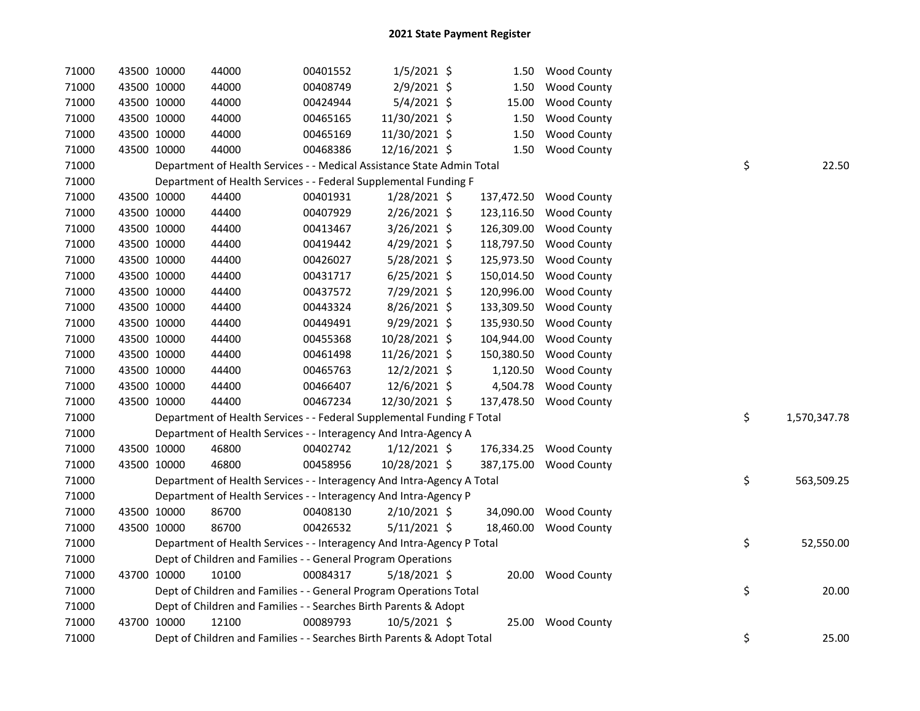# 2021 State Payment Register

| | | | | | | | | |
|---|---|---|---|---|---|---|---|---|
| 71000 | 43500 | 10000 | 44000 | 00401552 | 1/5/2021 | $ 1.50 | Wood County | |
| 71000 | 43500 | 10000 | 44000 | 00408749 | 2/9/2021 | $ 1.50 | Wood County | |
| 71000 | 43500 | 10000 | 44000 | 00424944 | 5/4/2021 | $ 15.00 | Wood County | |
| 71000 | 43500 | 10000 | 44000 | 00465165 | 11/30/2021 | $ 1.50 | Wood County | |
| 71000 | 43500 | 10000 | 44000 | 00465169 | 11/30/2021 | $ 1.50 | Wood County | |
| 71000 | 43500 | 10000 | 44000 | 00468386 | 12/16/2021 | $ 1.50 | Wood County | |
| 71000 | | Department of Health Services - - Medical Assistance State Admin Total | | | | | | $ 22.50 |
| 71000 | | Department of Health Services - - Federal Supplemental Funding F | | | | | | |
| 71000 | 43500 | 10000 | 44400 | 00401931 | 1/28/2021 | $ 137,472.50 | Wood County | |
| 71000 | 43500 | 10000 | 44400 | 00407929 | 2/26/2021 | $ 123,116.50 | Wood County | |
| 71000 | 43500 | 10000 | 44400 | 00413467 | 3/26/2021 | $ 126,309.00 | Wood County | |
| 71000 | 43500 | 10000 | 44400 | 00419442 | 4/29/2021 | $ 118,797.50 | Wood County | |
| 71000 | 43500 | 10000 | 44400 | 00426027 | 5/28/2021 | $ 125,973.50 | Wood County | |
| 71000 | 43500 | 10000 | 44400 | 00431717 | 6/25/2021 | $ 150,014.50 | Wood County | |
| 71000 | 43500 | 10000 | 44400 | 00437572 | 7/29/2021 | $ 120,996.00 | Wood County | |
| 71000 | 43500 | 10000 | 44400 | 00443324 | 8/26/2021 | $ 133,309.50 | Wood County | |
| 71000 | 43500 | 10000 | 44400 | 00449491 | 9/29/2021 | $ 135,930.50 | Wood County | |
| 71000 | 43500 | 10000 | 44400 | 00455368 | 10/28/2021 | $ 104,944.00 | Wood County | |
| 71000 | 43500 | 10000 | 44400 | 00461498 | 11/26/2021 | $ 150,380.50 | Wood County | |
| 71000 | 43500 | 10000 | 44400 | 00465763 | 12/2/2021 | $ 1,120.50 | Wood County | |
| 71000 | 43500 | 10000 | 44400 | 00466407 | 12/6/2021 | $ 4,504.78 | Wood County | |
| 71000 | 43500 | 10000 | 44400 | 00467234 | 12/30/2021 | $ 137,478.50 | Wood County | |
| 71000 | | Department of Health Services - - Federal Supplemental Funding F Total | | | | | | $ 1,570,347.78 |
| 71000 | | Department of Health Services - - Interagency And Intra-Agency A | | | | | | |
| 71000 | 43500 | 10000 | 46800 | 00402742 | 1/12/2021 | $ 176,334.25 | Wood County | |
| 71000 | 43500 | 10000 | 46800 | 00458956 | 10/28/2021 | $ 387,175.00 | Wood County | |
| 71000 | | Department of Health Services - - Interagency And Intra-Agency A Total | | | | | | $ 563,509.25 |
| 71000 | | Department of Health Services - - Interagency And Intra-Agency P | | | | | | |
| 71000 | 43500 | 10000 | 86700 | 00408130 | 2/10/2021 | $ 34,090.00 | Wood County | |
| 71000 | 43500 | 10000 | 86700 | 00426532 | 5/11/2021 | $ 18,460.00 | Wood County | |
| 71000 | | Department of Health Services - - Interagency And Intra-Agency P Total | | | | | | $ 52,550.00 |
| 71000 | | Dept of Children and Families - - General Program Operations | | | | | | |
| 71000 | 43700 | 10000 | 10100 | 00084317 | 5/18/2021 | $ 20.00 | Wood County | |
| 71000 | | Dept of Children and Families - - General Program Operations Total | | | | | | $ 20.00 |
| 71000 | | Dept of Children and Families - - Searches Birth Parents & Adopt | | | | | | |
| 71000 | 43700 | 10000 | 12100 | 00089793 | 10/5/2021 | $ 25.00 | Wood County | |
| 71000 | | Dept of Children and Families - - Searches Birth Parents & Adopt Total | | | | | | $ 25.00 |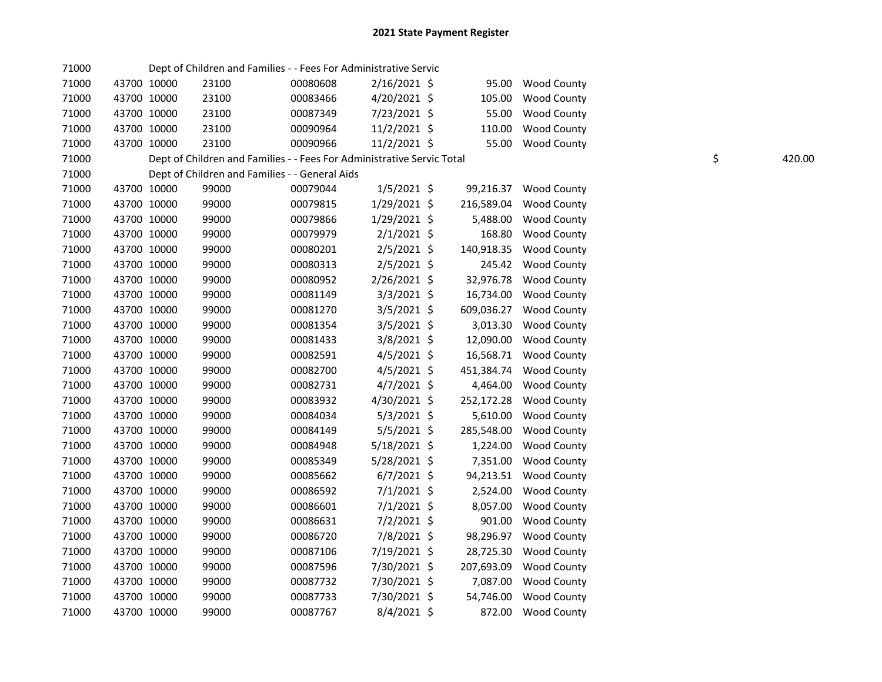# 2021 State Payment Register

| | | | | | | | | | |
|---|---|---|---|---|---|---|---|---|---|
| 71000 | | | Dept of Children and Families - - Fees For Administrative Servic | | | | | | |
| 71000 | 43700 | 10000 | 23100 | 00080608 | 2/16/2021 | $ | 95.00 | Wood County | |
| 71000 | 43700 | 10000 | 23100 | 00083466 | 4/20/2021 | $ | 105.00 | Wood County | |
| 71000 | 43700 | 10000 | 23100 | 00087349 | 7/23/2021 | $ | 55.00 | Wood County | |
| 71000 | 43700 | 10000 | 23100 | 00090964 | 11/2/2021 | $ | 110.00 | Wood County | |
| 71000 | 43700 | 10000 | 23100 | 00090966 | 11/2/2021 | $ | 55.00 | Wood County | |
| 71000 | | | Dept of Children and Families - - Fees For Administrative Servic Total | | | | | | $ 420.00 |
| 71000 | | | Dept of Children and Families - - General Aids | | | | | | |
| 71000 | 43700 | 10000 | 99000 | 00079044 | 1/5/2021 | $ | 99,216.37 | Wood County | |
| 71000 | 43700 | 10000 | 99000 | 00079815 | 1/29/2021 | $ | 216,589.04 | Wood County | |
| 71000 | 43700 | 10000 | 99000 | 00079866 | 1/29/2021 | $ | 5,488.00 | Wood County | |
| 71000 | 43700 | 10000 | 99000 | 00079979 | 2/1/2021 | $ | 168.80 | Wood County | |
| 71000 | 43700 | 10000 | 99000 | 00080201 | 2/5/2021 | $ | 140,918.35 | Wood County | |
| 71000 | 43700 | 10000 | 99000 | 00080313 | 2/5/2021 | $ | 245.42 | Wood County | |
| 71000 | 43700 | 10000 | 99000 | 00080952 | 2/26/2021 | $ | 32,976.78 | Wood County | |
| 71000 | 43700 | 10000 | 99000 | 00081149 | 3/3/2021 | $ | 16,734.00 | Wood County | |
| 71000 | 43700 | 10000 | 99000 | 00081270 | 3/5/2021 | $ | 609,036.27 | Wood County | |
| 71000 | 43700 | 10000 | 99000 | 00081354 | 3/5/2021 | $ | 3,013.30 | Wood County | |
| 71000 | 43700 | 10000 | 99000 | 00081433 | 3/8/2021 | $ | 12,090.00 | Wood County | |
| 71000 | 43700 | 10000 | 99000 | 00082591 | 4/5/2021 | $ | 16,568.71 | Wood County | |
| 71000 | 43700 | 10000 | 99000 | 00082700 | 4/5/2021 | $ | 451,384.74 | Wood County | |
| 71000 | 43700 | 10000 | 99000 | 00082731 | 4/7/2021 | $ | 4,464.00 | Wood County | |
| 71000 | 43700 | 10000 | 99000 | 00083932 | 4/30/2021 | $ | 252,172.28 | Wood County | |
| 71000 | 43700 | 10000 | 99000 | 00084034 | 5/3/2021 | $ | 5,610.00 | Wood County | |
| 71000 | 43700 | 10000 | 99000 | 00084149 | 5/5/2021 | $ | 285,548.00 | Wood County | |
| 71000 | 43700 | 10000 | 99000 | 00084948 | 5/18/2021 | $ | 1,224.00 | Wood County | |
| 71000 | 43700 | 10000 | 99000 | 00085349 | 5/28/2021 | $ | 7,351.00 | Wood County | |
| 71000 | 43700 | 10000 | 99000 | 00085662 | 6/7/2021 | $ | 94,213.51 | Wood County | |
| 71000 | 43700 | 10000 | 99000 | 00086592 | 7/1/2021 | $ | 2,524.00 | Wood County | |
| 71000 | 43700 | 10000 | 99000 | 00086601 | 7/1/2021 | $ | 8,057.00 | Wood County | |
| 71000 | 43700 | 10000 | 99000 | 00086631 | 7/2/2021 | $ | 901.00 | Wood County | |
| 71000 | 43700 | 10000 | 99000 | 00086720 | 7/8/2021 | $ | 98,296.97 | Wood County | |
| 71000 | 43700 | 10000 | 99000 | 00087106 | 7/19/2021 | $ | 28,725.30 | Wood County | |
| 71000 | 43700 | 10000 | 99000 | 00087596 | 7/30/2021 | $ | 207,693.09 | Wood County | |
| 71000 | 43700 | 10000 | 99000 | 00087732 | 7/30/2021 | $ | 7,087.00 | Wood County | |
| 71000 | 43700 | 10000 | 99000 | 00087733 | 7/30/2021 | $ | 54,746.00 | Wood County | |
| 71000 | 43700 | 10000 | 99000 | 00087767 | 8/4/2021 | $ | 872.00 | Wood County | |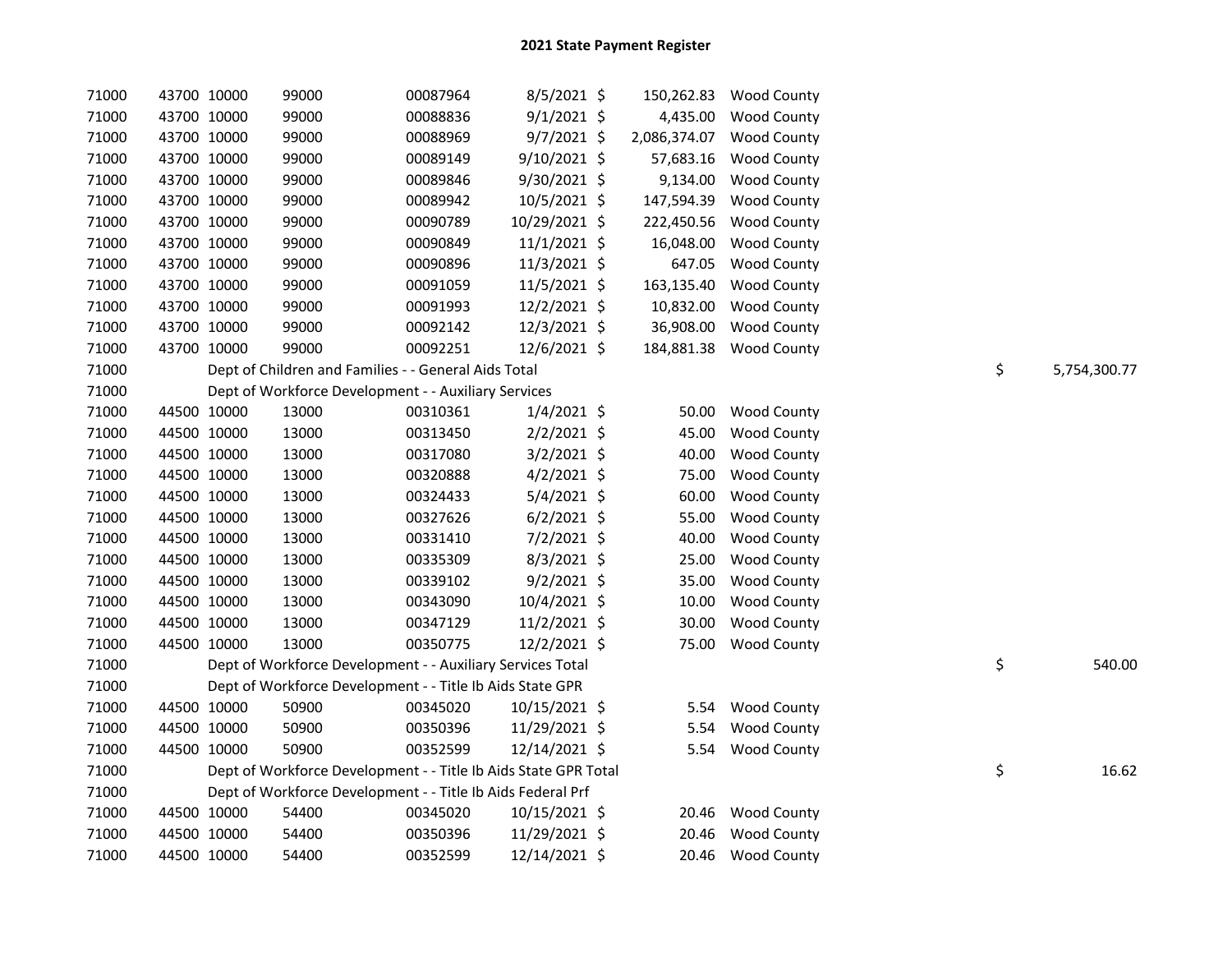# 2021 State Payment Register

| | | | | | | | | | |
|---|---|---|---|---|---|---|---|---|---|
| 71000 | 43700 | 10000 | 99000 | 00087964 | 8/5/2021 | $ 150,262.83 | Wood County | | |
| 71000 | 43700 | 10000 | 99000 | 00088836 | 9/1/2021 | $ 4,435.00 | Wood County | | |
| 71000 | 43700 | 10000 | 99000 | 00088969 | 9/7/2021 | $ 2,086,374.07 | Wood County | | |
| 71000 | 43700 | 10000 | 99000 | 00089149 | 9/10/2021 | $ 57,683.16 | Wood County | | |
| 71000 | 43700 | 10000 | 99000 | 00089846 | 9/30/2021 | $ 9,134.00 | Wood County | | |
| 71000 | 43700 | 10000 | 99000 | 00089942 | 10/5/2021 | $ 147,594.39 | Wood County | | |
| 71000 | 43700 | 10000 | 99000 | 00090789 | 10/29/2021 | $ 222,450.56 | Wood County | | |
| 71000 | 43700 | 10000 | 99000 | 00090849 | 11/1/2021 | $ 16,048.00 | Wood County | | |
| 71000 | 43700 | 10000 | 99000 | 00090896 | 11/3/2021 | $ 647.05 | Wood County | | |
| 71000 | 43700 | 10000 | 99000 | 00091059 | 11/5/2021 | $ 163,135.40 | Wood County | | |
| 71000 | 43700 | 10000 | 99000 | 00091993 | 12/2/2021 | $ 10,832.00 | Wood County | | |
| 71000 | 43700 | 10000 | 99000 | 00092142 | 12/3/2021 | $ 36,908.00 | Wood County | | |
| 71000 | 43700 | 10000 | 99000 | 00092251 | 12/6/2021 | $ 184,881.38 | Wood County | | |
| 71000 | Dept of Children and Families - - General Aids Total | | | | | | | $ | 5,754,300.77 |
| 71000 | Dept of Workforce Development - - Auxiliary Services | | | | | | | | |
| 71000 | 44500 | 10000 | 13000 | 00310361 | 1/4/2021 | $ 50.00 | Wood County | | |
| 71000 | 44500 | 10000 | 13000 | 00313450 | 2/2/2021 | $ 45.00 | Wood County | | |
| 71000 | 44500 | 10000 | 13000 | 00317080 | 3/2/2021 | $ 40.00 | Wood County | | |
| 71000 | 44500 | 10000 | 13000 | 00320888 | 4/2/2021 | $ 75.00 | Wood County | | |
| 71000 | 44500 | 10000 | 13000 | 00324433 | 5/4/2021 | $ 60.00 | Wood County | | |
| 71000 | 44500 | 10000 | 13000 | 00327626 | 6/2/2021 | $ 55.00 | Wood County | | |
| 71000 | 44500 | 10000 | 13000 | 00331410 | 7/2/2021 | $ 40.00 | Wood County | | |
| 71000 | 44500 | 10000 | 13000 | 00335309 | 8/3/2021 | $ 25.00 | Wood County | | |
| 71000 | 44500 | 10000 | 13000 | 00339102 | 9/2/2021 | $ 35.00 | Wood County | | |
| 71000 | 44500 | 10000 | 13000 | 00343090 | 10/4/2021 | $ 10.00 | Wood County | | |
| 71000 | 44500 | 10000 | 13000 | 00347129 | 11/2/2021 | $ 30.00 | Wood County | | |
| 71000 | 44500 | 10000 | 13000 | 00350775 | 12/2/2021 | $ 75.00 | Wood County | | |
| 71000 | Dept of Workforce Development - - Auxiliary Services Total | | | | | | | $ | 540.00 |
| 71000 | Dept of Workforce Development - - Title Ib Aids State GPR | | | | | | | | |
| 71000 | 44500 | 10000 | 50900 | 00345020 | 10/15/2021 | $ 5.54 | Wood County | | |
| 71000 | 44500 | 10000 | 50900 | 00350396 | 11/29/2021 | $ 5.54 | Wood County | | |
| 71000 | 44500 | 10000 | 50900 | 00352599 | 12/14/2021 | $ 5.54 | Wood County | | |
| 71000 | Dept of Workforce Development - - Title Ib Aids State GPR Total | | | | | | | $ | 16.62 |
| 71000 | Dept of Workforce Development - - Title Ib Aids Federal Prf | | | | | | | | |
| 71000 | 44500 | 10000 | 54400 | 00345020 | 10/15/2021 | $ 20.46 | Wood County | | |
| 71000 | 44500 | 10000 | 54400 | 00350396 | 11/29/2021 | $ 20.46 | Wood County | | |
| 71000 | 44500 | 10000 | 54400 | 00352599 | 12/14/2021 | $ 20.46 | Wood County | | |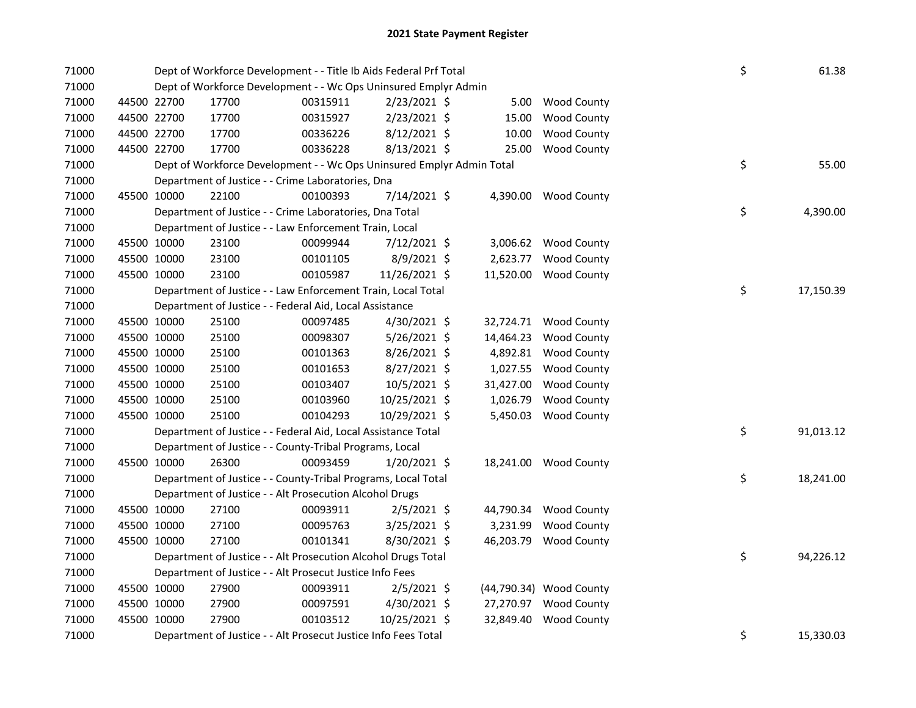# 2021 State Payment Register

| | | | | | | | | | |
|---|---|---|---|---|---|---|---|---|---|
| 71000 | | | Dept of Workforce Development - - Title Ib Aids Federal Prf Total | | | | | $ | 61.38 |
| 71000 | | | Dept of Workforce Development - - Wc Ops Uninsured Emplyr Admin | | | | | | |
| 71000 | 44500 | 22700 | 17700 | 00315911 | 2/23/2021 | $ 5.00 | Wood County | | |
| 71000 | 44500 | 22700 | 17700 | 00315927 | 2/23/2021 | $ 15.00 | Wood County | | |
| 71000 | 44500 | 22700 | 17700 | 00336226 | 8/12/2021 | $ 10.00 | Wood County | | |
| 71000 | 44500 | 22700 | 17700 | 00336228 | 8/13/2021 | $ 25.00 | Wood County | | |
| 71000 | | | Dept of Workforce Development - - Wc Ops Uninsured Emplyr Admin Total | | | | | $ | 55.00 |
| 71000 | | | Department of Justice - - Crime Laboratories, Dna | | | | | | |
| 71000 | 45500 | 10000 | 22100 | 00100393 | 7/14/2021 | $ 4,390.00 | Wood County | | |
| 71000 | | | Department of Justice - - Crime Laboratories, Dna Total | | | | | $ | 4,390.00 |
| 71000 | | | Department of Justice - - Law Enforcement Train, Local | | | | | | |
| 71000 | 45500 | 10000 | 23100 | 00099944 | 7/12/2021 | $ 3,006.62 | Wood County | | |
| 71000 | 45500 | 10000 | 23100 | 00101105 | 8/9/2021 | $ 2,623.77 | Wood County | | |
| 71000 | 45500 | 10000 | 23100 | 00105987 | 11/26/2021 | $ 11,520.00 | Wood County | | |
| 71000 | | | Department of Justice - - Law Enforcement Train, Local Total | | | | | $ | 17,150.39 |
| 71000 | | | Department of Justice - - Federal Aid, Local Assistance | | | | | | |
| 71000 | 45500 | 10000 | 25100 | 00097485 | 4/30/2021 | $ 32,724.71 | Wood County | | |
| 71000 | 45500 | 10000 | 25100 | 00098307 | 5/26/2021 | $ 14,464.23 | Wood County | | |
| 71000 | 45500 | 10000 | 25100 | 00101363 | 8/26/2021 | $ 4,892.81 | Wood County | | |
| 71000 | 45500 | 10000 | 25100 | 00101653 | 8/27/2021 | $ 1,027.55 | Wood County | | |
| 71000 | 45500 | 10000 | 25100 | 00103407 | 10/5/2021 | $ 31,427.00 | Wood County | | |
| 71000 | 45500 | 10000 | 25100 | 00103960 | 10/25/2021 | $ 1,026.79 | Wood County | | |
| 71000 | 45500 | 10000 | 25100 | 00104293 | 10/29/2021 | $ 5,450.03 | Wood County | | |
| 71000 | | | Department of Justice - - Federal Aid, Local Assistance Total | | | | | $ | 91,013.12 |
| 71000 | | | Department of Justice - - County-Tribal Programs, Local | | | | | | |
| 71000 | 45500 | 10000 | 26300 | 00093459 | 1/20/2021 | $ 18,241.00 | Wood County | | |
| 71000 | | | Department of Justice - - County-Tribal Programs, Local Total | | | | | $ | 18,241.00 |
| 71000 | | | Department of Justice - - Alt Prosecution Alcohol Drugs | | | | | | |
| 71000 | 45500 | 10000 | 27100 | 00093911 | 2/5/2021 | $ 44,790.34 | Wood County | | |
| 71000 | 45500 | 10000 | 27100 | 00095763 | 3/25/2021 | $ 3,231.99 | Wood County | | |
| 71000 | 45500 | 10000 | 27100 | 00101341 | 8/30/2021 | $ 46,203.79 | Wood County | | |
| 71000 | | | Department of Justice - - Alt Prosecution Alcohol Drugs Total | | | | | $ | 94,226.12 |
| 71000 | | | Department of Justice - - Alt Prosecut Justice Info Fees | | | | | | |
| 71000 | 45500 | 10000 | 27900 | 00093911 | 2/5/2021 | $ (44,790.34) | Wood County | | |
| 71000 | 45500 | 10000 | 27900 | 00097591 | 4/30/2021 | $ 27,270.97 | Wood County | | |
| 71000 | 45500 | 10000 | 27900 | 00103512 | 10/25/2021 | $ 32,849.40 | Wood County | | |
| 71000 | | | Department of Justice - - Alt Prosecut Justice Info Fees Total | | | | | $ | 15,330.03 |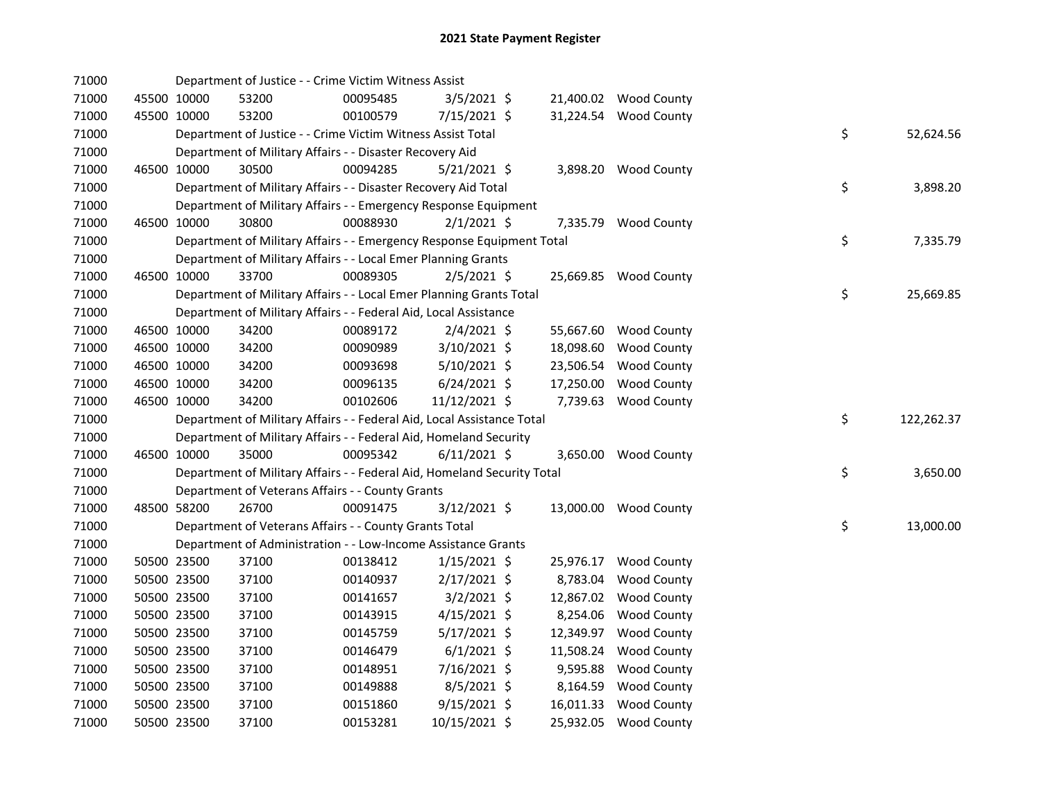# 2021 State Payment Register

| | | | | | | | | | |
|---|---|---|---|---|---|---|---|---|---|
| 71000 | | | Department of Justice - - Crime Victim Witness Assist | | | | | | |
| 71000 | 45500 | 10000 | 53200 | 00095485 | 3/5/2021 | $ 21,400.02 | Wood County | | |
| 71000 | 45500 | 10000 | 53200 | 00100579 | 7/15/2021 | $ 31,224.54 | Wood County | | |
| 71000 | | | Department of Justice - - Crime Victim Witness Assist Total | | | | | $ | 52,624.56 |
| 71000 | | | Department of Military Affairs - - Disaster Recovery Aid | | | | | | |
| 71000 | 46500 | 10000 | 30500 | 00094285 | 5/21/2021 | $ 3,898.20 | Wood County | | |
| 71000 | | | Department of Military Affairs - - Disaster Recovery Aid Total | | | | | $ | 3,898.20 |
| 71000 | | | Department of Military Affairs - - Emergency Response Equipment | | | | | | |
| 71000 | 46500 | 10000 | 30800 | 00088930 | 2/1/2021 | $ 7,335.79 | Wood County | | |
| 71000 | | | Department of Military Affairs - - Emergency Response Equipment Total | | | | | $ | 7,335.79 |
| 71000 | | | Department of Military Affairs - - Local Emer Planning Grants | | | | | | |
| 71000 | 46500 | 10000 | 33700 | 00089305 | 2/5/2021 | $ 25,669.85 | Wood County | | |
| 71000 | | | Department of Military Affairs - - Local Emer Planning Grants Total | | | | | $ | 25,669.85 |
| 71000 | | | Department of Military Affairs - - Federal Aid, Local Assistance | | | | | | |
| 71000 | 46500 | 10000 | 34200 | 00089172 | 2/4/2021 | $ 55,667.60 | Wood County | | |
| 71000 | 46500 | 10000 | 34200 | 00090989 | 3/10/2021 | $ 18,098.60 | Wood County | | |
| 71000 | 46500 | 10000 | 34200 | 00093698 | 5/10/2021 | $ 23,506.54 | Wood County | | |
| 71000 | 46500 | 10000 | 34200 | 00096135 | 6/24/2021 | $ 17,250.00 | Wood County | | |
| 71000 | 46500 | 10000 | 34200 | 00102606 | 11/12/2021 | $ 7,739.63 | Wood County | | |
| 71000 | | | Department of Military Affairs - - Federal Aid, Local Assistance Total | | | | | $ | 122,262.37 |
| 71000 | | | Department of Military Affairs - - Federal Aid, Homeland Security | | | | | | |
| 71000 | 46500 | 10000 | 35000 | 00095342 | 6/11/2021 | $ 3,650.00 | Wood County | | |
| 71000 | | | Department of Military Affairs - - Federal Aid, Homeland Security Total | | | | | $ | 3,650.00 |
| 71000 | | | Department of Veterans Affairs - - County Grants | | | | | | |
| 71000 | 48500 | 58200 | 26700 | 00091475 | 3/12/2021 | $ 13,000.00 | Wood County | | |
| 71000 | | | Department of Veterans Affairs - - County Grants Total | | | | | $ | 13,000.00 |
| 71000 | | | Department of Administration - - Low-Income Assistance Grants | | | | | | |
| 71000 | 50500 | 23500 | 37100 | 00138412 | 1/15/2021 | $ 25,976.17 | Wood County | | |
| 71000 | 50500 | 23500 | 37100 | 00140937 | 2/17/2021 | $ 8,783.04 | Wood County | | |
| 71000 | 50500 | 23500 | 37100 | 00141657 | 3/2/2021 | $ 12,867.02 | Wood County | | |
| 71000 | 50500 | 23500 | 37100 | 00143915 | 4/15/2021 | $ 8,254.06 | Wood County | | |
| 71000 | 50500 | 23500 | 37100 | 00145759 | 5/17/2021 | $ 12,349.97 | Wood County | | |
| 71000 | 50500 | 23500 | 37100 | 00146479 | 6/1/2021 | $ 11,508.24 | Wood County | | |
| 71000 | 50500 | 23500 | 37100 | 00148951 | 7/16/2021 | $ 9,595.88 | Wood County | | |
| 71000 | 50500 | 23500 | 37100 | 00149888 | 8/5/2021 | $ 8,164.59 | Wood County | | |
| 71000 | 50500 | 23500 | 37100 | 00151860 | 9/15/2021 | $ 16,011.33 | Wood County | | |
| 71000 | 50500 | 23500 | 37100 | 00153281 | 10/15/2021 | $ 25,932.05 | Wood County | | |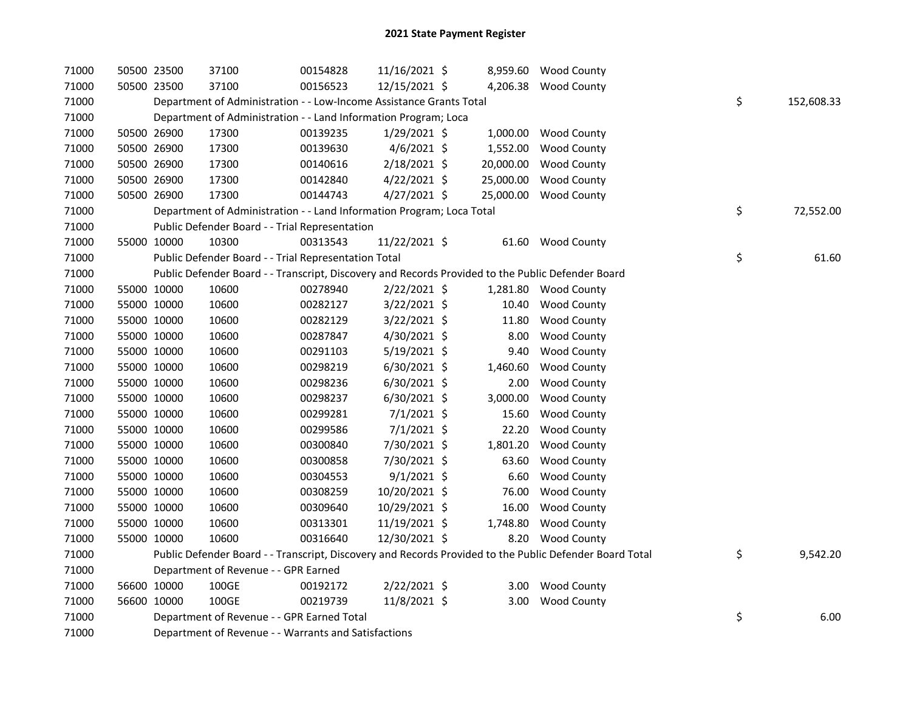# 2021 State Payment Register

| | | | | | | | | | |
|---|---|---|---|---|---|---|---|---|---|
| 71000 | 50500 | 23500 | 37100 | 00154828 | 11/16/2021 | $ | 8,959.60 | Wood County | | |
| 71000 | 50500 | 23500 | 37100 | 00156523 | 12/15/2021 | $ | 4,206.38 | Wood County | | |
| 71000 | | Department of Administration - - Low-Income Assistance Grants Total | | | | | | | $ | 152,608.33 |
| 71000 | | Department of Administration - - Land Information Program; Loca | | | | | | | | |
| 71000 | 50500 | 26900 | 17300 | 00139235 | 1/29/2021 | $ | 1,000.00 | Wood County | | |
| 71000 | 50500 | 26900 | 17300 | 00139630 | 4/6/2021 | $ | 1,552.00 | Wood County | | |
| 71000 | 50500 | 26900 | 17300 | 00140616 | 2/18/2021 | $ | 20,000.00 | Wood County | | |
| 71000 | 50500 | 26900 | 17300 | 00142840 | 4/22/2021 | $ | 25,000.00 | Wood County | | |
| 71000 | 50500 | 26900 | 17300 | 00144743 | 4/27/2021 | $ | 25,000.00 | Wood County | | |
| 71000 | | Department of Administration - - Land Information Program; Loca Total | | | | | | | $ | 72,552.00 |
| 71000 | | Public Defender Board - - Trial Representation | | | | | | | | |
| 71000 | 55000 | 10000 | 10300 | 00313543 | 11/22/2021 | $ | 61.60 | Wood County | | |
| 71000 | | Public Defender Board - - Trial Representation Total | | | | | | | $ | 61.60 |
| 71000 | | Public Defender Board - - Transcript, Discovery and Records Provided to the Public Defender Board | | | | | | | | |
| 71000 | 55000 | 10000 | 10600 | 00278940 | 2/22/2021 | $ | 1,281.80 | Wood County | | |
| 71000 | 55000 | 10000 | 10600 | 00282127 | 3/22/2021 | $ | 10.40 | Wood County | | |
| 71000 | 55000 | 10000 | 10600 | 00282129 | 3/22/2021 | $ | 11.80 | Wood County | | |
| 71000 | 55000 | 10000 | 10600 | 00287847 | 4/30/2021 | $ | 8.00 | Wood County | | |
| 71000 | 55000 | 10000 | 10600 | 00291103 | 5/19/2021 | $ | 9.40 | Wood County | | |
| 71000 | 55000 | 10000 | 10600 | 00298219 | 6/30/2021 | $ | 1,460.60 | Wood County | | |
| 71000 | 55000 | 10000 | 10600 | 00298236 | 6/30/2021 | $ | 2.00 | Wood County | | |
| 71000 | 55000 | 10000 | 10600 | 00298237 | 6/30/2021 | $ | 3,000.00 | Wood County | | |
| 71000 | 55000 | 10000 | 10600 | 00299281 | 7/1/2021 | $ | 15.60 | Wood County | | |
| 71000 | 55000 | 10000 | 10600 | 00299586 | 7/1/2021 | $ | 22.20 | Wood County | | |
| 71000 | 55000 | 10000 | 10600 | 00300840 | 7/30/2021 | $ | 1,801.20 | Wood County | | |
| 71000 | 55000 | 10000 | 10600 | 00300858 | 7/30/2021 | $ | 63.60 | Wood County | | |
| 71000 | 55000 | 10000 | 10600 | 00304553 | 9/1/2021 | $ | 6.60 | Wood County | | |
| 71000 | 55000 | 10000 | 10600 | 00308259 | 10/20/2021 | $ | 76.00 | Wood County | | |
| 71000 | 55000 | 10000 | 10600 | 00309640 | 10/29/2021 | $ | 16.00 | Wood County | | |
| 71000 | 55000 | 10000 | 10600 | 00313301 | 11/19/2021 | $ | 1,748.80 | Wood County | | |
| 71000 | 55000 | 10000 | 10600 | 00316640 | 12/30/2021 | $ | 8.20 | Wood County | | |
| 71000 | | Public Defender Board - - Transcript, Discovery and Records Provided to the Public Defender Board Total | | | | | | | $ | 9,542.20 |
| 71000 | | Department of Revenue - - GPR Earned | | | | | | | | |
| 71000 | 56600 | 10000 | 100GE | 00192172 | 2/22/2021 | $ | 3.00 | Wood County | | |
| 71000 | 56600 | 10000 | 100GE | 00219739 | 11/8/2021 | $ | 3.00 | Wood County | | |
| 71000 | | Department of Revenue - - GPR Earned Total | | | | | | | $ | 6.00 |
| 71000 | | Department of Revenue - - Warrants and Satisfactions | | | | | | | | |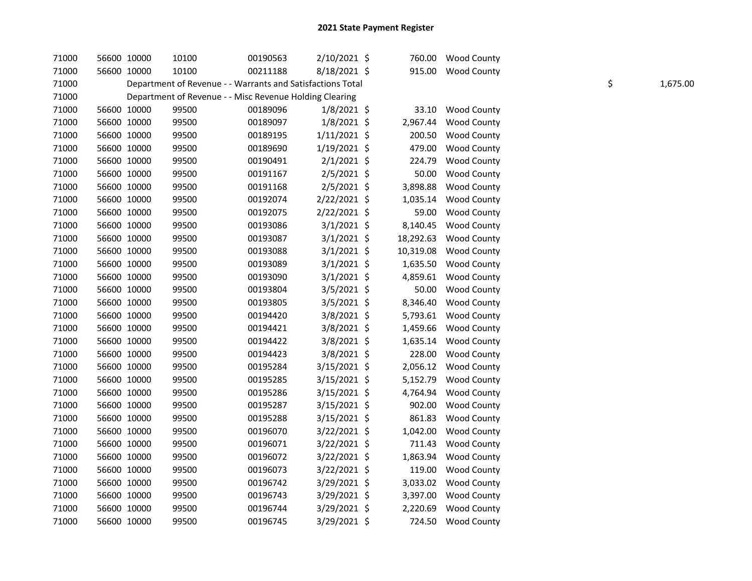# 2021 State Payment Register

| | | | | | | | | | |
|---|---|---|---|---|---|---|---|---|---|
| 71000 | 56600 | 10000 | 10100 | 00190563 | 2/10/2021 | $ 760.00 | Wood County | | |
| 71000 | 56600 | 10000 | 10100 | 00211188 | 8/18/2021 | $ 915.00 | Wood County | | |
| 71000 | | Department of Revenue - - Warrants and Satisfactions Total | | | | | | $ | 1,675.00 |
| 71000 | | Department of Revenue - - Misc Revenue Holding Clearing | | | | | | | |
| 71000 | 56600 | 10000 | 99500 | 00189096 | 1/8/2021 | $ 33.10 | Wood County | | |
| 71000 | 56600 | 10000 | 99500 | 00189097 | 1/8/2021 | $ 2,967.44 | Wood County | | |
| 71000 | 56600 | 10000 | 99500 | 00189195 | 1/11/2021 | $ 200.50 | Wood County | | |
| 71000 | 56600 | 10000 | 99500 | 00189690 | 1/19/2021 | $ 479.00 | Wood County | | |
| 71000 | 56600 | 10000 | 99500 | 00190491 | 2/1/2021 | $ 224.79 | Wood County | | |
| 71000 | 56600 | 10000 | 99500 | 00191167 | 2/5/2021 | $ 50.00 | Wood County | | |
| 71000 | 56600 | 10000 | 99500 | 00191168 | 2/5/2021 | $ 3,898.88 | Wood County | | |
| 71000 | 56600 | 10000 | 99500 | 00192074 | 2/22/2021 | $ 1,035.14 | Wood County | | |
| 71000 | 56600 | 10000 | 99500 | 00192075 | 2/22/2021 | $ 59.00 | Wood County | | |
| 71000 | 56600 | 10000 | 99500 | 00193086 | 3/1/2021 | $ 8,140.45 | Wood County | | |
| 71000 | 56600 | 10000 | 99500 | 00193087 | 3/1/2021 | $ 18,292.63 | Wood County | | |
| 71000 | 56600 | 10000 | 99500 | 00193088 | 3/1/2021 | $ 10,319.08 | Wood County | | |
| 71000 | 56600 | 10000 | 99500 | 00193089 | 3/1/2021 | $ 1,635.50 | Wood County | | |
| 71000 | 56600 | 10000 | 99500 | 00193090 | 3/1/2021 | $ 4,859.61 | Wood County | | |
| 71000 | 56600 | 10000 | 99500 | 00193804 | 3/5/2021 | $ 50.00 | Wood County | | |
| 71000 | 56600 | 10000 | 99500 | 00193805 | 3/5/2021 | $ 8,346.40 | Wood County | | |
| 71000 | 56600 | 10000 | 99500 | 00194420 | 3/8/2021 | $ 5,793.61 | Wood County | | |
| 71000 | 56600 | 10000 | 99500 | 00194421 | 3/8/2021 | $ 1,459.66 | Wood County | | |
| 71000 | 56600 | 10000 | 99500 | 00194422 | 3/8/2021 | $ 1,635.14 | Wood County | | |
| 71000 | 56600 | 10000 | 99500 | 00194423 | 3/8/2021 | $ 228.00 | Wood County | | |
| 71000 | 56600 | 10000 | 99500 | 00195284 | 3/15/2021 | $ 2,056.12 | Wood County | | |
| 71000 | 56600 | 10000 | 99500 | 00195285 | 3/15/2021 | $ 5,152.79 | Wood County | | |
| 71000 | 56600 | 10000 | 99500 | 00195286 | 3/15/2021 | $ 4,764.94 | Wood County | | |
| 71000 | 56600 | 10000 | 99500 | 00195287 | 3/15/2021 | $ 902.00 | Wood County | | |
| 71000 | 56600 | 10000 | 99500 | 00195288 | 3/15/2021 | $ 861.83 | Wood County | | |
| 71000 | 56600 | 10000 | 99500 | 00196070 | 3/22/2021 | $ 1,042.00 | Wood County | | |
| 71000 | 56600 | 10000 | 99500 | 00196071 | 3/22/2021 | $ 711.43 | Wood County | | |
| 71000 | 56600 | 10000 | 99500 | 00196072 | 3/22/2021 | $ 1,863.94 | Wood County | | |
| 71000 | 56600 | 10000 | 99500 | 00196073 | 3/22/2021 | $ 119.00 | Wood County | | |
| 71000 | 56600 | 10000 | 99500 | 00196742 | 3/29/2021 | $ 3,033.02 | Wood County | | |
| 71000 | 56600 | 10000 | 99500 | 00196743 | 3/29/2021 | $ 3,397.00 | Wood County | | |
| 71000 | 56600 | 10000 | 99500 | 00196744 | 3/29/2021 | $ 2,220.69 | Wood County | | |
| 71000 | 56600 | 10000 | 99500 | 00196745 | 3/29/2021 | $ 724.50 | Wood County | | |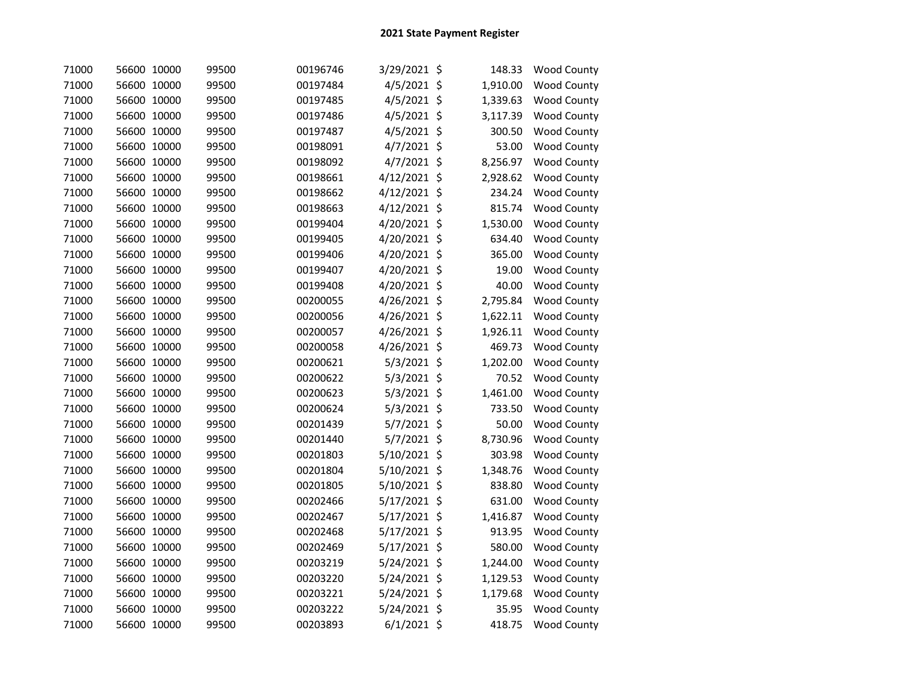# 2021 State Payment Register

| | | | | | | | | |
|---|---|---|---|---|---|---|---|---|
| 71000 | 56600 | 10000 | 99500 | 00196746 | 3/29/2021 | $ | 148.33 | Wood County |
| 71000 | 56600 | 10000 | 99500 | 00197484 | 4/5/2021 | $ | 1,910.00 | Wood County |
| 71000 | 56600 | 10000 | 99500 | 00197485 | 4/5/2021 | $ | 1,339.63 | Wood County |
| 71000 | 56600 | 10000 | 99500 | 00197486 | 4/5/2021 | $ | 3,117.39 | Wood County |
| 71000 | 56600 | 10000 | 99500 | 00197487 | 4/5/2021 | $ | 300.50 | Wood County |
| 71000 | 56600 | 10000 | 99500 | 00198091 | 4/7/2021 | $ | 53.00 | Wood County |
| 71000 | 56600 | 10000 | 99500 | 00198092 | 4/7/2021 | $ | 8,256.97 | Wood County |
| 71000 | 56600 | 10000 | 99500 | 00198661 | 4/12/2021 | $ | 2,928.62 | Wood County |
| 71000 | 56600 | 10000 | 99500 | 00198662 | 4/12/2021 | $ | 234.24 | Wood County |
| 71000 | 56600 | 10000 | 99500 | 00198663 | 4/12/2021 | $ | 815.74 | Wood County |
| 71000 | 56600 | 10000 | 99500 | 00199404 | 4/20/2021 | $ | 1,530.00 | Wood County |
| 71000 | 56600 | 10000 | 99500 | 00199405 | 4/20/2021 | $ | 634.40 | Wood County |
| 71000 | 56600 | 10000 | 99500 | 00199406 | 4/20/2021 | $ | 365.00 | Wood County |
| 71000 | 56600 | 10000 | 99500 | 00199407 | 4/20/2021 | $ | 19.00 | Wood County |
| 71000 | 56600 | 10000 | 99500 | 00199408 | 4/20/2021 | $ | 40.00 | Wood County |
| 71000 | 56600 | 10000 | 99500 | 00200055 | 4/26/2021 | $ | 2,795.84 | Wood County |
| 71000 | 56600 | 10000 | 99500 | 00200056 | 4/26/2021 | $ | 1,622.11 | Wood County |
| 71000 | 56600 | 10000 | 99500 | 00200057 | 4/26/2021 | $ | 1,926.11 | Wood County |
| 71000 | 56600 | 10000 | 99500 | 00200058 | 4/26/2021 | $ | 469.73 | Wood County |
| 71000 | 56600 | 10000 | 99500 | 00200621 | 5/3/2021 | $ | 1,202.00 | Wood County |
| 71000 | 56600 | 10000 | 99500 | 00200622 | 5/3/2021 | $ | 70.52 | Wood County |
| 71000 | 56600 | 10000 | 99500 | 00200623 | 5/3/2021 | $ | 1,461.00 | Wood County |
| 71000 | 56600 | 10000 | 99500 | 00200624 | 5/3/2021 | $ | 733.50 | Wood County |
| 71000 | 56600 | 10000 | 99500 | 00201439 | 5/7/2021 | $ | 50.00 | Wood County |
| 71000 | 56600 | 10000 | 99500 | 00201440 | 5/7/2021 | $ | 8,730.96 | Wood County |
| 71000 | 56600 | 10000 | 99500 | 00201803 | 5/10/2021 | $ | 303.98 | Wood County |
| 71000 | 56600 | 10000 | 99500 | 00201804 | 5/10/2021 | $ | 1,348.76 | Wood County |
| 71000 | 56600 | 10000 | 99500 | 00201805 | 5/10/2021 | $ | 838.80 | Wood County |
| 71000 | 56600 | 10000 | 99500 | 00202466 | 5/17/2021 | $ | 631.00 | Wood County |
| 71000 | 56600 | 10000 | 99500 | 00202467 | 5/17/2021 | $ | 1,416.87 | Wood County |
| 71000 | 56600 | 10000 | 99500 | 00202468 | 5/17/2021 | $ | 913.95 | Wood County |
| 71000 | 56600 | 10000 | 99500 | 00202469 | 5/17/2021 | $ | 580.00 | Wood County |
| 71000 | 56600 | 10000 | 99500 | 00203219 | 5/24/2021 | $ | 1,244.00 | Wood County |
| 71000 | 56600 | 10000 | 99500 | 00203220 | 5/24/2021 | $ | 1,129.53 | Wood County |
| 71000 | 56600 | 10000 | 99500 | 00203221 | 5/24/2021 | $ | 1,179.68 | Wood County |
| 71000 | 56600 | 10000 | 99500 | 00203222 | 5/24/2021 | $ | 35.95 | Wood County |
| 71000 | 56600 | 10000 | 99500 | 00203893 | 6/1/2021 | $ | 418.75 | Wood County |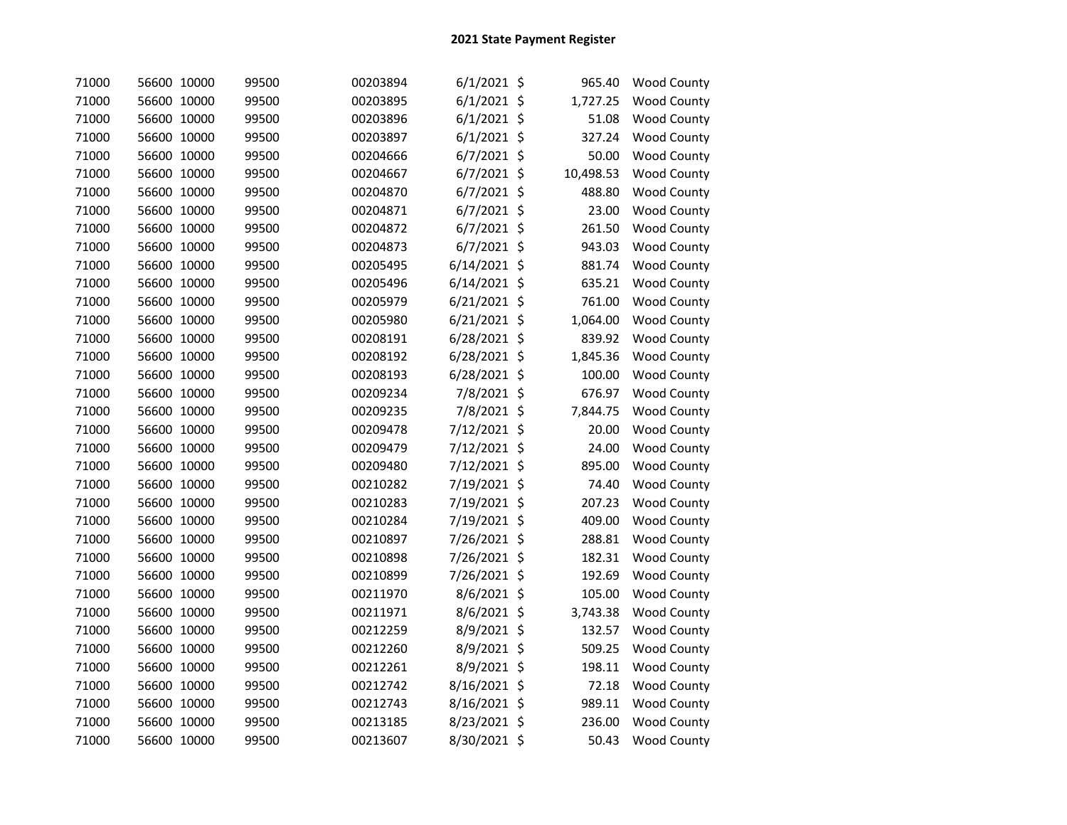## 2021 State Payment Register

| | | | | | | | | |
|---|---|---|---|---|---|---|---|---|
| 71000 | 56600 | 10000 | 99500 | 00203894 | 6/1/2021 | $ | 965.40 | Wood County |
| 71000 | 56600 | 10000 | 99500 | 00203895 | 6/1/2021 | $ | 1,727.25 | Wood County |
| 71000 | 56600 | 10000 | 99500 | 00203896 | 6/1/2021 | $ | 51.08 | Wood County |
| 71000 | 56600 | 10000 | 99500 | 00203897 | 6/1/2021 | $ | 327.24 | Wood County |
| 71000 | 56600 | 10000 | 99500 | 00204666 | 6/7/2021 | $ | 50.00 | Wood County |
| 71000 | 56600 | 10000 | 99500 | 00204667 | 6/7/2021 | $ | 10,498.53 | Wood County |
| 71000 | 56600 | 10000 | 99500 | 00204870 | 6/7/2021 | $ | 488.80 | Wood County |
| 71000 | 56600 | 10000 | 99500 | 00204871 | 6/7/2021 | $ | 23.00 | Wood County |
| 71000 | 56600 | 10000 | 99500 | 00204872 | 6/7/2021 | $ | 261.50 | Wood County |
| 71000 | 56600 | 10000 | 99500 | 00204873 | 6/7/2021 | $ | 943.03 | Wood County |
| 71000 | 56600 | 10000 | 99500 | 00205495 | 6/14/2021 | $ | 881.74 | Wood County |
| 71000 | 56600 | 10000 | 99500 | 00205496 | 6/14/2021 | $ | 635.21 | Wood County |
| 71000 | 56600 | 10000 | 99500 | 00205979 | 6/21/2021 | $ | 761.00 | Wood County |
| 71000 | 56600 | 10000 | 99500 | 00205980 | 6/21/2021 | $ | 1,064.00 | Wood County |
| 71000 | 56600 | 10000 | 99500 | 00208191 | 6/28/2021 | $ | 839.92 | Wood County |
| 71000 | 56600 | 10000 | 99500 | 00208192 | 6/28/2021 | $ | 1,845.36 | Wood County |
| 71000 | 56600 | 10000 | 99500 | 00208193 | 6/28/2021 | $ | 100.00 | Wood County |
| 71000 | 56600 | 10000 | 99500 | 00209234 | 7/8/2021 | $ | 676.97 | Wood County |
| 71000 | 56600 | 10000 | 99500 | 00209235 | 7/8/2021 | $ | 7,844.75 | Wood County |
| 71000 | 56600 | 10000 | 99500 | 00209478 | 7/12/2021 | $ | 20.00 | Wood County |
| 71000 | 56600 | 10000 | 99500 | 00209479 | 7/12/2021 | $ | 24.00 | Wood County |
| 71000 | 56600 | 10000 | 99500 | 00209480 | 7/12/2021 | $ | 895.00 | Wood County |
| 71000 | 56600 | 10000 | 99500 | 00210282 | 7/19/2021 | $ | 74.40 | Wood County |
| 71000 | 56600 | 10000 | 99500 | 00210283 | 7/19/2021 | $ | 207.23 | Wood County |
| 71000 | 56600 | 10000 | 99500 | 00210284 | 7/19/2021 | $ | 409.00 | Wood County |
| 71000 | 56600 | 10000 | 99500 | 00210897 | 7/26/2021 | $ | 288.81 | Wood County |
| 71000 | 56600 | 10000 | 99500 | 00210898 | 7/26/2021 | $ | 182.31 | Wood County |
| 71000 | 56600 | 10000 | 99500 | 00210899 | 7/26/2021 | $ | 192.69 | Wood County |
| 71000 | 56600 | 10000 | 99500 | 00211970 | 8/6/2021 | $ | 105.00 | Wood County |
| 71000 | 56600 | 10000 | 99500 | 00211971 | 8/6/2021 | $ | 3,743.38 | Wood County |
| 71000 | 56600 | 10000 | 99500 | 00212259 | 8/9/2021 | $ | 132.57 | Wood County |
| 71000 | 56600 | 10000 | 99500 | 00212260 | 8/9/2021 | $ | 509.25 | Wood County |
| 71000 | 56600 | 10000 | 99500 | 00212261 | 8/9/2021 | $ | 198.11 | Wood County |
| 71000 | 56600 | 10000 | 99500 | 00212742 | 8/16/2021 | $ | 72.18 | Wood County |
| 71000 | 56600 | 10000 | 99500 | 00212743 | 8/16/2021 | $ | 989.11 | Wood County |
| 71000 | 56600 | 10000 | 99500 | 00213185 | 8/23/2021 | $ | 236.00 | Wood County |
| 71000 | 56600 | 10000 | 99500 | 00213607 | 8/30/2021 | $ | 50.43 | Wood County |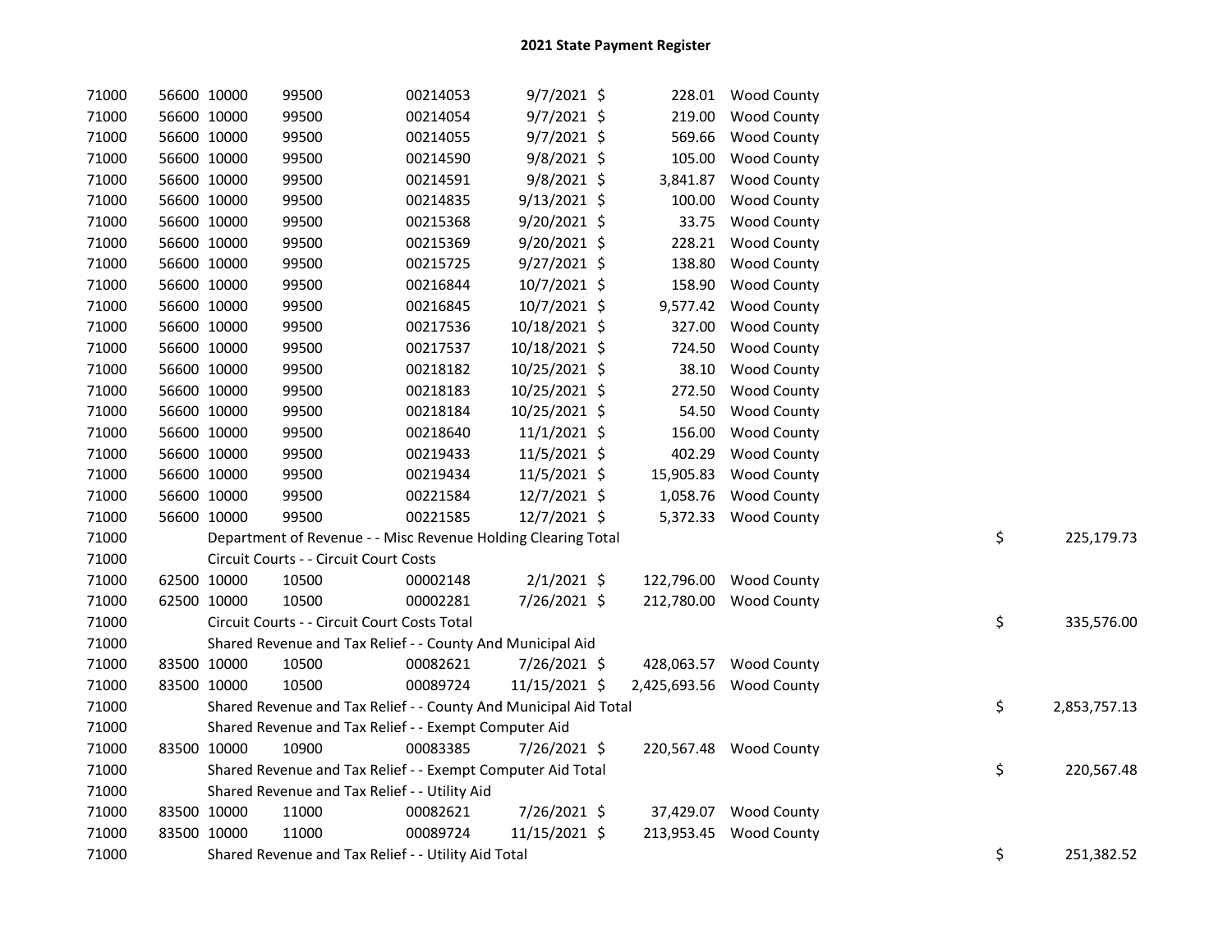# 2021 State Payment Register

| | | | | | | | | | |
|---|---|---|---|---|---|---|---|---|---|
| 71000 | 56600 | 10000 | 99500 | 00214053 | 9/7/2021 | $ 228.01 | Wood County | | |
| 71000 | 56600 | 10000 | 99500 | 00214054 | 9/7/2021 | $ 219.00 | Wood County | | |
| 71000 | 56600 | 10000 | 99500 | 00214055 | 9/7/2021 | $ 569.66 | Wood County | | |
| 71000 | 56600 | 10000 | 99500 | 00214590 | 9/8/2021 | $ 105.00 | Wood County | | |
| 71000 | 56600 | 10000 | 99500 | 00214591 | 9/8/2021 | $ 3,841.87 | Wood County | | |
| 71000 | 56600 | 10000 | 99500 | 00214835 | 9/13/2021 | $ 100.00 | Wood County | | |
| 71000 | 56600 | 10000 | 99500 | 00215368 | 9/20/2021 | $ 33.75 | Wood County | | |
| 71000 | 56600 | 10000 | 99500 | 00215369 | 9/20/2021 | $ 228.21 | Wood County | | |
| 71000 | 56600 | 10000 | 99500 | 00215725 | 9/27/2021 | $ 138.80 | Wood County | | |
| 71000 | 56600 | 10000 | 99500 | 00216844 | 10/7/2021 | $ 158.90 | Wood County | | |
| 71000 | 56600 | 10000 | 99500 | 00216845 | 10/7/2021 | $ 9,577.42 | Wood County | | |
| 71000 | 56600 | 10000 | 99500 | 00217536 | 10/18/2021 | $ 327.00 | Wood County | | |
| 71000 | 56600 | 10000 | 99500 | 00217537 | 10/18/2021 | $ 724.50 | Wood County | | |
| 71000 | 56600 | 10000 | 99500 | 00218182 | 10/25/2021 | $ 38.10 | Wood County | | |
| 71000 | 56600 | 10000 | 99500 | 00218183 | 10/25/2021 | $ 272.50 | Wood County | | |
| 71000 | 56600 | 10000 | 99500 | 00218184 | 10/25/2021 | $ 54.50 | Wood County | | |
| 71000 | 56600 | 10000 | 99500 | 00218640 | 11/1/2021 | $ 156.00 | Wood County | | |
| 71000 | 56600 | 10000 | 99500 | 00219433 | 11/5/2021 | $ 402.29 | Wood County | | |
| 71000 | 56600 | 10000 | 99500 | 00219434 | 11/5/2021 | $ 15,905.83 | Wood County | | |
| 71000 | 56600 | 10000 | 99500 | 00221584 | 12/7/2021 | $ 1,058.76 | Wood County | | |
| 71000 | 56600 | 10000 | 99500 | 00221585 | 12/7/2021 | $ 5,372.33 | Wood County | | |
| 71000 | | Department of Revenue - - Misc Revenue Holding Clearing Total | | | | | | $ | 225,179.73 |
| 71000 | | Circuit Courts - - Circuit Court Costs | | | | | | | |
| 71000 | 62500 | 10000 | 10500 | 00002148 | 2/1/2021 | $ 122,796.00 | Wood County | | |
| 71000 | 62500 | 10000 | 10500 | 00002281 | 7/26/2021 | $ 212,780.00 | Wood County | | |
| 71000 | | Circuit Courts - - Circuit Court Costs Total | | | | | | $ | 335,576.00 |
| 71000 | | Shared Revenue and Tax Relief - - County And Municipal Aid | | | | | | | |
| 71000 | 83500 | 10000 | 10500 | 00082621 | 7/26/2021 | $ 428,063.57 | Wood County | | |
| 71000 | 83500 | 10000 | 10500 | 00089724 | 11/15/2021 | $ 2,425,693.56 | Wood County | | |
| 71000 | | Shared Revenue and Tax Relief - - County And Municipal Aid Total | | | | | | $ | 2,853,757.13 |
| 71000 | | Shared Revenue and Tax Relief - - Exempt Computer Aid | | | | | | | |
| 71000 | 83500 | 10000 | 10900 | 00083385 | 7/26/2021 | $ 220,567.48 | Wood County | | |
| 71000 | | Shared Revenue and Tax Relief - - Exempt Computer Aid Total | | | | | | $ | 220,567.48 |
| 71000 | | Shared Revenue and Tax Relief - - Utility Aid | | | | | | | |
| 71000 | 83500 | 10000 | 11000 | 00082621 | 7/26/2021 | $ 37,429.07 | Wood County | | |
| 71000 | 83500 | 10000 | 11000 | 00089724 | 11/15/2021 | $ 213,953.45 | Wood County | | |
| 71000 | | Shared Revenue and Tax Relief - - Utility Aid Total | | | | | | $ | 251,382.52 |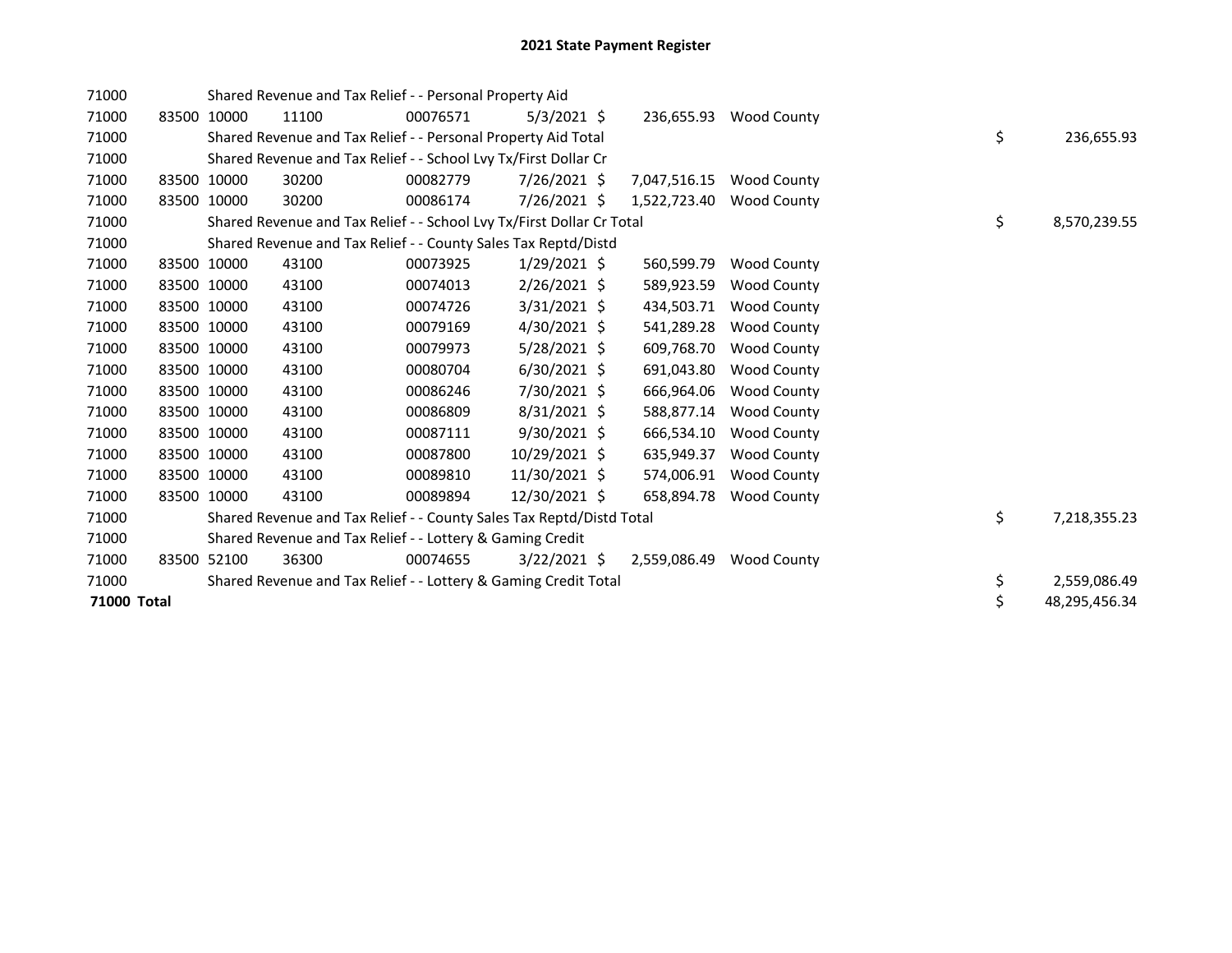# 2021 State Payment Register

| | | | | | | | | |
|---|---|---|---|---|---|---|---|---|
| 71000 | | | Shared Revenue and Tax Relief - - Personal Property Aid | | | | | |
| 71000 | 83500 | 10000 | 11100 | 00076571 | 5/3/2021 | $ 236,655.93 | Wood County | |
| 71000 | | | Shared Revenue and Tax Relief - - Personal Property Aid Total | | | | | $ 236,655.93 |
| 71000 | | | Shared Revenue and Tax Relief - - School Lvy Tx/First Dollar Cr | | | | | |
| 71000 | 83500 | 10000 | 30200 | 00082779 | 7/26/2021 | $ 7,047,516.15 | Wood County | |
| 71000 | 83500 | 10000 | 30200 | 00086174 | 7/26/2021 | $ 1,522,723.40 | Wood County | |
| 71000 | | | Shared Revenue and Tax Relief - - School Lvy Tx/First Dollar Cr Total | | | | | $ 8,570,239.55 |
| 71000 | | | Shared Revenue and Tax Relief - - County Sales Tax Reptd/Distd | | | | | |
| 71000 | 83500 | 10000 | 43100 | 00073925 | 1/29/2021 | $ 560,599.79 | Wood County | |
| 71000 | 83500 | 10000 | 43100 | 00074013 | 2/26/2021 | $ 589,923.59 | Wood County | |
| 71000 | 83500 | 10000 | 43100 | 00074726 | 3/31/2021 | $ 434,503.71 | Wood County | |
| 71000 | 83500 | 10000 | 43100 | 00079169 | 4/30/2021 | $ 541,289.28 | Wood County | |
| 71000 | 83500 | 10000 | 43100 | 00079973 | 5/28/2021 | $ 609,768.70 | Wood County | |
| 71000 | 83500 | 10000 | 43100 | 00080704 | 6/30/2021 | $ 691,043.80 | Wood County | |
| 71000 | 83500 | 10000 | 43100 | 00086246 | 7/30/2021 | $ 666,964.06 | Wood County | |
| 71000 | 83500 | 10000 | 43100 | 00086809 | 8/31/2021 | $ 588,877.14 | Wood County | |
| 71000 | 83500 | 10000 | 43100 | 00087111 | 9/30/2021 | $ 666,534.10 | Wood County | |
| 71000 | 83500 | 10000 | 43100 | 00087800 | 10/29/2021 | $ 635,949.37 | Wood County | |
| 71000 | 83500 | 10000 | 43100 | 00089810 | 11/30/2021 | $ 574,006.91 | Wood County | |
| 71000 | 83500 | 10000 | 43100 | 00089894 | 12/30/2021 | $ 658,894.78 | Wood County | |
| 71000 | | | Shared Revenue and Tax Relief - - County Sales Tax Reptd/Distd Total | | | | | $ 7,218,355.23 |
| 71000 | | | Shared Revenue and Tax Relief - - Lottery & Gaming Credit | | | | | |
| 71000 | 83500 | 52100 | 36300 | 00074655 | 3/22/2021 | $ 2,559,086.49 | Wood County | |
| 71000 | | | Shared Revenue and Tax Relief - - Lottery & Gaming Credit Total | | | | | $ 2,559,086.49 |
| **71000 Total** | | | | | | | | $ 48,295,456.34 |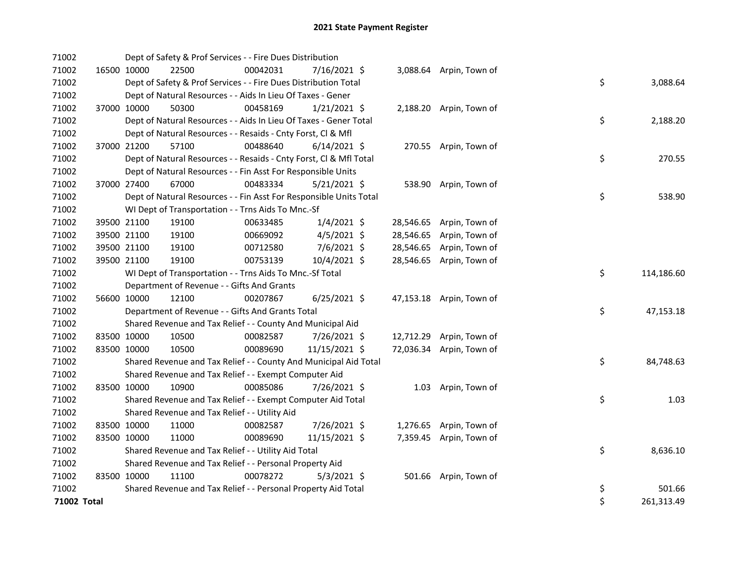# 2021 State Payment Register

| | | | | | | | | | |
|---|---|---|---|---|---|---|---|---|---|
| 71002 | | | Dept of Safety & Prof Services - - Fire Dues Distribution | | | | | | |
| 71002 | 16500 | 10000 | 22500 | 00042031 | 7/16/2021 | $ 3,088.64 | Arpin, Town of | | |
| 71002 | | | Dept of Safety & Prof Services - - Fire Dues Distribution Total | | | | | $ | 3,088.64 |
| 71002 | | | Dept of Natural Resources - - Aids In Lieu Of Taxes - Gener | | | | | | |
| 71002 | 37000 | 10000 | 50300 | 00458169 | 1/21/2021 | $ 2,188.20 | Arpin, Town of | | |
| 71002 | | | Dept of Natural Resources - - Aids In Lieu Of Taxes - Gener Total | | | | | $ | 2,188.20 |
| 71002 | | | Dept of Natural Resources - - Resaids - Cnty Forst, Cl & Mfl | | | | | | |
| 71002 | 37000 | 21200 | 57100 | 00488640 | 6/14/2021 | $ 270.55 | Arpin, Town of | | |
| 71002 | | | Dept of Natural Resources - - Resaids - Cnty Forst, Cl & Mfl Total | | | | | $ | 270.55 |
| 71002 | | | Dept of Natural Resources - - Fin Asst For Responsible Units | | | | | | |
| 71002 | 37000 | 27400 | 67000 | 00483334 | 5/21/2021 | $ 538.90 | Arpin, Town of | | |
| 71002 | | | Dept of Natural Resources - - Fin Asst For Responsible Units Total | | | | | $ | 538.90 |
| 71002 | | | WI Dept of Transportation - - Trns Aids To Mnc.-Sf | | | | | | |
| 71002 | 39500 | 21100 | 19100 | 00633485 | 1/4/2021 | $ 28,546.65 | Arpin, Town of | | |
| 71002 | 39500 | 21100 | 19100 | 00669092 | 4/5/2021 | $ 28,546.65 | Arpin, Town of | | |
| 71002 | 39500 | 21100 | 19100 | 00712580 | 7/6/2021 | $ 28,546.65 | Arpin, Town of | | |
| 71002 | 39500 | 21100 | 19100 | 00753139 | 10/4/2021 | $ 28,546.65 | Arpin, Town of | | |
| 71002 | | | WI Dept of Transportation - - Trns Aids To Mnc.-Sf Total | | | | | $ | 114,186.60 |
| 71002 | | | Department of Revenue - - Gifts And Grants | | | | | | |
| 71002 | 56600 | 10000 | 12100 | 00207867 | 6/25/2021 | $ 47,153.18 | Arpin, Town of | | |
| 71002 | | | Department of Revenue - - Gifts And Grants Total | | | | | $ | 47,153.18 |
| 71002 | | | Shared Revenue and Tax Relief - - County And Municipal Aid | | | | | | |
| 71002 | 83500 | 10000 | 10500 | 00082587 | 7/26/2021 | $ 12,712.29 | Arpin, Town of | | |
| 71002 | 83500 | 10000 | 10500 | 00089690 | 11/15/2021 | $ 72,036.34 | Arpin, Town of | | |
| 71002 | | | Shared Revenue and Tax Relief - - County And Municipal Aid Total | | | | | $ | 84,748.63 |
| 71002 | | | Shared Revenue and Tax Relief - - Exempt Computer Aid | | | | | | |
| 71002 | 83500 | 10000 | 10900 | 00085086 | 7/26/2021 | $ 1.03 | Arpin, Town of | | |
| 71002 | | | Shared Revenue and Tax Relief - - Exempt Computer Aid Total | | | | | $ | 1.03 |
| 71002 | | | Shared Revenue and Tax Relief - - Utility Aid | | | | | | |
| 71002 | 83500 | 10000 | 11000 | 00082587 | 7/26/2021 | $ 1,276.65 | Arpin, Town of | | |
| 71002 | 83500 | 10000 | 11000 | 00089690 | 11/15/2021 | $ 7,359.45 | Arpin, Town of | | |
| 71002 | | | Shared Revenue and Tax Relief - - Utility Aid Total | | | | | $ | 8,636.10 |
| 71002 | | | Shared Revenue and Tax Relief - - Personal Property Aid | | | | | | |
| 71002 | 83500 | 10000 | 11100 | 00078272 | 5/3/2021 | $ 501.66 | Arpin, Town of | | |
| 71002 | | | Shared Revenue and Tax Relief - - Personal Property Aid Total | | | | | $ | 501.66 |
| **71002 Total** | | | | | | | | $ | 261,313.49 |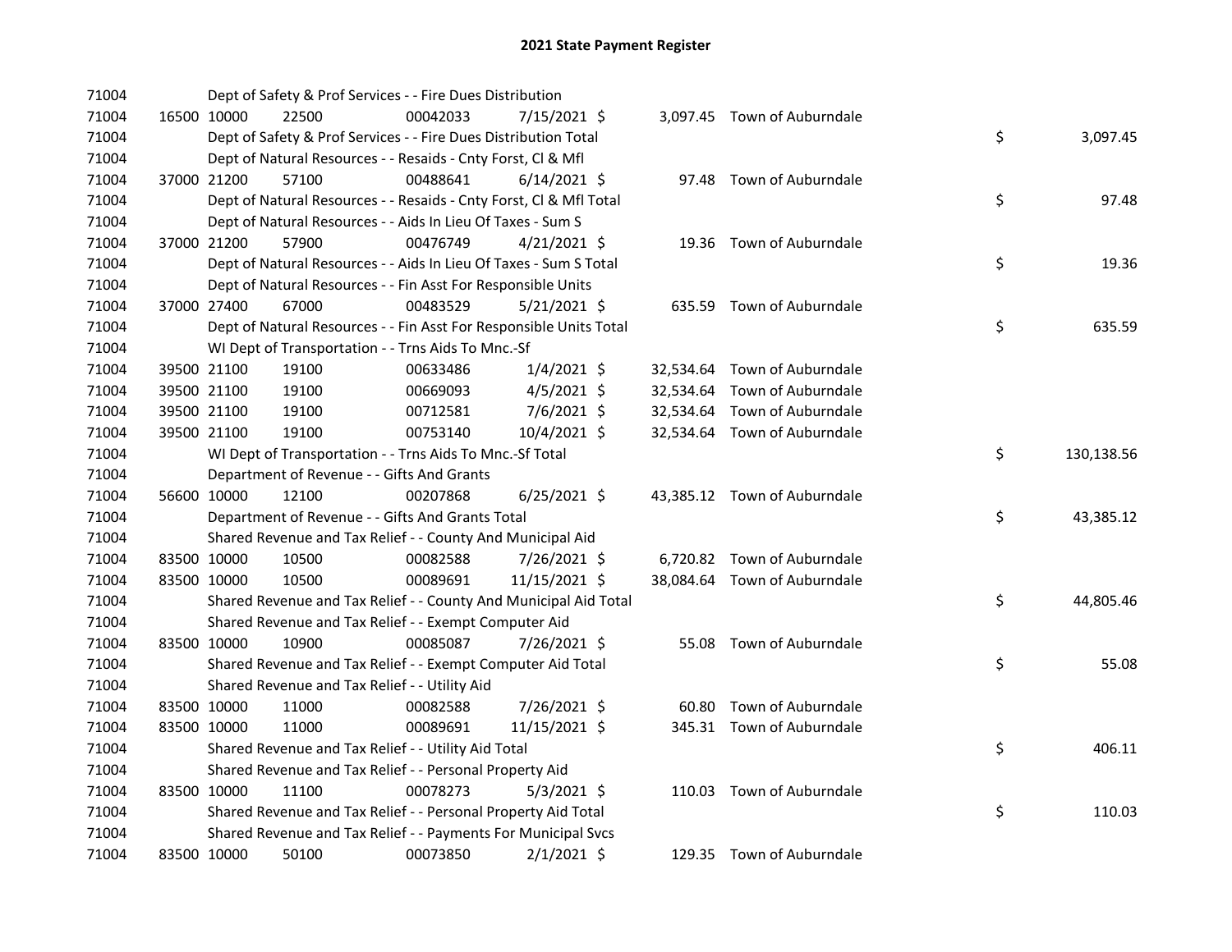# 2021 State Payment Register

| | | | | | | | | | |
|---|---|---|---|---|---|---|---|---|---|
| 71004 | | Dept of Safety & Prof Services - - Fire Dues Distribution | | | | | | | |
| 71004 | 16500 | 10000 | 22500 | 00042033 | 7/15/2021 | $ 3,097.45 | Town of Auburndale | | |
| 71004 | | Dept of Safety & Prof Services - - Fire Dues Distribution Total | | | | | | $ | 3,097.45 |
| 71004 | | Dept of Natural Resources - - Resaids - Cnty Forst, Cl & Mfl | | | | | | | |
| 71004 | 37000 | 21200 | 57100 | 00488641 | 6/14/2021 | $ 97.48 | Town of Auburndale | | |
| 71004 | | Dept of Natural Resources - - Resaids - Cnty Forst, Cl & Mfl Total | | | | | | $ | 97.48 |
| 71004 | | Dept of Natural Resources - - Aids In Lieu Of Taxes - Sum S | | | | | | | |
| 71004 | 37000 | 21200 | 57900 | 00476749 | 4/21/2021 | $ 19.36 | Town of Auburndale | | |
| 71004 | | Dept of Natural Resources - - Aids In Lieu Of Taxes - Sum S Total | | | | | | $ | 19.36 |
| 71004 | | Dept of Natural Resources - - Fin Asst For Responsible Units | | | | | | | |
| 71004 | 37000 | 27400 | 67000 | 00483529 | 5/21/2021 | $ 635.59 | Town of Auburndale | | |
| 71004 | | Dept of Natural Resources - - Fin Asst For Responsible Units Total | | | | | | $ | 635.59 |
| 71004 | | WI Dept of Transportation - - Trns Aids To Mnc.-Sf | | | | | | | |
| 71004 | 39500 | 21100 | 19100 | 00633486 | 1/4/2021 | $ 32,534.64 | Town of Auburndale | | |
| 71004 | 39500 | 21100 | 19100 | 00669093 | 4/5/2021 | $ 32,534.64 | Town of Auburndale | | |
| 71004 | 39500 | 21100 | 19100 | 00712581 | 7/6/2021 | $ 32,534.64 | Town of Auburndale | | |
| 71004 | 39500 | 21100 | 19100 | 00753140 | 10/4/2021 | $ 32,534.64 | Town of Auburndale | | |
| 71004 | | WI Dept of Transportation - - Trns Aids To Mnc.-Sf Total | | | | | | $ | 130,138.56 |
| 71004 | | Department of Revenue - - Gifts And Grants | | | | | | | |
| 71004 | 56600 | 10000 | 12100 | 00207868 | 6/25/2021 | $ 43,385.12 | Town of Auburndale | | |
| 71004 | | Department of Revenue - - Gifts And Grants Total | | | | | | $ | 43,385.12 |
| 71004 | | Shared Revenue and Tax Relief - - County And Municipal Aid | | | | | | | |
| 71004 | 83500 | 10000 | 10500 | 00082588 | 7/26/2021 | $ 6,720.82 | Town of Auburndale | | |
| 71004 | 83500 | 10000 | 10500 | 00089691 | 11/15/2021 | $ 38,084.64 | Town of Auburndale | | |
| 71004 | | Shared Revenue and Tax Relief - - County And Municipal Aid Total | | | | | | $ | 44,805.46 |
| 71004 | | Shared Revenue and Tax Relief - - Exempt Computer Aid | | | | | | | |
| 71004 | 83500 | 10000 | 10900 | 00085087 | 7/26/2021 | $ 55.08 | Town of Auburndale | | |
| 71004 | | Shared Revenue and Tax Relief - - Exempt Computer Aid Total | | | | | | $ | 55.08 |
| 71004 | | Shared Revenue and Tax Relief - - Utility Aid | | | | | | | |
| 71004 | 83500 | 10000 | 11000 | 00082588 | 7/26/2021 | $ 60.80 | Town of Auburndale | | |
| 71004 | 83500 | 10000 | 11000 | 00089691 | 11/15/2021 | $ 345.31 | Town of Auburndale | | |
| 71004 | | Shared Revenue and Tax Relief - - Utility Aid Total | | | | | | $ | 406.11 |
| 71004 | | Shared Revenue and Tax Relief - - Personal Property Aid | | | | | | | |
| 71004 | 83500 | 10000 | 11100 | 00078273 | 5/3/2021 | $ 110.03 | Town of Auburndale | | |
| 71004 | | Shared Revenue and Tax Relief - - Personal Property Aid Total | | | | | | $ | 110.03 |
| 71004 | | Shared Revenue and Tax Relief - - Payments For Municipal Svcs | | | | | | | |
| 71004 | 83500 | 10000 | 50100 | 00073850 | 2/1/2021 | $ 129.35 | Town of Auburndale | | |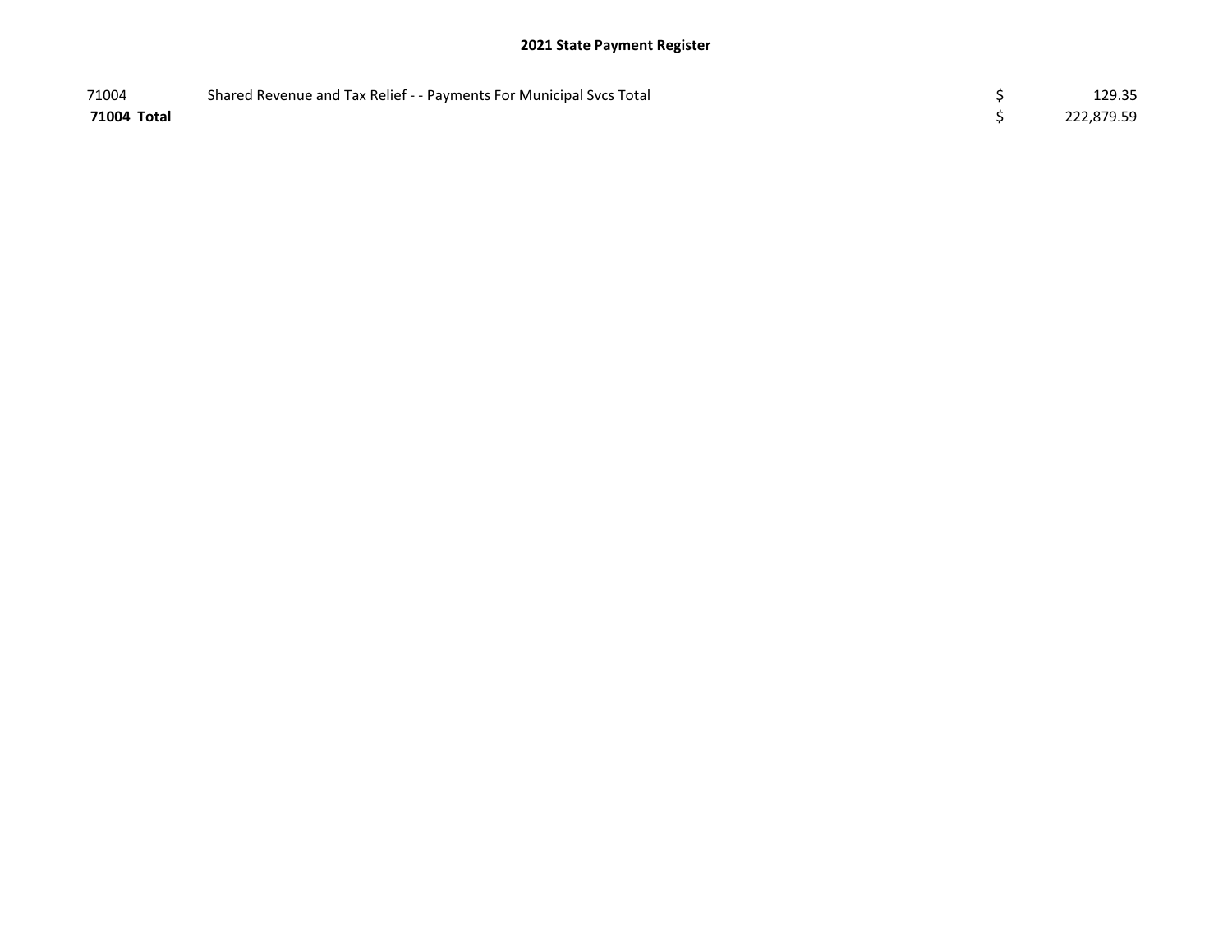| | | | |
|---|---|---|---|
| 71004 | Shared Revenue and Tax Relief - - Payments For Municipal Svcs Total | $ | 129.35 |
| **71004 Total** | | $ | 222,879.59 |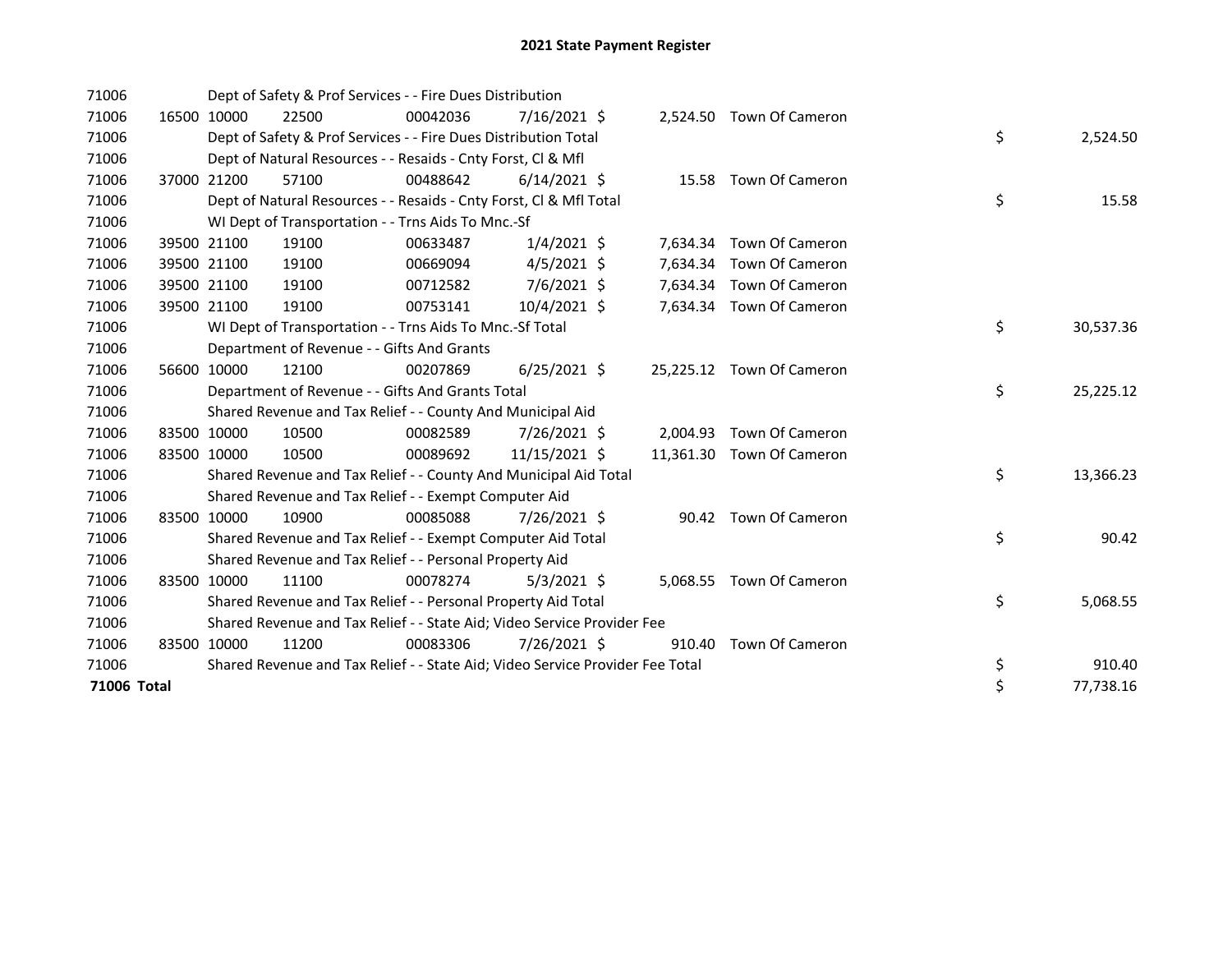# 2021 State Payment Register

| | | | | | | | | | |
|---|---|---|---|---|---|---|---|---|---|
| 71006 | | | Dept of Safety & Prof Services - - Fire Dues Distribution | | | | | | |
| 71006 | 16500 | 10000 | 22500 | 00042036 | 7/16/2021 | $ 2,524.50 | Town Of Cameron | | |
| 71006 | | | Dept of Safety & Prof Services - - Fire Dues Distribution Total | | | | | $ | 2,524.50 |
| 71006 | | | Dept of Natural Resources - - Resaids - Cnty Forst, Cl & Mfl | | | | | | |
| 71006 | 37000 | 21200 | 57100 | 00488642 | 6/14/2021 | $ 15.58 | Town Of Cameron | | |
| 71006 | | | Dept of Natural Resources - - Resaids - Cnty Forst, Cl & Mfl Total | | | | | $ | 15.58 |
| 71006 | | | WI Dept of Transportation - - Trns Aids To Mnc.-Sf | | | | | | |
| 71006 | 39500 | 21100 | 19100 | 00633487 | 1/4/2021 | $ 7,634.34 | Town Of Cameron | | |
| 71006 | 39500 | 21100 | 19100 | 00669094 | 4/5/2021 | $ 7,634.34 | Town Of Cameron | | |
| 71006 | 39500 | 21100 | 19100 | 00712582 | 7/6/2021 | $ 7,634.34 | Town Of Cameron | | |
| 71006 | 39500 | 21100 | 19100 | 00753141 | 10/4/2021 | $ 7,634.34 | Town Of Cameron | | |
| 71006 | | | WI Dept of Transportation - - Trns Aids To Mnc.-Sf Total | | | | | $ | 30,537.36 |
| 71006 | | | Department of Revenue - - Gifts And Grants | | | | | | |
| 71006 | 56600 | 10000 | 12100 | 00207869 | 6/25/2021 | $ 25,225.12 | Town Of Cameron | | |
| 71006 | | | Department of Revenue - - Gifts And Grants Total | | | | | $ | 25,225.12 |
| 71006 | | | Shared Revenue and Tax Relief - - County And Municipal Aid | | | | | | |
| 71006 | 83500 | 10000 | 10500 | 00082589 | 7/26/2021 | $ 2,004.93 | Town Of Cameron | | |
| 71006 | 83500 | 10000 | 10500 | 00089692 | 11/15/2021 | $ 11,361.30 | Town Of Cameron | | |
| 71006 | | | Shared Revenue and Tax Relief - - County And Municipal Aid Total | | | | | $ | 13,366.23 |
| 71006 | | | Shared Revenue and Tax Relief - - Exempt Computer Aid | | | | | | |
| 71006 | 83500 | 10000 | 10900 | 00085088 | 7/26/2021 | $ 90.42 | Town Of Cameron | | |
| 71006 | | | Shared Revenue and Tax Relief - - Exempt Computer Aid Total | | | | | $ | 90.42 |
| 71006 | | | Shared Revenue and Tax Relief - - Personal Property Aid | | | | | | |
| 71006 | 83500 | 10000 | 11100 | 00078274 | 5/3/2021 | $ 5,068.55 | Town Of Cameron | | |
| 71006 | | | Shared Revenue and Tax Relief - - Personal Property Aid Total | | | | | $ | 5,068.55 |
| 71006 | | | Shared Revenue and Tax Relief - - State Aid; Video Service Provider Fee | | | | | | |
| 71006 | 83500 | 10000 | 11200 | 00083306 | 7/26/2021 | $ 910.40 | Town Of Cameron | | |
| 71006 | | | Shared Revenue and Tax Relief - - State Aid; Video Service Provider Fee Total | | | | | $ | 910.40 |
| **71006 Total** | | | | | | | | $ | 77,738.16 |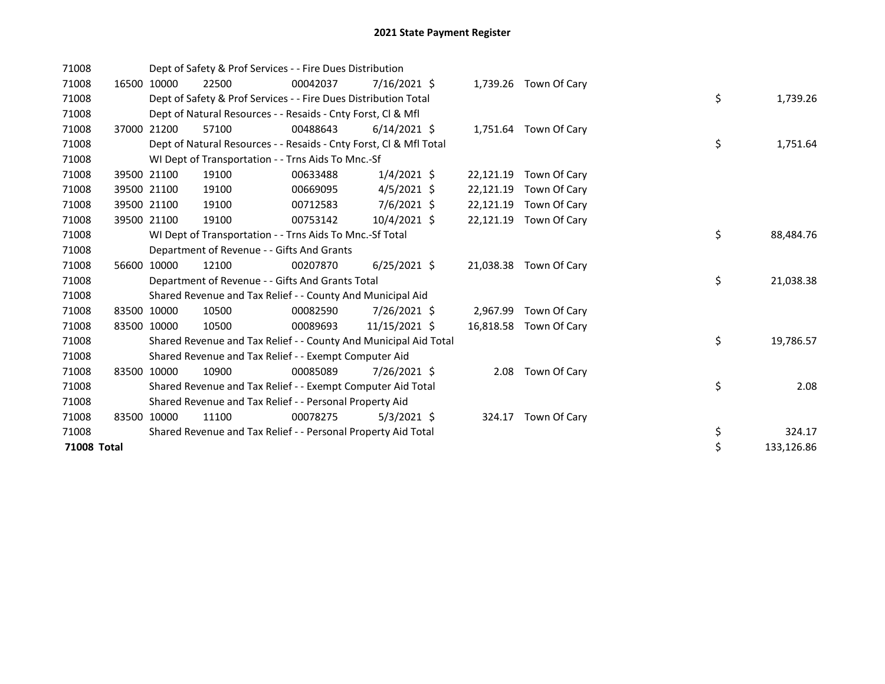# 2021 State Payment Register

| | | | | | | | | | |
|---|---|---|---|---|---|---|---|---|---|
| 71008 | | Dept of Safety & Prof Services - - Fire Dues Distribution | | | | | | | |
| 71008 | 16500 | 10000 | 22500 | 00042037 | 7/16/2021 | $ 1,739.26 | Town Of Cary | | |
| 71008 | | Dept of Safety & Prof Services - - Fire Dues Distribution Total | | | | | | $ | 1,739.26 |
| 71008 | | Dept of Natural Resources - - Resaids - Cnty Forst, Cl & Mfl | | | | | | | |
| 71008 | 37000 | 21200 | 57100 | 00488643 | 6/14/2021 | $ 1,751.64 | Town Of Cary | | |
| 71008 | | Dept of Natural Resources - - Resaids - Cnty Forst, Cl & Mfl Total | | | | | | $ | 1,751.64 |
| 71008 | | WI Dept of Transportation - - Trns Aids To Mnc.-Sf | | | | | | | |
| 71008 | 39500 | 21100 | 19100 | 00633488 | 1/4/2021 | $ 22,121.19 | Town Of Cary | | |
| 71008 | 39500 | 21100 | 19100 | 00669095 | 4/5/2021 | $ 22,121.19 | Town Of Cary | | |
| 71008 | 39500 | 21100 | 19100 | 00712583 | 7/6/2021 | $ 22,121.19 | Town Of Cary | | |
| 71008 | 39500 | 21100 | 19100 | 00753142 | 10/4/2021 | $ 22,121.19 | Town Of Cary | | |
| 71008 | | WI Dept of Transportation - - Trns Aids To Mnc.-Sf Total | | | | | | $ | 88,484.76 |
| 71008 | | Department of Revenue - - Gifts And Grants | | | | | | | |
| 71008 | 56600 | 10000 | 12100 | 00207870 | 6/25/2021 | $ 21,038.38 | Town Of Cary | | |
| 71008 | | Department of Revenue - - Gifts And Grants Total | | | | | | $ | 21,038.38 |
| 71008 | | Shared Revenue and Tax Relief - - County And Municipal Aid | | | | | | | |
| 71008 | 83500 | 10000 | 10500 | 00082590 | 7/26/2021 | $ 2,967.99 | Town Of Cary | | |
| 71008 | 83500 | 10000 | 10500 | 00089693 | 11/15/2021 | $ 16,818.58 | Town Of Cary | | |
| 71008 | | Shared Revenue and Tax Relief - - County And Municipal Aid Total | | | | | | $ | 19,786.57 |
| 71008 | | Shared Revenue and Tax Relief - - Exempt Computer Aid | | | | | | | |
| 71008 | 83500 | 10000 | 10900 | 00085089 | 7/26/2021 | $ 2.08 | Town Of Cary | | |
| 71008 | | Shared Revenue and Tax Relief - - Exempt Computer Aid Total | | | | | | $ | 2.08 |
| 71008 | | Shared Revenue and Tax Relief - - Personal Property Aid | | | | | | | |
| 71008 | 83500 | 10000 | 11100 | 00078275 | 5/3/2021 | $ 324.17 | Town Of Cary | | |
| 71008 | | Shared Revenue and Tax Relief - - Personal Property Aid Total | | | | | | $ | 324.17 |
| **71008 Total** | | | | | | | | $ | 133,126.86 |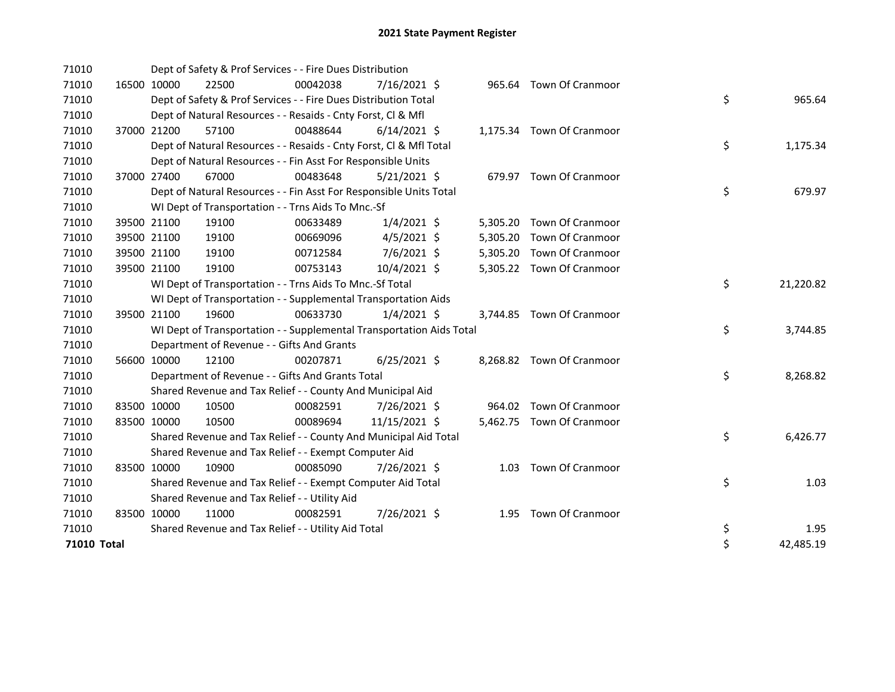# 2021 State Payment Register

| | | | | | | | | | |
|---|---|---|---|---|---|---|---|---|---|
| 71010 | | Dept of Safety & Prof Services - - Fire Dues Distribution | | | | | | | |
| 71010 | 16500 | 10000 | 22500 | 00042038 | 7/16/2021 | $ 965.64 | Town Of Cranmoor | | |
| 71010 | | Dept of Safety & Prof Services - - Fire Dues Distribution Total | | | | | | $ | 965.64 |
| 71010 | | Dept of Natural Resources - - Resaids - Cnty Forst, Cl & Mfl | | | | | | | |
| 71010 | 37000 | 21200 | 57100 | 00488644 | 6/14/2021 | $ 1,175.34 | Town Of Cranmoor | | |
| 71010 | | Dept of Natural Resources - - Resaids - Cnty Forst, Cl & Mfl Total | | | | | | $ | 1,175.34 |
| 71010 | | Dept of Natural Resources - - Fin Asst For Responsible Units | | | | | | | |
| 71010 | 37000 | 27400 | 67000 | 00483648 | 5/21/2021 | $ 679.97 | Town Of Cranmoor | | |
| 71010 | | Dept of Natural Resources - - Fin Asst For Responsible Units Total | | | | | | $ | 679.97 |
| 71010 | | WI Dept of Transportation - - Trns Aids To Mnc.-Sf | | | | | | | |
| 71010 | 39500 | 21100 | 19100 | 00633489 | 1/4/2021 | $ 5,305.20 | Town Of Cranmoor | | |
| 71010 | 39500 | 21100 | 19100 | 00669096 | 4/5/2021 | $ 5,305.20 | Town Of Cranmoor | | |
| 71010 | 39500 | 21100 | 19100 | 00712584 | 7/6/2021 | $ 5,305.20 | Town Of Cranmoor | | |
| 71010 | 39500 | 21100 | 19100 | 00753143 | 10/4/2021 | $ 5,305.22 | Town Of Cranmoor | | |
| 71010 | | WI Dept of Transportation - - Trns Aids To Mnc.-Sf Total | | | | | | $ | 21,220.82 |
| 71010 | | WI Dept of Transportation - - Supplemental Transportation Aids | | | | | | | |
| 71010 | 39500 | 21100 | 19600 | 00633730 | 1/4/2021 | $ 3,744.85 | Town Of Cranmoor | | |
| 71010 | | WI Dept of Transportation - - Supplemental Transportation Aids Total | | | | | | $ | 3,744.85 |
| 71010 | | Department of Revenue - - Gifts And Grants | | | | | | | |
| 71010 | 56600 | 10000 | 12100 | 00207871 | 6/25/2021 | $ 8,268.82 | Town Of Cranmoor | | |
| 71010 | | Department of Revenue - - Gifts And Grants Total | | | | | | $ | 8,268.82 |
| 71010 | | Shared Revenue and Tax Relief - - County And Municipal Aid | | | | | | | |
| 71010 | 83500 | 10000 | 10500 | 00082591 | 7/26/2021 | $ 964.02 | Town Of Cranmoor | | |
| 71010 | 83500 | 10000 | 10500 | 00089694 | 11/15/2021 | $ 5,462.75 | Town Of Cranmoor | | |
| 71010 | | Shared Revenue and Tax Relief - - County And Municipal Aid Total | | | | | | $ | 6,426.77 |
| 71010 | | Shared Revenue and Tax Relief - - Exempt Computer Aid | | | | | | | |
| 71010 | 83500 | 10000 | 10900 | 00085090 | 7/26/2021 | $ 1.03 | Town Of Cranmoor | | |
| 71010 | | Shared Revenue and Tax Relief - - Exempt Computer Aid Total | | | | | | $ | 1.03 |
| 71010 | | Shared Revenue and Tax Relief - - Utility Aid | | | | | | | |
| 71010 | 83500 | 10000 | 11000 | 00082591 | 7/26/2021 | $ 1.95 | Town Of Cranmoor | | |
| 71010 | | Shared Revenue and Tax Relief - - Utility Aid Total | | | | | | $ | 1.95 |
| **71010 Total** | | | | | | | | $ | 42,485.19 |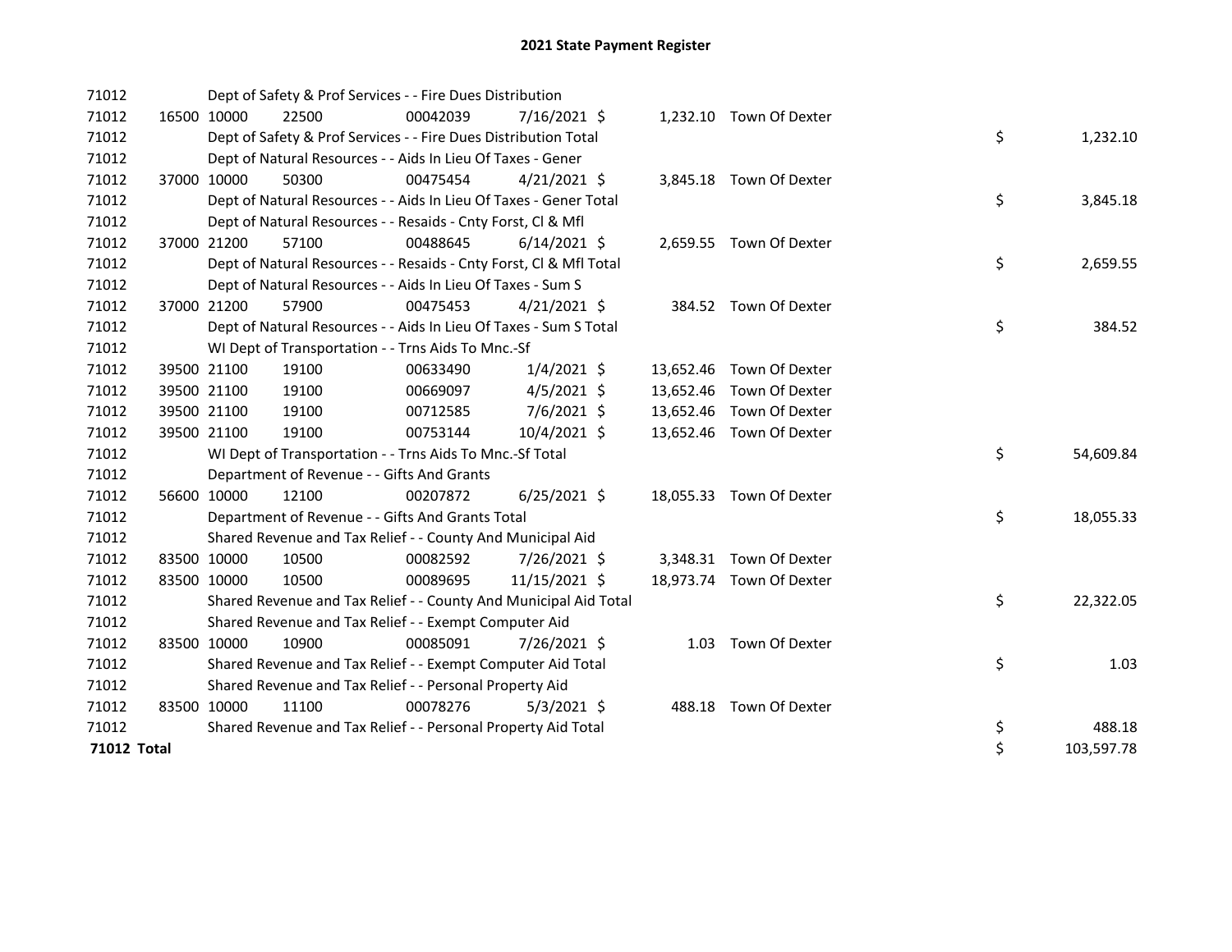# 2021 State Payment Register

| | | | | | | | | | |
|---|---|---|---|---|---|---|---|---|---|
| 71012 | | | Dept of Safety & Prof Services - - Fire Dues Distribution | | | | | | |
| 71012 | 16500 | 10000 | 22500 | 00042039 | 7/16/2021 | $ 1,232.10 | Town Of Dexter | | |
| 71012 | | | Dept of Safety & Prof Services - - Fire Dues Distribution Total | | | | | $ | 1,232.10 |
| 71012 | | | Dept of Natural Resources - - Aids In Lieu Of Taxes - Gener | | | | | | |
| 71012 | 37000 | 10000 | 50300 | 00475454 | 4/21/2021 | $ 3,845.18 | Town Of Dexter | | |
| 71012 | | | Dept of Natural Resources - - Aids In Lieu Of Taxes - Gener Total | | | | | $ | 3,845.18 |
| 71012 | | | Dept of Natural Resources - - Resaids - Cnty Forst, Cl & Mfl | | | | | | |
| 71012 | 37000 | 21200 | 57100 | 00488645 | 6/14/2021 | $ 2,659.55 | Town Of Dexter | | |
| 71012 | | | Dept of Natural Resources - - Resaids - Cnty Forst, Cl & Mfl Total | | | | | $ | 2,659.55 |
| 71012 | | | Dept of Natural Resources - - Aids In Lieu Of Taxes - Sum S | | | | | | |
| 71012 | 37000 | 21200 | 57900 | 00475453 | 4/21/2021 | $ 384.52 | Town Of Dexter | | |
| 71012 | | | Dept of Natural Resources - - Aids In Lieu Of Taxes - Sum S Total | | | | | $ | 384.52 |
| 71012 | | | WI Dept of Transportation - - Trns Aids To Mnc.-Sf | | | | | | |
| 71012 | 39500 | 21100 | 19100 | 00633490 | 1/4/2021 | $ 13,652.46 | Town Of Dexter | | |
| 71012 | 39500 | 21100 | 19100 | 00669097 | 4/5/2021 | $ 13,652.46 | Town Of Dexter | | |
| 71012 | 39500 | 21100 | 19100 | 00712585 | 7/6/2021 | $ 13,652.46 | Town Of Dexter | | |
| 71012 | 39500 | 21100 | 19100 | 00753144 | 10/4/2021 | $ 13,652.46 | Town Of Dexter | | |
| 71012 | | | WI Dept of Transportation - - Trns Aids To Mnc.-Sf Total | | | | | $ | 54,609.84 |
| 71012 | | | Department of Revenue - - Gifts And Grants | | | | | | |
| 71012 | 56600 | 10000 | 12100 | 00207872 | 6/25/2021 | $ 18,055.33 | Town Of Dexter | | |
| 71012 | | | Department of Revenue - - Gifts And Grants Total | | | | | $ | 18,055.33 |
| 71012 | | | Shared Revenue and Tax Relief - - County And Municipal Aid | | | | | | |
| 71012 | 83500 | 10000 | 10500 | 00082592 | 7/26/2021 | $ 3,348.31 | Town Of Dexter | | |
| 71012 | 83500 | 10000 | 10500 | 00089695 | 11/15/2021 | $ 18,973.74 | Town Of Dexter | | |
| 71012 | | | Shared Revenue and Tax Relief - - County And Municipal Aid Total | | | | | $ | 22,322.05 |
| 71012 | | | Shared Revenue and Tax Relief - - Exempt Computer Aid | | | | | | |
| 71012 | 83500 | 10000 | 10900 | 00085091 | 7/26/2021 | $ 1.03 | Town Of Dexter | | |
| 71012 | | | Shared Revenue and Tax Relief - - Exempt Computer Aid Total | | | | | $ | 1.03 |
| 71012 | | | Shared Revenue and Tax Relief - - Personal Property Aid | | | | | | |
| 71012 | 83500 | 10000 | 11100 | 00078276 | 5/3/2021 | $ 488.18 | Town Of Dexter | | |
| 71012 | | | Shared Revenue and Tax Relief - - Personal Property Aid Total | | | | | $ | 488.18 |
| **71012 Total** | | | | | | | | $ | 103,597.78 |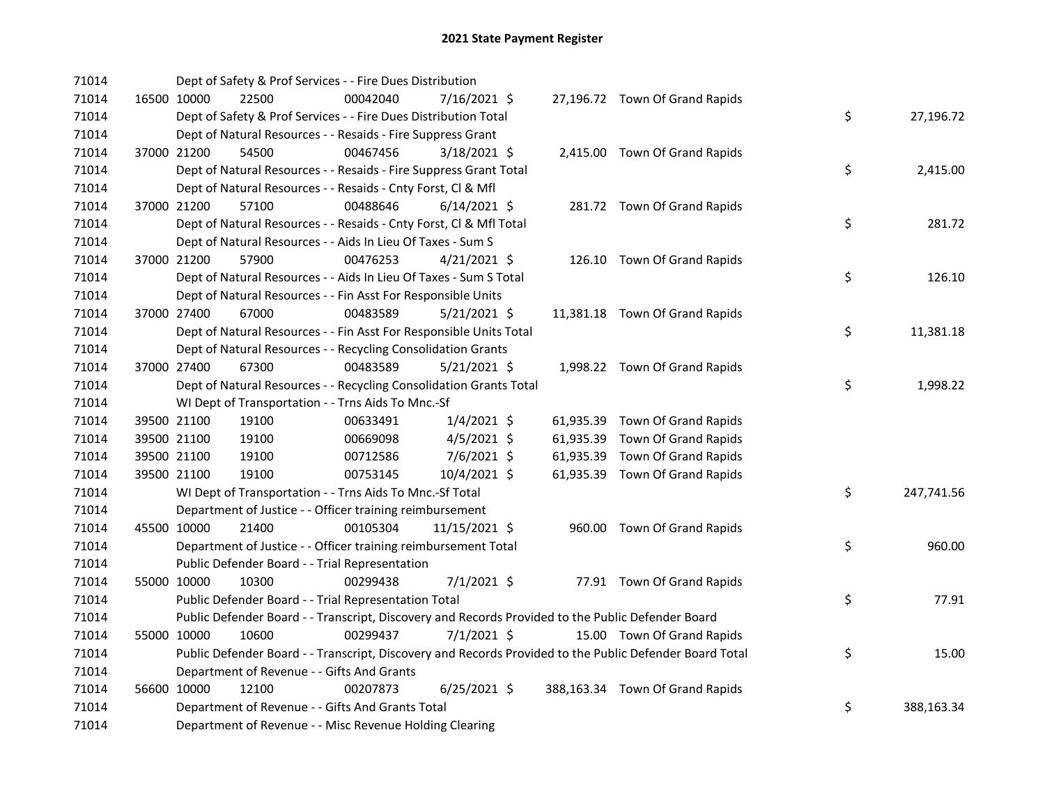# 2021 State Payment Register

| | | | | | | | | |
|---|---|---|---|---|---|---|---|---|
| 71014 | | | Dept of Safety & Prof Services - - Fire Dues Distribution | | | | | |
| 71014 | 16500 | 10000 | 22500 | 00042040 | 7/16/2021 | $ 27,196.72 | Town Of Grand Rapids | |
| 71014 | | | Dept of Safety & Prof Services - - Fire Dues Distribution Total | | | | | $ 27,196.72 |
| 71014 | | | Dept of Natural Resources - - Resaids - Fire Suppress Grant | | | | | |
| 71014 | 37000 | 21200 | 54500 | 00467456 | 3/18/2021 | $ 2,415.00 | Town Of Grand Rapids | |
| 71014 | | | Dept of Natural Resources - - Resaids - Fire Suppress Grant Total | | | | | $ 2,415.00 |
| 71014 | | | Dept of Natural Resources - - Resaids - Cnty Forst, Cl & Mfl | | | | | |
| 71014 | 37000 | 21200 | 57100 | 00488646 | 6/14/2021 | $ 281.72 | Town Of Grand Rapids | |
| 71014 | | | Dept of Natural Resources - - Resaids - Cnty Forst, Cl & Mfl Total | | | | | $ 281.72 |
| 71014 | | | Dept of Natural Resources - - Aids In Lieu Of Taxes - Sum S | | | | | |
| 71014 | 37000 | 21200 | 57900 | 00476253 | 4/21/2021 | $ 126.10 | Town Of Grand Rapids | |
| 71014 | | | Dept of Natural Resources - - Aids In Lieu Of Taxes - Sum S Total | | | | | $ 126.10 |
| 71014 | | | Dept of Natural Resources - - Fin Asst For Responsible Units | | | | | |
| 71014 | 37000 | 27400 | 67000 | 00483589 | 5/21/2021 | $ 11,381.18 | Town Of Grand Rapids | |
| 71014 | | | Dept of Natural Resources - - Fin Asst For Responsible Units Total | | | | | $ 11,381.18 |
| 71014 | | | Dept of Natural Resources - - Recycling Consolidation Grants | | | | | |
| 71014 | 37000 | 27400 | 67300 | 00483589 | 5/21/2021 | $ 1,998.22 | Town Of Grand Rapids | |
| 71014 | | | Dept of Natural Resources - - Recycling Consolidation Grants Total | | | | | $ 1,998.22 |
| 71014 | | | WI Dept of Transportation - - Trns Aids To Mnc.-Sf | | | | | |
| 71014 | 39500 | 21100 | 19100 | 00633491 | 1/4/2021 | $ 61,935.39 | Town Of Grand Rapids | |
| 71014 | 39500 | 21100 | 19100 | 00669098 | 4/5/2021 | $ 61,935.39 | Town Of Grand Rapids | |
| 71014 | 39500 | 21100 | 19100 | 00712586 | 7/6/2021 | $ 61,935.39 | Town Of Grand Rapids | |
| 71014 | 39500 | 21100 | 19100 | 00753145 | 10/4/2021 | $ 61,935.39 | Town Of Grand Rapids | |
| 71014 | | | WI Dept of Transportation - - Trns Aids To Mnc.-Sf Total | | | | | $ 247,741.56 |
| 71014 | | | Department of Justice - - Officer training reimbursement | | | | | |
| 71014 | 45500 | 10000 | 21400 | 00105304 | 11/15/2021 | $ 960.00 | Town Of Grand Rapids | |
| 71014 | | | Department of Justice - - Officer training reimbursement Total | | | | | $ 960.00 |
| 71014 | | | Public Defender Board - - Trial Representation | | | | | |
| 71014 | 55000 | 10000 | 10300 | 00299438 | 7/1/2021 | $ 77.91 | Town Of Grand Rapids | |
| 71014 | | | Public Defender Board - - Trial Representation Total | | | | | $ 77.91 |
| 71014 | | | Public Defender Board - - Transcript, Discovery and Records Provided to the Public Defender Board | | | | | |
| 71014 | 55000 | 10000 | 10600 | 00299437 | 7/1/2021 | $ 15.00 | Town Of Grand Rapids | |
| 71014 | | | Public Defender Board - - Transcript, Discovery and Records Provided to the Public Defender Board Total | | | | | $ 15.00 |
| 71014 | | | Department of Revenue - - Gifts And Grants | | | | | |
| 71014 | 56600 | 10000 | 12100 | 00207873 | 6/25/2021 | $ 388,163.34 | Town Of Grand Rapids | |
| 71014 | | | Department of Revenue - - Gifts And Grants Total | | | | | $ 388,163.34 |
| 71014 | | | Department of Revenue - - Misc Revenue Holding Clearing | | | | | |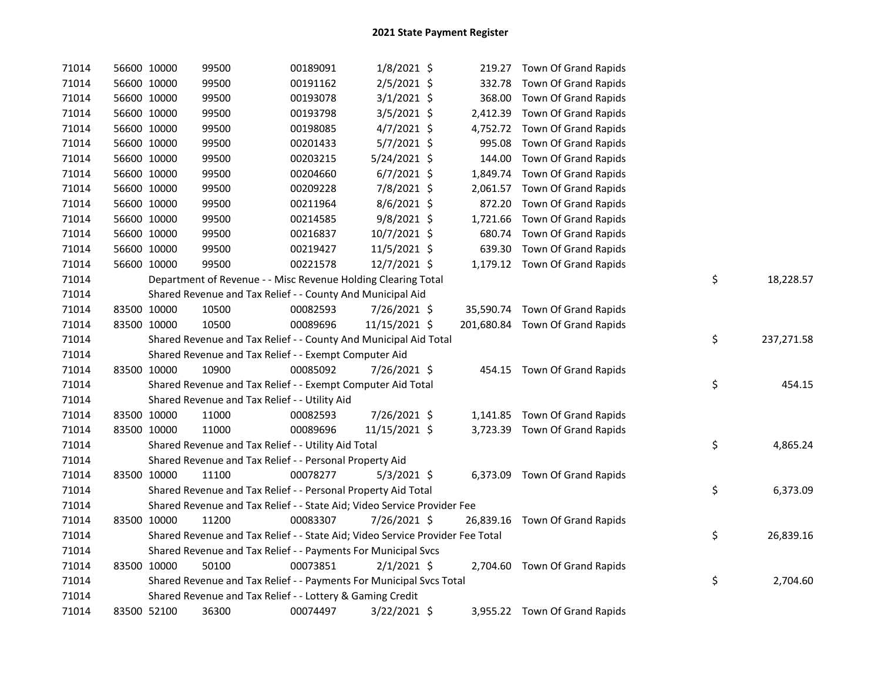## 2021 State Payment Register

| | | | | | | | | | |
|---|---|---|---|---|---|---|---|---|---|
| 71014 | 56600 | 10000 | 99500 | 00189091 | 1/8/2021 | $ | 219.27 | Town Of Grand Rapids | |
| 71014 | 56600 | 10000 | 99500 | 00191162 | 2/5/2021 | $ | 332.78 | Town Of Grand Rapids | |
| 71014 | 56600 | 10000 | 99500 | 00193078 | 3/1/2021 | $ | 368.00 | Town Of Grand Rapids | |
| 71014 | 56600 | 10000 | 99500 | 00193798 | 3/5/2021 | $ | 2,412.39 | Town Of Grand Rapids | |
| 71014 | 56600 | 10000 | 99500 | 00198085 | 4/7/2021 | $ | 4,752.72 | Town Of Grand Rapids | |
| 71014 | 56600 | 10000 | 99500 | 00201433 | 5/7/2021 | $ | 995.08 | Town Of Grand Rapids | |
| 71014 | 56600 | 10000 | 99500 | 00203215 | 5/24/2021 | $ | 144.00 | Town Of Grand Rapids | |
| 71014 | 56600 | 10000 | 99500 | 00204660 | 6/7/2021 | $ | 1,849.74 | Town Of Grand Rapids | |
| 71014 | 56600 | 10000 | 99500 | 00209228 | 7/8/2021 | $ | 2,061.57 | Town Of Grand Rapids | |
| 71014 | 56600 | 10000 | 99500 | 00211964 | 8/6/2021 | $ | 872.20 | Town Of Grand Rapids | |
| 71014 | 56600 | 10000 | 99500 | 00214585 | 9/8/2021 | $ | 1,721.66 | Town Of Grand Rapids | |
| 71014 | 56600 | 10000 | 99500 | 00216837 | 10/7/2021 | $ | 680.74 | Town Of Grand Rapids | |
| 71014 | 56600 | 10000 | 99500 | 00219427 | 11/5/2021 | $ | 639.30 | Town Of Grand Rapids | |
| 71014 | 56600 | 10000 | 99500 | 00221578 | 12/7/2021 | $ | 1,179.12 | Town Of Grand Rapids | |
| 71014 | | Department of Revenue - - Misc Revenue Holding Clearing Total | | | | | | | $ 18,228.57 |
| 71014 | | Shared Revenue and Tax Relief - - County And Municipal Aid | | | | | | | |
| 71014 | 83500 | 10000 | 10500 | 00082593 | 7/26/2021 | $ | 35,590.74 | Town Of Grand Rapids | |
| 71014 | 83500 | 10000 | 10500 | 00089696 | 11/15/2021 | $ | 201,680.84 | Town Of Grand Rapids | |
| 71014 | | Shared Revenue and Tax Relief - - County And Municipal Aid Total | | | | | | | $ 237,271.58 |
| 71014 | | Shared Revenue and Tax Relief - - Exempt Computer Aid | | | | | | | |
| 71014 | 83500 | 10000 | 10900 | 00085092 | 7/26/2021 | $ | 454.15 | Town Of Grand Rapids | |
| 71014 | | Shared Revenue and Tax Relief - - Exempt Computer Aid Total | | | | | | | $ 454.15 |
| 71014 | | Shared Revenue and Tax Relief - - Utility Aid | | | | | | | |
| 71014 | 83500 | 10000 | 11000 | 00082593 | 7/26/2021 | $ | 1,141.85 | Town Of Grand Rapids | |
| 71014 | 83500 | 10000 | 11000 | 00089696 | 11/15/2021 | $ | 3,723.39 | Town Of Grand Rapids | |
| 71014 | | Shared Revenue and Tax Relief - - Utility Aid Total | | | | | | | $ 4,865.24 |
| 71014 | | Shared Revenue and Tax Relief - - Personal Property Aid | | | | | | | |
| 71014 | 83500 | 10000 | 11100 | 00078277 | 5/3/2021 | $ | 6,373.09 | Town Of Grand Rapids | |
| 71014 | | Shared Revenue and Tax Relief - - Personal Property Aid Total | | | | | | | $ 6,373.09 |
| 71014 | | Shared Revenue and Tax Relief - - State Aid; Video Service Provider Fee | | | | | | | |
| 71014 | 83500 | 10000 | 11200 | 00083307 | 7/26/2021 | $ | 26,839.16 | Town Of Grand Rapids | |
| 71014 | | Shared Revenue and Tax Relief - - State Aid; Video Service Provider Fee Total | | | | | | | $ 26,839.16 |
| 71014 | | Shared Revenue and Tax Relief - - Payments For Municipal Svcs | | | | | | | |
| 71014 | 83500 | 10000 | 50100 | 00073851 | 2/1/2021 | $ | 2,704.60 | Town Of Grand Rapids | |
| 71014 | | Shared Revenue and Tax Relief - - Payments For Municipal Svcs Total | | | | | | | $ 2,704.60 |
| 71014 | | Shared Revenue and Tax Relief - - Lottery & Gaming Credit | | | | | | | |
| 71014 | 83500 | 52100 | 36300 | 00074497 | 3/22/2021 | $ | 3,955.22 | Town Of Grand Rapids | |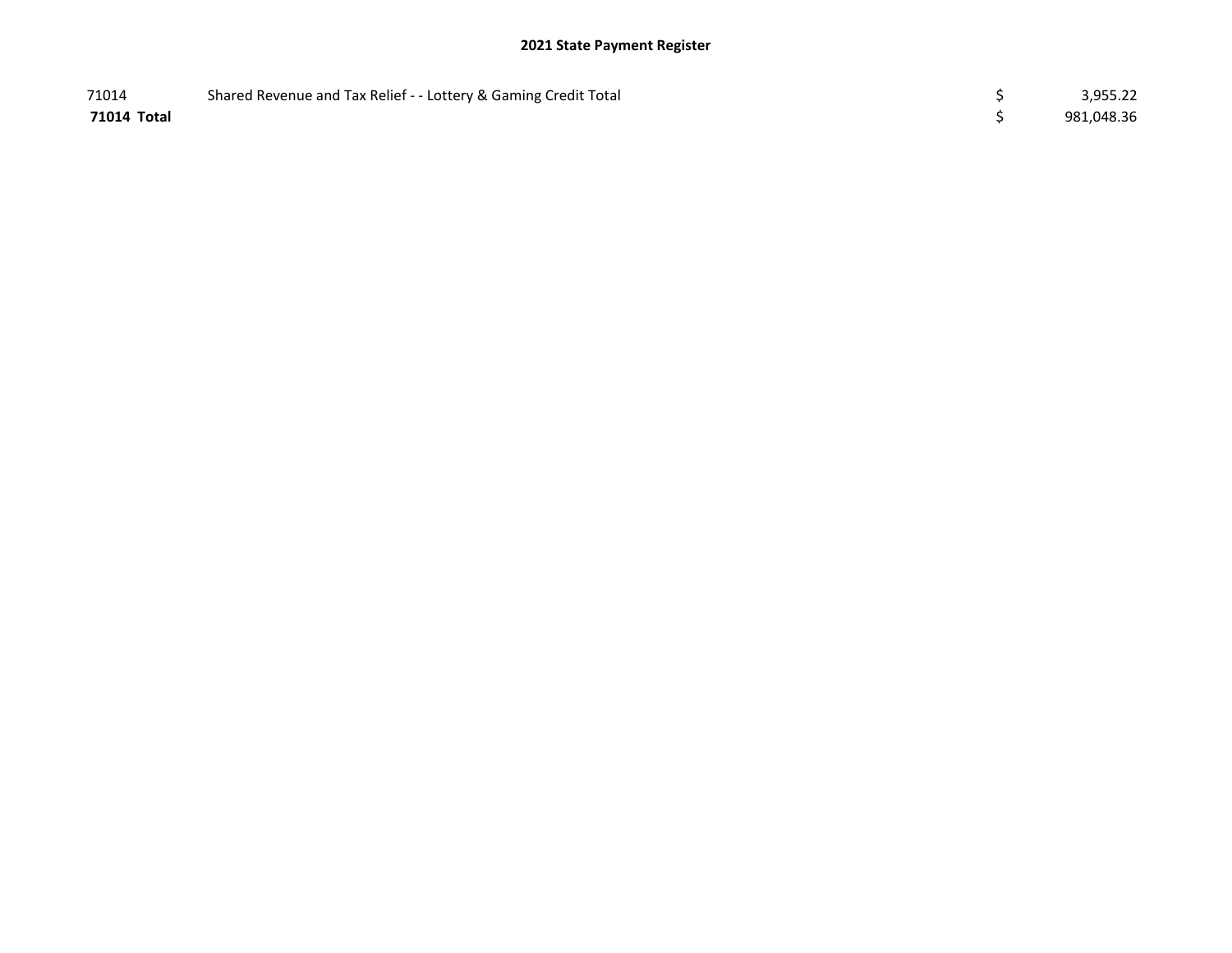## 2021 State Payment Register

| | | | |
|---|---|---|---|
| 71014 | Shared Revenue and Tax Relief - - Lottery & Gaming Credit Total | $ | 3,955.22 |
| **71014 Total** | | $ | 981,048.36 |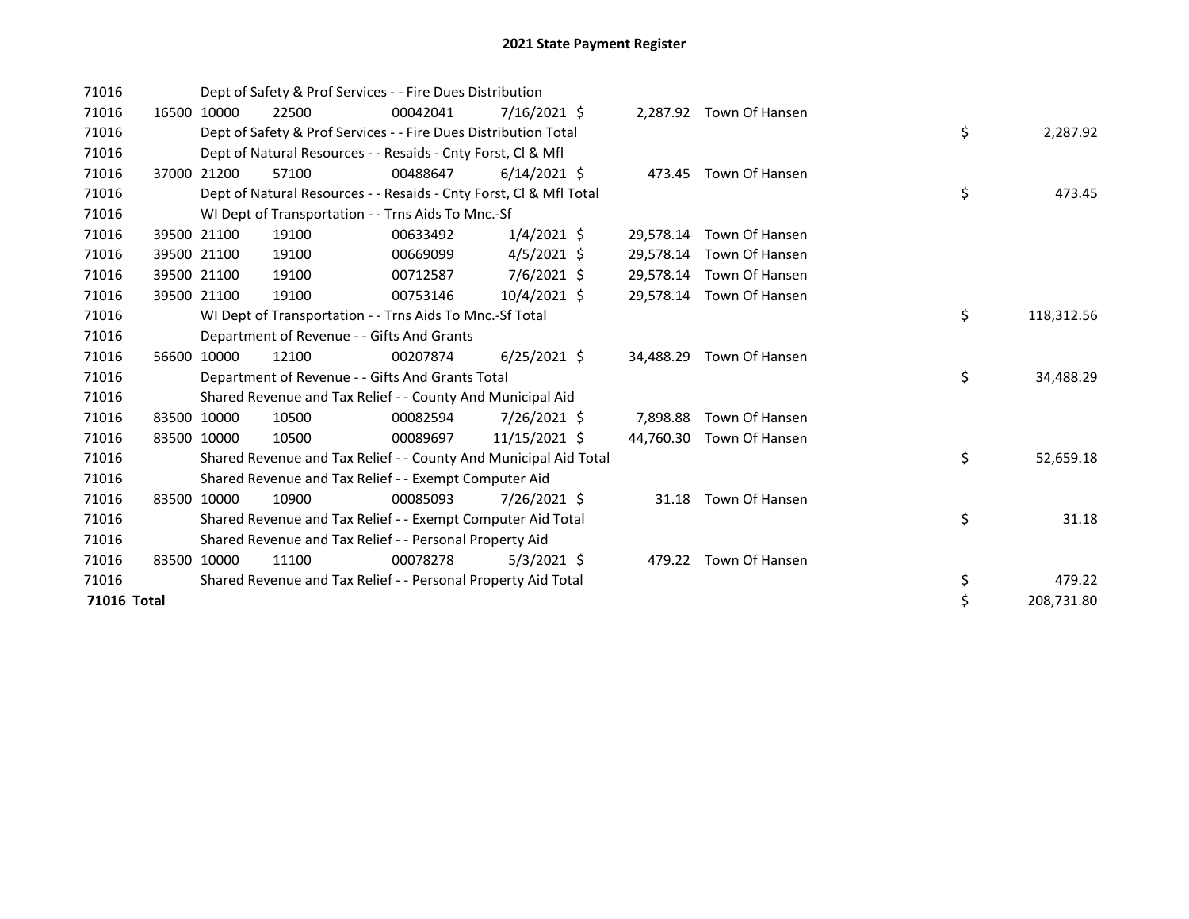# 2021 State Payment Register

| | | | | | | | | | |
|---|---|---|---|---|---|---|---|---|---|
| 71016 | | Dept of Safety & Prof Services - - Fire Dues Distribution | | | | | | | |
| 71016 | 16500 | 10000 | 22500 | 00042041 | 7/16/2021 | $ 2,287.92 | Town Of Hansen | | |
| 71016 | | Dept of Safety & Prof Services - - Fire Dues Distribution Total | | | | | | $ | 2,287.92 |
| 71016 | | Dept of Natural Resources - - Resaids - Cnty Forst, Cl & Mfl | | | | | | | |
| 71016 | 37000 | 21200 | 57100 | 00488647 | 6/14/2021 | $ 473.45 | Town Of Hansen | | |
| 71016 | | Dept of Natural Resources - - Resaids - Cnty Forst, Cl & Mfl Total | | | | | | $ | 473.45 |
| 71016 | | WI Dept of Transportation - - Trns Aids To Mnc.-Sf | | | | | | | |
| 71016 | 39500 | 21100 | 19100 | 00633492 | 1/4/2021 | $ 29,578.14 | Town Of Hansen | | |
| 71016 | 39500 | 21100 | 19100 | 00669099 | 4/5/2021 | $ 29,578.14 | Town Of Hansen | | |
| 71016 | 39500 | 21100 | 19100 | 00712587 | 7/6/2021 | $ 29,578.14 | Town Of Hansen | | |
| 71016 | 39500 | 21100 | 19100 | 00753146 | 10/4/2021 | $ 29,578.14 | Town Of Hansen | | |
| 71016 | | WI Dept of Transportation - - Trns Aids To Mnc.-Sf Total | | | | | | $ | 118,312.56 |
| 71016 | | Department of Revenue - - Gifts And Grants | | | | | | | |
| 71016 | 56600 | 10000 | 12100 | 00207874 | 6/25/2021 | $ 34,488.29 | Town Of Hansen | | |
| 71016 | | Department of Revenue - - Gifts And Grants Total | | | | | | $ | 34,488.29 |
| 71016 | | Shared Revenue and Tax Relief - - County And Municipal Aid | | | | | | | |
| 71016 | 83500 | 10000 | 10500 | 00082594 | 7/26/2021 | $ 7,898.88 | Town Of Hansen | | |
| 71016 | 83500 | 10000 | 10500 | 00089697 | 11/15/2021 | $ 44,760.30 | Town Of Hansen | | |
| 71016 | | Shared Revenue and Tax Relief - - County And Municipal Aid Total | | | | | | $ | 52,659.18 |
| 71016 | | Shared Revenue and Tax Relief - - Exempt Computer Aid | | | | | | | |
| 71016 | 83500 | 10000 | 10900 | 00085093 | 7/26/2021 | $ 31.18 | Town Of Hansen | | |
| 71016 | | Shared Revenue and Tax Relief - - Exempt Computer Aid Total | | | | | | $ | 31.18 |
| 71016 | | Shared Revenue and Tax Relief - - Personal Property Aid | | | | | | | |
| 71016 | 83500 | 10000 | 11100 | 00078278 | 5/3/2021 | $ 479.22 | Town Of Hansen | | |
| 71016 | | Shared Revenue and Tax Relief - - Personal Property Aid Total | | | | | | $ | 479.22 |
| **71016 Total** | | | | | | | | $ | 208,731.80 |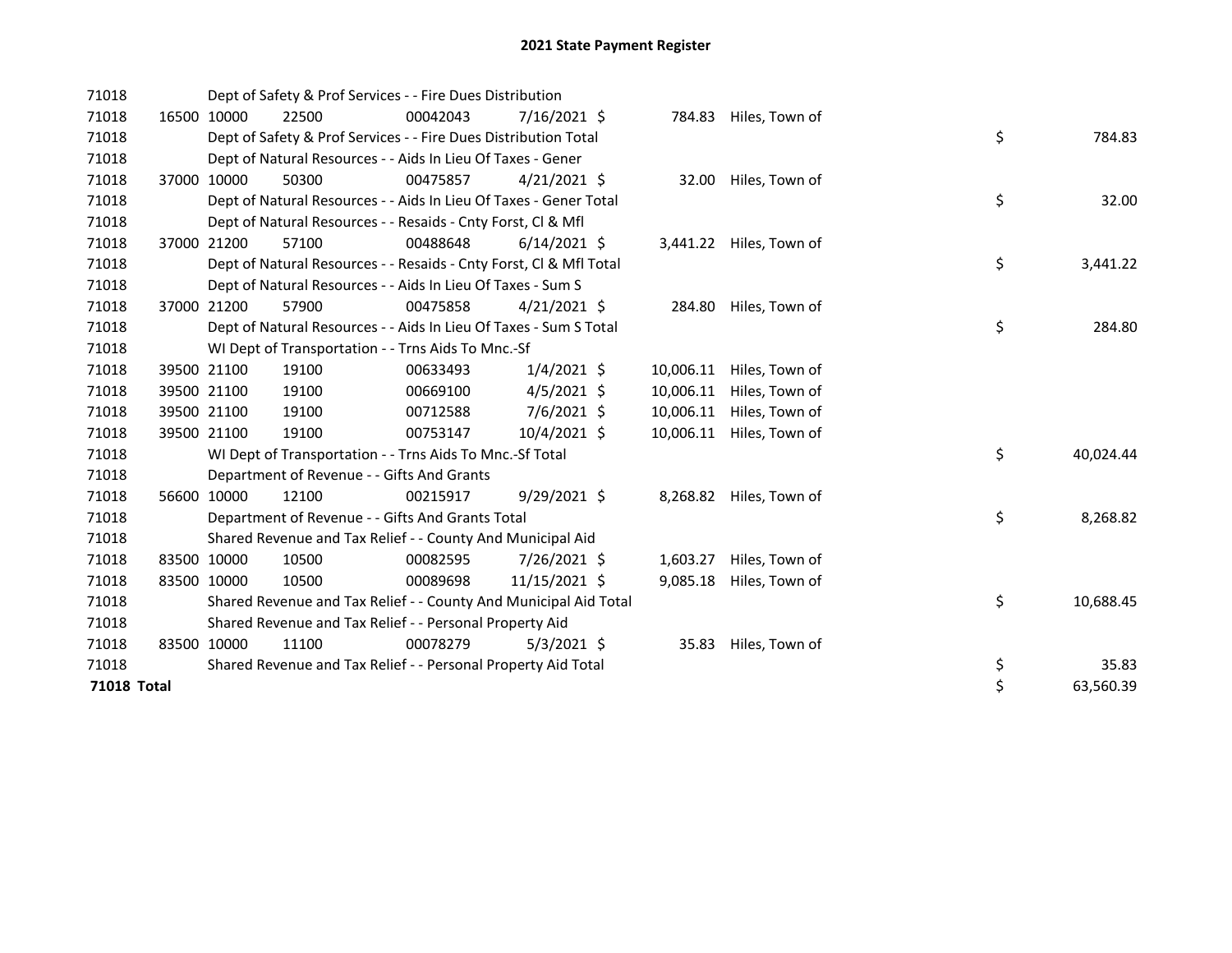# 2021 State Payment Register

| | | | | | | | | | |
|---|---|---|---|---|---|---|---|---|---|
| 71018 | | | Dept of Safety & Prof Services - - Fire Dues Distribution | | | | | | |
| 71018 | 16500 | 10000 | 22500 | 00042043 | 7/16/2021 | $ 784.83 | Hiles, Town of | | |
| 71018 | | | Dept of Safety & Prof Services - - Fire Dues Distribution Total | | | | | $ | 784.83 |
| 71018 | | | Dept of Natural Resources - - Aids In Lieu Of Taxes - Gener | | | | | | |
| 71018 | 37000 | 10000 | 50300 | 00475857 | 4/21/2021 | $ 32.00 | Hiles, Town of | | |
| 71018 | | | Dept of Natural Resources - - Aids In Lieu Of Taxes - Gener Total | | | | | $ | 32.00 |
| 71018 | | | Dept of Natural Resources - - Resaids - Cnty Forst, Cl & Mfl | | | | | | |
| 71018 | 37000 | 21200 | 57100 | 00488648 | 6/14/2021 | $ 3,441.22 | Hiles, Town of | | |
| 71018 | | | Dept of Natural Resources - - Resaids - Cnty Forst, Cl & Mfl Total | | | | | $ | 3,441.22 |
| 71018 | | | Dept of Natural Resources - - Aids In Lieu Of Taxes - Sum S | | | | | | |
| 71018 | 37000 | 21200 | 57900 | 00475858 | 4/21/2021 | $ 284.80 | Hiles, Town of | | |
| 71018 | | | Dept of Natural Resources - - Aids In Lieu Of Taxes - Sum S Total | | | | | $ | 284.80 |
| 71018 | | | WI Dept of Transportation - - Trns Aids To Mnc.-Sf | | | | | | |
| 71018 | 39500 | 21100 | 19100 | 00633493 | 1/4/2021 | $ 10,006.11 | Hiles, Town of | | |
| 71018 | 39500 | 21100 | 19100 | 00669100 | 4/5/2021 | $ 10,006.11 | Hiles, Town of | | |
| 71018 | 39500 | 21100 | 19100 | 00712588 | 7/6/2021 | $ 10,006.11 | Hiles, Town of | | |
| 71018 | 39500 | 21100 | 19100 | 00753147 | 10/4/2021 | $ 10,006.11 | Hiles, Town of | | |
| 71018 | | | WI Dept of Transportation - - Trns Aids To Mnc.-Sf Total | | | | | $ | 40,024.44 |
| 71018 | | | Department of Revenue - - Gifts And Grants | | | | | | |
| 71018 | 56600 | 10000 | 12100 | 00215917 | 9/29/2021 | $ 8,268.82 | Hiles, Town of | | |
| 71018 | | | Department of Revenue - - Gifts And Grants Total | | | | | $ | 8,268.82 |
| 71018 | | | Shared Revenue and Tax Relief - - County And Municipal Aid | | | | | | |
| 71018 | 83500 | 10000 | 10500 | 00082595 | 7/26/2021 | $ 1,603.27 | Hiles, Town of | | |
| 71018 | 83500 | 10000 | 10500 | 00089698 | 11/15/2021 | $ 9,085.18 | Hiles, Town of | | |
| 71018 | | | Shared Revenue and Tax Relief - - County And Municipal Aid Total | | | | | $ | 10,688.45 |
| 71018 | | | Shared Revenue and Tax Relief - - Personal Property Aid | | | | | | |
| 71018 | 83500 | 10000 | 11100 | 00078279 | 5/3/2021 | $ 35.83 | Hiles, Town of | | |
| 71018 | | | Shared Revenue and Tax Relief - - Personal Property Aid Total | | | | | $ | 35.83 |
| **71018 Total** | | | | | | | | $ | 63,560.39 |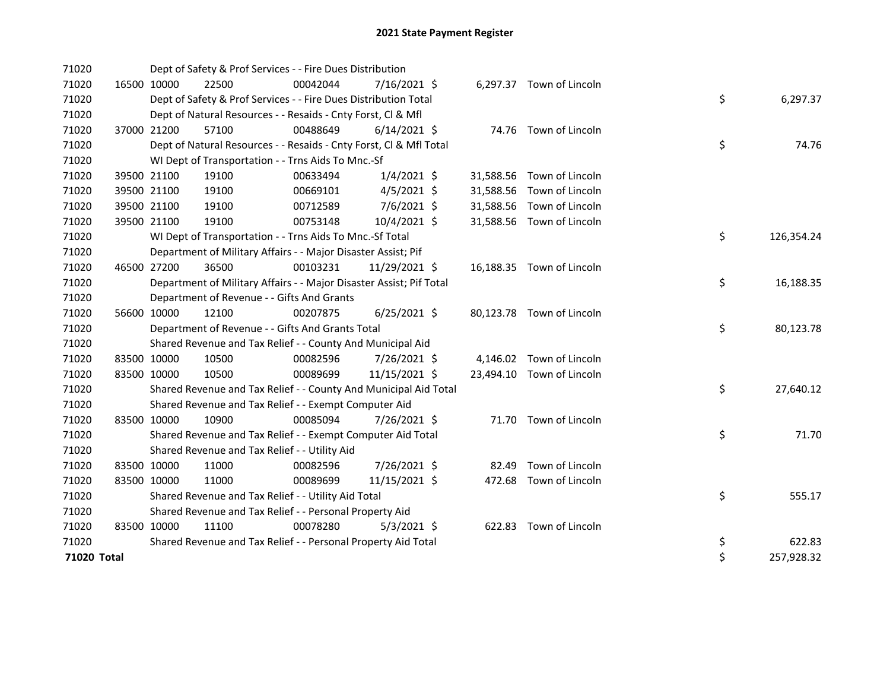# 2021 State Payment Register

| | | | | | | | | | |
|---|---|---|---|---|---|---|---|---|---|
| 71020 | | Dept of Safety & Prof Services - - Fire Dues Distribution | | | | | | | |
| 71020 | 16500 | 10000 | 22500 | 00042044 | 7/16/2021 | $ 6,297.37 | Town of Lincoln | | |
| 71020 | | Dept of Safety & Prof Services - - Fire Dues Distribution Total | | | | | | $ | 6,297.37 |
| 71020 | | Dept of Natural Resources - - Resaids - Cnty Forst, Cl & Mfl | | | | | | | |
| 71020 | 37000 | 21200 | 57100 | 00488649 | 6/14/2021 | $ 74.76 | Town of Lincoln | | |
| 71020 | | Dept of Natural Resources - - Resaids - Cnty Forst, Cl & Mfl Total | | | | | | $ | 74.76 |
| 71020 | | WI Dept of Transportation - - Trns Aids To Mnc.-Sf | | | | | | | |
| 71020 | 39500 | 21100 | 19100 | 00633494 | 1/4/2021 | $ 31,588.56 | Town of Lincoln | | |
| 71020 | 39500 | 21100 | 19100 | 00669101 | 4/5/2021 | $ 31,588.56 | Town of Lincoln | | |
| 71020 | 39500 | 21100 | 19100 | 00712589 | 7/6/2021 | $ 31,588.56 | Town of Lincoln | | |
| 71020 | 39500 | 21100 | 19100 | 00753148 | 10/4/2021 | $ 31,588.56 | Town of Lincoln | | |
| 71020 | | WI Dept of Transportation - - Trns Aids To Mnc.-Sf Total | | | | | | $ | 126,354.24 |
| 71020 | | Department of Military Affairs - - Major Disaster Assist; Pif | | | | | | | |
| 71020 | 46500 | 27200 | 36500 | 00103231 | 11/29/2021 | $ 16,188.35 | Town of Lincoln | | |
| 71020 | | Department of Military Affairs - - Major Disaster Assist; Pif Total | | | | | | $ | 16,188.35 |
| 71020 | | Department of Revenue - - Gifts And Grants | | | | | | | |
| 71020 | 56600 | 10000 | 12100 | 00207875 | 6/25/2021 | $ 80,123.78 | Town of Lincoln | | |
| 71020 | | Department of Revenue - - Gifts And Grants Total | | | | | | $ | 80,123.78 |
| 71020 | | Shared Revenue and Tax Relief - - County And Municipal Aid | | | | | | | |
| 71020 | 83500 | 10000 | 10500 | 00082596 | 7/26/2021 | $ 4,146.02 | Town of Lincoln | | |
| 71020 | 83500 | 10000 | 10500 | 00089699 | 11/15/2021 | $ 23,494.10 | Town of Lincoln | | |
| 71020 | | Shared Revenue and Tax Relief - - County And Municipal Aid Total | | | | | | $ | 27,640.12 |
| 71020 | | Shared Revenue and Tax Relief - - Exempt Computer Aid | | | | | | | |
| 71020 | 83500 | 10000 | 10900 | 00085094 | 7/26/2021 | $ 71.70 | Town of Lincoln | | |
| 71020 | | Shared Revenue and Tax Relief - - Exempt Computer Aid Total | | | | | | $ | 71.70 |
| 71020 | | Shared Revenue and Tax Relief - - Utility Aid | | | | | | | |
| 71020 | 83500 | 10000 | 11000 | 00082596 | 7/26/2021 | $ 82.49 | Town of Lincoln | | |
| 71020 | 83500 | 10000 | 11000 | 00089699 | 11/15/2021 | $ 472.68 | Town of Lincoln | | |
| 71020 | | Shared Revenue and Tax Relief - - Utility Aid Total | | | | | | $ | 555.17 |
| 71020 | | Shared Revenue and Tax Relief - - Personal Property Aid | | | | | | | |
| 71020 | 83500 | 10000 | 11100 | 00078280 | 5/3/2021 | $ 622.83 | Town of Lincoln | | |
| 71020 | | Shared Revenue and Tax Relief - - Personal Property Aid Total | | | | | | $ | 622.83 |
| **71020 Total** | | | | | | | | $ | 257,928.32 |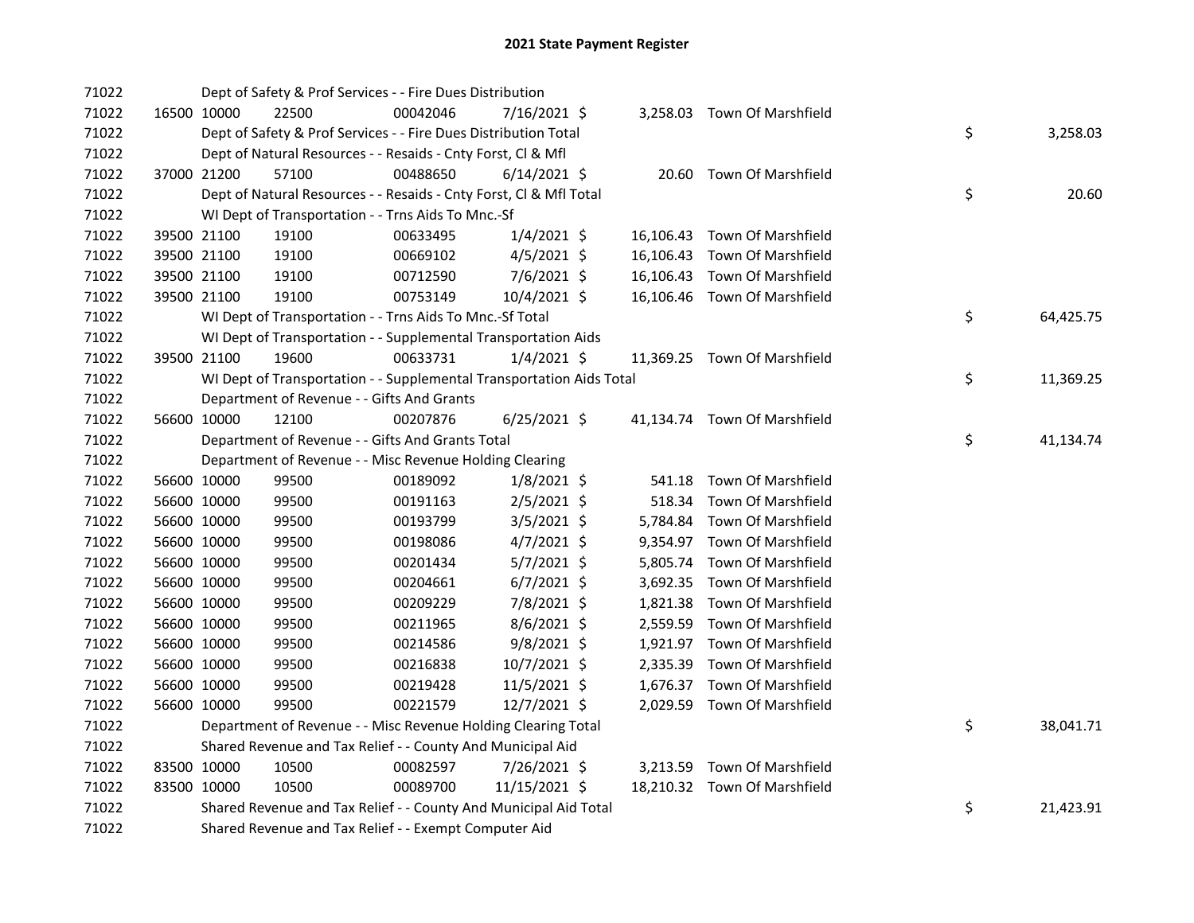# 2021 State Payment Register

| | | | | | | | | | |
|---|---|---|---|---|---|---|---|---|---|
| 71022 | | | Dept of Safety & Prof Services - - Fire Dues Distribution | | | | | | |
| 71022 | 16500 | 10000 | 22500 | 00042046 | 7/16/2021 | $ 3,258.03 | Town Of Marshfield | | |
| 71022 | | | Dept of Safety & Prof Services - - Fire Dues Distribution Total | | | | | $ | 3,258.03 |
| 71022 | | | Dept of Natural Resources - - Resaids - Cnty Forst, Cl & Mfl | | | | | | |
| 71022 | 37000 | 21200 | 57100 | 00488650 | 6/14/2021 | $ 20.60 | Town Of Marshfield | | |
| 71022 | | | Dept of Natural Resources - - Resaids - Cnty Forst, Cl & Mfl Total | | | | | $ | 20.60 |
| 71022 | | | WI Dept of Transportation - - Trns Aids To Mnc.-Sf | | | | | | |
| 71022 | 39500 | 21100 | 19100 | 00633495 | 1/4/2021 | $ 16,106.43 | Town Of Marshfield | | |
| 71022 | 39500 | 21100 | 19100 | 00669102 | 4/5/2021 | $ 16,106.43 | Town Of Marshfield | | |
| 71022 | 39500 | 21100 | 19100 | 00712590 | 7/6/2021 | $ 16,106.43 | Town Of Marshfield | | |
| 71022 | 39500 | 21100 | 19100 | 00753149 | 10/4/2021 | $ 16,106.46 | Town Of Marshfield | | |
| 71022 | | | WI Dept of Transportation - - Trns Aids To Mnc.-Sf Total | | | | | $ | 64,425.75 |
| 71022 | | | WI Dept of Transportation - - Supplemental Transportation Aids | | | | | | |
| 71022 | 39500 | 21100 | 19600 | 00633731 | 1/4/2021 | $ 11,369.25 | Town Of Marshfield | | |
| 71022 | | | WI Dept of Transportation - - Supplemental Transportation Aids Total | | | | | $ | 11,369.25 |
| 71022 | | | Department of Revenue - - Gifts And Grants | | | | | | |
| 71022 | 56600 | 10000 | 12100 | 00207876 | 6/25/2021 | $ 41,134.74 | Town Of Marshfield | | |
| 71022 | | | Department of Revenue - - Gifts And Grants Total | | | | | $ | 41,134.74 |
| 71022 | | | Department of Revenue - - Misc Revenue Holding Clearing | | | | | | |
| 71022 | 56600 | 10000 | 99500 | 00189092 | 1/8/2021 | $ 541.18 | Town Of Marshfield | | |
| 71022 | 56600 | 10000 | 99500 | 00191163 | 2/5/2021 | $ 518.34 | Town Of Marshfield | | |
| 71022 | 56600 | 10000 | 99500 | 00193799 | 3/5/2021 | $ 5,784.84 | Town Of Marshfield | | |
| 71022 | 56600 | 10000 | 99500 | 00198086 | 4/7/2021 | $ 9,354.97 | Town Of Marshfield | | |
| 71022 | 56600 | 10000 | 99500 | 00201434 | 5/7/2021 | $ 5,805.74 | Town Of Marshfield | | |
| 71022 | 56600 | 10000 | 99500 | 00204661 | 6/7/2021 | $ 3,692.35 | Town Of Marshfield | | |
| 71022 | 56600 | 10000 | 99500 | 00209229 | 7/8/2021 | $ 1,821.38 | Town Of Marshfield | | |
| 71022 | 56600 | 10000 | 99500 | 00211965 | 8/6/2021 | $ 2,559.59 | Town Of Marshfield | | |
| 71022 | 56600 | 10000 | 99500 | 00214586 | 9/8/2021 | $ 1,921.97 | Town Of Marshfield | | |
| 71022 | 56600 | 10000 | 99500 | 00216838 | 10/7/2021 | $ 2,335.39 | Town Of Marshfield | | |
| 71022 | 56600 | 10000 | 99500 | 00219428 | 11/5/2021 | $ 1,676.37 | Town Of Marshfield | | |
| 71022 | 56600 | 10000 | 99500 | 00221579 | 12/7/2021 | $ 2,029.59 | Town Of Marshfield | | |
| 71022 | | | Department of Revenue - - Misc Revenue Holding Clearing Total | | | | | $ | 38,041.71 |
| 71022 | | | Shared Revenue and Tax Relief - - County And Municipal Aid | | | | | | |
| 71022 | 83500 | 10000 | 10500 | 00082597 | 7/26/2021 | $ 3,213.59 | Town Of Marshfield | | |
| 71022 | 83500 | 10000 | 10500 | 00089700 | 11/15/2021 | $ 18,210.32 | Town Of Marshfield | | |
| 71022 | | | Shared Revenue and Tax Relief - - County And Municipal Aid Total | | | | | $ | 21,423.91 |
| 71022 | | | Shared Revenue and Tax Relief - - Exempt Computer Aid | | | | | | |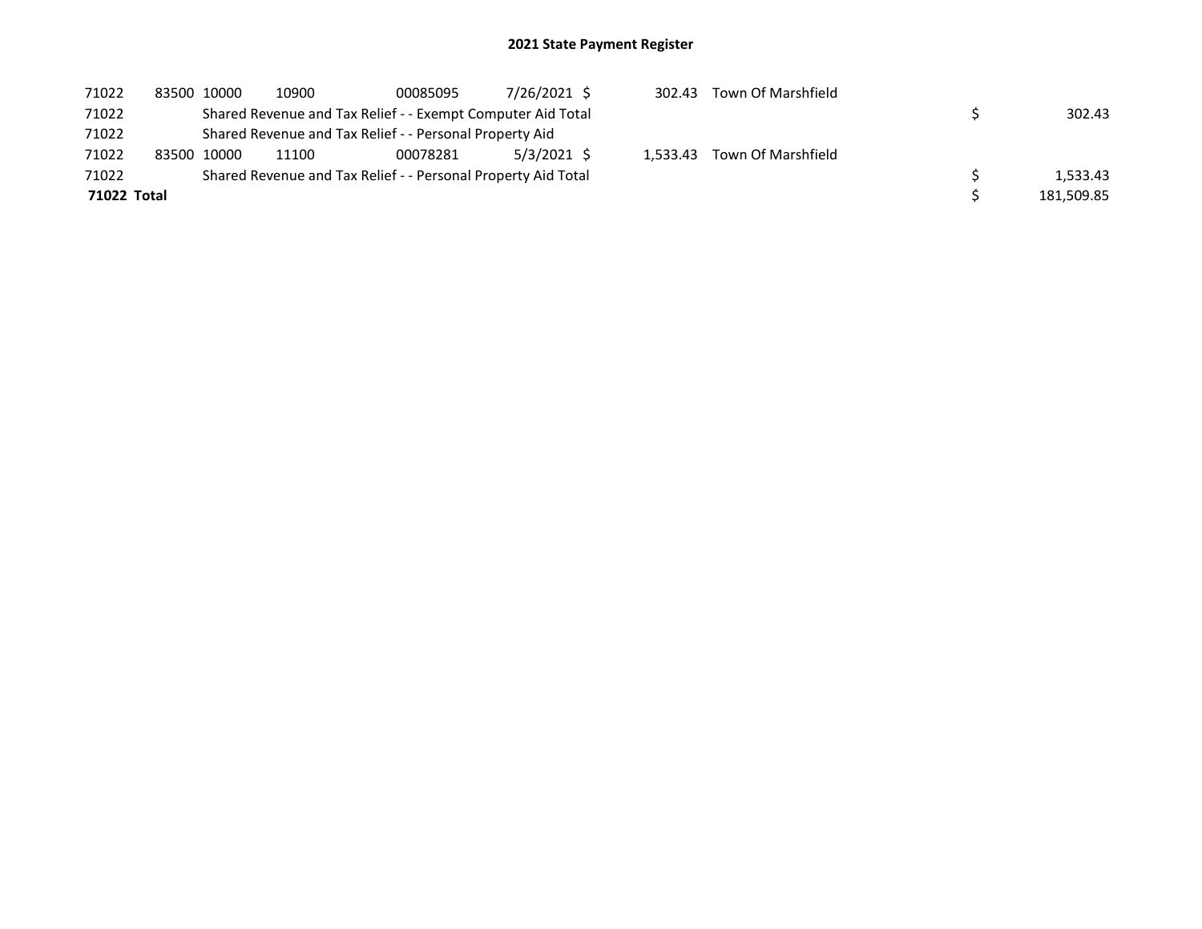## 2021 State Payment Register

| | | | | | | | | | |
|---|---|---|---|---|---|---|---|---|---|
| 71022 | 83500 | 10000 | 10900 | 00085095 | 7/26/2021 | $ 302.43 | Town Of Marshfield | | |
| 71022 | | Shared Revenue and Tax Relief - - Exempt Computer Aid Total | | | | | | $ | 302.43 |
| 71022 | | Shared Revenue and Tax Relief - - Personal Property Aid | | | | | | | |
| 71022 | 83500 | 10000 | 11100 | 00078281 | 5/3/2021 | $ 1,533.43 | Town Of Marshfield | | |
| 71022 | | Shared Revenue and Tax Relief - - Personal Property Aid Total | | | | | | $ | 1,533.43 |
| **71022 Total** | | | | | | | | $ | 181,509.85 |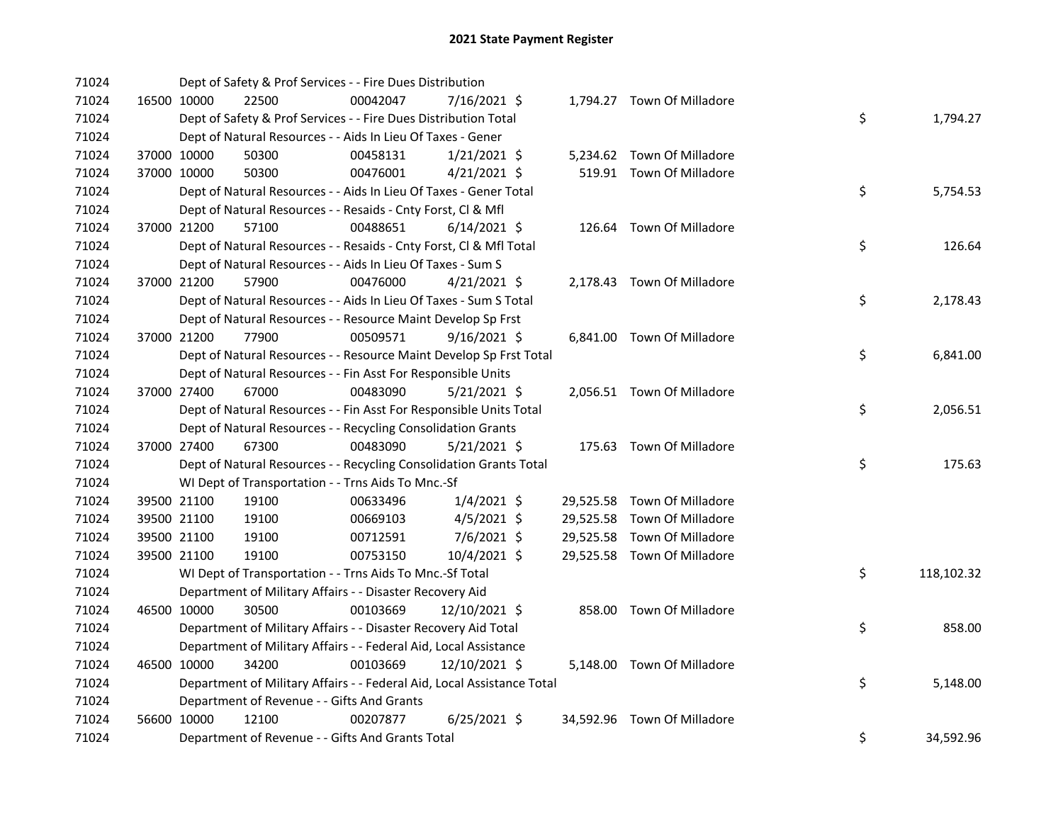# 2021 State Payment Register

| | | | | | | | | | |
|---|---|---|---|---|---|---|---|---|---|
| 71024 | | | Dept of Safety & Prof Services - - Fire Dues Distribution | | | | | | |
| 71024 | 16500 | 10000 | 22500 | 00042047 | 7/16/2021 $ | 1,794.27 | Town Of Milladore | | |
| 71024 | | | Dept of Safety & Prof Services - - Fire Dues Distribution Total | | | | | $ | 1,794.27 |
| 71024 | | | Dept of Natural Resources - - Aids In Lieu Of Taxes - Gener | | | | | | |
| 71024 | 37000 | 10000 | 50300 | 00458131 | 1/21/2021 $ | 5,234.62 | Town Of Milladore | | |
| 71024 | 37000 | 10000 | 50300 | 00476001 | 4/21/2021 $ | 519.91 | Town Of Milladore | | |
| 71024 | | | Dept of Natural Resources - - Aids In Lieu Of Taxes - Gener Total | | | | | $ | 5,754.53 |
| 71024 | | | Dept of Natural Resources - - Resaids - Cnty Forst, Cl & Mfl | | | | | | |
| 71024 | 37000 | 21200 | 57100 | 00488651 | 6/14/2021 $ | 126.64 | Town Of Milladore | | |
| 71024 | | | Dept of Natural Resources - - Resaids - Cnty Forst, Cl & Mfl Total | | | | | $ | 126.64 |
| 71024 | | | Dept of Natural Resources - - Aids In Lieu Of Taxes - Sum S | | | | | | |
| 71024 | 37000 | 21200 | 57900 | 00476000 | 4/21/2021 $ | 2,178.43 | Town Of Milladore | | |
| 71024 | | | Dept of Natural Resources - - Aids In Lieu Of Taxes - Sum S Total | | | | | $ | 2,178.43 |
| 71024 | | | Dept of Natural Resources - - Resource Maint Develop Sp Frst | | | | | | |
| 71024 | 37000 | 21200 | 77900 | 00509571 | 9/16/2021 $ | 6,841.00 | Town Of Milladore | | |
| 71024 | | | Dept of Natural Resources - - Resource Maint Develop Sp Frst Total | | | | | $ | 6,841.00 |
| 71024 | | | Dept of Natural Resources - - Fin Asst For Responsible Units | | | | | | |
| 71024 | 37000 | 27400 | 67000 | 00483090 | 5/21/2021 $ | 2,056.51 | Town Of Milladore | | |
| 71024 | | | Dept of Natural Resources - - Fin Asst For Responsible Units Total | | | | | $ | 2,056.51 |
| 71024 | | | Dept of Natural Resources - - Recycling Consolidation Grants | | | | | | |
| 71024 | 37000 | 27400 | 67300 | 00483090 | 5/21/2021 $ | 175.63 | Town Of Milladore | | |
| 71024 | | | Dept of Natural Resources - - Recycling Consolidation Grants Total | | | | | $ | 175.63 |
| 71024 | | | WI Dept of Transportation - - Trns Aids To Mnc.-Sf | | | | | | |
| 71024 | 39500 | 21100 | 19100 | 00633496 | 1/4/2021 $ | 29,525.58 | Town Of Milladore | | |
| 71024 | 39500 | 21100 | 19100 | 00669103 | 4/5/2021 $ | 29,525.58 | Town Of Milladore | | |
| 71024 | 39500 | 21100 | 19100 | 00712591 | 7/6/2021 $ | 29,525.58 | Town Of Milladore | | |
| 71024 | 39500 | 21100 | 19100 | 00753150 | 10/4/2021 $ | 29,525.58 | Town Of Milladore | | |
| 71024 | | | WI Dept of Transportation - - Trns Aids To Mnc.-Sf Total | | | | | $ | 118,102.32 |
| 71024 | | | Department of Military Affairs - - Disaster Recovery Aid | | | | | | |
| 71024 | 46500 | 10000 | 30500 | 00103669 | 12/10/2021 $ | 858.00 | Town Of Milladore | | |
| 71024 | | | Department of Military Affairs - - Disaster Recovery Aid Total | | | | | $ | 858.00 |
| 71024 | | | Department of Military Affairs - - Federal Aid, Local Assistance | | | | | | |
| 71024 | 46500 | 10000 | 34200 | 00103669 | 12/10/2021 $ | 5,148.00 | Town Of Milladore | | |
| 71024 | | | Department of Military Affairs - - Federal Aid, Local Assistance Total | | | | | $ | 5,148.00 |
| 71024 | | | Department of Revenue - - Gifts And Grants | | | | | | |
| 71024 | 56600 | 10000 | 12100 | 00207877 | 6/25/2021 $ | 34,592.96 | Town Of Milladore | | |
| 71024 | | | Department of Revenue - - Gifts And Grants Total | | | | | $ | 34,592.96 |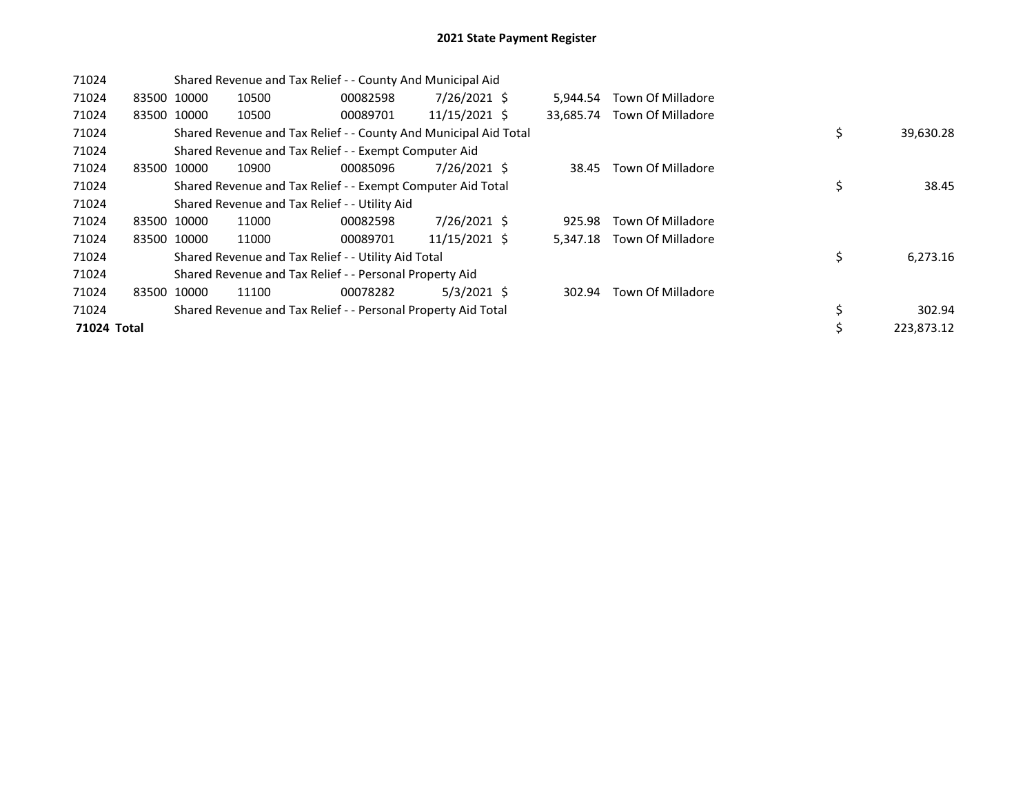# 2021 State Payment Register

| | | | | | | | | | |
|---|---|---|---|---|---|---|---|---|---|
| 71024 | | | Shared Revenue and Tax Relief - - County And Municipal Aid | | | | | | |
| 71024 | 83500 | 10000 | 10500 | 00082598 | 7/26/2021 | $ 5,944.54 | Town Of Milladore | | |
| 71024 | 83500 | 10000 | 10500 | 00089701 | 11/15/2021 | $ 33,685.74 | Town Of Milladore | | |
| 71024 | | | Shared Revenue and Tax Relief - - County And Municipal Aid Total | | | | | $ | 39,630.28 |
| 71024 | | | Shared Revenue and Tax Relief - - Exempt Computer Aid | | | | | | |
| 71024 | 83500 | 10000 | 10900 | 00085096 | 7/26/2021 | $ 38.45 | Town Of Milladore | | |
| 71024 | | | Shared Revenue and Tax Relief - - Exempt Computer Aid Total | | | | | $ | 38.45 |
| 71024 | | | Shared Revenue and Tax Relief - - Utility Aid | | | | | | |
| 71024 | 83500 | 10000 | 11000 | 00082598 | 7/26/2021 | $ 925.98 | Town Of Milladore | | |
| 71024 | 83500 | 10000 | 11000 | 00089701 | 11/15/2021 | $ 5,347.18 | Town Of Milladore | | |
| 71024 | | | Shared Revenue and Tax Relief - - Utility Aid Total | | | | | $ | 6,273.16 |
| 71024 | | | Shared Revenue and Tax Relief - - Personal Property Aid | | | | | | |
| 71024 | 83500 | 10000 | 11100 | 00078282 | 5/3/2021 | $ 302.94 | Town Of Milladore | | |
| 71024 | | | Shared Revenue and Tax Relief - - Personal Property Aid Total | | | | | $ | 302.94 |
| **71024 Total** | | | | | | | | $ | 223,873.12 |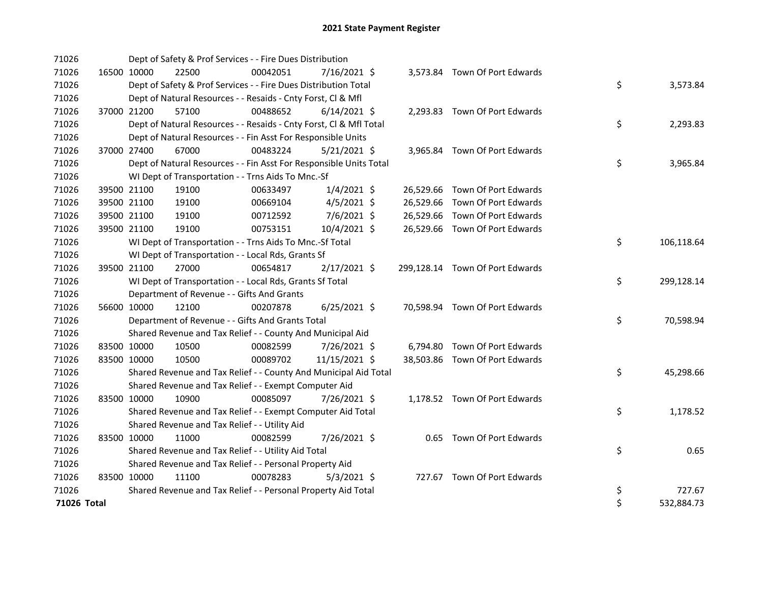# 2021 State Payment Register

| | | | | | | | | |
|---|---|---|---|---|---|---|---|---|
| 71026 | | | Dept of Safety & Prof Services - - Fire Dues Distribution | | | | | |
| 71026 | 16500 10000 | 22500 | 00042051 | 7/16/2021 $ | 3,573.84 | Town Of Port Edwards | | |
| 71026 | | | Dept of Safety & Prof Services - - Fire Dues Distribution Total | | | | $ | 3,573.84 |
| 71026 | | | Dept of Natural Resources - - Resaids - Cnty Forst, Cl & Mfl | | | | | |
| 71026 | 37000 21200 | 57100 | 00488652 | 6/14/2021 $ | 2,293.83 | Town Of Port Edwards | | |
| 71026 | | | Dept of Natural Resources - - Resaids - Cnty Forst, Cl & Mfl Total | | | | $ | 2,293.83 |
| 71026 | | | Dept of Natural Resources - - Fin Asst For Responsible Units | | | | | |
| 71026 | 37000 27400 | 67000 | 00483224 | 5/21/2021 $ | 3,965.84 | Town Of Port Edwards | | |
| 71026 | | | Dept of Natural Resources - - Fin Asst For Responsible Units Total | | | | $ | 3,965.84 |
| 71026 | | | WI Dept of Transportation - - Trns Aids To Mnc.-Sf | | | | | |
| 71026 | 39500 21100 | 19100 | 00633497 | 1/4/2021 $ | 26,529.66 | Town Of Port Edwards | | |
| 71026 | 39500 21100 | 19100 | 00669104 | 4/5/2021 $ | 26,529.66 | Town Of Port Edwards | | |
| 71026 | 39500 21100 | 19100 | 00712592 | 7/6/2021 $ | 26,529.66 | Town Of Port Edwards | | |
| 71026 | 39500 21100 | 19100 | 00753151 | 10/4/2021 $ | 26,529.66 | Town Of Port Edwards | | |
| 71026 | | | WI Dept of Transportation - - Trns Aids To Mnc.-Sf Total | | | | $ | 106,118.64 |
| 71026 | | | WI Dept of Transportation - - Local Rds, Grants Sf | | | | | |
| 71026 | 39500 21100 | 27000 | 00654817 | 2/17/2021 $ | 299,128.14 | Town Of Port Edwards | | |
| 71026 | | | WI Dept of Transportation - - Local Rds, Grants Sf Total | | | | $ | 299,128.14 |
| 71026 | | | Department of Revenue - - Gifts And Grants | | | | | |
| 71026 | 56600 10000 | 12100 | 00207878 | 6/25/2021 $ | 70,598.94 | Town Of Port Edwards | | |
| 71026 | | | Department of Revenue - - Gifts And Grants Total | | | | $ | 70,598.94 |
| 71026 | | | Shared Revenue and Tax Relief - - County And Municipal Aid | | | | | |
| 71026 | 83500 10000 | 10500 | 00082599 | 7/26/2021 $ | 6,794.80 | Town Of Port Edwards | | |
| 71026 | 83500 10000 | 10500 | 00089702 | 11/15/2021 $ | 38,503.86 | Town Of Port Edwards | | |
| 71026 | | | Shared Revenue and Tax Relief - - County And Municipal Aid Total | | | | $ | 45,298.66 |
| 71026 | | | Shared Revenue and Tax Relief - - Exempt Computer Aid | | | | | |
| 71026 | 83500 10000 | 10900 | 00085097 | 7/26/2021 $ | 1,178.52 | Town Of Port Edwards | | |
| 71026 | | | Shared Revenue and Tax Relief - - Exempt Computer Aid Total | | | | $ | 1,178.52 |
| 71026 | | | Shared Revenue and Tax Relief - - Utility Aid | | | | | |
| 71026 | 83500 10000 | 11000 | 00082599 | 7/26/2021 $ | 0.65 | Town Of Port Edwards | | |
| 71026 | | | Shared Revenue and Tax Relief - - Utility Aid Total | | | | $ | 0.65 |
| 71026 | | | Shared Revenue and Tax Relief - - Personal Property Aid | | | | | |
| 71026 | 83500 10000 | 11100 | 00078283 | 5/3/2021 $ | 727.67 | Town Of Port Edwards | | |
| 71026 | | | Shared Revenue and Tax Relief - - Personal Property Aid Total | | | | $ | 727.67 |
| **71026 Total** | | | | | | | $ | 532,884.73 |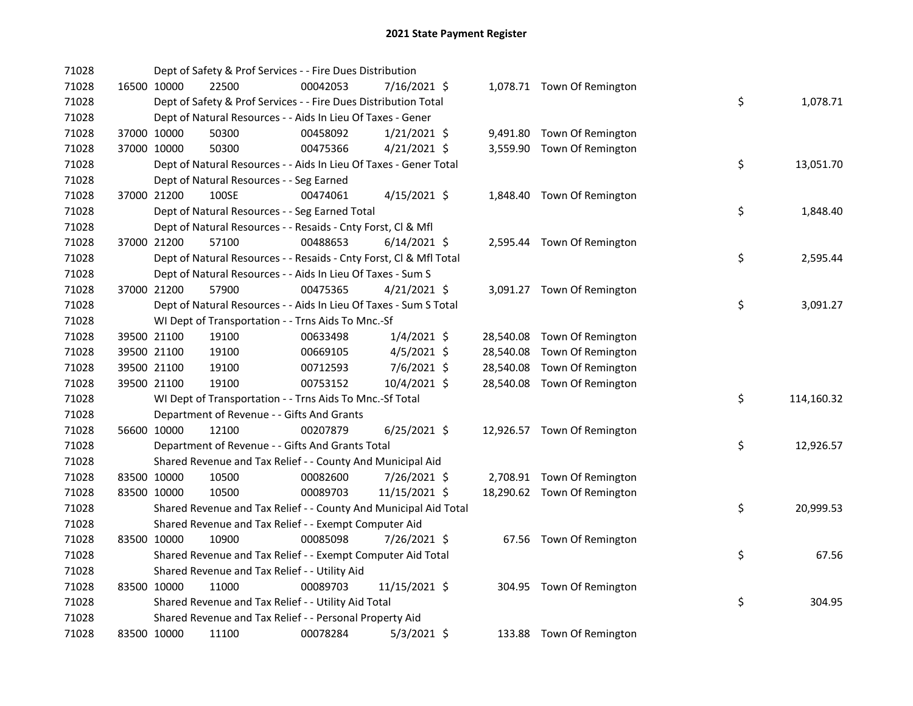# 2021 State Payment Register

| | | | | | | | | | |
|---|---|---|---|---|---|---|---|---|---|
| 71028 | | | Dept of Safety & Prof Services - - Fire Dues Distribution | | | | | | |
| 71028 | 16500 | 10000 | 22500 | 00042053 | 7/16/2021 | $ 1,078.71 | Town Of Remington | | |
| 71028 | | | Dept of Safety & Prof Services - - Fire Dues Distribution Total | | | | | $ | 1,078.71 |
| 71028 | | | Dept of Natural Resources - - Aids In Lieu Of Taxes - Gener | | | | | | |
| 71028 | 37000 | 10000 | 50300 | 00458092 | 1/21/2021 | $ 9,491.80 | Town Of Remington | | |
| 71028 | 37000 | 10000 | 50300 | 00475366 | 4/21/2021 | $ 3,559.90 | Town Of Remington | | |
| 71028 | | | Dept of Natural Resources - - Aids In Lieu Of Taxes - Gener Total | | | | | $ | 13,051.70 |
| 71028 | | | Dept of Natural Resources - - Seg Earned | | | | | | |
| 71028 | 37000 | 21200 | 100SE | 00474061 | 4/15/2021 | $ 1,848.40 | Town Of Remington | | |
| 71028 | | | Dept of Natural Resources - - Seg Earned Total | | | | | $ | 1,848.40 |
| 71028 | | | Dept of Natural Resources - - Resaids - Cnty Forst, Cl & Mfl | | | | | | |
| 71028 | 37000 | 21200 | 57100 | 00488653 | 6/14/2021 | $ 2,595.44 | Town Of Remington | | |
| 71028 | | | Dept of Natural Resources - - Resaids - Cnty Forst, Cl & Mfl Total | | | | | $ | 2,595.44 |
| 71028 | | | Dept of Natural Resources - - Aids In Lieu Of Taxes - Sum S | | | | | | |
| 71028 | 37000 | 21200 | 57900 | 00475365 | 4/21/2021 | $ 3,091.27 | Town Of Remington | | |
| 71028 | | | Dept of Natural Resources - - Aids In Lieu Of Taxes - Sum S Total | | | | | $ | 3,091.27 |
| 71028 | | | WI Dept of Transportation - - Trns Aids To Mnc.-Sf | | | | | | |
| 71028 | 39500 | 21100 | 19100 | 00633498 | 1/4/2021 | $ 28,540.08 | Town Of Remington | | |
| 71028 | 39500 | 21100 | 19100 | 00669105 | 4/5/2021 | $ 28,540.08 | Town Of Remington | | |
| 71028 | 39500 | 21100 | 19100 | 00712593 | 7/6/2021 | $ 28,540.08 | Town Of Remington | | |
| 71028 | 39500 | 21100 | 19100 | 00753152 | 10/4/2021 | $ 28,540.08 | Town Of Remington | | |
| 71028 | | | WI Dept of Transportation - - Trns Aids To Mnc.-Sf Total | | | | | $ | 114,160.32 |
| 71028 | | | Department of Revenue - - Gifts And Grants | | | | | | |
| 71028 | 56600 | 10000 | 12100 | 00207879 | 6/25/2021 | $ 12,926.57 | Town Of Remington | | |
| 71028 | | | Department of Revenue - - Gifts And Grants Total | | | | | $ | 12,926.57 |
| 71028 | | | Shared Revenue and Tax Relief - - County And Municipal Aid | | | | | | |
| 71028 | 83500 | 10000 | 10500 | 00082600 | 7/26/2021 | $ 2,708.91 | Town Of Remington | | |
| 71028 | 83500 | 10000 | 10500 | 00089703 | 11/15/2021 | $ 18,290.62 | Town Of Remington | | |
| 71028 | | | Shared Revenue and Tax Relief - - County And Municipal Aid Total | | | | | $ | 20,999.53 |
| 71028 | | | Shared Revenue and Tax Relief - - Exempt Computer Aid | | | | | | |
| 71028 | 83500 | 10000 | 10900 | 00085098 | 7/26/2021 | $ 67.56 | Town Of Remington | | |
| 71028 | | | Shared Revenue and Tax Relief - - Exempt Computer Aid Total | | | | | $ | 67.56 |
| 71028 | | | Shared Revenue and Tax Relief - - Utility Aid | | | | | | |
| 71028 | 83500 | 10000 | 11000 | 00089703 | 11/15/2021 | $ 304.95 | Town Of Remington | | |
| 71028 | | | Shared Revenue and Tax Relief - - Utility Aid Total | | | | | $ | 304.95 |
| 71028 | | | Shared Revenue and Tax Relief - - Personal Property Aid | | | | | | |
| 71028 | 83500 | 10000 | 11100 | 00078284 | 5/3/2021 | $ 133.88 | Town Of Remington | | |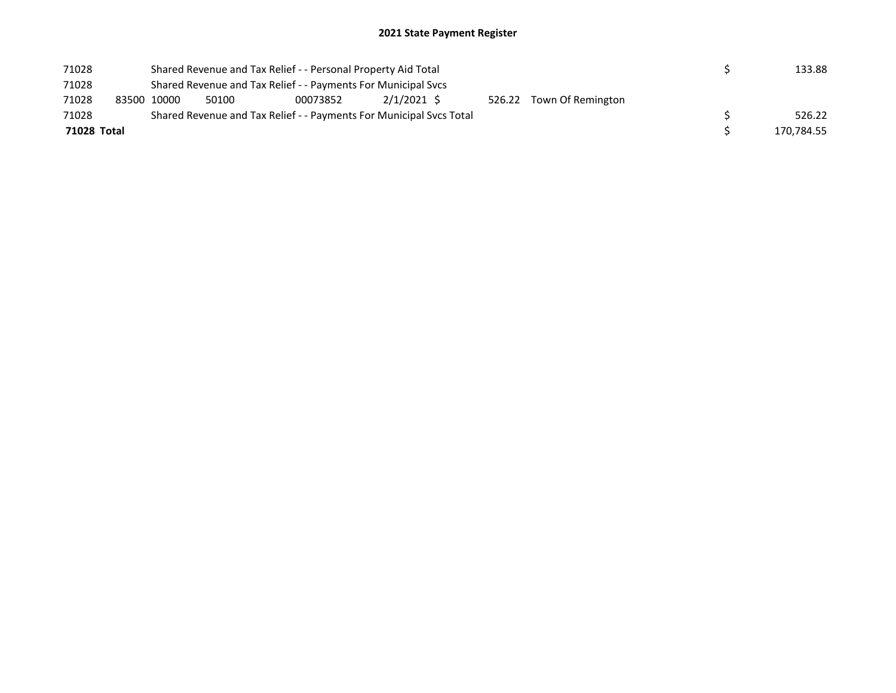## 2021 State Payment Register

| | | | | | | | | | |
|---|---|---|---|---|---|---|---|---|---|
| 71028 | | Shared Revenue and Tax Relief - - Personal Property Aid Total | | | | | | $ | 133.88 |
| 71028 | | Shared Revenue and Tax Relief - - Payments For Municipal Svcs | | | | | | | |
| 71028 | 83500 | 10000 | 50100 | 00073852 | 2/1/2021 | $ 526.22 | Town Of Remington | | |
| 71028 | | Shared Revenue and Tax Relief - - Payments For Municipal Svcs Total | | | | | | $ | 526.22 |
| **71028 Total** | | | | | | | | $ | 170,784.55 |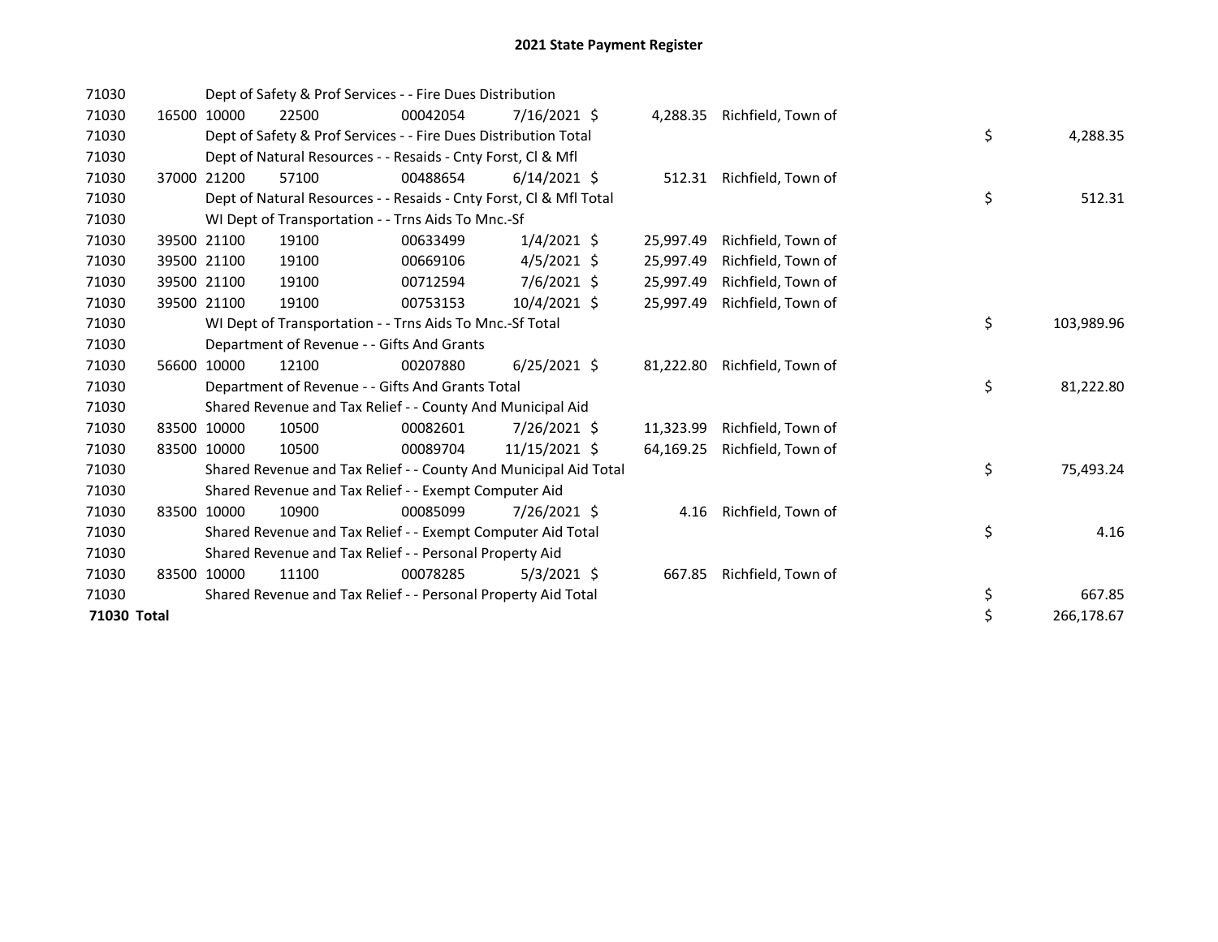# 2021 State Payment Register

| | | | | | | | | | |
|---|---|---|---|---|---|---|---|---|---|
| 71030 | | Dept of Safety & Prof Services - - Fire Dues Distribution | | | | | | | |
| 71030 | 16500 | 10000 | 22500 | 00042054 | 7/16/2021 | $ 4,288.35 | Richfield, Town of | | |
| 71030 | | Dept of Safety & Prof Services - - Fire Dues Distribution Total | | | | | | $ | 4,288.35 |
| 71030 | | Dept of Natural Resources - - Resaids - Cnty Forst, Cl & Mfl | | | | | | | |
| 71030 | 37000 | 21200 | 57100 | 00488654 | 6/14/2021 | $ 512.31 | Richfield, Town of | | |
| 71030 | | Dept of Natural Resources - - Resaids - Cnty Forst, Cl & Mfl Total | | | | | | $ | 512.31 |
| 71030 | | WI Dept of Transportation - - Trns Aids To Mnc.-Sf | | | | | | | |
| 71030 | 39500 | 21100 | 19100 | 00633499 | 1/4/2021 | $ 25,997.49 | Richfield, Town of | | |
| 71030 | 39500 | 21100 | 19100 | 00669106 | 4/5/2021 | $ 25,997.49 | Richfield, Town of | | |
| 71030 | 39500 | 21100 | 19100 | 00712594 | 7/6/2021 | $ 25,997.49 | Richfield, Town of | | |
| 71030 | 39500 | 21100 | 19100 | 00753153 | 10/4/2021 | $ 25,997.49 | Richfield, Town of | | |
| 71030 | | WI Dept of Transportation - - Trns Aids To Mnc.-Sf Total | | | | | | $ | 103,989.96 |
| 71030 | | Department of Revenue - - Gifts And Grants | | | | | | | |
| 71030 | 56600 | 10000 | 12100 | 00207880 | 6/25/2021 | $ 81,222.80 | Richfield, Town of | | |
| 71030 | | Department of Revenue - - Gifts And Grants Total | | | | | | $ | 81,222.80 |
| 71030 | | Shared Revenue and Tax Relief - - County And Municipal Aid | | | | | | | |
| 71030 | 83500 | 10000 | 10500 | 00082601 | 7/26/2021 | $ 11,323.99 | Richfield, Town of | | |
| 71030 | 83500 | 10000 | 10500 | 00089704 | 11/15/2021 | $ 64,169.25 | Richfield, Town of | | |
| 71030 | | Shared Revenue and Tax Relief - - County And Municipal Aid Total | | | | | | $ | 75,493.24 |
| 71030 | | Shared Revenue and Tax Relief - - Exempt Computer Aid | | | | | | | |
| 71030 | 83500 | 10000 | 10900 | 00085099 | 7/26/2021 | $ 4.16 | Richfield, Town of | | |
| 71030 | | Shared Revenue and Tax Relief - - Exempt Computer Aid Total | | | | | | $ | 4.16 |
| 71030 | | Shared Revenue and Tax Relief - - Personal Property Aid | | | | | | | |
| 71030 | 83500 | 10000 | 11100 | 00078285 | 5/3/2021 | $ 667.85 | Richfield, Town of | | |
| 71030 | | Shared Revenue and Tax Relief - - Personal Property Aid Total | | | | | | $ | 667.85 |
| **71030 Total** | | | | | | | | $ | 266,178.67 |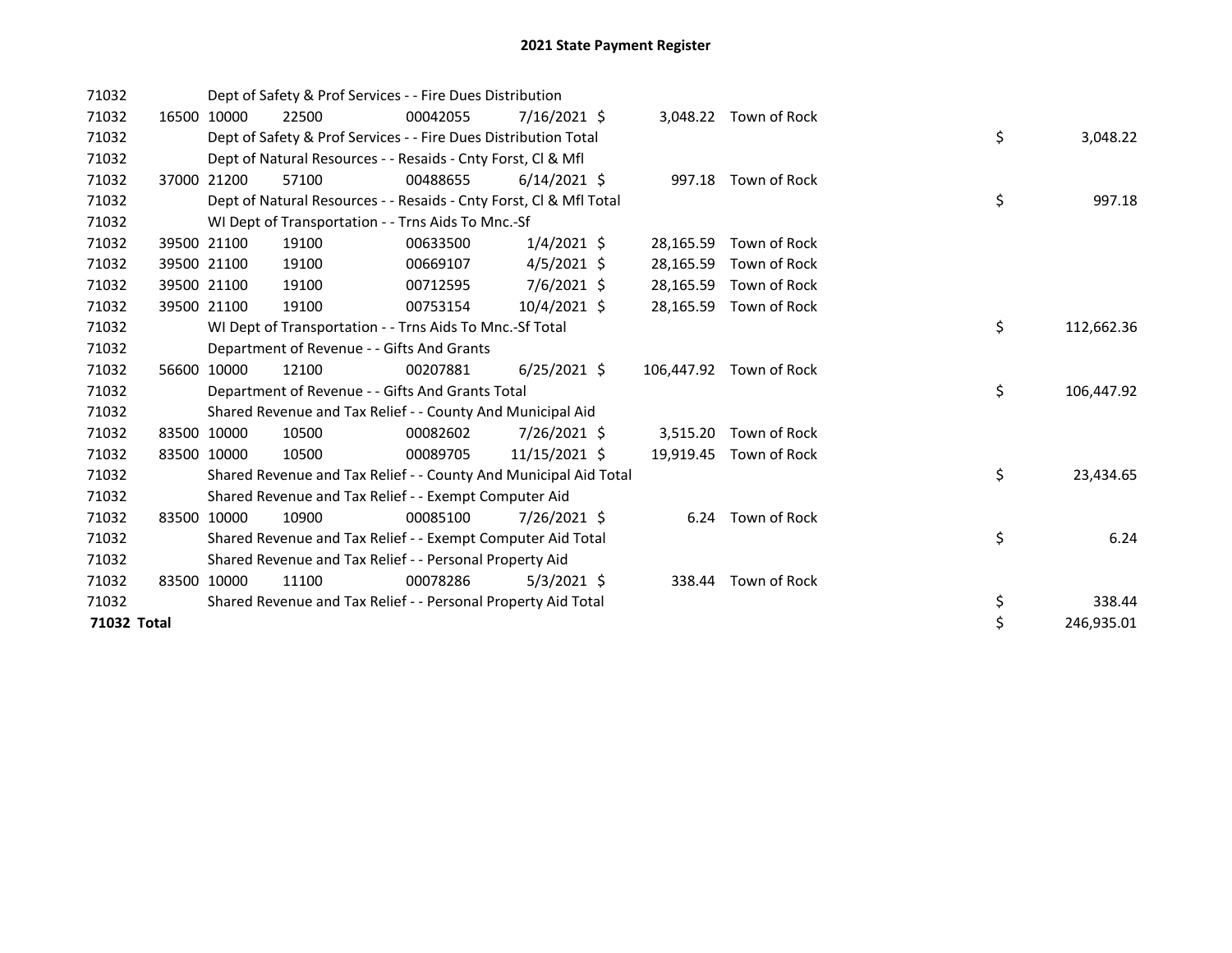# 2021 State Payment Register

| | | | | | | | | | |
|---|---|---|---|---|---|---|---|---|---|
| 71032 | | | Dept of Safety & Prof Services - - Fire Dues Distribution | | | | | | |
| 71032 | 16500 | 10000 | 22500 | 00042055 | 7/16/2021 | $ | 3,048.22 | Town of Rock | |
| 71032 | | | Dept of Safety & Prof Services - - Fire Dues Distribution Total | | | | | | $ 3,048.22 |
| 71032 | | | Dept of Natural Resources - - Resaids - Cnty Forst, Cl & Mfl | | | | | | |
| 71032 | 37000 | 21200 | 57100 | 00488655 | 6/14/2021 | $ | 997.18 | Town of Rock | |
| 71032 | | | Dept of Natural Resources - - Resaids - Cnty Forst, Cl & Mfl Total | | | | | | $ 997.18 |
| 71032 | | | WI Dept of Transportation - - Trns Aids To Mnc.-Sf | | | | | | |
| 71032 | 39500 | 21100 | 19100 | 00633500 | 1/4/2021 | $ | 28,165.59 | Town of Rock | |
| 71032 | 39500 | 21100 | 19100 | 00669107 | 4/5/2021 | $ | 28,165.59 | Town of Rock | |
| 71032 | 39500 | 21100 | 19100 | 00712595 | 7/6/2021 | $ | 28,165.59 | Town of Rock | |
| 71032 | 39500 | 21100 | 19100 | 00753154 | 10/4/2021 | $ | 28,165.59 | Town of Rock | |
| 71032 | | | WI Dept of Transportation - - Trns Aids To Mnc.-Sf Total | | | | | | $ 112,662.36 |
| 71032 | | | Department of Revenue - - Gifts And Grants | | | | | | |
| 71032 | 56600 | 10000 | 12100 | 00207881 | 6/25/2021 | $ | 106,447.92 | Town of Rock | |
| 71032 | | | Department of Revenue - - Gifts And Grants Total | | | | | | $ 106,447.92 |
| 71032 | | | Shared Revenue and Tax Relief - - County And Municipal Aid | | | | | | |
| 71032 | 83500 | 10000 | 10500 | 00082602 | 7/26/2021 | $ | 3,515.20 | Town of Rock | |
| 71032 | 83500 | 10000 | 10500 | 00089705 | 11/15/2021 | $ | 19,919.45 | Town of Rock | |
| 71032 | | | Shared Revenue and Tax Relief - - County And Municipal Aid Total | | | | | | $ 23,434.65 |
| 71032 | | | Shared Revenue and Tax Relief - - Exempt Computer Aid | | | | | | |
| 71032 | 83500 | 10000 | 10900 | 00085100 | 7/26/2021 | $ | 6.24 | Town of Rock | |
| 71032 | | | Shared Revenue and Tax Relief - - Exempt Computer Aid Total | | | | | | $ 6.24 |
| 71032 | | | Shared Revenue and Tax Relief - - Personal Property Aid | | | | | | |
| 71032 | 83500 | 10000 | 11100 | 00078286 | 5/3/2021 | $ | 338.44 | Town of Rock | |
| 71032 | | | Shared Revenue and Tax Relief - - Personal Property Aid Total | | | | | | $ 338.44 |
| **71032 Total** | | | | | | | | | $ 246,935.01 |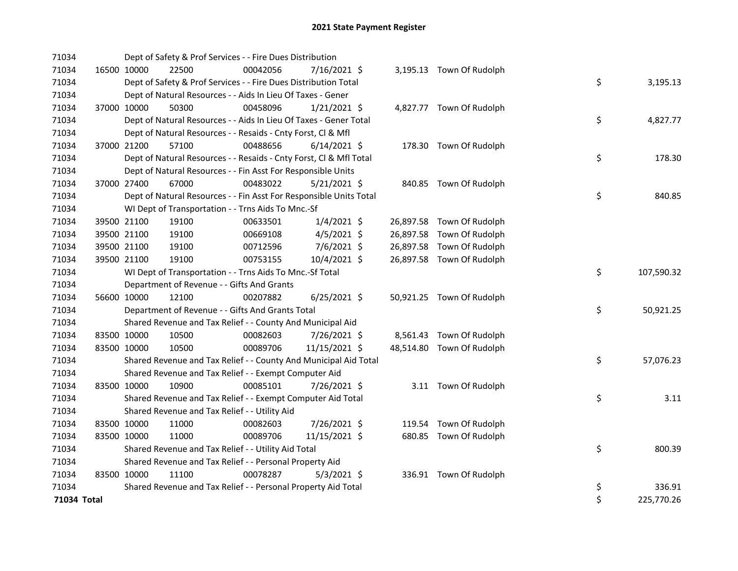# 2021 State Payment Register

| | | | | | | | | | |
|---|---|---|---|---|---|---|---|---|---|
| 71034 | | Dept of Safety & Prof Services - - Fire Dues Distribution | | | | | | | |
| 71034 | 16500 | 10000 | 22500 | 00042056 | 7/16/2021 $ | 3,195.13 | Town Of Rudolph | | |
| 71034 | | Dept of Safety & Prof Services - - Fire Dues Distribution Total | | | | | | $ | 3,195.13 |
| 71034 | | Dept of Natural Resources - - Aids In Lieu Of Taxes - Gener | | | | | | | |
| 71034 | 37000 | 10000 | 50300 | 00458096 | 1/21/2021 $ | 4,827.77 | Town Of Rudolph | | |
| 71034 | | Dept of Natural Resources - - Aids In Lieu Of Taxes - Gener Total | | | | | | $ | 4,827.77 |
| 71034 | | Dept of Natural Resources - - Resaids - Cnty Forst, Cl & Mfl | | | | | | | |
| 71034 | 37000 | 21200 | 57100 | 00488656 | 6/14/2021 $ | 178.30 | Town Of Rudolph | | |
| 71034 | | Dept of Natural Resources - - Resaids - Cnty Forst, Cl & Mfl Total | | | | | | $ | 178.30 |
| 71034 | | Dept of Natural Resources - - Fin Asst For Responsible Units | | | | | | | |
| 71034 | 37000 | 27400 | 67000 | 00483022 | 5/21/2021 $ | 840.85 | Town Of Rudolph | | |
| 71034 | | Dept of Natural Resources - - Fin Asst For Responsible Units Total | | | | | | $ | 840.85 |
| 71034 | | WI Dept of Transportation - - Trns Aids To Mnc.-Sf | | | | | | | |
| 71034 | 39500 | 21100 | 19100 | 00633501 | 1/4/2021 $ | 26,897.58 | Town Of Rudolph | | |
| 71034 | 39500 | 21100 | 19100 | 00669108 | 4/5/2021 $ | 26,897.58 | Town Of Rudolph | | |
| 71034 | 39500 | 21100 | 19100 | 00712596 | 7/6/2021 $ | 26,897.58 | Town Of Rudolph | | |
| 71034 | 39500 | 21100 | 19100 | 00753155 | 10/4/2021 $ | 26,897.58 | Town Of Rudolph | | |
| 71034 | | WI Dept of Transportation - - Trns Aids To Mnc.-Sf Total | | | | | | $ | 107,590.32 |
| 71034 | | Department of Revenue - - Gifts And Grants | | | | | | | |
| 71034 | 56600 | 10000 | 12100 | 00207882 | 6/25/2021 $ | 50,921.25 | Town Of Rudolph | | |
| 71034 | | Department of Revenue - - Gifts And Grants Total | | | | | | $ | 50,921.25 |
| 71034 | | Shared Revenue and Tax Relief - - County And Municipal Aid | | | | | | | |
| 71034 | 83500 | 10000 | 10500 | 00082603 | 7/26/2021 $ | 8,561.43 | Town Of Rudolph | | |
| 71034 | 83500 | 10000 | 10500 | 00089706 | 11/15/2021 $ | 48,514.80 | Town Of Rudolph | | |
| 71034 | | Shared Revenue and Tax Relief - - County And Municipal Aid Total | | | | | | $ | 57,076.23 |
| 71034 | | Shared Revenue and Tax Relief - - Exempt Computer Aid | | | | | | | |
| 71034 | 83500 | 10000 | 10900 | 00085101 | 7/26/2021 $ | 3.11 | Town Of Rudolph | | |
| 71034 | | Shared Revenue and Tax Relief - - Exempt Computer Aid Total | | | | | | $ | 3.11 |
| 71034 | | Shared Revenue and Tax Relief - - Utility Aid | | | | | | | |
| 71034 | 83500 | 10000 | 11000 | 00082603 | 7/26/2021 $ | 119.54 | Town Of Rudolph | | |
| 71034 | 83500 | 10000 | 11000 | 00089706 | 11/15/2021 $ | 680.85 | Town Of Rudolph | | |
| 71034 | | Shared Revenue and Tax Relief - - Utility Aid Total | | | | | | $ | 800.39 |
| 71034 | | Shared Revenue and Tax Relief - - Personal Property Aid | | | | | | | |
| 71034 | 83500 | 10000 | 11100 | 00078287 | 5/3/2021 $ | 336.91 | Town Of Rudolph | | |
| 71034 | | Shared Revenue and Tax Relief - - Personal Property Aid Total | | | | | | $ | 336.91 |
| **71034 Total** | | | | | | | | $ | 225,770.26 |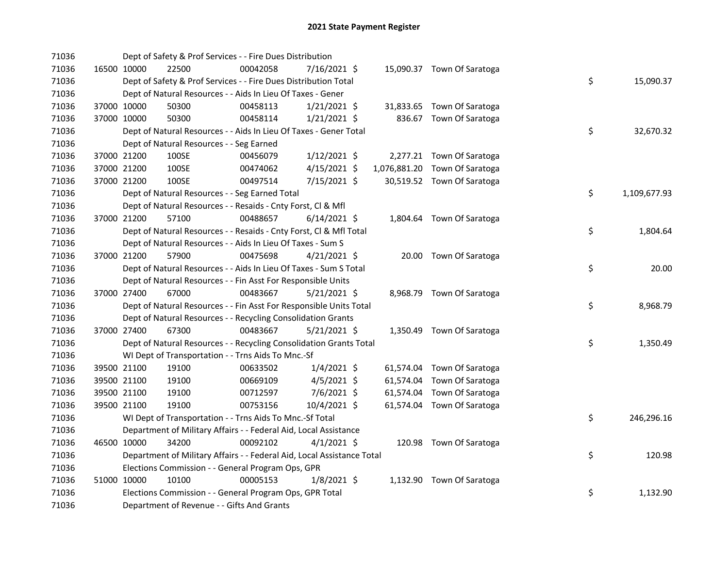# 2021 State Payment Register

| | | | | | | | | |
|---|---|---|---|---|---|---|---|---|
| 71036 | | Dept of Safety & Prof Services - - Fire Dues Distribution | | | | | | |
| 71036 | 16500 | 10000 | 22500 | 00042058 | 7/16/2021 $ | 15,090.37 | Town Of Saratoga | |
| 71036 | | Dept of Safety & Prof Services - - Fire Dues Distribution Total | | | | | | $ 15,090.37 |
| 71036 | | Dept of Natural Resources - - Aids In Lieu Of Taxes - Gener | | | | | | |
| 71036 | 37000 | 10000 | 50300 | 00458113 | 1/21/2021 $ | 31,833.65 | Town Of Saratoga | |
| 71036 | 37000 | 10000 | 50300 | 00458114 | 1/21/2021 $ | 836.67 | Town Of Saratoga | |
| 71036 | | Dept of Natural Resources - - Aids In Lieu Of Taxes - Gener Total | | | | | | $ 32,670.32 |
| 71036 | | Dept of Natural Resources - - Seg Earned | | | | | | |
| 71036 | 37000 | 21200 | 100SE | 00456079 | 1/12/2021 $ | 2,277.21 | Town Of Saratoga | |
| 71036 | 37000 | 21200 | 100SE | 00474062 | 4/15/2021 $ | 1,076,881.20 | Town Of Saratoga | |
| 71036 | 37000 | 21200 | 100SE | 00497514 | 7/15/2021 $ | 30,519.52 | Town Of Saratoga | |
| 71036 | | Dept of Natural Resources - - Seg Earned Total | | | | | | $ 1,109,677.93 |
| 71036 | | Dept of Natural Resources - - Resaids - Cnty Forst, Cl & Mfl | | | | | | |
| 71036 | 37000 | 21200 | 57100 | 00488657 | 6/14/2021 $ | 1,804.64 | Town Of Saratoga | |
| 71036 | | Dept of Natural Resources - - Resaids - Cnty Forst, Cl & Mfl Total | | | | | | $ 1,804.64 |
| 71036 | | Dept of Natural Resources - - Aids In Lieu Of Taxes - Sum S | | | | | | |
| 71036 | 37000 | 21200 | 57900 | 00475698 | 4/21/2021 $ | 20.00 | Town Of Saratoga | |
| 71036 | | Dept of Natural Resources - - Aids In Lieu Of Taxes - Sum S Total | | | | | | $ 20.00 |
| 71036 | | Dept of Natural Resources - - Fin Asst For Responsible Units | | | | | | |
| 71036 | 37000 | 27400 | 67000 | 00483667 | 5/21/2021 $ | 8,968.79 | Town Of Saratoga | |
| 71036 | | Dept of Natural Resources - - Fin Asst For Responsible Units Total | | | | | | $ 8,968.79 |
| 71036 | | Dept of Natural Resources - - Recycling Consolidation Grants | | | | | | |
| 71036 | 37000 | 27400 | 67300 | 00483667 | 5/21/2021 $ | 1,350.49 | Town Of Saratoga | |
| 71036 | | Dept of Natural Resources - - Recycling Consolidation Grants Total | | | | | | $ 1,350.49 |
| 71036 | | WI Dept of Transportation - - Trns Aids To Mnc.-Sf | | | | | | |
| 71036 | 39500 | 21100 | 19100 | 00633502 | 1/4/2021 $ | 61,574.04 | Town Of Saratoga | |
| 71036 | 39500 | 21100 | 19100 | 00669109 | 4/5/2021 $ | 61,574.04 | Town Of Saratoga | |
| 71036 | 39500 | 21100 | 19100 | 00712597 | 7/6/2021 $ | 61,574.04 | Town Of Saratoga | |
| 71036 | 39500 | 21100 | 19100 | 00753156 | 10/4/2021 $ | 61,574.04 | Town Of Saratoga | |
| 71036 | | WI Dept of Transportation - - Trns Aids To Mnc.-Sf Total | | | | | | $ 246,296.16 |
| 71036 | | Department of Military Affairs - - Federal Aid, Local Assistance | | | | | | |
| 71036 | 46500 | 10000 | 34200 | 00092102 | 4/1/2021 $ | 120.98 | Town Of Saratoga | |
| 71036 | | Department of Military Affairs - - Federal Aid, Local Assistance Total | | | | | | $ 120.98 |
| 71036 | | Elections Commission - - General Program Ops, GPR | | | | | | |
| 71036 | 51000 | 10000 | 10100 | 00005153 | 1/8/2021 $ | 1,132.90 | Town Of Saratoga | |
| 71036 | | Elections Commission - - General Program Ops, GPR Total | | | | | | $ 1,132.90 |
| 71036 | | Department of Revenue - - Gifts And Grants | | | | | | |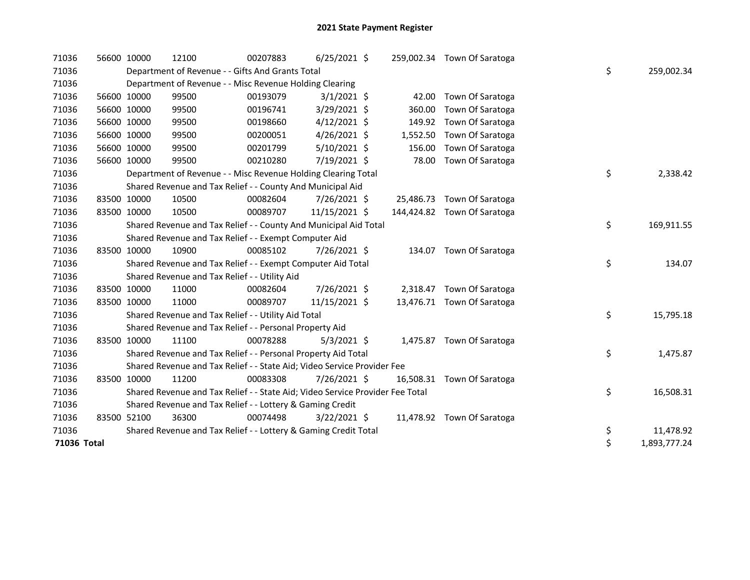# 2021 State Payment Register

| | | | | | | | | |
|---|---|---|---|---|---|---|---|---|
| 71036 | 56600 | 10000 | 12100 | 00207883 | 6/25/2021 | $ 259,002.34 | Town Of Saratoga | |
| 71036 | | Department of Revenue - - Gifts And Grants Total | | | | | | $ 259,002.34 |
| 71036 | | Department of Revenue - - Misc Revenue Holding Clearing | | | | | | |
| 71036 | 56600 | 10000 | 99500 | 00193079 | 3/1/2021 | $ 42.00 | Town Of Saratoga | |
| 71036 | 56600 | 10000 | 99500 | 00196741 | 3/29/2021 | $ 360.00 | Town Of Saratoga | |
| 71036 | 56600 | 10000 | 99500 | 00198660 | 4/12/2021 | $ 149.92 | Town Of Saratoga | |
| 71036 | 56600 | 10000 | 99500 | 00200051 | 4/26/2021 | $ 1,552.50 | Town Of Saratoga | |
| 71036 | 56600 | 10000 | 99500 | 00201799 | 5/10/2021 | $ 156.00 | Town Of Saratoga | |
| 71036 | 56600 | 10000 | 99500 | 00210280 | 7/19/2021 | $ 78.00 | Town Of Saratoga | |
| 71036 | | Department of Revenue - - Misc Revenue Holding Clearing Total | | | | | | $ 2,338.42 |
| 71036 | | Shared Revenue and Tax Relief - - County And Municipal Aid | | | | | | |
| 71036 | 83500 | 10000 | 10500 | 00082604 | 7/26/2021 | $ 25,486.73 | Town Of Saratoga | |
| 71036 | 83500 | 10000 | 10500 | 00089707 | 11/15/2021 | $ 144,424.82 | Town Of Saratoga | |
| 71036 | | Shared Revenue and Tax Relief - - County And Municipal Aid Total | | | | | | $ 169,911.55 |
| 71036 | | Shared Revenue and Tax Relief - - Exempt Computer Aid | | | | | | |
| 71036 | 83500 | 10000 | 10900 | 00085102 | 7/26/2021 | $ 134.07 | Town Of Saratoga | |
| 71036 | | Shared Revenue and Tax Relief - - Exempt Computer Aid Total | | | | | | $ 134.07 |
| 71036 | | Shared Revenue and Tax Relief - - Utility Aid | | | | | | |
| 71036 | 83500 | 10000 | 11000 | 00082604 | 7/26/2021 | $ 2,318.47 | Town Of Saratoga | |
| 71036 | 83500 | 10000 | 11000 | 00089707 | 11/15/2021 | $ 13,476.71 | Town Of Saratoga | |
| 71036 | | Shared Revenue and Tax Relief - - Utility Aid Total | | | | | | $ 15,795.18 |
| 71036 | | Shared Revenue and Tax Relief - - Personal Property Aid | | | | | | |
| 71036 | 83500 | 10000 | 11100 | 00078288 | 5/3/2021 | $ 1,475.87 | Town Of Saratoga | |
| 71036 | | Shared Revenue and Tax Relief - - Personal Property Aid Total | | | | | | $ 1,475.87 |
| 71036 | | Shared Revenue and Tax Relief - - State Aid; Video Service Provider Fee | | | | | | |
| 71036 | 83500 | 10000 | 11200 | 00083308 | 7/26/2021 | $ 16,508.31 | Town Of Saratoga | |
| 71036 | | Shared Revenue and Tax Relief - - State Aid; Video Service Provider Fee Total | | | | | | $ 16,508.31 |
| 71036 | | Shared Revenue and Tax Relief - - Lottery & Gaming Credit | | | | | | |
| 71036 | 83500 | 52100 | 36300 | 00074498 | 3/22/2021 | $ 11,478.92 | Town Of Saratoga | |
| 71036 | | Shared Revenue and Tax Relief - - Lottery & Gaming Credit Total | | | | | | $ 11,478.92 |
| **71036 Total** | | | | | | | | $ 1,893,777.24 |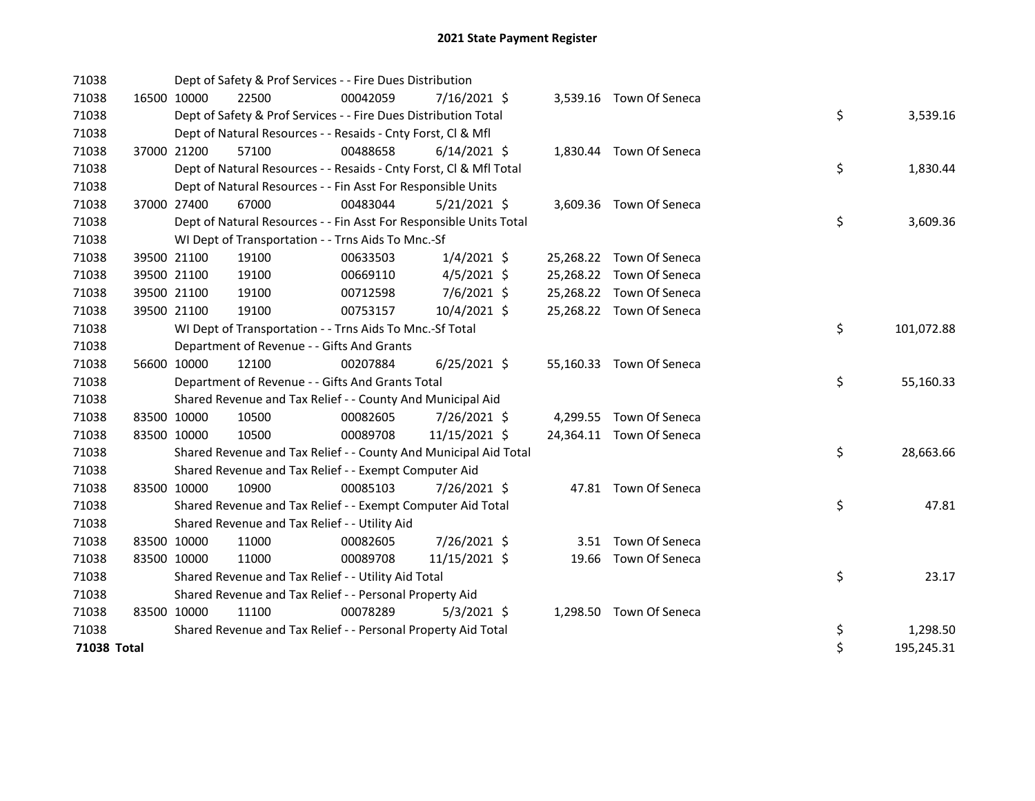# 2021 State Payment Register

| | | | | | | | | | |
|---|---|---|---|---|---|---|---|---|---|
| 71038 | | Dept of Safety & Prof Services - - Fire Dues Distribution | | | | | | | |
| 71038 | 16500 | 10000 | 22500 | 00042059 | 7/16/2021 | $ 3,539.16 | Town Of Seneca | | |
| 71038 | | Dept of Safety & Prof Services - - Fire Dues Distribution Total | | | | | | $ | 3,539.16 |
| 71038 | | Dept of Natural Resources - - Resaids - Cnty Forst, Cl & Mfl | | | | | | | |
| 71038 | 37000 | 21200 | 57100 | 00488658 | 6/14/2021 | $ 1,830.44 | Town Of Seneca | | |
| 71038 | | Dept of Natural Resources - - Resaids - Cnty Forst, Cl & Mfl Total | | | | | | $ | 1,830.44 |
| 71038 | | Dept of Natural Resources - - Fin Asst For Responsible Units | | | | | | | |
| 71038 | 37000 | 27400 | 67000 | 00483044 | 5/21/2021 | $ 3,609.36 | Town Of Seneca | | |
| 71038 | | Dept of Natural Resources - - Fin Asst For Responsible Units Total | | | | | | $ | 3,609.36 |
| 71038 | | WI Dept of Transportation - - Trns Aids To Mnc.-Sf | | | | | | | |
| 71038 | 39500 | 21100 | 19100 | 00633503 | 1/4/2021 | $ 25,268.22 | Town Of Seneca | | |
| 71038 | 39500 | 21100 | 19100 | 00669110 | 4/5/2021 | $ 25,268.22 | Town Of Seneca | | |
| 71038 | 39500 | 21100 | 19100 | 00712598 | 7/6/2021 | $ 25,268.22 | Town Of Seneca | | |
| 71038 | 39500 | 21100 | 19100 | 00753157 | 10/4/2021 | $ 25,268.22 | Town Of Seneca | | |
| 71038 | | WI Dept of Transportation - - Trns Aids To Mnc.-Sf Total | | | | | | $ | 101,072.88 |
| 71038 | | Department of Revenue - - Gifts And Grants | | | | | | | |
| 71038 | 56600 | 10000 | 12100 | 00207884 | 6/25/2021 | $ 55,160.33 | Town Of Seneca | | |
| 71038 | | Department of Revenue - - Gifts And Grants Total | | | | | | $ | 55,160.33 |
| 71038 | | Shared Revenue and Tax Relief - - County And Municipal Aid | | | | | | | |
| 71038 | 83500 | 10000 | 10500 | 00082605 | 7/26/2021 | $ 4,299.55 | Town Of Seneca | | |
| 71038 | 83500 | 10000 | 10500 | 00089708 | 11/15/2021 | $ 24,364.11 | Town Of Seneca | | |
| 71038 | | Shared Revenue and Tax Relief - - County And Municipal Aid Total | | | | | | $ | 28,663.66 |
| 71038 | | Shared Revenue and Tax Relief - - Exempt Computer Aid | | | | | | | |
| 71038 | 83500 | 10000 | 10900 | 00085103 | 7/26/2021 | $ 47.81 | Town Of Seneca | | |
| 71038 | | Shared Revenue and Tax Relief - - Exempt Computer Aid Total | | | | | | $ | 47.81 |
| 71038 | | Shared Revenue and Tax Relief - - Utility Aid | | | | | | | |
| 71038 | 83500 | 10000 | 11000 | 00082605 | 7/26/2021 | $ 3.51 | Town Of Seneca | | |
| 71038 | 83500 | 10000 | 11000 | 00089708 | 11/15/2021 | $ 19.66 | Town Of Seneca | | |
| 71038 | | Shared Revenue and Tax Relief - - Utility Aid Total | | | | | | $ | 23.17 |
| 71038 | | Shared Revenue and Tax Relief - - Personal Property Aid | | | | | | | |
| 71038 | 83500 | 10000 | 11100 | 00078289 | 5/3/2021 | $ 1,298.50 | Town Of Seneca | | |
| 71038 | | Shared Revenue and Tax Relief - - Personal Property Aid Total | | | | | | $ | 1,298.50 |
| **71038 Total** | | | | | | | | $ | 195,245.31 |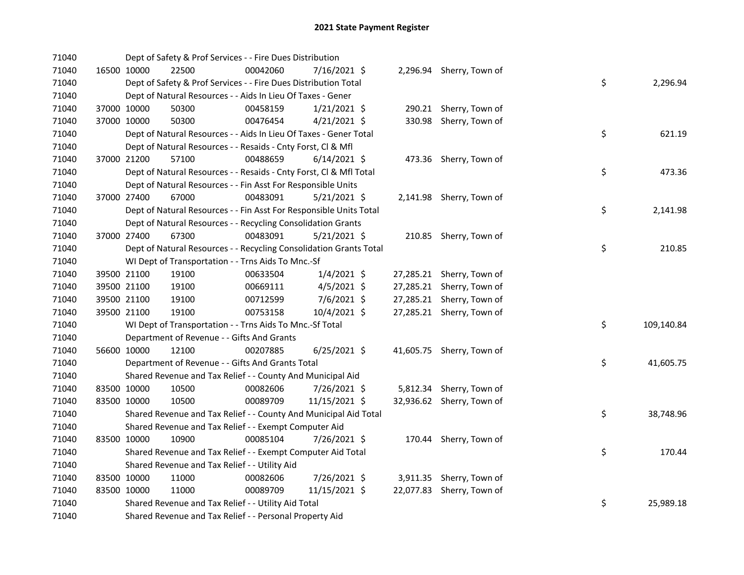# 2021 State Payment Register

| | | | | | | | | | |
|---|---|---|---|---|---|---|---|---|---|
| 71040 | | Dept of Safety & Prof Services - - Fire Dues Distribution | | | | | | | |
| 71040 | 16500 | 10000 | 22500 | 00042060 | 7/16/2021 $ | 2,296.94 | Sherry, Town of | | |
| 71040 | | Dept of Safety & Prof Services - - Fire Dues Distribution Total | | | | | | $ | 2,296.94 |
| 71040 | | Dept of Natural Resources - - Aids In Lieu Of Taxes - Gener | | | | | | | |
| 71040 | 37000 | 10000 | 50300 | 00458159 | 1/21/2021 $ | 290.21 | Sherry, Town of | | |
| 71040 | 37000 | 10000 | 50300 | 00476454 | 4/21/2021 $ | 330.98 | Sherry, Town of | | |
| 71040 | | Dept of Natural Resources - - Aids In Lieu Of Taxes - Gener Total | | | | | | $ | 621.19 |
| 71040 | | Dept of Natural Resources - - Resaids - Cnty Forst, Cl & Mfl | | | | | | | |
| 71040 | 37000 | 21200 | 57100 | 00488659 | 6/14/2021 $ | 473.36 | Sherry, Town of | | |
| 71040 | | Dept of Natural Resources - - Resaids - Cnty Forst, Cl & Mfl Total | | | | | | $ | 473.36 |
| 71040 | | Dept of Natural Resources - - Fin Asst For Responsible Units | | | | | | | |
| 71040 | 37000 | 27400 | 67000 | 00483091 | 5/21/2021 $ | 2,141.98 | Sherry, Town of | | |
| 71040 | | Dept of Natural Resources - - Fin Asst For Responsible Units Total | | | | | | $ | 2,141.98 |
| 71040 | | Dept of Natural Resources - - Recycling Consolidation Grants | | | | | | | |
| 71040 | 37000 | 27400 | 67300 | 00483091 | 5/21/2021 $ | 210.85 | Sherry, Town of | | |
| 71040 | | Dept of Natural Resources - - Recycling Consolidation Grants Total | | | | | | $ | 210.85 |
| 71040 | | WI Dept of Transportation - - Trns Aids To Mnc.-Sf | | | | | | | |
| 71040 | 39500 | 21100 | 19100 | 00633504 | 1/4/2021 $ | 27,285.21 | Sherry, Town of | | |
| 71040 | 39500 | 21100 | 19100 | 00669111 | 4/5/2021 $ | 27,285.21 | Sherry, Town of | | |
| 71040 | 39500 | 21100 | 19100 | 00712599 | 7/6/2021 $ | 27,285.21 | Sherry, Town of | | |
| 71040 | 39500 | 21100 | 19100 | 00753158 | 10/4/2021 $ | 27,285.21 | Sherry, Town of | | |
| 71040 | | WI Dept of Transportation - - Trns Aids To Mnc.-Sf Total | | | | | | $ | 109,140.84 |
| 71040 | | Department of Revenue - - Gifts And Grants | | | | | | | |
| 71040 | 56600 | 10000 | 12100 | 00207885 | 6/25/2021 $ | 41,605.75 | Sherry, Town of | | |
| 71040 | | Department of Revenue - - Gifts And Grants Total | | | | | | $ | 41,605.75 |
| 71040 | | Shared Revenue and Tax Relief - - County And Municipal Aid | | | | | | | |
| 71040 | 83500 | 10000 | 10500 | 00082606 | 7/26/2021 $ | 5,812.34 | Sherry, Town of | | |
| 71040 | 83500 | 10000 | 10500 | 00089709 | 11/15/2021 $ | 32,936.62 | Sherry, Town of | | |
| 71040 | | Shared Revenue and Tax Relief - - County And Municipal Aid Total | | | | | | $ | 38,748.96 |
| 71040 | | Shared Revenue and Tax Relief - - Exempt Computer Aid | | | | | | | |
| 71040 | 83500 | 10000 | 10900 | 00085104 | 7/26/2021 $ | 170.44 | Sherry, Town of | | |
| 71040 | | Shared Revenue and Tax Relief - - Exempt Computer Aid Total | | | | | | $ | 170.44 |
| 71040 | | Shared Revenue and Tax Relief - - Utility Aid | | | | | | | |
| 71040 | 83500 | 10000 | 11000 | 00082606 | 7/26/2021 $ | 3,911.35 | Sherry, Town of | | |
| 71040 | 83500 | 10000 | 11000 | 00089709 | 11/15/2021 $ | 22,077.83 | Sherry, Town of | | |
| 71040 | | Shared Revenue and Tax Relief - - Utility Aid Total | | | | | | $ | 25,989.18 |
| 71040 | | Shared Revenue and Tax Relief - - Personal Property Aid | | | | | | | |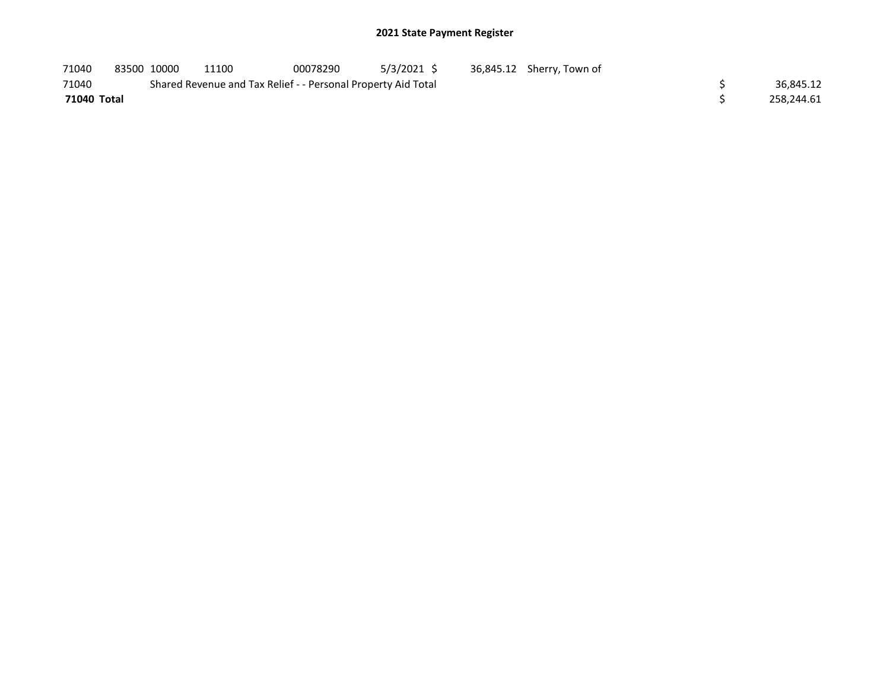## 2021 State Payment Register

| | | | | | | | | | |
|---|---|---|---|---|---|---|---|---|---|
| 71040 | 83500 | 10000 | 11100 | 00078290 | 5/3/2021 | $ 36,845.12 | Sherry, Town of | | |
| 71040 | | Shared Revenue and Tax Relief - - Personal Property Aid Total | | | | | | $ | 36,845.12 |
| **71040 Total** | | | | | | | | $ | 258,244.61 |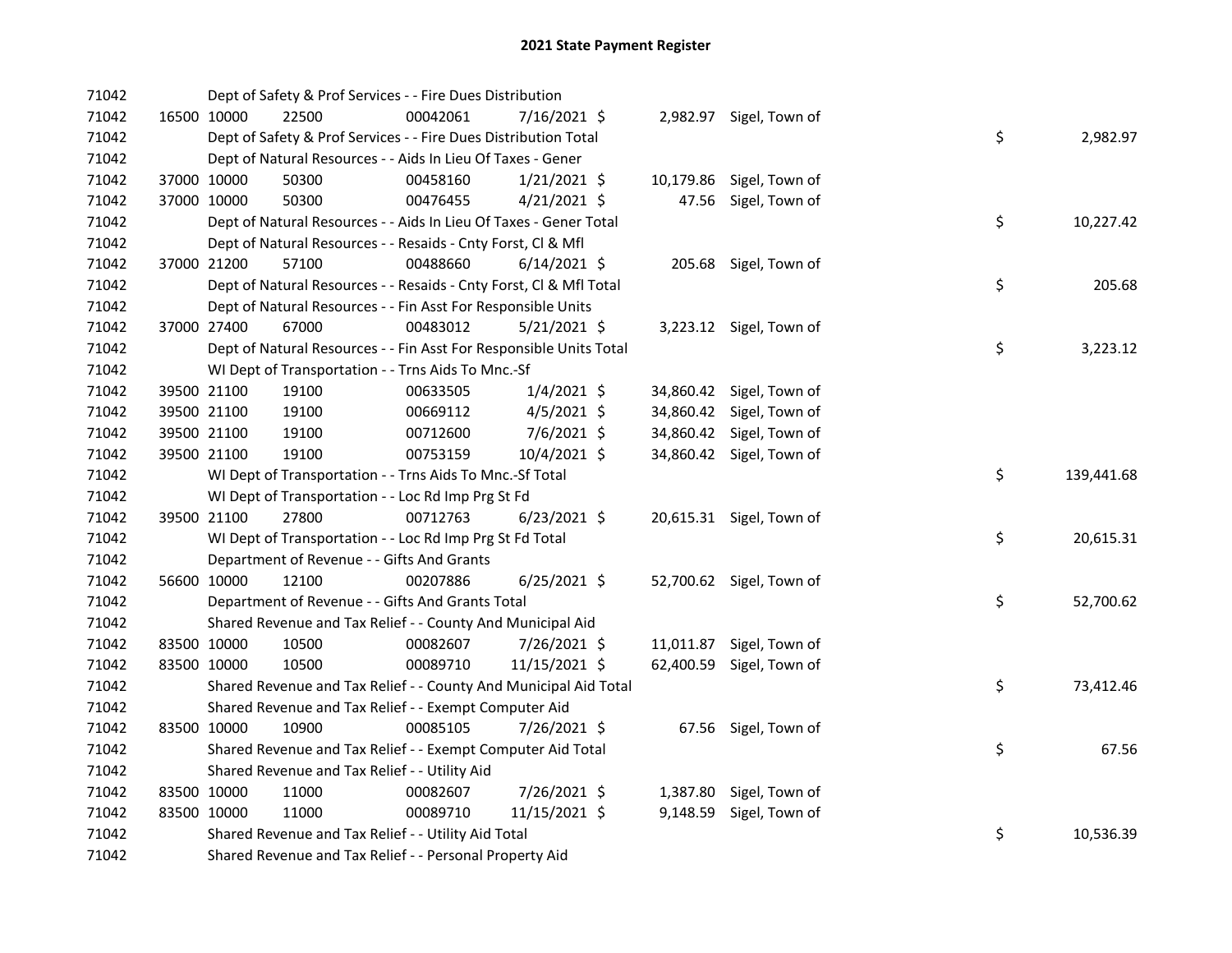# 2021 State Payment Register

| | | | | | | | | |
|---|---|---|---|---|---|---|---|---|
| 71042 | | Dept of Safety & Prof Services - - Fire Dues Distribution | | | | | | |
| 71042 | 16500 10000 | 22500 | 00042061 | 7/16/2021 $ | 2,982.97 | Sigel, Town of | | |
| 71042 | | Dept of Safety & Prof Services - - Fire Dues Distribution Total | | | | | $ | 2,982.97 |
| 71042 | | Dept of Natural Resources - - Aids In Lieu Of Taxes - Gener | | | | | | |
| 71042 | 37000 10000 | 50300 | 00458160 | 1/21/2021 $ | 10,179.86 | Sigel, Town of | | |
| 71042 | 37000 10000 | 50300 | 00476455 | 4/21/2021 $ | 47.56 | Sigel, Town of | | |
| 71042 | | Dept of Natural Resources - - Aids In Lieu Of Taxes - Gener Total | | | | | $ | 10,227.42 |
| 71042 | | Dept of Natural Resources - - Resaids - Cnty Forst, Cl & Mfl | | | | | | |
| 71042 | 37000 21200 | 57100 | 00488660 | 6/14/2021 $ | 205.68 | Sigel, Town of | | |
| 71042 | | Dept of Natural Resources - - Resaids - Cnty Forst, Cl & Mfl Total | | | | | $ | 205.68 |
| 71042 | | Dept of Natural Resources - - Fin Asst For Responsible Units | | | | | | |
| 71042 | 37000 27400 | 67000 | 00483012 | 5/21/2021 $ | 3,223.12 | Sigel, Town of | | |
| 71042 | | Dept of Natural Resources - - Fin Asst For Responsible Units Total | | | | | $ | 3,223.12 |
| 71042 | | WI Dept of Transportation - - Trns Aids To Mnc.-Sf | | | | | | |
| 71042 | 39500 21100 | 19100 | 00633505 | 1/4/2021 $ | 34,860.42 | Sigel, Town of | | |
| 71042 | 39500 21100 | 19100 | 00669112 | 4/5/2021 $ | 34,860.42 | Sigel, Town of | | |
| 71042 | 39500 21100 | 19100 | 00712600 | 7/6/2021 $ | 34,860.42 | Sigel, Town of | | |
| 71042 | 39500 21100 | 19100 | 00753159 | 10/4/2021 $ | 34,860.42 | Sigel, Town of | | |
| 71042 | | WI Dept of Transportation - - Trns Aids To Mnc.-Sf Total | | | | | $ | 139,441.68 |
| 71042 | | WI Dept of Transportation - - Loc Rd Imp Prg St Fd | | | | | | |
| 71042 | 39500 21100 | 27800 | 00712763 | 6/23/2021 $ | 20,615.31 | Sigel, Town of | | |
| 71042 | | WI Dept of Transportation - - Loc Rd Imp Prg St Fd Total | | | | | $ | 20,615.31 |
| 71042 | | Department of Revenue - - Gifts And Grants | | | | | | |
| 71042 | 56600 10000 | 12100 | 00207886 | 6/25/2021 $ | 52,700.62 | Sigel, Town of | | |
| 71042 | | Department of Revenue - - Gifts And Grants Total | | | | | $ | 52,700.62 |
| 71042 | | Shared Revenue and Tax Relief - - County And Municipal Aid | | | | | | |
| 71042 | 83500 10000 | 10500 | 00082607 | 7/26/2021 $ | 11,011.87 | Sigel, Town of | | |
| 71042 | 83500 10000 | 10500 | 00089710 | 11/15/2021 $ | 62,400.59 | Sigel, Town of | | |
| 71042 | | Shared Revenue and Tax Relief - - County And Municipal Aid Total | | | | | $ | 73,412.46 |
| 71042 | | Shared Revenue and Tax Relief - - Exempt Computer Aid | | | | | | |
| 71042 | 83500 10000 | 10900 | 00085105 | 7/26/2021 $ | 67.56 | Sigel, Town of | | |
| 71042 | | Shared Revenue and Tax Relief - - Exempt Computer Aid Total | | | | | $ | 67.56 |
| 71042 | | Shared Revenue and Tax Relief - - Utility Aid | | | | | | |
| 71042 | 83500 10000 | 11000 | 00082607 | 7/26/2021 $ | 1,387.80 | Sigel, Town of | | |
| 71042 | 83500 10000 | 11000 | 00089710 | 11/15/2021 $ | 9,148.59 | Sigel, Town of | | |
| 71042 | | Shared Revenue and Tax Relief - - Utility Aid Total | | | | | $ | 10,536.39 |
| 71042 | | Shared Revenue and Tax Relief - - Personal Property Aid | | | | | | |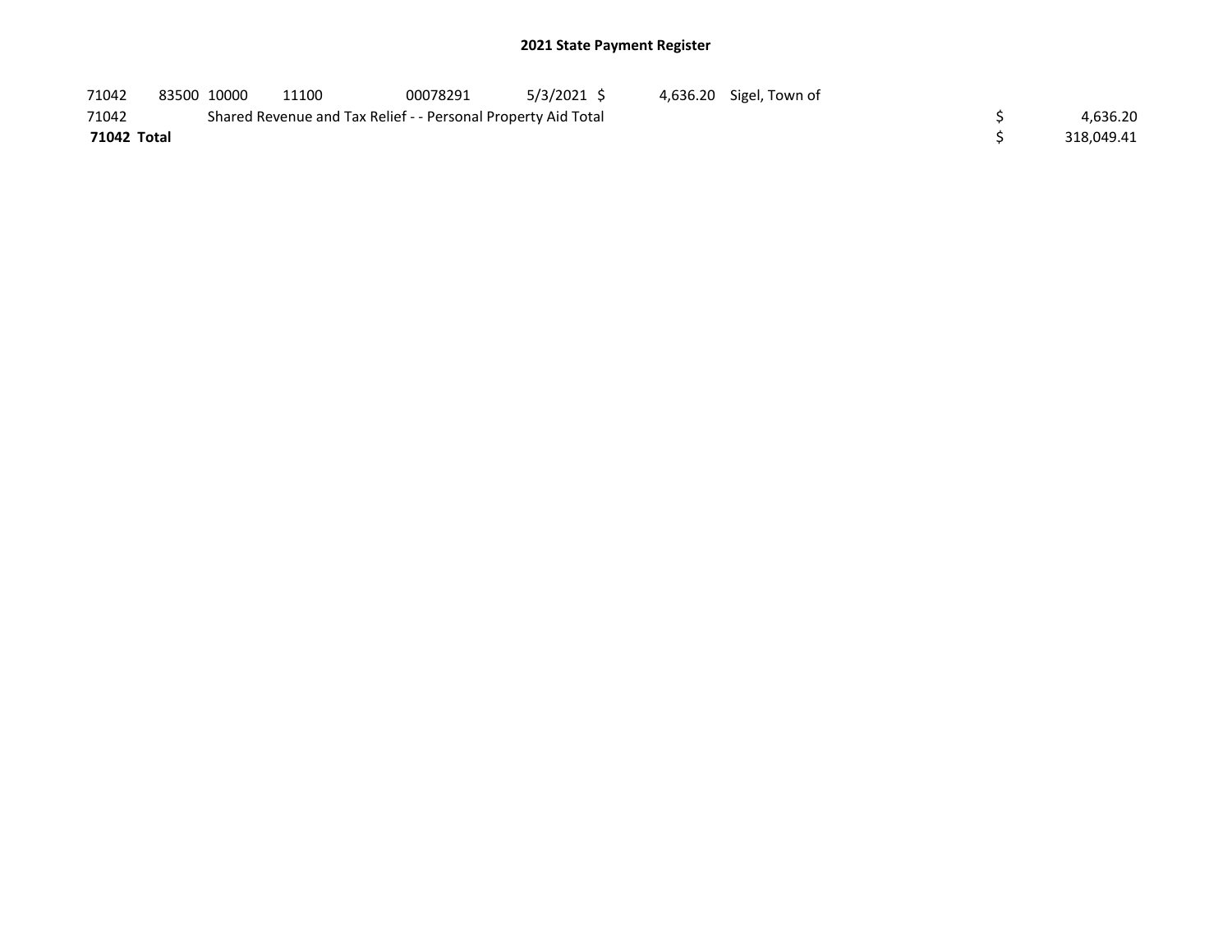## 2021 State Payment Register

| | | | | | | | | | |
|---|---|---|---|---|---|---|---|---|---|
| 71042 | 83500 | 10000 | 11100 | 00078291 | 5/3/2021 | $ 4,636.20 | Sigel, Town of | | |
| 71042 | | Shared Revenue and Tax Relief - - Personal Property Aid Total | | | | | | $ | 4,636.20 |
| **71042 Total** | | | | | | | | $ | 318,049.41 |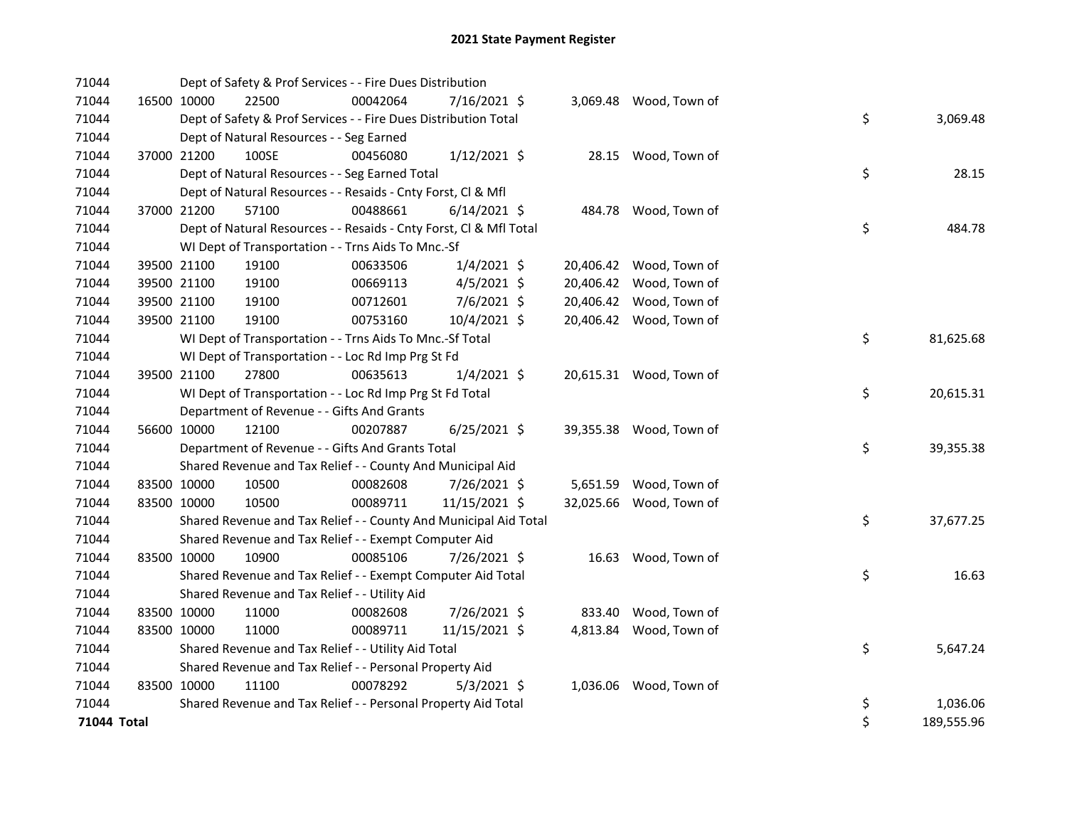# 2021 State Payment Register

| | | | | | | | | | |
|---|---|---|---|---|---|---|---|---|---|
| 71044 | | Dept of Safety & Prof Services - - Fire Dues Distribution | | | | | | | |
| 71044 | 16500 | 10000 | 22500 | 00042064 | 7/16/2021 | $ 3,069.48 | Wood, Town of | | |
| 71044 | | Dept of Safety & Prof Services - - Fire Dues Distribution Total | | | | | | $ | 3,069.48 |
| 71044 | | Dept of Natural Resources - - Seg Earned | | | | | | | |
| 71044 | 37000 | 21200 | 100SE | 00456080 | 1/12/2021 | $ 28.15 | Wood, Town of | | |
| 71044 | | Dept of Natural Resources - - Seg Earned Total | | | | | | $ | 28.15 |
| 71044 | | Dept of Natural Resources - - Resaids - Cnty Forst, Cl & Mfl | | | | | | | |
| 71044 | 37000 | 21200 | 57100 | 00488661 | 6/14/2021 | $ 484.78 | Wood, Town of | | |
| 71044 | | Dept of Natural Resources - - Resaids - Cnty Forst, Cl & Mfl Total | | | | | | $ | 484.78 |
| 71044 | | WI Dept of Transportation - - Trns Aids To Mnc.-Sf | | | | | | | |
| 71044 | 39500 | 21100 | 19100 | 00633506 | 1/4/2021 | $ 20,406.42 | Wood, Town of | | |
| 71044 | 39500 | 21100 | 19100 | 00669113 | 4/5/2021 | $ 20,406.42 | Wood, Town of | | |
| 71044 | 39500 | 21100 | 19100 | 00712601 | 7/6/2021 | $ 20,406.42 | Wood, Town of | | |
| 71044 | 39500 | 21100 | 19100 | 00753160 | 10/4/2021 | $ 20,406.42 | Wood, Town of | | |
| 71044 | | WI Dept of Transportation - - Trns Aids To Mnc.-Sf Total | | | | | | $ | 81,625.68 |
| 71044 | | WI Dept of Transportation - - Loc Rd Imp Prg St Fd | | | | | | | |
| 71044 | 39500 | 21100 | 27800 | 00635613 | 1/4/2021 | $ 20,615.31 | Wood, Town of | | |
| 71044 | | WI Dept of Transportation - - Loc Rd Imp Prg St Fd Total | | | | | | $ | 20,615.31 |
| 71044 | | Department of Revenue - - Gifts And Grants | | | | | | | |
| 71044 | 56600 | 10000 | 12100 | 00207887 | 6/25/2021 | $ 39,355.38 | Wood, Town of | | |
| 71044 | | Department of Revenue - - Gifts And Grants Total | | | | | | $ | 39,355.38 |
| 71044 | | Shared Revenue and Tax Relief - - County And Municipal Aid | | | | | | | |
| 71044 | 83500 | 10000 | 10500 | 00082608 | 7/26/2021 | $ 5,651.59 | Wood, Town of | | |
| 71044 | 83500 | 10000 | 10500 | 00089711 | 11/15/2021 | $ 32,025.66 | Wood, Town of | | |
| 71044 | | Shared Revenue and Tax Relief - - County And Municipal Aid Total | | | | | | $ | 37,677.25 |
| 71044 | | Shared Revenue and Tax Relief - - Exempt Computer Aid | | | | | | | |
| 71044 | 83500 | 10000 | 10900 | 00085106 | 7/26/2021 | $ 16.63 | Wood, Town of | | |
| 71044 | | Shared Revenue and Tax Relief - - Exempt Computer Aid Total | | | | | | $ | 16.63 |
| 71044 | | Shared Revenue and Tax Relief - - Utility Aid | | | | | | | |
| 71044 | 83500 | 10000 | 11000 | 00082608 | 7/26/2021 | $ 833.40 | Wood, Town of | | |
| 71044 | 83500 | 10000 | 11000 | 00089711 | 11/15/2021 | $ 4,813.84 | Wood, Town of | | |
| 71044 | | Shared Revenue and Tax Relief - - Utility Aid Total | | | | | | $ | 5,647.24 |
| 71044 | | Shared Revenue and Tax Relief - - Personal Property Aid | | | | | | | |
| 71044 | 83500 | 10000 | 11100 | 00078292 | 5/3/2021 | $ 1,036.06 | Wood, Town of | | |
| 71044 | | Shared Revenue and Tax Relief - - Personal Property Aid Total | | | | | | $ | 1,036.06 |
| **71044 Total** | | | | | | | | $ | 189,555.96 |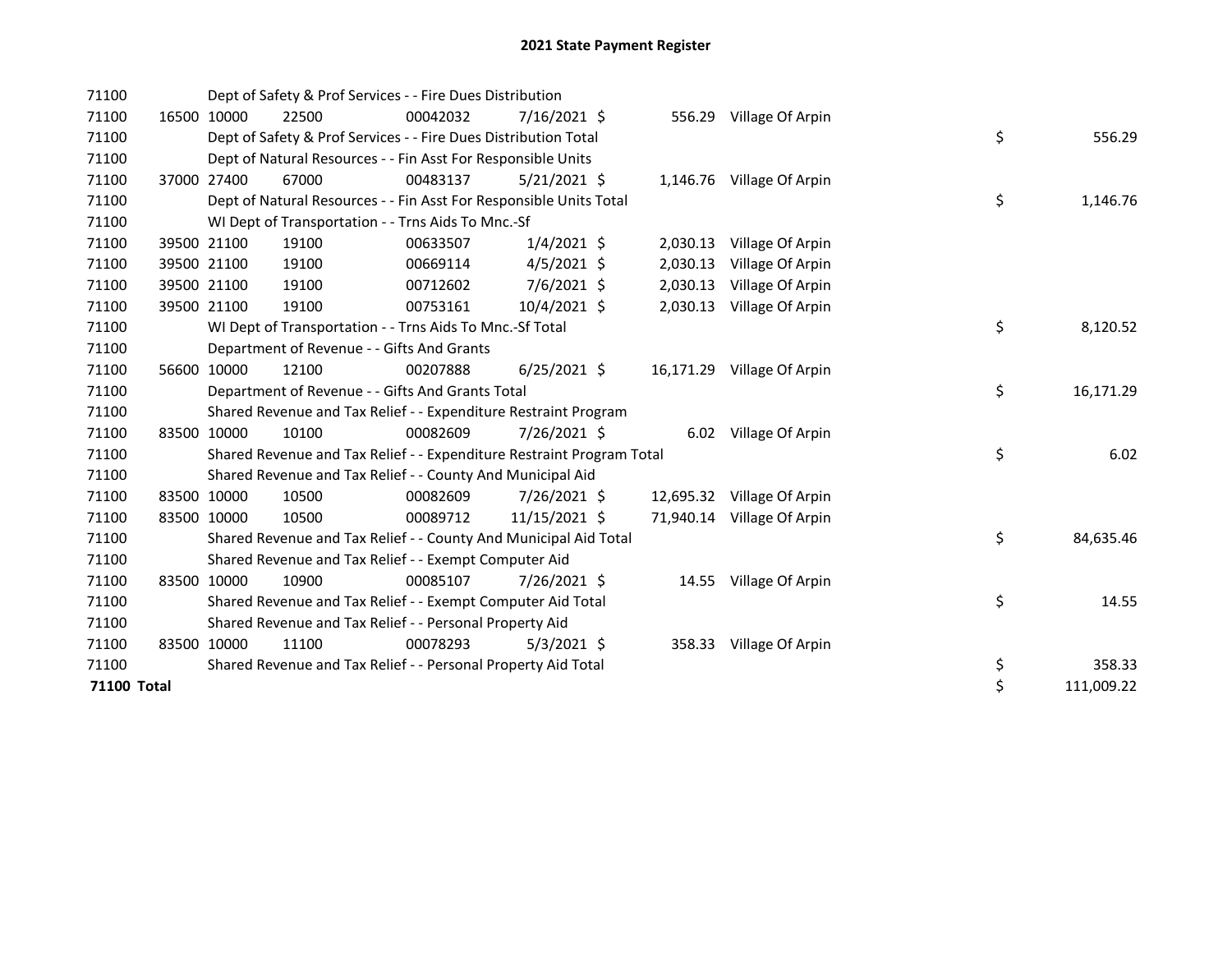# 2021 State Payment Register

| | | | | | | | | | |
|---|---|---|---|---|---|---|---|---|---|
| 71100 | | | Dept of Safety & Prof Services - - Fire Dues Distribution | | | | | | |
| 71100 | 16500 | 10000 | 22500 | 00042032 | 7/16/2021 | $ 556.29 | Village Of Arpin | | |
| 71100 | | | Dept of Safety & Prof Services - - Fire Dues Distribution Total | | | | | $ | 556.29 |
| 71100 | | | Dept of Natural Resources - - Fin Asst For Responsible Units | | | | | | |
| 71100 | 37000 | 27400 | 67000 | 00483137 | 5/21/2021 | $ 1,146.76 | Village Of Arpin | | |
| 71100 | | | Dept of Natural Resources - - Fin Asst For Responsible Units Total | | | | | $ | 1,146.76 |
| 71100 | | | WI Dept of Transportation - - Trns Aids To Mnc.-Sf | | | | | | |
| 71100 | 39500 | 21100 | 19100 | 00633507 | 1/4/2021 | $ 2,030.13 | Village Of Arpin | | |
| 71100 | 39500 | 21100 | 19100 | 00669114 | 4/5/2021 | $ 2,030.13 | Village Of Arpin | | |
| 71100 | 39500 | 21100 | 19100 | 00712602 | 7/6/2021 | $ 2,030.13 | Village Of Arpin | | |
| 71100 | 39500 | 21100 | 19100 | 00753161 | 10/4/2021 | $ 2,030.13 | Village Of Arpin | | |
| 71100 | | | WI Dept of Transportation - - Trns Aids To Mnc.-Sf Total | | | | | $ | 8,120.52 |
| 71100 | | | Department of Revenue - - Gifts And Grants | | | | | | |
| 71100 | 56600 | 10000 | 12100 | 00207888 | 6/25/2021 | $ 16,171.29 | Village Of Arpin | | |
| 71100 | | | Department of Revenue - - Gifts And Grants Total | | | | | $ | 16,171.29 |
| 71100 | | | Shared Revenue and Tax Relief - - Expenditure Restraint Program | | | | | | |
| 71100 | 83500 | 10000 | 10100 | 00082609 | 7/26/2021 | $ 6.02 | Village Of Arpin | | |
| 71100 | | | Shared Revenue and Tax Relief - - Expenditure Restraint Program Total | | | | | $ | 6.02 |
| 71100 | | | Shared Revenue and Tax Relief - - County And Municipal Aid | | | | | | |
| 71100 | 83500 | 10000 | 10500 | 00082609 | 7/26/2021 | $ 12,695.32 | Village Of Arpin | | |
| 71100 | 83500 | 10000 | 10500 | 00089712 | 11/15/2021 | $ 71,940.14 | Village Of Arpin | | |
| 71100 | | | Shared Revenue and Tax Relief - - County And Municipal Aid Total | | | | | $ | 84,635.46 |
| 71100 | | | Shared Revenue and Tax Relief - - Exempt Computer Aid | | | | | | |
| 71100 | 83500 | 10000 | 10900 | 00085107 | 7/26/2021 | $ 14.55 | Village Of Arpin | | |
| 71100 | | | Shared Revenue and Tax Relief - - Exempt Computer Aid Total | | | | | $ | 14.55 |
| 71100 | | | Shared Revenue and Tax Relief - - Personal Property Aid | | | | | | |
| 71100 | 83500 | 10000 | 11100 | 00078293 | 5/3/2021 | $ 358.33 | Village Of Arpin | | |
| 71100 | | | Shared Revenue and Tax Relief - - Personal Property Aid Total | | | | | $ | 358.33 |
| **71100 Total** | | | | | | | | $ | 111,009.22 |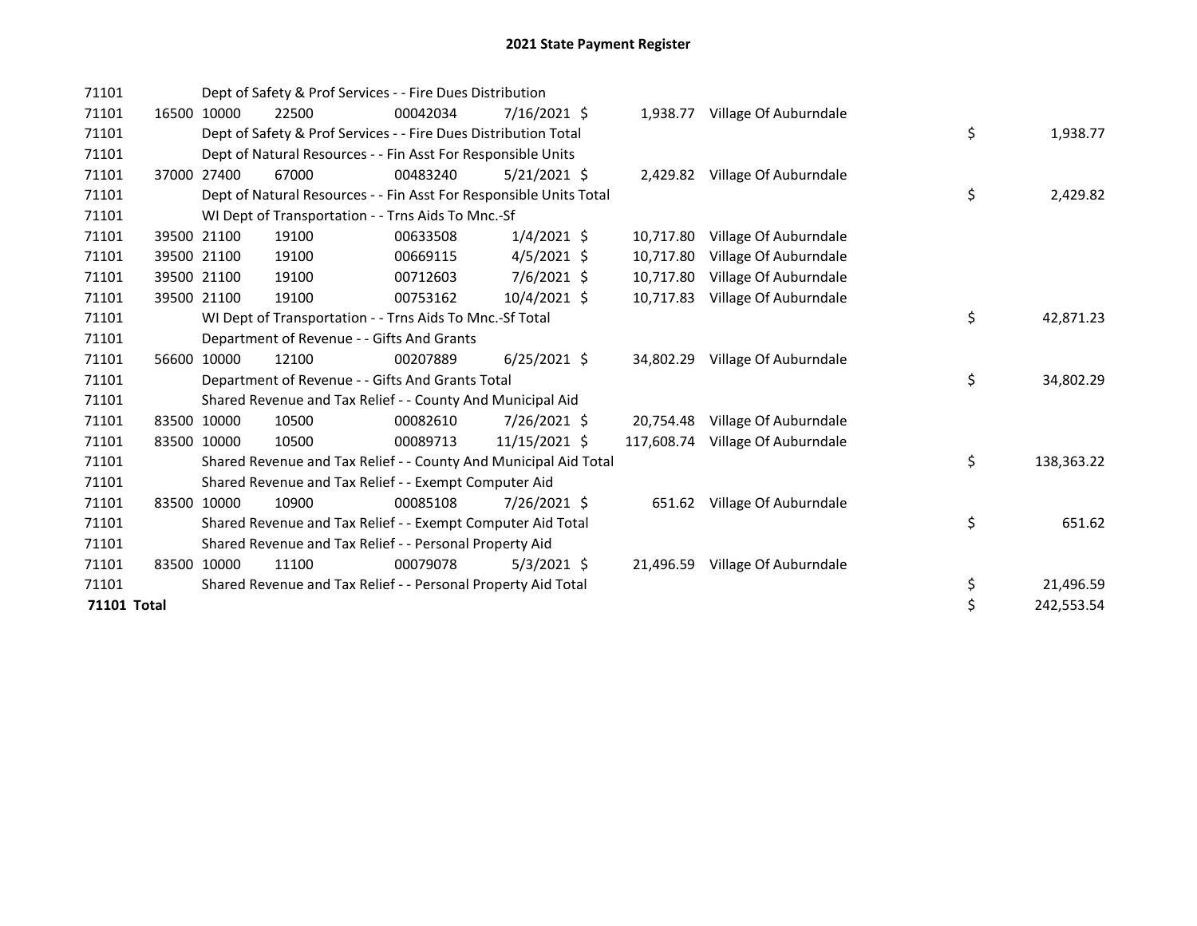# 2021 State Payment Register

| | | | | | | | | | |
|---|---|---|---|---|---|---|---|---|---|
| 71101 | | Dept of Safety & Prof Services - - Fire Dues Distribution | | | | | | | |
| 71101 | 16500 | 10000 | 22500 | 00042034 | 7/16/2021 | $ 1,938.77 | Village Of Auburndale | | |
| 71101 | | Dept of Safety & Prof Services - - Fire Dues Distribution Total | | | | | | $ | 1,938.77 |
| 71101 | | Dept of Natural Resources - - Fin Asst For Responsible Units | | | | | | | |
| 71101 | 37000 | 27400 | 67000 | 00483240 | 5/21/2021 | $ 2,429.82 | Village Of Auburndale | | |
| 71101 | | Dept of Natural Resources - - Fin Asst For Responsible Units Total | | | | | | $ | 2,429.82 |
| 71101 | | WI Dept of Transportation - - Trns Aids To Mnc.-Sf | | | | | | | |
| 71101 | 39500 | 21100 | 19100 | 00633508 | 1/4/2021 | $ 10,717.80 | Village Of Auburndale | | |
| 71101 | 39500 | 21100 | 19100 | 00669115 | 4/5/2021 | $ 10,717.80 | Village Of Auburndale | | |
| 71101 | 39500 | 21100 | 19100 | 00712603 | 7/6/2021 | $ 10,717.80 | Village Of Auburndale | | |
| 71101 | 39500 | 21100 | 19100 | 00753162 | 10/4/2021 | $ 10,717.83 | Village Of Auburndale | | |
| 71101 | | WI Dept of Transportation - - Trns Aids To Mnc.-Sf Total | | | | | | $ | 42,871.23 |
| 71101 | | Department of Revenue - - Gifts And Grants | | | | | | | |
| 71101 | 56600 | 10000 | 12100 | 00207889 | 6/25/2021 | $ 34,802.29 | Village Of Auburndale | | |
| 71101 | | Department of Revenue - - Gifts And Grants Total | | | | | | $ | 34,802.29 |
| 71101 | | Shared Revenue and Tax Relief - - County And Municipal Aid | | | | | | | |
| 71101 | 83500 | 10000 | 10500 | 00082610 | 7/26/2021 | $ 20,754.48 | Village Of Auburndale | | |
| 71101 | 83500 | 10000 | 10500 | 00089713 | 11/15/2021 | $ 117,608.74 | Village Of Auburndale | | |
| 71101 | | Shared Revenue and Tax Relief - - County And Municipal Aid Total | | | | | | $ | 138,363.22 |
| 71101 | | Shared Revenue and Tax Relief - - Exempt Computer Aid | | | | | | | |
| 71101 | 83500 | 10000 | 10900 | 00085108 | 7/26/2021 | $ 651.62 | Village Of Auburndale | | |
| 71101 | | Shared Revenue and Tax Relief - - Exempt Computer Aid Total | | | | | | $ | 651.62 |
| 71101 | | Shared Revenue and Tax Relief - - Personal Property Aid | | | | | | | |
| 71101 | 83500 | 10000 | 11100 | 00079078 | 5/3/2021 | $ 21,496.59 | Village Of Auburndale | | |
| 71101 | | Shared Revenue and Tax Relief - - Personal Property Aid Total | | | | | | $ | 21,496.59 |
| **71101 Total** | | | | | | | | $ | 242,553.54 |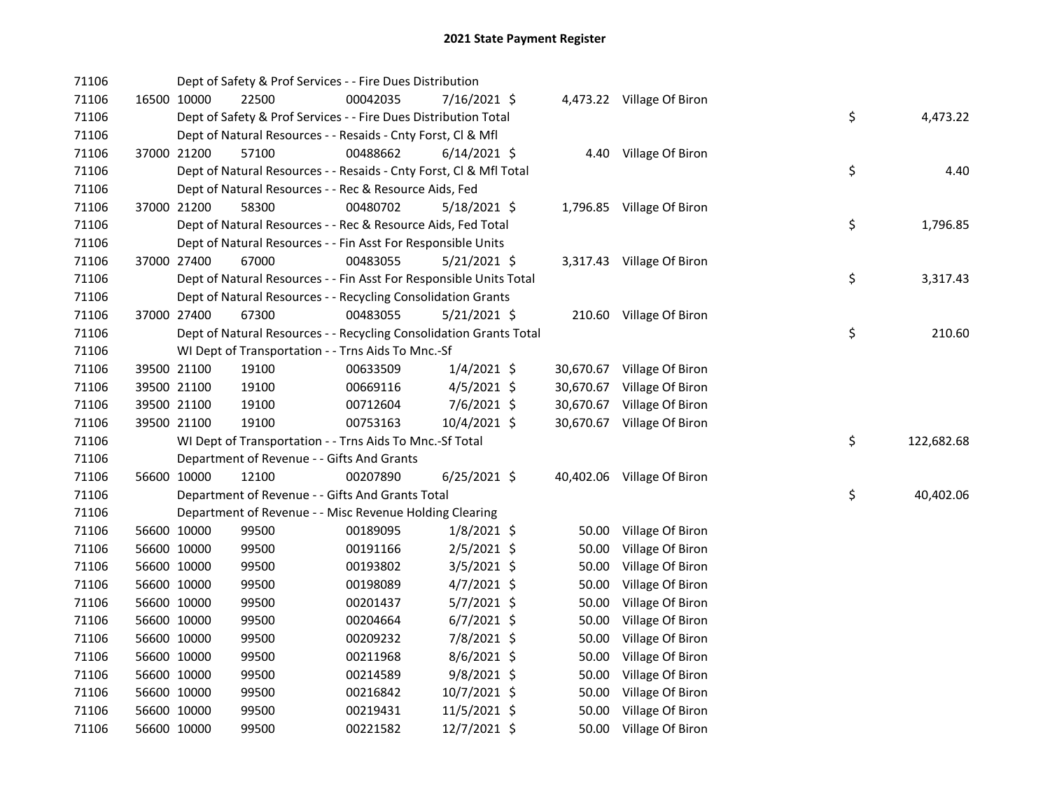# 2021 State Payment Register

| | | | | | | | | | |
|---|---|---|---|---|---|---|---|---|---|
| 71106 | | | Dept of Safety & Prof Services - - Fire Dues Distribution | | | | | | |
| 71106 | 16500 | 10000 | 22500 | 00042035 | 7/16/2021 | $ 4,473.22 | Village Of Biron | | |
| 71106 | | | Dept of Safety & Prof Services - - Fire Dues Distribution Total | | | | | $ | 4,473.22 |
| 71106 | | | Dept of Natural Resources - - Resaids - Cnty Forst, Cl & Mfl | | | | | | |
| 71106 | 37000 | 21200 | 57100 | 00488662 | 6/14/2021 | $ 4.40 | Village Of Biron | | |
| 71106 | | | Dept of Natural Resources - - Resaids - Cnty Forst, Cl & Mfl Total | | | | | $ | 4.40 |
| 71106 | | | Dept of Natural Resources - - Rec & Resource Aids, Fed | | | | | | |
| 71106 | 37000 | 21200 | 58300 | 00480702 | 5/18/2021 | $ 1,796.85 | Village Of Biron | | |
| 71106 | | | Dept of Natural Resources - - Rec & Resource Aids, Fed Total | | | | | $ | 1,796.85 |
| 71106 | | | Dept of Natural Resources - - Fin Asst For Responsible Units | | | | | | |
| 71106 | 37000 | 27400 | 67000 | 00483055 | 5/21/2021 | $ 3,317.43 | Village Of Biron | | |
| 71106 | | | Dept of Natural Resources - - Fin Asst For Responsible Units Total | | | | | $ | 3,317.43 |
| 71106 | | | Dept of Natural Resources - - Recycling Consolidation Grants | | | | | | |
| 71106 | 37000 | 27400 | 67300 | 00483055 | 5/21/2021 | $ 210.60 | Village Of Biron | | |
| 71106 | | | Dept of Natural Resources - - Recycling Consolidation Grants Total | | | | | $ | 210.60 |
| 71106 | | | WI Dept of Transportation - - Trns Aids To Mnc.-Sf | | | | | | |
| 71106 | 39500 | 21100 | 19100 | 00633509 | 1/4/2021 | $ 30,670.67 | Village Of Biron | | |
| 71106 | 39500 | 21100 | 19100 | 00669116 | 4/5/2021 | $ 30,670.67 | Village Of Biron | | |
| 71106 | 39500 | 21100 | 19100 | 00712604 | 7/6/2021 | $ 30,670.67 | Village Of Biron | | |
| 71106 | 39500 | 21100 | 19100 | 00753163 | 10/4/2021 | $ 30,670.67 | Village Of Biron | | |
| 71106 | | | WI Dept of Transportation - - Trns Aids To Mnc.-Sf Total | | | | | $ | 122,682.68 |
| 71106 | | | Department of Revenue - - Gifts And Grants | | | | | | |
| 71106 | 56600 | 10000 | 12100 | 00207890 | 6/25/2021 | $ 40,402.06 | Village Of Biron | | |
| 71106 | | | Department of Revenue - - Gifts And Grants Total | | | | | $ | 40,402.06 |
| 71106 | | | Department of Revenue - - Misc Revenue Holding Clearing | | | | | | |
| 71106 | 56600 | 10000 | 99500 | 00189095 | 1/8/2021 | $ 50.00 | Village Of Biron | | |
| 71106 | 56600 | 10000 | 99500 | 00191166 | 2/5/2021 | $ 50.00 | Village Of Biron | | |
| 71106 | 56600 | 10000 | 99500 | 00193802 | 3/5/2021 | $ 50.00 | Village Of Biron | | |
| 71106 | 56600 | 10000 | 99500 | 00198089 | 4/7/2021 | $ 50.00 | Village Of Biron | | |
| 71106 | 56600 | 10000 | 99500 | 00201437 | 5/7/2021 | $ 50.00 | Village Of Biron | | |
| 71106 | 56600 | 10000 | 99500 | 00204664 | 6/7/2021 | $ 50.00 | Village Of Biron | | |
| 71106 | 56600 | 10000 | 99500 | 00209232 | 7/8/2021 | $ 50.00 | Village Of Biron | | |
| 71106 | 56600 | 10000 | 99500 | 00211968 | 8/6/2021 | $ 50.00 | Village Of Biron | | |
| 71106 | 56600 | 10000 | 99500 | 00214589 | 9/8/2021 | $ 50.00 | Village Of Biron | | |
| 71106 | 56600 | 10000 | 99500 | 00216842 | 10/7/2021 | $ 50.00 | Village Of Biron | | |
| 71106 | 56600 | 10000 | 99500 | 00219431 | 11/5/2021 | $ 50.00 | Village Of Biron | | |
| 71106 | 56600 | 10000 | 99500 | 00221582 | 12/7/2021 | $ 50.00 | Village Of Biron | | |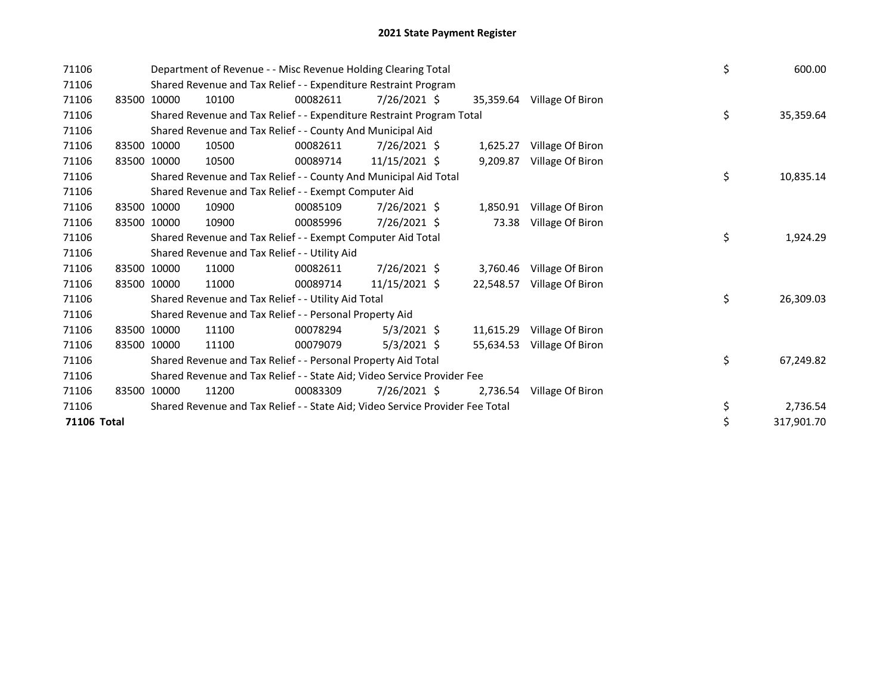# 2021 State Payment Register

| | | | | | | | | | |
|---|---|---|---|---|---|---|---|---|---|
| 71106 | | | Department of Revenue - - Misc Revenue Holding Clearing Total | | | | | $ | 600.00 |
| 71106 | | | Shared Revenue and Tax Relief - - Expenditure Restraint Program | | | | | | |
| 71106 | 83500 | 10000 | 10100 | 00082611 | 7/26/2021 | $ 35,359.64 | Village Of Biron | | |
| 71106 | | | Shared Revenue and Tax Relief - - Expenditure Restraint Program Total | | | | | $ | 35,359.64 |
| 71106 | | | Shared Revenue and Tax Relief - - County And Municipal Aid | | | | | | |
| 71106 | 83500 | 10000 | 10500 | 00082611 | 7/26/2021 | $ 1,625.27 | Village Of Biron | | |
| 71106 | 83500 | 10000 | 10500 | 00089714 | 11/15/2021 | $ 9,209.87 | Village Of Biron | | |
| 71106 | | | Shared Revenue and Tax Relief - - County And Municipal Aid Total | | | | | $ | 10,835.14 |
| 71106 | | | Shared Revenue and Tax Relief - - Exempt Computer Aid | | | | | | |
| 71106 | 83500 | 10000 | 10900 | 00085109 | 7/26/2021 | $ 1,850.91 | Village Of Biron | | |
| 71106 | 83500 | 10000 | 10900 | 00085996 | 7/26/2021 | $ 73.38 | Village Of Biron | | |
| 71106 | | | Shared Revenue and Tax Relief - - Exempt Computer Aid Total | | | | | $ | 1,924.29 |
| 71106 | | | Shared Revenue and Tax Relief - - Utility Aid | | | | | | |
| 71106 | 83500 | 10000 | 11000 | 00082611 | 7/26/2021 | $ 3,760.46 | Village Of Biron | | |
| 71106 | 83500 | 10000 | 11000 | 00089714 | 11/15/2021 | $ 22,548.57 | Village Of Biron | | |
| 71106 | | | Shared Revenue and Tax Relief - - Utility Aid Total | | | | | $ | 26,309.03 |
| 71106 | | | Shared Revenue and Tax Relief - - Personal Property Aid | | | | | | |
| 71106 | 83500 | 10000 | 11100 | 00078294 | 5/3/2021 | $ 11,615.29 | Village Of Biron | | |
| 71106 | 83500 | 10000 | 11100 | 00079079 | 5/3/2021 | $ 55,634.53 | Village Of Biron | | |
| 71106 | | | Shared Revenue and Tax Relief - - Personal Property Aid Total | | | | | $ | 67,249.82 |
| 71106 | | | Shared Revenue and Tax Relief - - State Aid; Video Service Provider Fee | | | | | | |
| 71106 | 83500 | 10000 | 11200 | 00083309 | 7/26/2021 | $ 2,736.54 | Village Of Biron | | |
| 71106 | | | Shared Revenue and Tax Relief - - State Aid; Video Service Provider Fee Total | | | | | $ | 2,736.54 |
| **71106 Total** | | | | | | | | $ | 317,901.70 |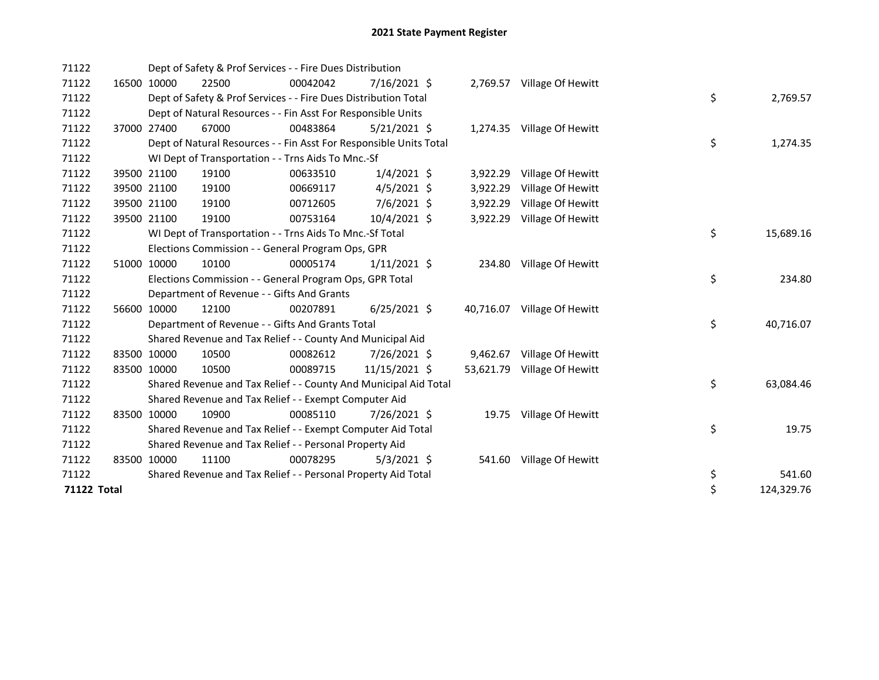# 2021 State Payment Register

| | | | | | | | | | |
|---|---|---|---|---|---|---|---|---|---|
| 71122 | | Dept of Safety & Prof Services - - Fire Dues Distribution | | | | | | | |
| 71122 | 16500 | 10000 | 22500 | 00042042 | 7/16/2021 | $ 2,769.57 | Village Of Hewitt | | |
| 71122 | | Dept of Safety & Prof Services - - Fire Dues Distribution Total | | | | | | $ | 2,769.57 |
| 71122 | | Dept of Natural Resources - - Fin Asst For Responsible Units | | | | | | | |
| 71122 | 37000 | 27400 | 67000 | 00483864 | 5/21/2021 | $ 1,274.35 | Village Of Hewitt | | |
| 71122 | | Dept of Natural Resources - - Fin Asst For Responsible Units Total | | | | | | $ | 1,274.35 |
| 71122 | | WI Dept of Transportation - - Trns Aids To Mnc.-Sf | | | | | | | |
| 71122 | 39500 | 21100 | 19100 | 00633510 | 1/4/2021 | $ 3,922.29 | Village Of Hewitt | | |
| 71122 | 39500 | 21100 | 19100 | 00669117 | 4/5/2021 | $ 3,922.29 | Village Of Hewitt | | |
| 71122 | 39500 | 21100 | 19100 | 00712605 | 7/6/2021 | $ 3,922.29 | Village Of Hewitt | | |
| 71122 | 39500 | 21100 | 19100 | 00753164 | 10/4/2021 | $ 3,922.29 | Village Of Hewitt | | |
| 71122 | | WI Dept of Transportation - - Trns Aids To Mnc.-Sf Total | | | | | | $ | 15,689.16 |
| 71122 | | Elections Commission - - General Program Ops, GPR | | | | | | | |
| 71122 | 51000 | 10000 | 10100 | 00005174 | 1/11/2021 | $ 234.80 | Village Of Hewitt | | |
| 71122 | | Elections Commission - - General Program Ops, GPR Total | | | | | | $ | 234.80 |
| 71122 | | Department of Revenue - - Gifts And Grants | | | | | | | |
| 71122 | 56600 | 10000 | 12100 | 00207891 | 6/25/2021 | $ 40,716.07 | Village Of Hewitt | | |
| 71122 | | Department of Revenue - - Gifts And Grants Total | | | | | | $ | 40,716.07 |
| 71122 | | Shared Revenue and Tax Relief - - County And Municipal Aid | | | | | | | |
| 71122 | 83500 | 10000 | 10500 | 00082612 | 7/26/2021 | $ 9,462.67 | Village Of Hewitt | | |
| 71122 | 83500 | 10000 | 10500 | 00089715 | 11/15/2021 | $ 53,621.79 | Village Of Hewitt | | |
| 71122 | | Shared Revenue and Tax Relief - - County And Municipal Aid Total | | | | | | $ | 63,084.46 |
| 71122 | | Shared Revenue and Tax Relief - - Exempt Computer Aid | | | | | | | |
| 71122 | 83500 | 10000 | 10900 | 00085110 | 7/26/2021 | $ 19.75 | Village Of Hewitt | | |
| 71122 | | Shared Revenue and Tax Relief - - Exempt Computer Aid Total | | | | | | $ | 19.75 |
| 71122 | | Shared Revenue and Tax Relief - - Personal Property Aid | | | | | | | |
| 71122 | 83500 | 10000 | 11100 | 00078295 | 5/3/2021 | $ 541.60 | Village Of Hewitt | | |
| 71122 | | Shared Revenue and Tax Relief - - Personal Property Aid Total | | | | | | $ | 541.60 |
| **71122 Total** | | | | | | | | $ | 124,329.76 |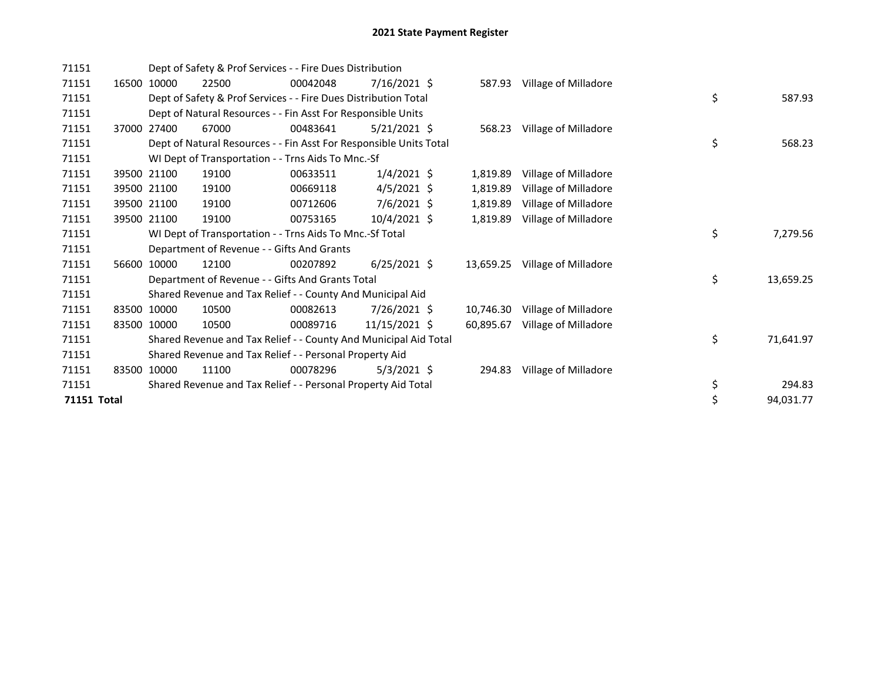# 2021 State Payment Register

| | | | | | | | | | |
|---|---|---|---|---|---|---|---|---|---|
| 71151 | | Dept of Safety & Prof Services - - Fire Dues Distribution | | | | | | | |
| 71151 | 16500 | 10000 | 22500 | 00042048 | 7/16/2021 | $ 587.93 | Village of Milladore | | |
| 71151 | | Dept of Safety & Prof Services - - Fire Dues Distribution Total | | | | | | $ | 587.93 |
| 71151 | | Dept of Natural Resources - - Fin Asst For Responsible Units | | | | | | | |
| 71151 | 37000 | 27400 | 67000 | 00483641 | 5/21/2021 | $ 568.23 | Village of Milladore | | |
| 71151 | | Dept of Natural Resources - - Fin Asst For Responsible Units Total | | | | | | $ | 568.23 |
| 71151 | | WI Dept of Transportation - - Trns Aids To Mnc.-Sf | | | | | | | |
| 71151 | 39500 | 21100 | 19100 | 00633511 | 1/4/2021 | $ 1,819.89 | Village of Milladore | | |
| 71151 | 39500 | 21100 | 19100 | 00669118 | 4/5/2021 | $ 1,819.89 | Village of Milladore | | |
| 71151 | 39500 | 21100 | 19100 | 00712606 | 7/6/2021 | $ 1,819.89 | Village of Milladore | | |
| 71151 | 39500 | 21100 | 19100 | 00753165 | 10/4/2021 | $ 1,819.89 | Village of Milladore | | |
| 71151 | | WI Dept of Transportation - - Trns Aids To Mnc.-Sf Total | | | | | | $ | 7,279.56 |
| 71151 | | Department of Revenue - - Gifts And Grants | | | | | | | |
| 71151 | 56600 | 10000 | 12100 | 00207892 | 6/25/2021 | $ 13,659.25 | Village of Milladore | | |
| 71151 | | Department of Revenue - - Gifts And Grants Total | | | | | | $ | 13,659.25 |
| 71151 | | Shared Revenue and Tax Relief - - County And Municipal Aid | | | | | | | |
| 71151 | 83500 | 10000 | 10500 | 00082613 | 7/26/2021 | $ 10,746.30 | Village of Milladore | | |
| 71151 | 83500 | 10000 | 10500 | 00089716 | 11/15/2021 | $ 60,895.67 | Village of Milladore | | |
| 71151 | | Shared Revenue and Tax Relief - - County And Municipal Aid Total | | | | | | $ | 71,641.97 |
| 71151 | | Shared Revenue and Tax Relief - - Personal Property Aid | | | | | | | |
| 71151 | 83500 | 10000 | 11100 | 00078296 | 5/3/2021 | $ 294.83 | Village of Milladore | | |
| 71151 | | Shared Revenue and Tax Relief - - Personal Property Aid Total | | | | | | $ | 294.83 |
| **71151 Total** | | | | | | | | $ | 94,031.77 |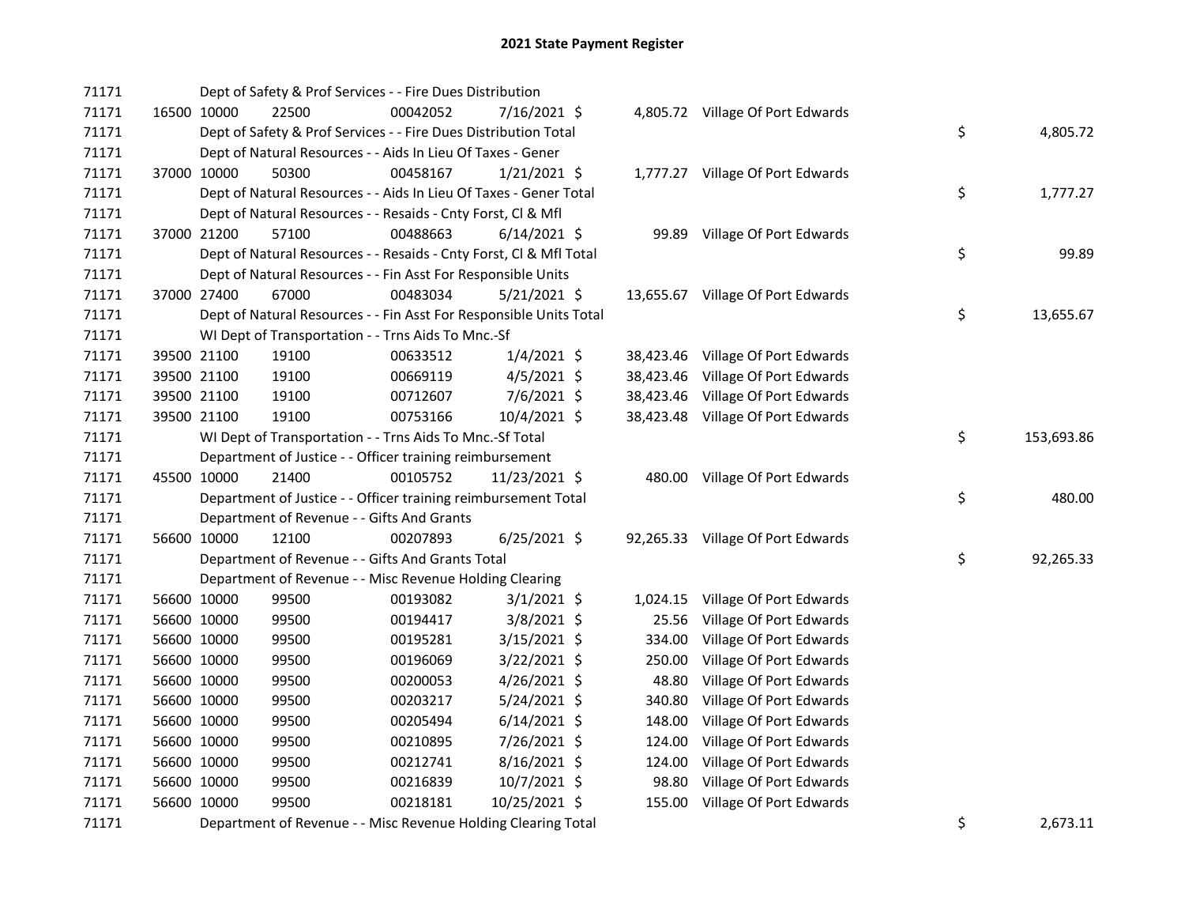# 2021 State Payment Register

| | | | | | | | | | |
|---|---|---|---|---|---|---|---|---|---|
| 71171 | | | Dept of Safety & Prof Services - - Fire Dues Distribution | | | | | | |
| 71171 | 16500 | 10000 | 22500 | 00042052 | 7/16/2021 | $ 4,805.72 | Village Of Port Edwards | | |
| 71171 | | | Dept of Safety & Prof Services - - Fire Dues Distribution Total | | | | | $ | 4,805.72 |
| 71171 | | | Dept of Natural Resources - - Aids In Lieu Of Taxes - Gener | | | | | | |
| 71171 | 37000 | 10000 | 50300 | 00458167 | 1/21/2021 | $ 1,777.27 | Village Of Port Edwards | | |
| 71171 | | | Dept of Natural Resources - - Aids In Lieu Of Taxes - Gener Total | | | | | $ | 1,777.27 |
| 71171 | | | Dept of Natural Resources - - Resaids - Cnty Forst, Cl & Mfl | | | | | | |
| 71171 | 37000 | 21200 | 57100 | 00488663 | 6/14/2021 | $ 99.89 | Village Of Port Edwards | | |
| 71171 | | | Dept of Natural Resources - - Resaids - Cnty Forst, Cl & Mfl Total | | | | | $ | 99.89 |
| 71171 | | | Dept of Natural Resources - - Fin Asst For Responsible Units | | | | | | |
| 71171 | 37000 | 27400 | 67000 | 00483034 | 5/21/2021 | $ 13,655.67 | Village Of Port Edwards | | |
| 71171 | | | Dept of Natural Resources - - Fin Asst For Responsible Units Total | | | | | $ | 13,655.67 |
| 71171 | | | WI Dept of Transportation - - Trns Aids To Mnc.-Sf | | | | | | |
| 71171 | 39500 | 21100 | 19100 | 00633512 | 1/4/2021 | $ 38,423.46 | Village Of Port Edwards | | |
| 71171 | 39500 | 21100 | 19100 | 00669119 | 4/5/2021 | $ 38,423.46 | Village Of Port Edwards | | |
| 71171 | 39500 | 21100 | 19100 | 00712607 | 7/6/2021 | $ 38,423.46 | Village Of Port Edwards | | |
| 71171 | 39500 | 21100 | 19100 | 00753166 | 10/4/2021 | $ 38,423.48 | Village Of Port Edwards | | |
| 71171 | | | WI Dept of Transportation - - Trns Aids To Mnc.-Sf Total | | | | | $ | 153,693.86 |
| 71171 | | | Department of Justice - - Officer training reimbursement | | | | | | |
| 71171 | 45500 | 10000 | 21400 | 00105752 | 11/23/2021 | $ 480.00 | Village Of Port Edwards | | |
| 71171 | | | Department of Justice - - Officer training reimbursement Total | | | | | $ | 480.00 |
| 71171 | | | Department of Revenue - - Gifts And Grants | | | | | | |
| 71171 | 56600 | 10000 | 12100 | 00207893 | 6/25/2021 | $ 92,265.33 | Village Of Port Edwards | | |
| 71171 | | | Department of Revenue - - Gifts And Grants Total | | | | | $ | 92,265.33 |
| 71171 | | | Department of Revenue - - Misc Revenue Holding Clearing | | | | | | |
| 71171 | 56600 | 10000 | 99500 | 00193082 | 3/1/2021 | $ 1,024.15 | Village Of Port Edwards | | |
| 71171 | 56600 | 10000 | 99500 | 00194417 | 3/8/2021 | $ 25.56 | Village Of Port Edwards | | |
| 71171 | 56600 | 10000 | 99500 | 00195281 | 3/15/2021 | $ 334.00 | Village Of Port Edwards | | |
| 71171 | 56600 | 10000 | 99500 | 00196069 | 3/22/2021 | $ 250.00 | Village Of Port Edwards | | |
| 71171 | 56600 | 10000 | 99500 | 00200053 | 4/26/2021 | $ 48.80 | Village Of Port Edwards | | |
| 71171 | 56600 | 10000 | 99500 | 00203217 | 5/24/2021 | $ 340.80 | Village Of Port Edwards | | |
| 71171 | 56600 | 10000 | 99500 | 00205494 | 6/14/2021 | $ 148.00 | Village Of Port Edwards | | |
| 71171 | 56600 | 10000 | 99500 | 00210895 | 7/26/2021 | $ 124.00 | Village Of Port Edwards | | |
| 71171 | 56600 | 10000 | 99500 | 00212741 | 8/16/2021 | $ 124.00 | Village Of Port Edwards | | |
| 71171 | 56600 | 10000 | 99500 | 00216839 | 10/7/2021 | $ 98.80 | Village Of Port Edwards | | |
| 71171 | 56600 | 10000 | 99500 | 00218181 | 10/25/2021 | $ 155.00 | Village Of Port Edwards | | |
| 71171 | | | Department of Revenue - - Misc Revenue Holding Clearing Total | | | | | $ | 2,673.11 |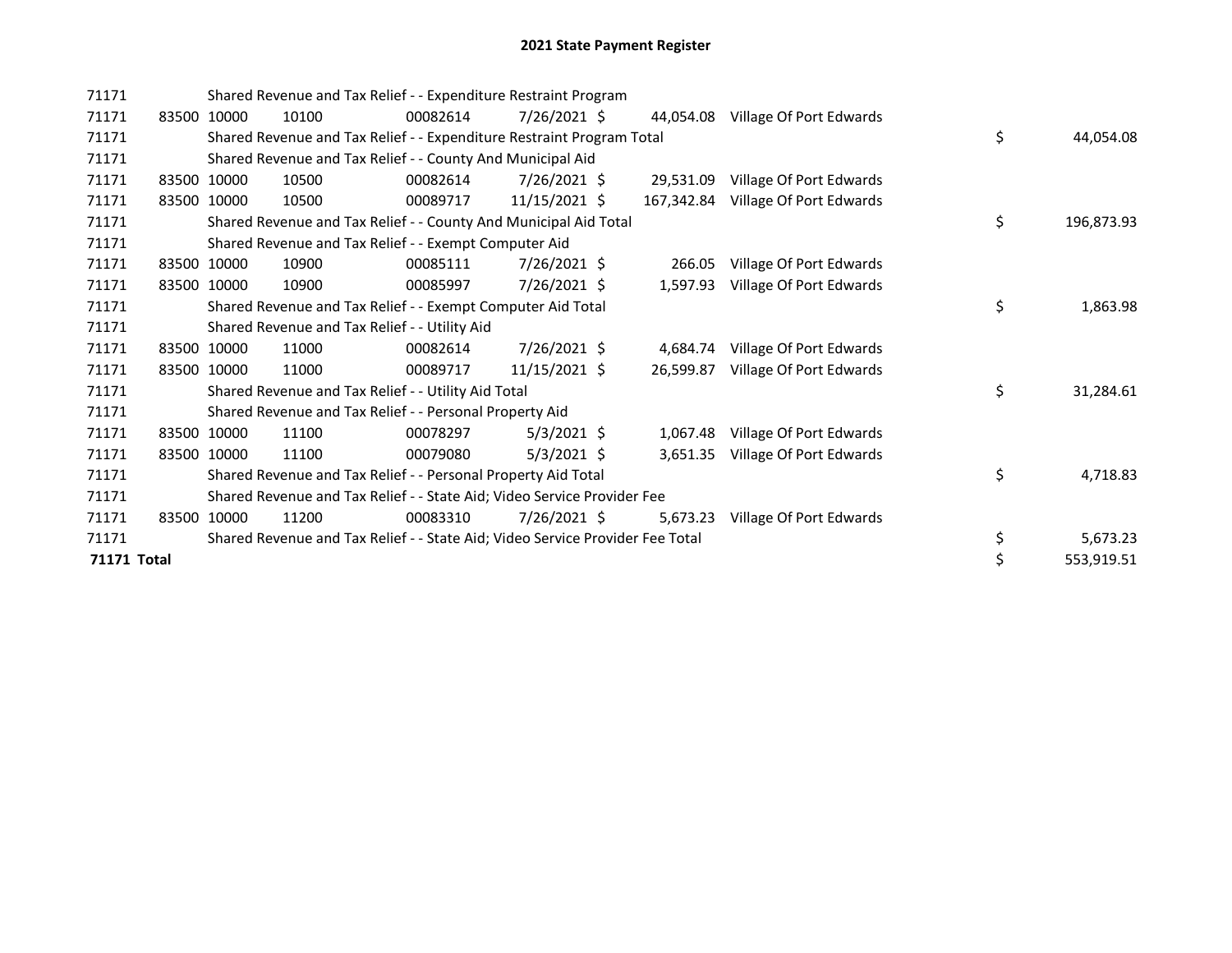# 2021 State Payment Register

| | | | | | | | | |
|---|---|---|---|---|---|---|---|---|
| 71171 | | | Shared Revenue and Tax Relief - - Expenditure Restraint Program | | | | | |
| 71171 | 83500 | 10000 | 10100 | 00082614 | 7/26/2021 | $ 44,054.08 | Village Of Port Edwards | |
| 71171 | | | Shared Revenue and Tax Relief - - Expenditure Restraint Program Total | | | | | $ 44,054.08 |
| 71171 | | | Shared Revenue and Tax Relief - - County And Municipal Aid | | | | | |
| 71171 | 83500 | 10000 | 10500 | 00082614 | 7/26/2021 | $ 29,531.09 | Village Of Port Edwards | |
| 71171 | 83500 | 10000 | 10500 | 00089717 | 11/15/2021 | $ 167,342.84 | Village Of Port Edwards | |
| 71171 | | | Shared Revenue and Tax Relief - - County And Municipal Aid Total | | | | | $ 196,873.93 |
| 71171 | | | Shared Revenue and Tax Relief - - Exempt Computer Aid | | | | | |
| 71171 | 83500 | 10000 | 10900 | 00085111 | 7/26/2021 | $ 266.05 | Village Of Port Edwards | |
| 71171 | 83500 | 10000 | 10900 | 00085997 | 7/26/2021 | $ 1,597.93 | Village Of Port Edwards | |
| 71171 | | | Shared Revenue and Tax Relief - - Exempt Computer Aid Total | | | | | $ 1,863.98 |
| 71171 | | | Shared Revenue and Tax Relief - - Utility Aid | | | | | |
| 71171 | 83500 | 10000 | 11000 | 00082614 | 7/26/2021 | $ 4,684.74 | Village Of Port Edwards | |
| 71171 | 83500 | 10000 | 11000 | 00089717 | 11/15/2021 | $ 26,599.87 | Village Of Port Edwards | |
| 71171 | | | Shared Revenue and Tax Relief - - Utility Aid Total | | | | | $ 31,284.61 |
| 71171 | | | Shared Revenue and Tax Relief - - Personal Property Aid | | | | | |
| 71171 | 83500 | 10000 | 11100 | 00078297 | 5/3/2021 | $ 1,067.48 | Village Of Port Edwards | |
| 71171 | 83500 | 10000 | 11100 | 00079080 | 5/3/2021 | $ 3,651.35 | Village Of Port Edwards | |
| 71171 | | | Shared Revenue and Tax Relief - - Personal Property Aid Total | | | | | $ 4,718.83 |
| 71171 | | | Shared Revenue and Tax Relief - - State Aid; Video Service Provider Fee | | | | | |
| 71171 | 83500 | 10000 | 11200 | 00083310 | 7/26/2021 | $ 5,673.23 | Village Of Port Edwards | |
| 71171 | | | Shared Revenue and Tax Relief - - State Aid; Video Service Provider Fee Total | | | | | $ 5,673.23 |
| **71171 Total** | | | | | | | | $ 553,919.51 |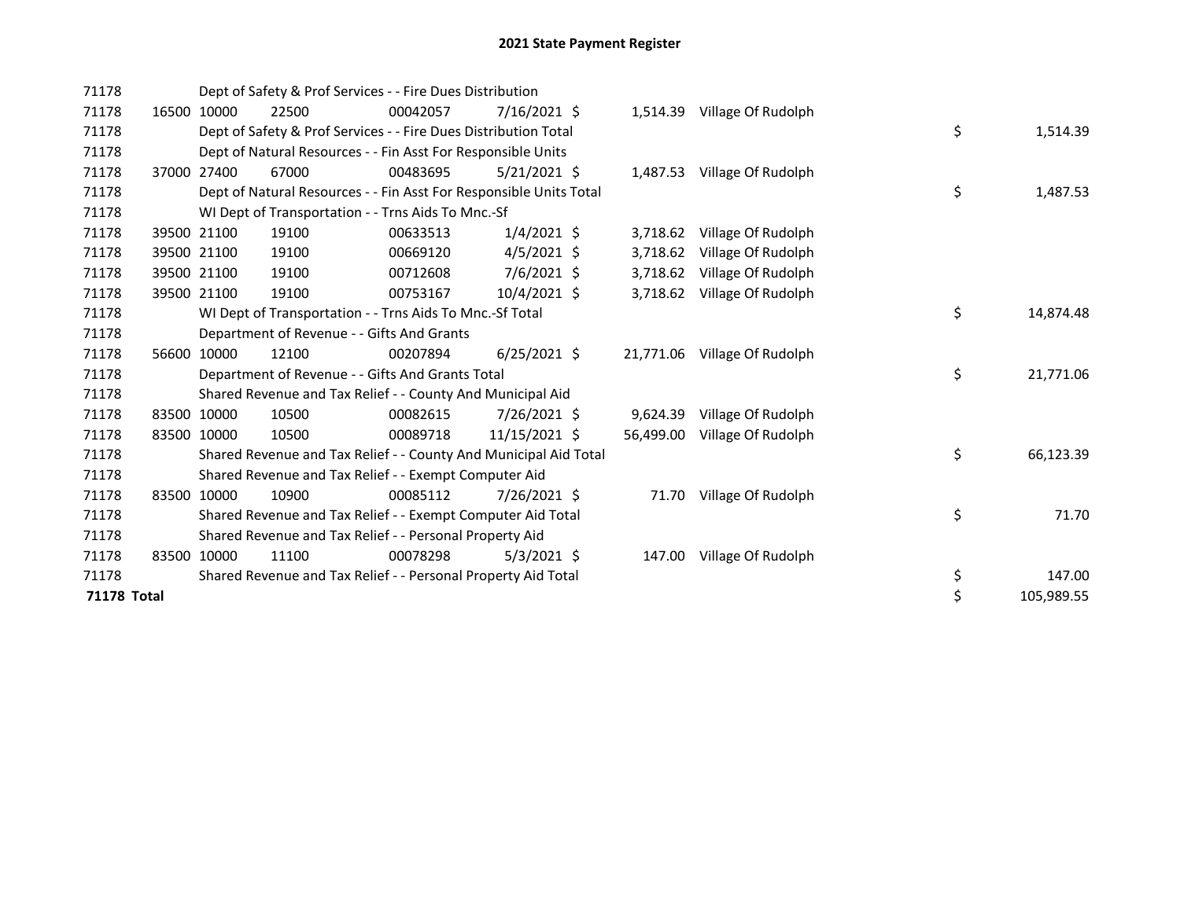# 2021 State Payment Register

| | | | | | | | | | |
|---|---|---|---|---|---|---|---|---|---|
| 71178 | | | Dept of Safety & Prof Services - - Fire Dues Distribution | | | | | | |
| 71178 | 16500 | 10000 | 22500 | 00042057 | 7/16/2021 | $ 1,514.39 | Village Of Rudolph | | |
| 71178 | | | Dept of Safety & Prof Services - - Fire Dues Distribution Total | | | | | $ | 1,514.39 |
| 71178 | | | Dept of Natural Resources - - Fin Asst For Responsible Units | | | | | | |
| 71178 | 37000 | 27400 | 67000 | 00483695 | 5/21/2021 | $ 1,487.53 | Village Of Rudolph | | |
| 71178 | | | Dept of Natural Resources - - Fin Asst For Responsible Units Total | | | | | $ | 1,487.53 |
| 71178 | | | WI Dept of Transportation - - Trns Aids To Mnc.-Sf | | | | | | |
| 71178 | 39500 | 21100 | 19100 | 00633513 | 1/4/2021 | $ 3,718.62 | Village Of Rudolph | | |
| 71178 | 39500 | 21100 | 19100 | 00669120 | 4/5/2021 | $ 3,718.62 | Village Of Rudolph | | |
| 71178 | 39500 | 21100 | 19100 | 00712608 | 7/6/2021 | $ 3,718.62 | Village Of Rudolph | | |
| 71178 | 39500 | 21100 | 19100 | 00753167 | 10/4/2021 | $ 3,718.62 | Village Of Rudolph | | |
| 71178 | | | WI Dept of Transportation - - Trns Aids To Mnc.-Sf Total | | | | | $ | 14,874.48 |
| 71178 | | | Department of Revenue - - Gifts And Grants | | | | | | |
| 71178 | 56600 | 10000 | 12100 | 00207894 | 6/25/2021 | $ 21,771.06 | Village Of Rudolph | | |
| 71178 | | | Department of Revenue - - Gifts And Grants Total | | | | | $ | 21,771.06 |
| 71178 | | | Shared Revenue and Tax Relief - - County And Municipal Aid | | | | | | |
| 71178 | 83500 | 10000 | 10500 | 00082615 | 7/26/2021 | $ 9,624.39 | Village Of Rudolph | | |
| 71178 | 83500 | 10000 | 10500 | 00089718 | 11/15/2021 | $ 56,499.00 | Village Of Rudolph | | |
| 71178 | | | Shared Revenue and Tax Relief - - County And Municipal Aid Total | | | | | $ | 66,123.39 |
| 71178 | | | Shared Revenue and Tax Relief - - Exempt Computer Aid | | | | | | |
| 71178 | 83500 | 10000 | 10900 | 00085112 | 7/26/2021 | $ 71.70 | Village Of Rudolph | | |
| 71178 | | | Shared Revenue and Tax Relief - - Exempt Computer Aid Total | | | | | $ | 71.70 |
| 71178 | | | Shared Revenue and Tax Relief - - Personal Property Aid | | | | | | |
| 71178 | 83500 | 10000 | 11100 | 00078298 | 5/3/2021 | $ 147.00 | Village Of Rudolph | | |
| 71178 | | | Shared Revenue and Tax Relief - - Personal Property Aid Total | | | | | $ | 147.00 |
| **71178 Total** | | | | | | | | $ | 105,989.55 |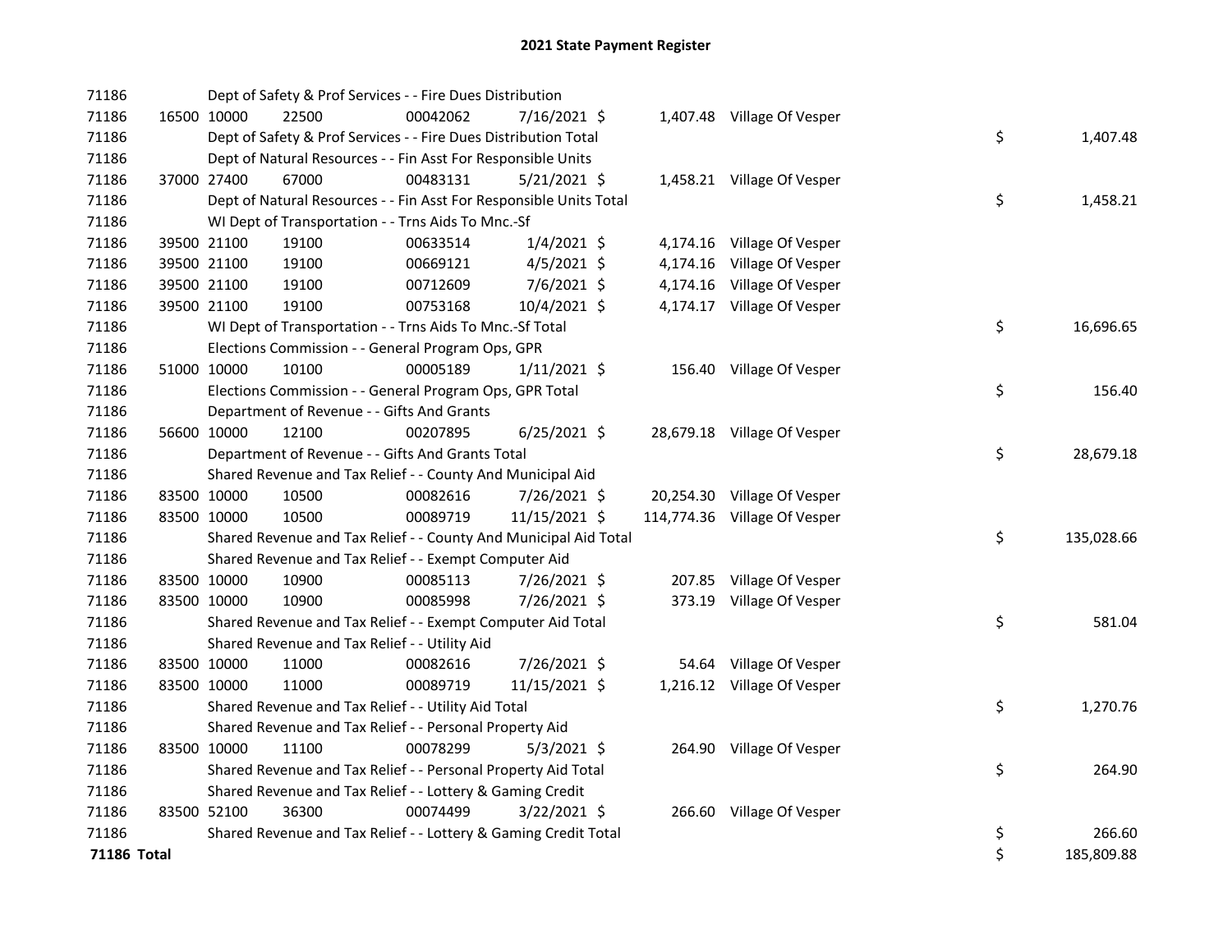# 2021 State Payment Register

| | | | | | | | | | |
|---|---|---|---|---|---|---|---|---|---|
| 71186 | | Dept of Safety & Prof Services - - Fire Dues Distribution | | | | | | | |
| 71186 | 16500 | 10000 | 22500 | 00042062 | 7/16/2021 | $ 1,407.48 | Village Of Vesper | | |
| 71186 | | Dept of Safety & Prof Services - - Fire Dues Distribution Total | | | | | | $ | 1,407.48 |
| 71186 | | Dept of Natural Resources - - Fin Asst For Responsible Units | | | | | | | |
| 71186 | 37000 | 27400 | 67000 | 00483131 | 5/21/2021 | $ 1,458.21 | Village Of Vesper | | |
| 71186 | | Dept of Natural Resources - - Fin Asst For Responsible Units Total | | | | | | $ | 1,458.21 |
| 71186 | | WI Dept of Transportation - - Trns Aids To Mnc.-Sf | | | | | | | |
| 71186 | 39500 | 21100 | 19100 | 00633514 | 1/4/2021 | $ 4,174.16 | Village Of Vesper | | |
| 71186 | 39500 | 21100 | 19100 | 00669121 | 4/5/2021 | $ 4,174.16 | Village Of Vesper | | |
| 71186 | 39500 | 21100 | 19100 | 00712609 | 7/6/2021 | $ 4,174.16 | Village Of Vesper | | |
| 71186 | 39500 | 21100 | 19100 | 00753168 | 10/4/2021 | $ 4,174.17 | Village Of Vesper | | |
| 71186 | | WI Dept of Transportation - - Trns Aids To Mnc.-Sf Total | | | | | | $ | 16,696.65 |
| 71186 | | Elections Commission - - General Program Ops, GPR | | | | | | | |
| 71186 | 51000 | 10000 | 10100 | 00005189 | 1/11/2021 | $ 156.40 | Village Of Vesper | | |
| 71186 | | Elections Commission - - General Program Ops, GPR Total | | | | | | $ | 156.40 |
| 71186 | | Department of Revenue - - Gifts And Grants | | | | | | | |
| 71186 | 56600 | 10000 | 12100 | 00207895 | 6/25/2021 | $ 28,679.18 | Village Of Vesper | | |
| 71186 | | Department of Revenue - - Gifts And Grants Total | | | | | | $ | 28,679.18 |
| 71186 | | Shared Revenue and Tax Relief - - County And Municipal Aid | | | | | | | |
| 71186 | 83500 | 10000 | 10500 | 00082616 | 7/26/2021 | $ 20,254.30 | Village Of Vesper | | |
| 71186 | 83500 | 10000 | 10500 | 00089719 | 11/15/2021 | $ 114,774.36 | Village Of Vesper | | |
| 71186 | | Shared Revenue and Tax Relief - - County And Municipal Aid Total | | | | | | $ | 135,028.66 |
| 71186 | | Shared Revenue and Tax Relief - - Exempt Computer Aid | | | | | | | |
| 71186 | 83500 | 10000 | 10900 | 00085113 | 7/26/2021 | $ 207.85 | Village Of Vesper | | |
| 71186 | 83500 | 10000 | 10900 | 00085998 | 7/26/2021 | $ 373.19 | Village Of Vesper | | |
| 71186 | | Shared Revenue and Tax Relief - - Exempt Computer Aid Total | | | | | | $ | 581.04 |
| 71186 | | Shared Revenue and Tax Relief - - Utility Aid | | | | | | | |
| 71186 | 83500 | 10000 | 11000 | 00082616 | 7/26/2021 | $ 54.64 | Village Of Vesper | | |
| 71186 | 83500 | 10000 | 11000 | 00089719 | 11/15/2021 | $ 1,216.12 | Village Of Vesper | | |
| 71186 | | Shared Revenue and Tax Relief - - Utility Aid Total | | | | | | $ | 1,270.76 |
| 71186 | | Shared Revenue and Tax Relief - - Personal Property Aid | | | | | | | |
| 71186 | 83500 | 10000 | 11100 | 00078299 | 5/3/2021 | $ 264.90 | Village Of Vesper | | |
| 71186 | | Shared Revenue and Tax Relief - - Personal Property Aid Total | | | | | | $ | 264.90 |
| 71186 | | Shared Revenue and Tax Relief - - Lottery & Gaming Credit | | | | | | | |
| 71186 | 83500 | 52100 | 36300 | 00074499 | 3/22/2021 | $ 266.60 | Village Of Vesper | | |
| 71186 | | Shared Revenue and Tax Relief - - Lottery & Gaming Credit Total | | | | | | $ | 266.60 |
| **71186 Total** | | | | | | | | $ | 185,809.88 |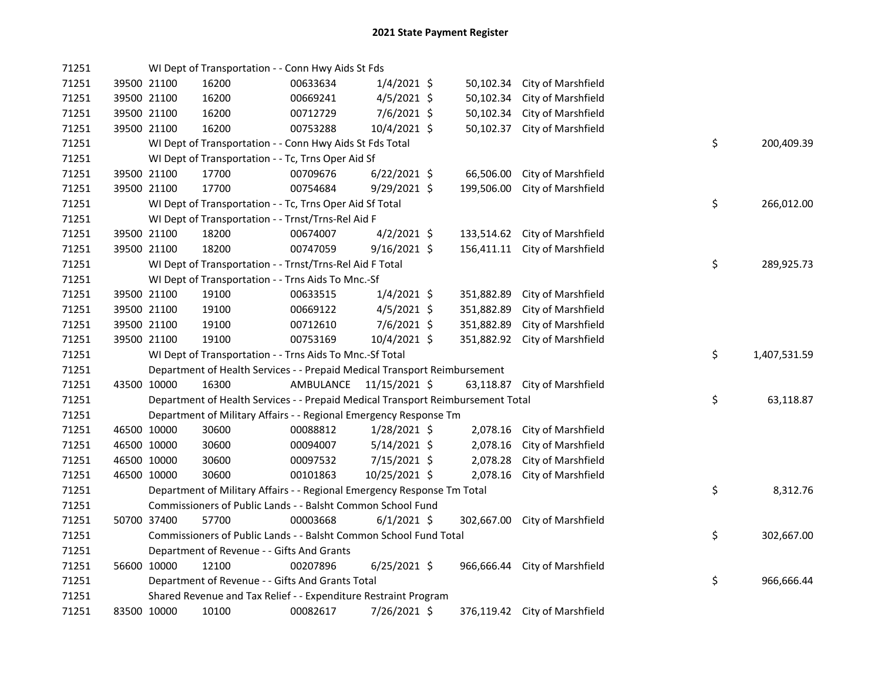# 2021 State Payment Register

| | | | | | | | | | |
|---|---|---|---|---|---|---|---|---|---|
| 71251 | | | WI Dept of Transportation - - Conn Hwy Aids St Fds | | | | | | |
| 71251 | 39500 | 21100 | 16200 | 00633634 | 1/4/2021 | $ 50,102.34 | City of Marshfield | | |
| 71251 | 39500 | 21100 | 16200 | 00669241 | 4/5/2021 | $ 50,102.34 | City of Marshfield | | |
| 71251 | 39500 | 21100 | 16200 | 00712729 | 7/6/2021 | $ 50,102.34 | City of Marshfield | | |
| 71251 | 39500 | 21100 | 16200 | 00753288 | 10/4/2021 | $ 50,102.37 | City of Marshfield | | |
| 71251 | | | WI Dept of Transportation - - Conn Hwy Aids St Fds Total | | | | | $ | 200,409.39 |
| 71251 | | | WI Dept of Transportation - - Tc, Trns Oper Aid Sf | | | | | | |
| 71251 | 39500 | 21100 | 17700 | 00709676 | 6/22/2021 | $ 66,506.00 | City of Marshfield | | |
| 71251 | 39500 | 21100 | 17700 | 00754684 | 9/29/2021 | $ 199,506.00 | City of Marshfield | | |
| 71251 | | | WI Dept of Transportation - - Tc, Trns Oper Aid Sf Total | | | | | $ | 266,012.00 |
| 71251 | | | WI Dept of Transportation - - Trnst/Trns-Rel Aid F | | | | | | |
| 71251 | 39500 | 21100 | 18200 | 00674007 | 4/2/2021 | $ 133,514.62 | City of Marshfield | | |
| 71251 | 39500 | 21100 | 18200 | 00747059 | 9/16/2021 | $ 156,411.11 | City of Marshfield | | |
| 71251 | | | WI Dept of Transportation - - Trnst/Trns-Rel Aid F Total | | | | | $ | 289,925.73 |
| 71251 | | | WI Dept of Transportation - - Trns Aids To Mnc.-Sf | | | | | | |
| 71251 | 39500 | 21100 | 19100 | 00633515 | 1/4/2021 | $ 351,882.89 | City of Marshfield | | |
| 71251 | 39500 | 21100 | 19100 | 00669122 | 4/5/2021 | $ 351,882.89 | City of Marshfield | | |
| 71251 | 39500 | 21100 | 19100 | 00712610 | 7/6/2021 | $ 351,882.89 | City of Marshfield | | |
| 71251 | 39500 | 21100 | 19100 | 00753169 | 10/4/2021 | $ 351,882.92 | City of Marshfield | | |
| 71251 | | | WI Dept of Transportation - - Trns Aids To Mnc.-Sf Total | | | | | $ | 1,407,531.59 |
| 71251 | | | Department of Health Services - - Prepaid Medical Transport Reimbursement | | | | | | |
| 71251 | 43500 | 10000 | 16300 | AMBULANCE | 11/15/2021 | $ 63,118.87 | City of Marshfield | | |
| 71251 | | | Department of Health Services - - Prepaid Medical Transport Reimbursement Total | | | | | $ | 63,118.87 |
| 71251 | | | Department of Military Affairs - - Regional Emergency Response Tm | | | | | | |
| 71251 | 46500 | 10000 | 30600 | 00088812 | 1/28/2021 | $ 2,078.16 | City of Marshfield | | |
| 71251 | 46500 | 10000 | 30600 | 00094007 | 5/14/2021 | $ 2,078.16 | City of Marshfield | | |
| 71251 | 46500 | 10000 | 30600 | 00097532 | 7/15/2021 | $ 2,078.28 | City of Marshfield | | |
| 71251 | 46500 | 10000 | 30600 | 00101863 | 10/25/2021 | $ 2,078.16 | City of Marshfield | | |
| 71251 | | | Department of Military Affairs - - Regional Emergency Response Tm Total | | | | | $ | 8,312.76 |
| 71251 | | | Commissioners of Public Lands - - Balsht Common School Fund | | | | | | |
| 71251 | 50700 | 37400 | 57700 | 00003668 | 6/1/2021 | $ 302,667.00 | City of Marshfield | | |
| 71251 | | | Commissioners of Public Lands - - Balsht Common School Fund Total | | | | | $ | 302,667.00 |
| 71251 | | | Department of Revenue - - Gifts And Grants | | | | | | |
| 71251 | 56600 | 10000 | 12100 | 00207896 | 6/25/2021 | $ 966,666.44 | City of Marshfield | | |
| 71251 | | | Department of Revenue - - Gifts And Grants Total | | | | | $ | 966,666.44 |
| 71251 | | | Shared Revenue and Tax Relief - - Expenditure Restraint Program | | | | | | |
| 71251 | 83500 | 10000 | 10100 | 00082617 | 7/26/2021 | $ 376,119.42 | City of Marshfield | | |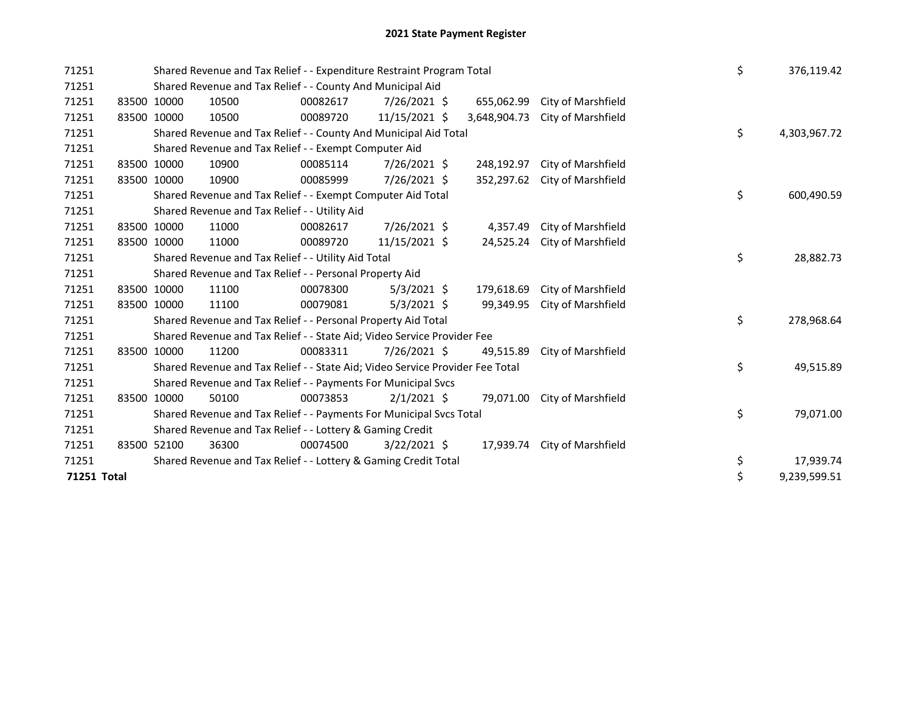## 2021 State Payment Register

| | | | | | | | | | |
|---|---|---|---|---|---|---|---|---|---|
| 71251 | | | Shared Revenue and Tax Relief - - Expenditure Restraint Program Total | | | | | $ | 376,119.42 |
| 71251 | | | Shared Revenue and Tax Relief - - County And Municipal Aid | | | | | | |
| 71251 | 83500 | 10000 | 10500 | 00082617 | 7/26/2021 | $ 655,062.99 | City of Marshfield | | |
| 71251 | 83500 | 10000 | 10500 | 00089720 | 11/15/2021 | $ 3,648,904.73 | City of Marshfield | | |
| 71251 | | | Shared Revenue and Tax Relief - - County And Municipal Aid Total | | | | | $ | 4,303,967.72 |
| 71251 | | | Shared Revenue and Tax Relief - - Exempt Computer Aid | | | | | | |
| 71251 | 83500 | 10000 | 10900 | 00085114 | 7/26/2021 | $ 248,192.97 | City of Marshfield | | |
| 71251 | 83500 | 10000 | 10900 | 00085999 | 7/26/2021 | $ 352,297.62 | City of Marshfield | | |
| 71251 | | | Shared Revenue and Tax Relief - - Exempt Computer Aid Total | | | | | $ | 600,490.59 |
| 71251 | | | Shared Revenue and Tax Relief - - Utility Aid | | | | | | |
| 71251 | 83500 | 10000 | 11000 | 00082617 | 7/26/2021 | $ 4,357.49 | City of Marshfield | | |
| 71251 | 83500 | 10000 | 11000 | 00089720 | 11/15/2021 | $ 24,525.24 | City of Marshfield | | |
| 71251 | | | Shared Revenue and Tax Relief - - Utility Aid Total | | | | | $ | 28,882.73 |
| 71251 | | | Shared Revenue and Tax Relief - - Personal Property Aid | | | | | | |
| 71251 | 83500 | 10000 | 11100 | 00078300 | 5/3/2021 | $ 179,618.69 | City of Marshfield | | |
| 71251 | 83500 | 10000 | 11100 | 00079081 | 5/3/2021 | $ 99,349.95 | City of Marshfield | | |
| 71251 | | | Shared Revenue and Tax Relief - - Personal Property Aid Total | | | | | $ | 278,968.64 |
| 71251 | | | Shared Revenue and Tax Relief - - State Aid; Video Service Provider Fee | | | | | | |
| 71251 | 83500 | 10000 | 11200 | 00083311 | 7/26/2021 | $ 49,515.89 | City of Marshfield | | |
| 71251 | | | Shared Revenue and Tax Relief - - State Aid; Video Service Provider Fee Total | | | | | $ | 49,515.89 |
| 71251 | | | Shared Revenue and Tax Relief - - Payments For Municipal Svcs | | | | | | |
| 71251 | 83500 | 10000 | 50100 | 00073853 | 2/1/2021 | $ 79,071.00 | City of Marshfield | | |
| 71251 | | | Shared Revenue and Tax Relief - - Payments For Municipal Svcs Total | | | | | $ | 79,071.00 |
| 71251 | | | Shared Revenue and Tax Relief - - Lottery & Gaming Credit | | | | | | |
| 71251 | 83500 | 52100 | 36300 | 00074500 | 3/22/2021 | $ 17,939.74 | City of Marshfield | | |
| 71251 | | | Shared Revenue and Tax Relief - - Lottery & Gaming Credit Total | | | | | $ | 17,939.74 |
| **71251 Total** | | | | | | | | $ | 9,239,599.51 |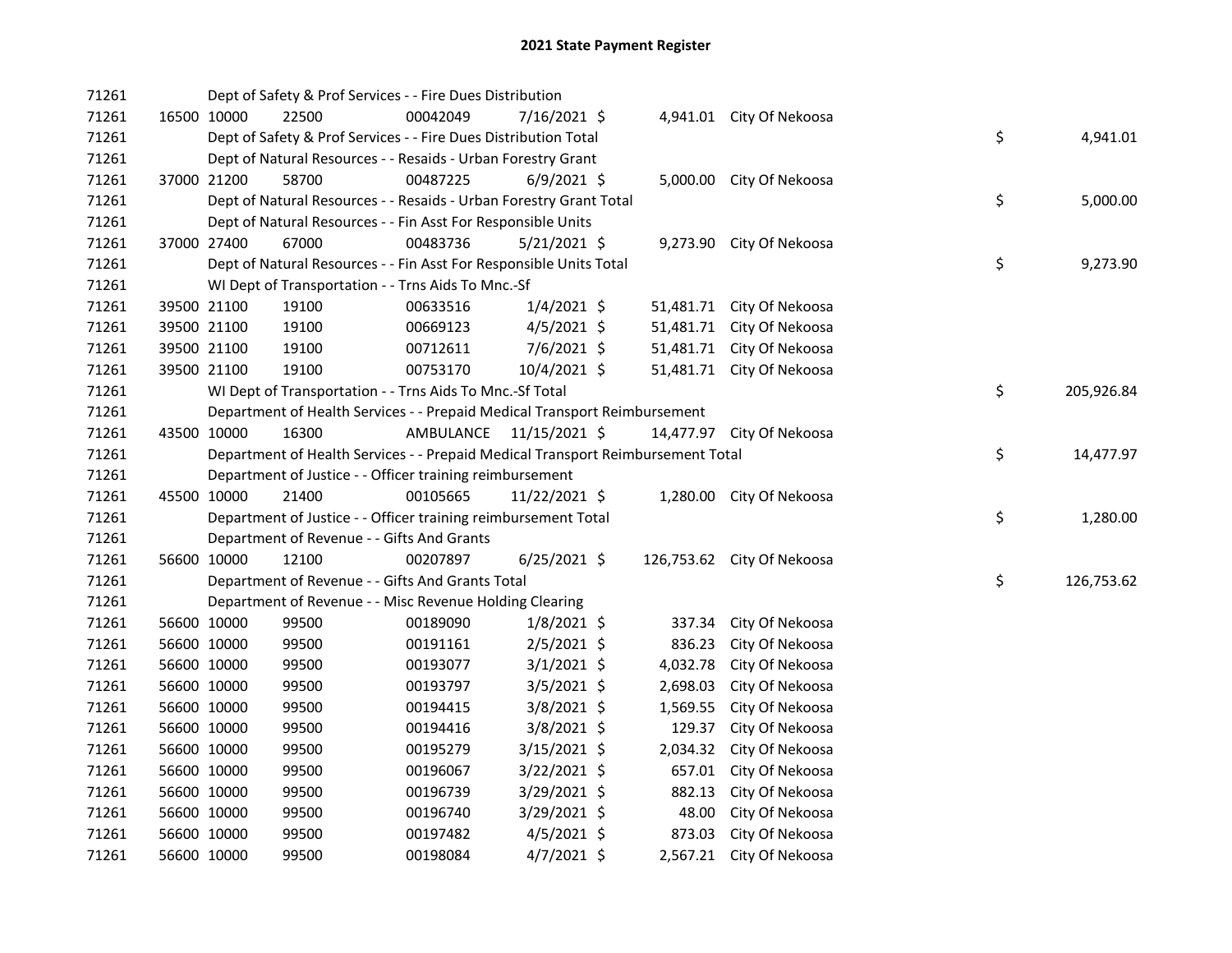# 2021 State Payment Register

| | | | | | | | | | |
|---|---|---|---|---|---|---|---|---|---|
| 71261 | | | Dept of Safety & Prof Services - - Fire Dues Distribution | | | | | | |
| 71261 | 16500 | 10000 | 22500 | 00042049 | 7/16/2021 | $ 4,941.01 | City Of Nekoosa | | |
| 71261 | | | Dept of Safety & Prof Services - - Fire Dues Distribution Total | | | | | $ | 4,941.01 |
| 71261 | | | Dept of Natural Resources - - Resaids - Urban Forestry Grant | | | | | | |
| 71261 | 37000 | 21200 | 58700 | 00487225 | 6/9/2021 | $ 5,000.00 | City Of Nekoosa | | |
| 71261 | | | Dept of Natural Resources - - Resaids - Urban Forestry Grant Total | | | | | $ | 5,000.00 |
| 71261 | | | Dept of Natural Resources - - Fin Asst For Responsible Units | | | | | | |
| 71261 | 37000 | 27400 | 67000 | 00483736 | 5/21/2021 | $ 9,273.90 | City Of Nekoosa | | |
| 71261 | | | Dept of Natural Resources - - Fin Asst For Responsible Units Total | | | | | $ | 9,273.90 |
| 71261 | | | WI Dept of Transportation - - Trns Aids To Mnc.-Sf | | | | | | |
| 71261 | 39500 | 21100 | 19100 | 00633516 | 1/4/2021 | $ 51,481.71 | City Of Nekoosa | | |
| 71261 | 39500 | 21100 | 19100 | 00669123 | 4/5/2021 | $ 51,481.71 | City Of Nekoosa | | |
| 71261 | 39500 | 21100 | 19100 | 00712611 | 7/6/2021 | $ 51,481.71 | City Of Nekoosa | | |
| 71261 | 39500 | 21100 | 19100 | 00753170 | 10/4/2021 | $ 51,481.71 | City Of Nekoosa | | |
| 71261 | | | WI Dept of Transportation - - Trns Aids To Mnc.-Sf Total | | | | | $ | 205,926.84 |
| 71261 | | | Department of Health Services - - Prepaid Medical Transport Reimbursement | | | | | | |
| 71261 | 43500 | 10000 | 16300 | AMBULANCE | 11/15/2021 | $ 14,477.97 | City Of Nekoosa | | |
| 71261 | | | Department of Health Services - - Prepaid Medical Transport Reimbursement Total | | | | | $ | 14,477.97 |
| 71261 | | | Department of Justice - - Officer training reimbursement | | | | | | |
| 71261 | 45500 | 10000 | 21400 | 00105665 | 11/22/2021 | $ 1,280.00 | City Of Nekoosa | | |
| 71261 | | | Department of Justice - - Officer training reimbursement Total | | | | | $ | 1,280.00 |
| 71261 | | | Department of Revenue - - Gifts And Grants | | | | | | |
| 71261 | 56600 | 10000 | 12100 | 00207897 | 6/25/2021 | $ 126,753.62 | City Of Nekoosa | | |
| 71261 | | | Department of Revenue - - Gifts And Grants Total | | | | | $ | 126,753.62 |
| 71261 | | | Department of Revenue - - Misc Revenue Holding Clearing | | | | | | |
| 71261 | 56600 | 10000 | 99500 | 00189090 | 1/8/2021 | $ 337.34 | City Of Nekoosa | | |
| 71261 | 56600 | 10000 | 99500 | 00191161 | 2/5/2021 | $ 836.23 | City Of Nekoosa | | |
| 71261 | 56600 | 10000 | 99500 | 00193077 | 3/1/2021 | $ 4,032.78 | City Of Nekoosa | | |
| 71261 | 56600 | 10000 | 99500 | 00193797 | 3/5/2021 | $ 2,698.03 | City Of Nekoosa | | |
| 71261 | 56600 | 10000 | 99500 | 00194415 | 3/8/2021 | $ 1,569.55 | City Of Nekoosa | | |
| 71261 | 56600 | 10000 | 99500 | 00194416 | 3/8/2021 | $ 129.37 | City Of Nekoosa | | |
| 71261 | 56600 | 10000 | 99500 | 00195279 | 3/15/2021 | $ 2,034.32 | City Of Nekoosa | | |
| 71261 | 56600 | 10000 | 99500 | 00196067 | 3/22/2021 | $ 657.01 | City Of Nekoosa | | |
| 71261 | 56600 | 10000 | 99500 | 00196739 | 3/29/2021 | $ 882.13 | City Of Nekoosa | | |
| 71261 | 56600 | 10000 | 99500 | 00196740 | 3/29/2021 | $ 48.00 | City Of Nekoosa | | |
| 71261 | 56600 | 10000 | 99500 | 00197482 | 4/5/2021 | $ 873.03 | City Of Nekoosa | | |
| 71261 | 56600 | 10000 | 99500 | 00198084 | 4/7/2021 | $ 2,567.21 | City Of Nekoosa | | |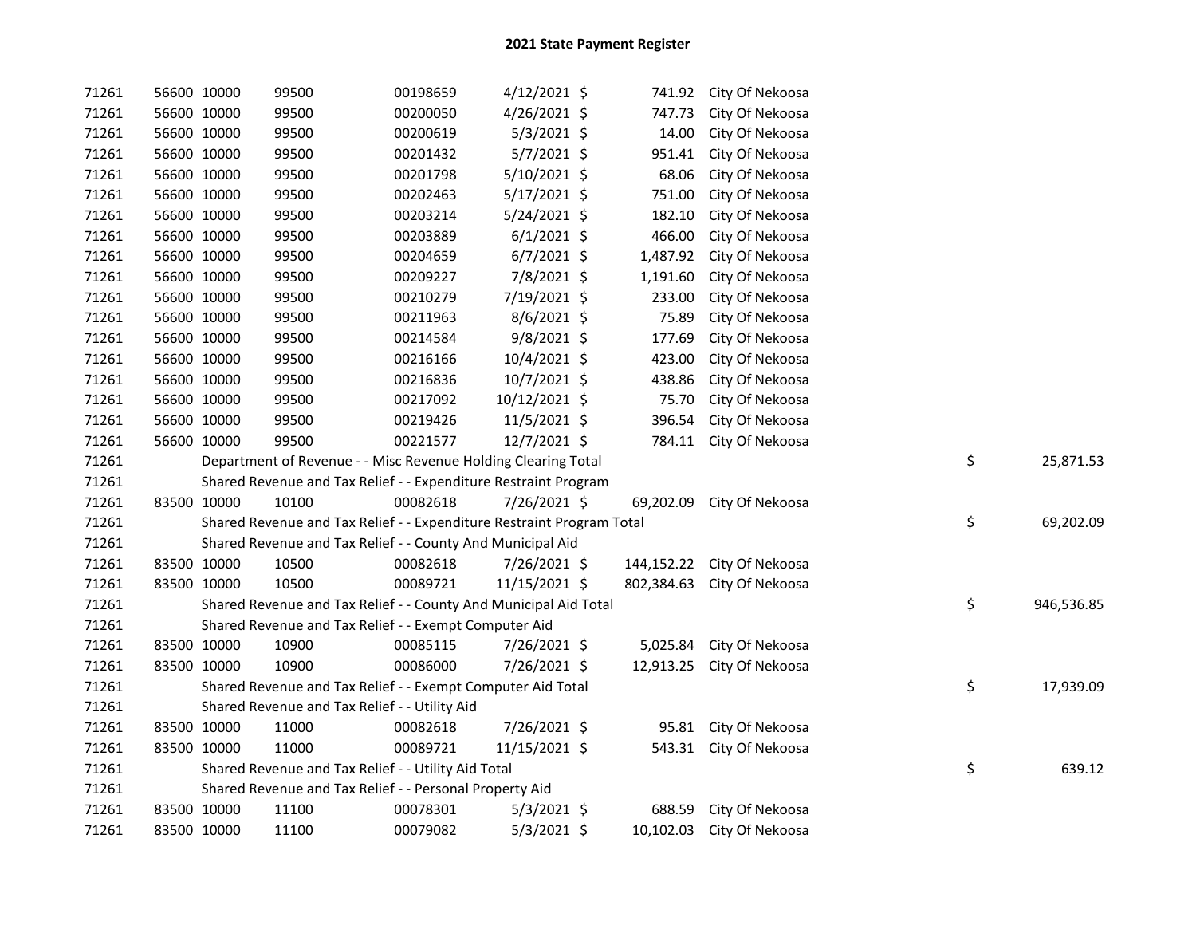# 2021 State Payment Register

| | | | | | | | | | |
|---|---|---|---|---|---|---|---|---|---|
| 71261 | 56600 | 10000 | 99500 | 00198659 | 4/12/2021 | $ 741.92 | City Of Nekoosa | | |
| 71261 | 56600 | 10000 | 99500 | 00200050 | 4/26/2021 | $ 747.73 | City Of Nekoosa | | |
| 71261 | 56600 | 10000 | 99500 | 00200619 | 5/3/2021 | $ 14.00 | City Of Nekoosa | | |
| 71261 | 56600 | 10000 | 99500 | 00201432 | 5/7/2021 | $ 951.41 | City Of Nekoosa | | |
| 71261 | 56600 | 10000 | 99500 | 00201798 | 5/10/2021 | $ 68.06 | City Of Nekoosa | | |
| 71261 | 56600 | 10000 | 99500 | 00202463 | 5/17/2021 | $ 751.00 | City Of Nekoosa | | |
| 71261 | 56600 | 10000 | 99500 | 00203214 | 5/24/2021 | $ 182.10 | City Of Nekoosa | | |
| 71261 | 56600 | 10000 | 99500 | 00203889 | 6/1/2021 | $ 466.00 | City Of Nekoosa | | |
| 71261 | 56600 | 10000 | 99500 | 00204659 | 6/7/2021 | $ 1,487.92 | City Of Nekoosa | | |
| 71261 | 56600 | 10000 | 99500 | 00209227 | 7/8/2021 | $ 1,191.60 | City Of Nekoosa | | |
| 71261 | 56600 | 10000 | 99500 | 00210279 | 7/19/2021 | $ 233.00 | City Of Nekoosa | | |
| 71261 | 56600 | 10000 | 99500 | 00211963 | 8/6/2021 | $ 75.89 | City Of Nekoosa | | |
| 71261 | 56600 | 10000 | 99500 | 00214584 | 9/8/2021 | $ 177.69 | City Of Nekoosa | | |
| 71261 | 56600 | 10000 | 99500 | 00216166 | 10/4/2021 | $ 423.00 | City Of Nekoosa | | |
| 71261 | 56600 | 10000 | 99500 | 00216836 | 10/7/2021 | $ 438.86 | City Of Nekoosa | | |
| 71261 | 56600 | 10000 | 99500 | 00217092 | 10/12/2021 | $ 75.70 | City Of Nekoosa | | |
| 71261 | 56600 | 10000 | 99500 | 00219426 | 11/5/2021 | $ 396.54 | City Of Nekoosa | | |
| 71261 | 56600 | 10000 | 99500 | 00221577 | 12/7/2021 | $ 784.11 | City Of Nekoosa | | |
| 71261 | Department of Revenue - - Misc Revenue Holding Clearing Total | | | | | | | $ | 25,871.53 |
| 71261 | Shared Revenue and Tax Relief - - Expenditure Restraint Program | | | | | | | | |
| 71261 | 83500 | 10000 | 10100 | 00082618 | 7/26/2021 | $ 69,202.09 | City Of Nekoosa | | |
| 71261 | Shared Revenue and Tax Relief - - Expenditure Restraint Program Total | | | | | | | $ | 69,202.09 |
| 71261 | Shared Revenue and Tax Relief - - County And Municipal Aid | | | | | | | | |
| 71261 | 83500 | 10000 | 10500 | 00082618 | 7/26/2021 | $ 144,152.22 | City Of Nekoosa | | |
| 71261 | 83500 | 10000 | 10500 | 00089721 | 11/15/2021 | $ 802,384.63 | City Of Nekoosa | | |
| 71261 | Shared Revenue and Tax Relief - - County And Municipal Aid Total | | | | | | | $ | 946,536.85 |
| 71261 | Shared Revenue and Tax Relief - - Exempt Computer Aid | | | | | | | | |
| 71261 | 83500 | 10000 | 10900 | 00085115 | 7/26/2021 | $ 5,025.84 | City Of Nekoosa | | |
| 71261 | 83500 | 10000 | 10900 | 00086000 | 7/26/2021 | $ 12,913.25 | City Of Nekoosa | | |
| 71261 | Shared Revenue and Tax Relief - - Exempt Computer Aid Total | | | | | | | $ | 17,939.09 |
| 71261 | Shared Revenue and Tax Relief - - Utility Aid | | | | | | | | |
| 71261 | 83500 | 10000 | 11000 | 00082618 | 7/26/2021 | $ 95.81 | City Of Nekoosa | | |
| 71261 | 83500 | 10000 | 11000 | 00089721 | 11/15/2021 | $ 543.31 | City Of Nekoosa | | |
| 71261 | Shared Revenue and Tax Relief - - Utility Aid Total | | | | | | | $ | 639.12 |
| 71261 | Shared Revenue and Tax Relief - - Personal Property Aid | | | | | | | | |
| 71261 | 83500 | 10000 | 11100 | 00078301 | 5/3/2021 | $ 688.59 | City Of Nekoosa | | |
| 71261 | 83500 | 10000 | 11100 | 00079082 | 5/3/2021 | $ 10,102.03 | City Of Nekoosa | | |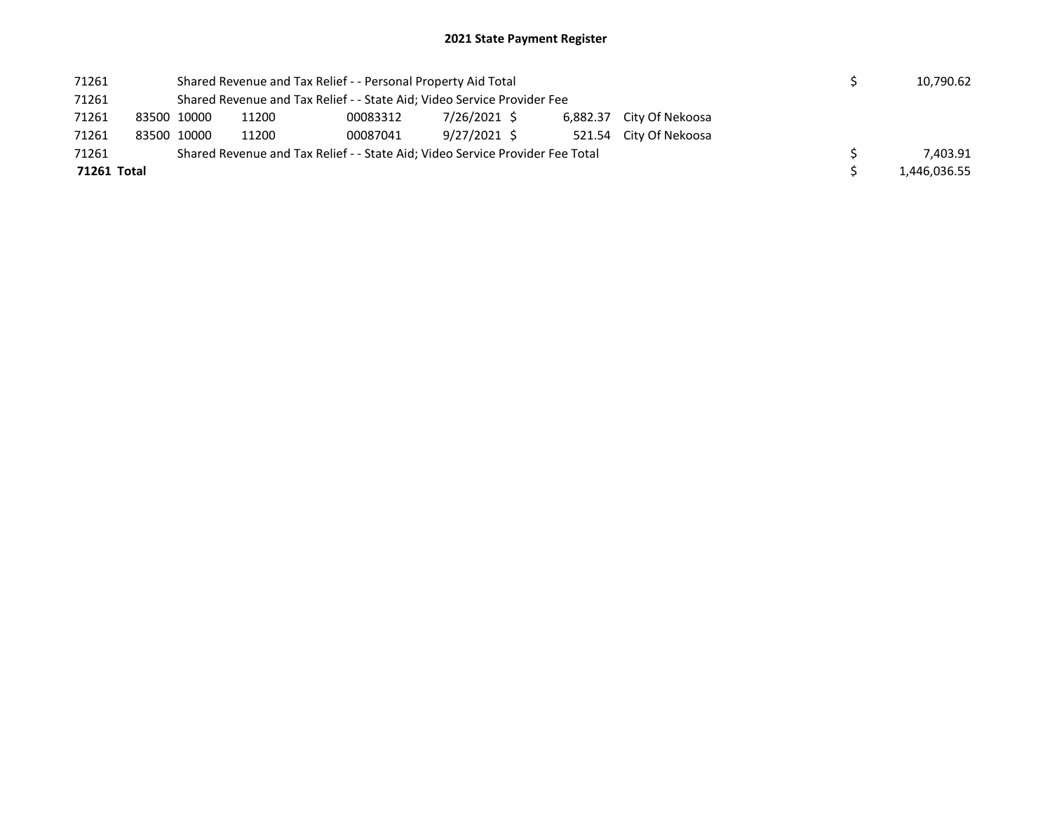# 2021 State Payment Register

| | | | | | | | | | |
|---|---|---|---|---|---|---|---|---|---|
| 71261 | | | Shared Revenue and Tax Relief - - Personal Property Aid Total | | | | | $ | 10,790.62 |
| 71261 | | | Shared Revenue and Tax Relief - - State Aid; Video Service Provider Fee | | | | | | |
| 71261 | 83500 | 10000 | 11200 | 00083312 | 7/26/2021 | $ 6,882.37 | City Of Nekoosa | | |
| 71261 | 83500 | 10000 | 11200 | 00087041 | 9/27/2021 | $ 521.54 | City Of Nekoosa | | |
| 71261 | | | Shared Revenue and Tax Relief - - State Aid; Video Service Provider Fee Total | | | | | $ | 7,403.91 |
| **71261 Total** | | | | | | | | $ | 1,446,036.55 |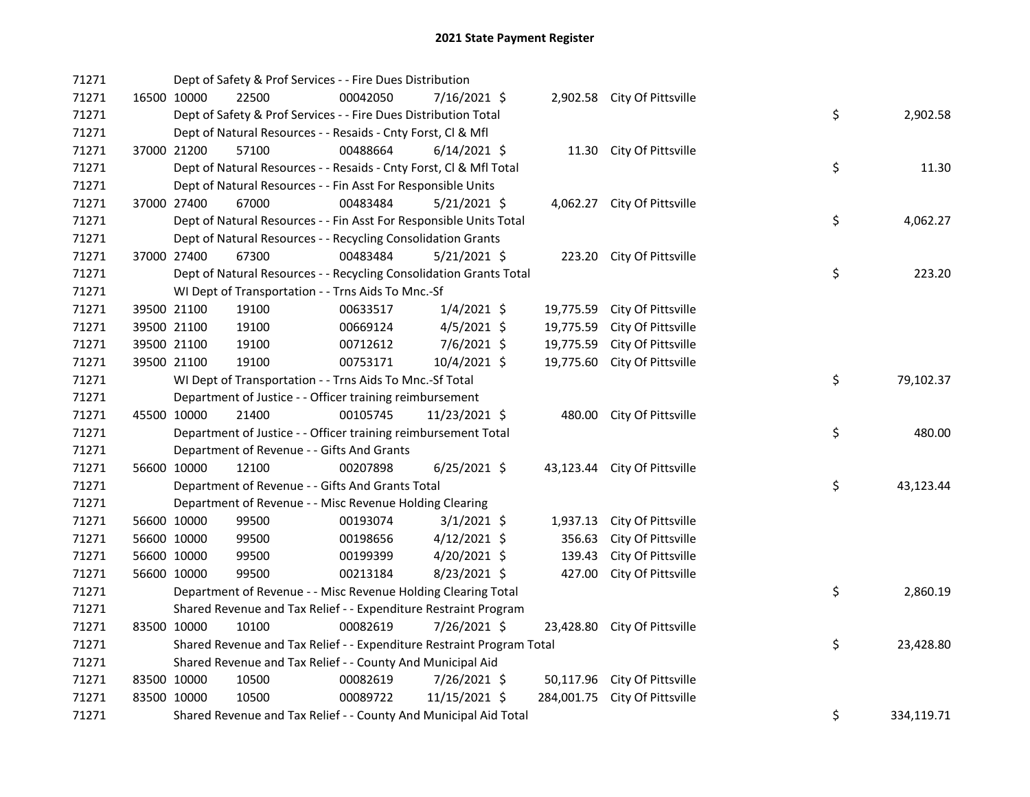# 2021 State Payment Register

| | | | | | | | | | |
|---|---|---|---|---|---|---|---|---|---|
| 71271 | | Dept of Safety & Prof Services - - Fire Dues Distribution | | | | | | | |
| 71271 | 16500 | 10000 | 22500 | 00042050 | 7/16/2021 $ | 2,902.58 | City Of Pittsville | | |
| 71271 | | Dept of Safety & Prof Services - - Fire Dues Distribution Total | | | | | | $ | 2,902.58 |
| 71271 | | Dept of Natural Resources - - Resaids - Cnty Forst, Cl & Mfl | | | | | | | |
| 71271 | 37000 | 21200 | 57100 | 00488664 | 6/14/2021 $ | 11.30 | City Of Pittsville | | |
| 71271 | | Dept of Natural Resources - - Resaids - Cnty Forst, Cl & Mfl Total | | | | | | $ | 11.30 |
| 71271 | | Dept of Natural Resources - - Fin Asst For Responsible Units | | | | | | | |
| 71271 | 37000 | 27400 | 67000 | 00483484 | 5/21/2021 $ | 4,062.27 | City Of Pittsville | | |
| 71271 | | Dept of Natural Resources - - Fin Asst For Responsible Units Total | | | | | | $ | 4,062.27 |
| 71271 | | Dept of Natural Resources - - Recycling Consolidation Grants | | | | | | | |
| 71271 | 37000 | 27400 | 67300 | 00483484 | 5/21/2021 $ | 223.20 | City Of Pittsville | | |
| 71271 | | Dept of Natural Resources - - Recycling Consolidation Grants Total | | | | | | $ | 223.20 |
| 71271 | | WI Dept of Transportation - - Trns Aids To Mnc.-Sf | | | | | | | |
| 71271 | 39500 | 21100 | 19100 | 00633517 | 1/4/2021 $ | 19,775.59 | City Of Pittsville | | |
| 71271 | 39500 | 21100 | 19100 | 00669124 | 4/5/2021 $ | 19,775.59 | City Of Pittsville | | |
| 71271 | 39500 | 21100 | 19100 | 00712612 | 7/6/2021 $ | 19,775.59 | City Of Pittsville | | |
| 71271 | 39500 | 21100 | 19100 | 00753171 | 10/4/2021 $ | 19,775.60 | City Of Pittsville | | |
| 71271 | | WI Dept of Transportation - - Trns Aids To Mnc.-Sf Total | | | | | | $ | 79,102.37 |
| 71271 | | Department of Justice - - Officer training reimbursement | | | | | | | |
| 71271 | 45500 | 10000 | 21400 | 00105745 | 11/23/2021 $ | 480.00 | City Of Pittsville | | |
| 71271 | | Department of Justice - - Officer training reimbursement Total | | | | | | $ | 480.00 |
| 71271 | | Department of Revenue - - Gifts And Grants | | | | | | | |
| 71271 | 56600 | 10000 | 12100 | 00207898 | 6/25/2021 $ | 43,123.44 | City Of Pittsville | | |
| 71271 | | Department of Revenue - - Gifts And Grants Total | | | | | | $ | 43,123.44 |
| 71271 | | Department of Revenue - - Misc Revenue Holding Clearing | | | | | | | |
| 71271 | 56600 | 10000 | 99500 | 00193074 | 3/1/2021 $ | 1,937.13 | City Of Pittsville | | |
| 71271 | 56600 | 10000 | 99500 | 00198656 | 4/12/2021 $ | 356.63 | City Of Pittsville | | |
| 71271 | 56600 | 10000 | 99500 | 00199399 | 4/20/2021 $ | 139.43 | City Of Pittsville | | |
| 71271 | 56600 | 10000 | 99500 | 00213184 | 8/23/2021 $ | 427.00 | City Of Pittsville | | |
| 71271 | | Department of Revenue - - Misc Revenue Holding Clearing Total | | | | | | $ | 2,860.19 |
| 71271 | | Shared Revenue and Tax Relief - - Expenditure Restraint Program | | | | | | | |
| 71271 | 83500 | 10000 | 10100 | 00082619 | 7/26/2021 $ | 23,428.80 | City Of Pittsville | | |
| 71271 | | Shared Revenue and Tax Relief - - Expenditure Restraint Program Total | | | | | | $ | 23,428.80 |
| 71271 | | Shared Revenue and Tax Relief - - County And Municipal Aid | | | | | | | |
| 71271 | 83500 | 10000 | 10500 | 00082619 | 7/26/2021 $ | 50,117.96 | City Of Pittsville | | |
| 71271 | 83500 | 10000 | 10500 | 00089722 | 11/15/2021 $ | 284,001.75 | City Of Pittsville | | |
| 71271 | | Shared Revenue and Tax Relief - - County And Municipal Aid Total | | | | | | $ | 334,119.71 |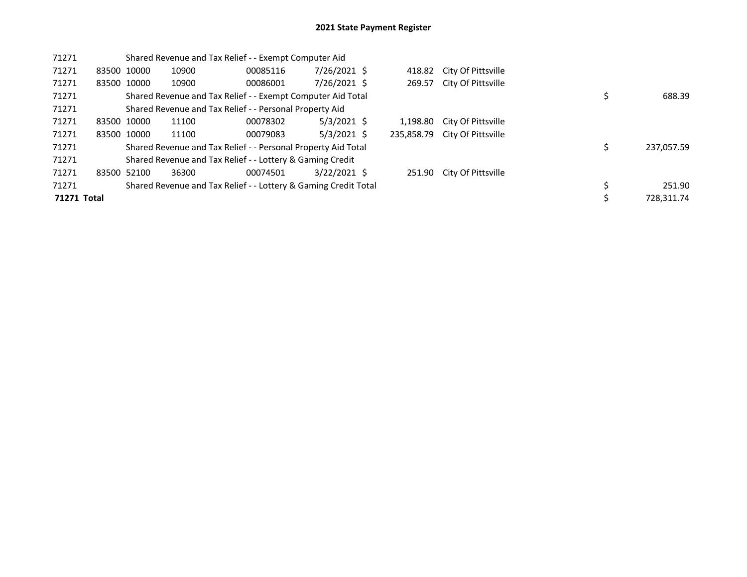# 2021 State Payment Register

| | | | | | | | | | |
|---|---|---|---|---|---|---|---|---|---|
| 71271 | | Shared Revenue and Tax Relief - - Exempt Computer Aid | | | | | | | |
| 71271 | 83500 | 10000 | 10900 | 00085116 | 7/26/2021 | $ 418.82 | City Of Pittsville | | |
| 71271 | 83500 | 10000 | 10900 | 00086001 | 7/26/2021 | $ 269.57 | City Of Pittsville | | |
| 71271 | | Shared Revenue and Tax Relief - - Exempt Computer Aid Total | | | | | | $ | 688.39 |
| 71271 | | Shared Revenue and Tax Relief - - Personal Property Aid | | | | | | | |
| 71271 | 83500 | 10000 | 11100 | 00078302 | 5/3/2021 | $ 1,198.80 | City Of Pittsville | | |
| 71271 | 83500 | 10000 | 11100 | 00079083 | 5/3/2021 | $ 235,858.79 | City Of Pittsville | | |
| 71271 | | Shared Revenue and Tax Relief - - Personal Property Aid Total | | | | | | $ | 237,057.59 |
| 71271 | | Shared Revenue and Tax Relief - - Lottery & Gaming Credit | | | | | | | |
| 71271 | 83500 | 52100 | 36300 | 00074501 | 3/22/2021 | $ 251.90 | City Of Pittsville | | |
| 71271 | | Shared Revenue and Tax Relief - - Lottery & Gaming Credit Total | | | | | | $ | 251.90 |
| **71271 Total** | | | | | | | | $ | 728,311.74 |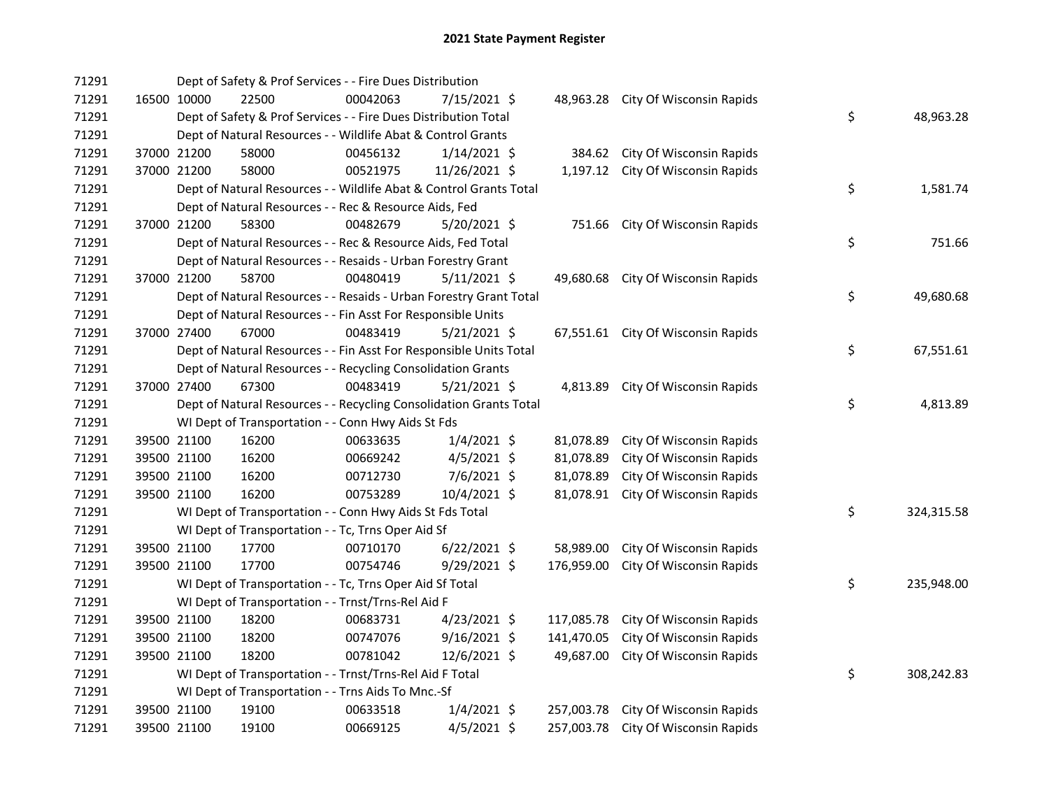# 2021 State Payment Register

| | | | | | | | | |
|---|---|---|---|---|---|---|---|---|
| 71291 | | | Dept of Safety & Prof Services - - Fire Dues Distribution | | | | | |
| 71291 | 16500 10000 | 22500 | 00042063 | 7/15/2021 $ | 48,963.28 | City Of Wisconsin Rapids | | |
| 71291 | | | Dept of Safety & Prof Services - - Fire Dues Distribution Total | | | | $ | 48,963.28 |
| 71291 | | | Dept of Natural Resources - - Wildlife Abat & Control Grants | | | | | |
| 71291 | 37000 21200 | 58000 | 00456132 | 1/14/2021 $ | 384.62 | City Of Wisconsin Rapids | | |
| 71291 | 37000 21200 | 58000 | 00521975 | 11/26/2021 $ | 1,197.12 | City Of Wisconsin Rapids | | |
| 71291 | | | Dept of Natural Resources - - Wildlife Abat & Control Grants Total | | | | $ | 1,581.74 |
| 71291 | | | Dept of Natural Resources - - Rec & Resource Aids, Fed | | | | | |
| 71291 | 37000 21200 | 58300 | 00482679 | 5/20/2021 $ | 751.66 | City Of Wisconsin Rapids | | |
| 71291 | | | Dept of Natural Resources - - Rec & Resource Aids, Fed Total | | | | $ | 751.66 |
| 71291 | | | Dept of Natural Resources - - Resaids - Urban Forestry Grant | | | | | |
| 71291 | 37000 21200 | 58700 | 00480419 | 5/11/2021 $ | 49,680.68 | City Of Wisconsin Rapids | | |
| 71291 | | | Dept of Natural Resources - - Resaids - Urban Forestry Grant Total | | | | $ | 49,680.68 |
| 71291 | | | Dept of Natural Resources - - Fin Asst For Responsible Units | | | | | |
| 71291 | 37000 27400 | 67000 | 00483419 | 5/21/2021 $ | 67,551.61 | City Of Wisconsin Rapids | | |
| 71291 | | | Dept of Natural Resources - - Fin Asst For Responsible Units Total | | | | $ | 67,551.61 |
| 71291 | | | Dept of Natural Resources - - Recycling Consolidation Grants | | | | | |
| 71291 | 37000 27400 | 67300 | 00483419 | 5/21/2021 $ | 4,813.89 | City Of Wisconsin Rapids | | |
| 71291 | | | Dept of Natural Resources - - Recycling Consolidation Grants Total | | | | $ | 4,813.89 |
| 71291 | | | WI Dept of Transportation - - Conn Hwy Aids St Fds | | | | | |
| 71291 | 39500 21100 | 16200 | 00633635 | 1/4/2021 $ | 81,078.89 | City Of Wisconsin Rapids | | |
| 71291 | 39500 21100 | 16200 | 00669242 | 4/5/2021 $ | 81,078.89 | City Of Wisconsin Rapids | | |
| 71291 | 39500 21100 | 16200 | 00712730 | 7/6/2021 $ | 81,078.89 | City Of Wisconsin Rapids | | |
| 71291 | 39500 21100 | 16200 | 00753289 | 10/4/2021 $ | 81,078.91 | City Of Wisconsin Rapids | | |
| 71291 | | | WI Dept of Transportation - - Conn Hwy Aids St Fds Total | | | | $ | 324,315.58 |
| 71291 | | | WI Dept of Transportation - - Tc, Trns Oper Aid Sf | | | | | |
| 71291 | 39500 21100 | 17700 | 00710170 | 6/22/2021 $ | 58,989.00 | City Of Wisconsin Rapids | | |
| 71291 | 39500 21100 | 17700 | 00754746 | 9/29/2021 $ | 176,959.00 | City Of Wisconsin Rapids | | |
| 71291 | | | WI Dept of Transportation - - Tc, Trns Oper Aid Sf Total | | | | $ | 235,948.00 |
| 71291 | | | WI Dept of Transportation - - Trnst/Trns-Rel Aid F | | | | | |
| 71291 | 39500 21100 | 18200 | 00683731 | 4/23/2021 $ | 117,085.78 | City Of Wisconsin Rapids | | |
| 71291 | 39500 21100 | 18200 | 00747076 | 9/16/2021 $ | 141,470.05 | City Of Wisconsin Rapids | | |
| 71291 | 39500 21100 | 18200 | 00781042 | 12/6/2021 $ | 49,687.00 | City Of Wisconsin Rapids | | |
| 71291 | | | WI Dept of Transportation - - Trnst/Trns-Rel Aid F Total | | | | $ | 308,242.83 |
| 71291 | | | WI Dept of Transportation - - Trns Aids To Mnc.-Sf | | | | | |
| 71291 | 39500 21100 | 19100 | 00633518 | 1/4/2021 $ | 257,003.78 | City Of Wisconsin Rapids | | |
| 71291 | 39500 21100 | 19100 | 00669125 | 4/5/2021 $ | 257,003.78 | City Of Wisconsin Rapids | | |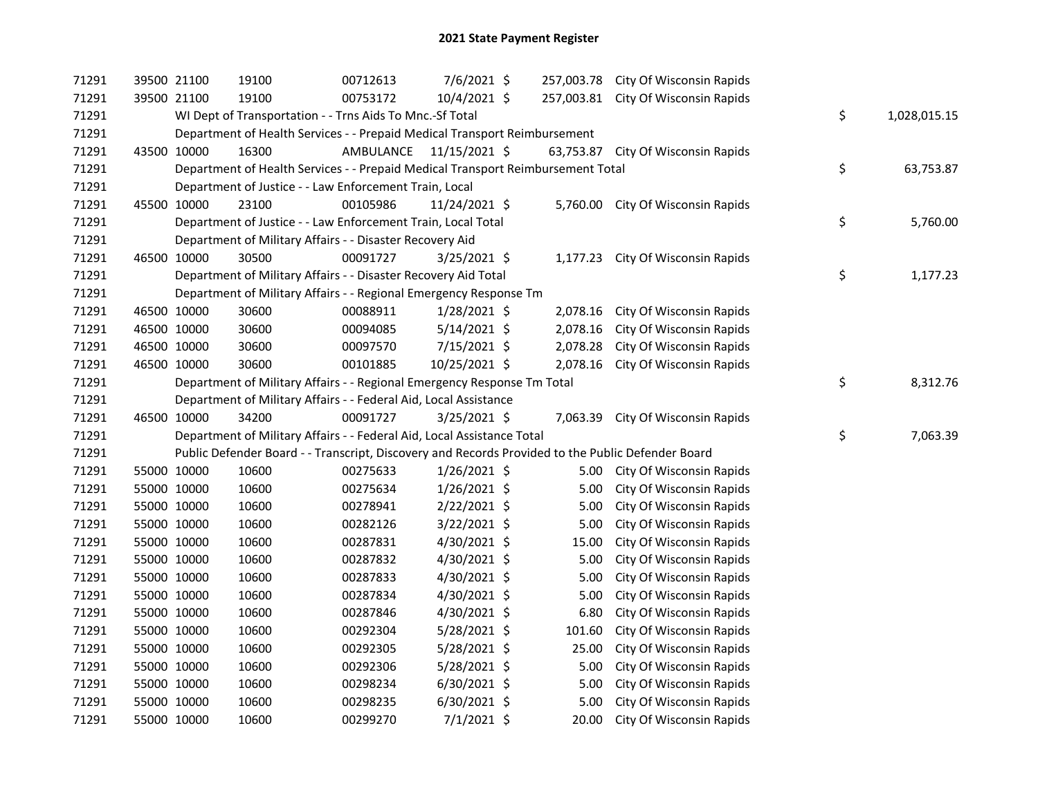# 2021 State Payment Register

| | | | | | | | | | |
|---|---|---|---|---|---|---|---|---|---|
| 71291 | 39500 | 21100 | 19100 | 00712613 | 7/6/2021 | $ 257,003.78 | City Of Wisconsin Rapids | | |
| 71291 | 39500 | 21100 | 19100 | 00753172 | 10/4/2021 | $ 257,003.81 | City Of Wisconsin Rapids | | |
| 71291 | | WI Dept of Transportation - - Trns Aids To Mnc.-Sf Total | | | | | | $ | 1,028,015.15 |
| 71291 | | Department of Health Services - - Prepaid Medical Transport Reimbursement | | | | | | | |
| 71291 | 43500 | 10000 | 16300 | AMBULANCE | 11/15/2021 | $ 63,753.87 | City Of Wisconsin Rapids | | |
| 71291 | | Department of Health Services - - Prepaid Medical Transport Reimbursement Total | | | | | | $ | 63,753.87 |
| 71291 | | Department of Justice - - Law Enforcement Train, Local | | | | | | | |
| 71291 | 45500 | 10000 | 23100 | 00105986 | 11/24/2021 | $ 5,760.00 | City Of Wisconsin Rapids | | |
| 71291 | | Department of Justice - - Law Enforcement Train, Local Total | | | | | | $ | 5,760.00 |
| 71291 | | Department of Military Affairs - - Disaster Recovery Aid | | | | | | | |
| 71291 | 46500 | 10000 | 30500 | 00091727 | 3/25/2021 | $ 1,177.23 | City Of Wisconsin Rapids | | |
| 71291 | | Department of Military Affairs - - Disaster Recovery Aid Total | | | | | | $ | 1,177.23 |
| 71291 | | Department of Military Affairs - - Regional Emergency Response Tm | | | | | | | |
| 71291 | 46500 | 10000 | 30600 | 00088911 | 1/28/2021 | $ 2,078.16 | City Of Wisconsin Rapids | | |
| 71291 | 46500 | 10000 | 30600 | 00094085 | 5/14/2021 | $ 2,078.16 | City Of Wisconsin Rapids | | |
| 71291 | 46500 | 10000 | 30600 | 00097570 | 7/15/2021 | $ 2,078.28 | City Of Wisconsin Rapids | | |
| 71291 | 46500 | 10000 | 30600 | 00101885 | 10/25/2021 | $ 2,078.16 | City Of Wisconsin Rapids | | |
| 71291 | | Department of Military Affairs - - Regional Emergency Response Tm Total | | | | | | $ | 8,312.76 |
| 71291 | | Department of Military Affairs - - Federal Aid, Local Assistance | | | | | | | |
| 71291 | 46500 | 10000 | 34200 | 00091727 | 3/25/2021 | $ 7,063.39 | City Of Wisconsin Rapids | | |
| 71291 | | Department of Military Affairs - - Federal Aid, Local Assistance Total | | | | | | $ | 7,063.39 |
| 71291 | | Public Defender Board - - Transcript, Discovery and Records Provided to the Public Defender Board | | | | | | | |
| 71291 | 55000 | 10000 | 10600 | 00275633 | 1/26/2021 | $ 5.00 | City Of Wisconsin Rapids | | |
| 71291 | 55000 | 10000 | 10600 | 00275634 | 1/26/2021 | $ 5.00 | City Of Wisconsin Rapids | | |
| 71291 | 55000 | 10000 | 10600 | 00278941 | 2/22/2021 | $ 5.00 | City Of Wisconsin Rapids | | |
| 71291 | 55000 | 10000 | 10600 | 00282126 | 3/22/2021 | $ 5.00 | City Of Wisconsin Rapids | | |
| 71291 | 55000 | 10000 | 10600 | 00287831 | 4/30/2021 | $ 15.00 | City Of Wisconsin Rapids | | |
| 71291 | 55000 | 10000 | 10600 | 00287832 | 4/30/2021 | $ 5.00 | City Of Wisconsin Rapids | | |
| 71291 | 55000 | 10000 | 10600 | 00287833 | 4/30/2021 | $ 5.00 | City Of Wisconsin Rapids | | |
| 71291 | 55000 | 10000 | 10600 | 00287834 | 4/30/2021 | $ 5.00 | City Of Wisconsin Rapids | | |
| 71291 | 55000 | 10000 | 10600 | 00287846 | 4/30/2021 | $ 6.80 | City Of Wisconsin Rapids | | |
| 71291 | 55000 | 10000 | 10600 | 00292304 | 5/28/2021 | $ 101.60 | City Of Wisconsin Rapids | | |
| 71291 | 55000 | 10000 | 10600 | 00292305 | 5/28/2021 | $ 25.00 | City Of Wisconsin Rapids | | |
| 71291 | 55000 | 10000 | 10600 | 00292306 | 5/28/2021 | $ 5.00 | City Of Wisconsin Rapids | | |
| 71291 | 55000 | 10000 | 10600 | 00298234 | 6/30/2021 | $ 5.00 | City Of Wisconsin Rapids | | |
| 71291 | 55000 | 10000 | 10600 | 00298235 | 6/30/2021 | $ 5.00 | City Of Wisconsin Rapids | | |
| 71291 | 55000 | 10000 | 10600 | 00299270 | 7/1/2021 | $ 20.00 | City Of Wisconsin Rapids | | |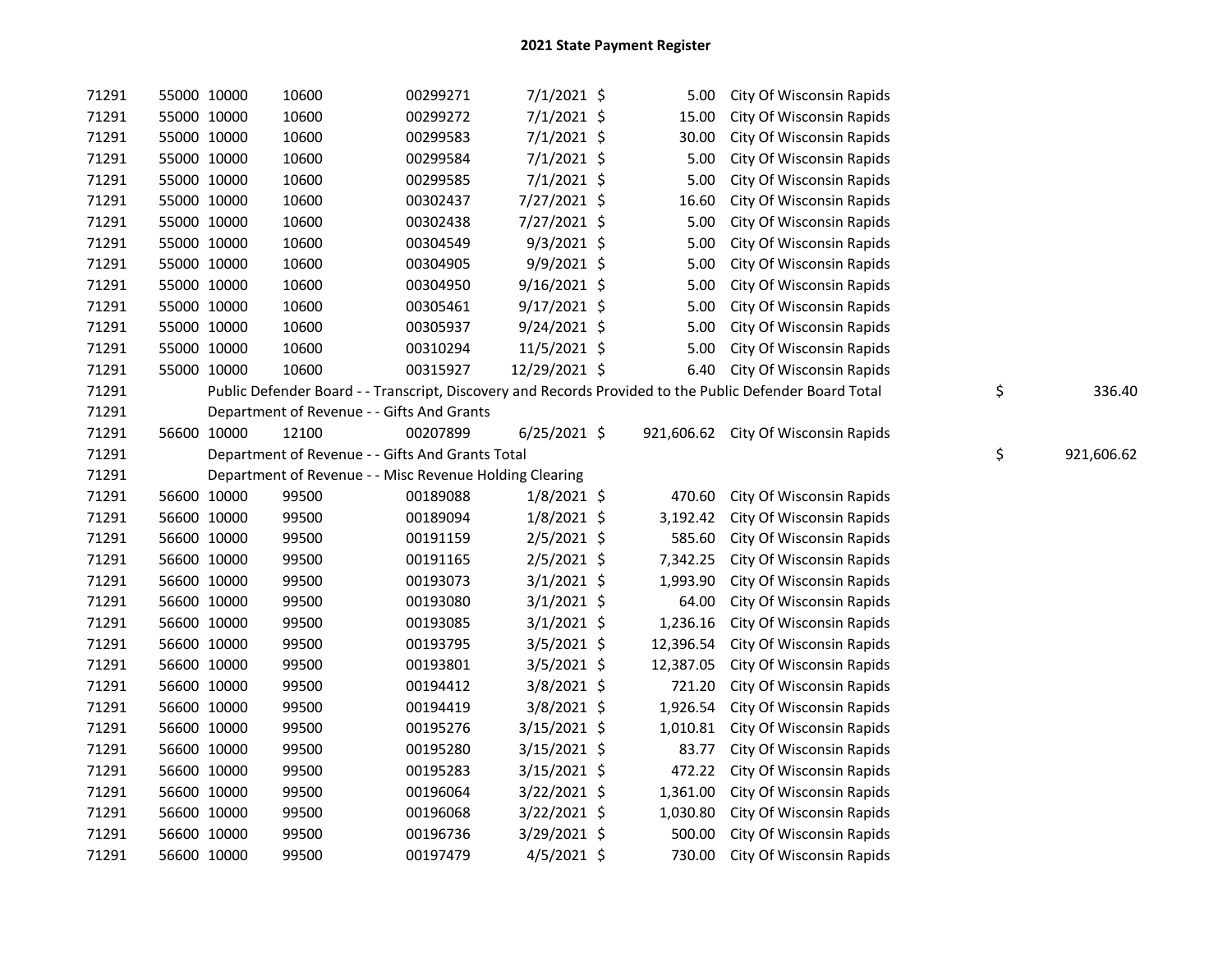# 2021 State Payment Register

| | | | | | | | | | |
|---|---|---|---|---|---|---|---|---|---|
| 71291 | 55000 | 10000 | 10600 | 00299271 | 7/1/2021 | $ 5.00 | City Of Wisconsin Rapids | | |
| 71291 | 55000 | 10000 | 10600 | 00299272 | 7/1/2021 | $ 15.00 | City Of Wisconsin Rapids | | |
| 71291 | 55000 | 10000 | 10600 | 00299583 | 7/1/2021 | $ 30.00 | City Of Wisconsin Rapids | | |
| 71291 | 55000 | 10000 | 10600 | 00299584 | 7/1/2021 | $ 5.00 | City Of Wisconsin Rapids | | |
| 71291 | 55000 | 10000 | 10600 | 00299585 | 7/1/2021 | $ 5.00 | City Of Wisconsin Rapids | | |
| 71291 | 55000 | 10000 | 10600 | 00302437 | 7/27/2021 | $ 16.60 | City Of Wisconsin Rapids | | |
| 71291 | 55000 | 10000 | 10600 | 00302438 | 7/27/2021 | $ 5.00 | City Of Wisconsin Rapids | | |
| 71291 | 55000 | 10000 | 10600 | 00304549 | 9/3/2021 | $ 5.00 | City Of Wisconsin Rapids | | |
| 71291 | 55000 | 10000 | 10600 | 00304905 | 9/9/2021 | $ 5.00 | City Of Wisconsin Rapids | | |
| 71291 | 55000 | 10000 | 10600 | 00304950 | 9/16/2021 | $ 5.00 | City Of Wisconsin Rapids | | |
| 71291 | 55000 | 10000 | 10600 | 00305461 | 9/17/2021 | $ 5.00 | City Of Wisconsin Rapids | | |
| 71291 | 55000 | 10000 | 10600 | 00305937 | 9/24/2021 | $ 5.00 | City Of Wisconsin Rapids | | |
| 71291 | 55000 | 10000 | 10600 | 00310294 | 11/5/2021 | $ 5.00 | City Of Wisconsin Rapids | | |
| 71291 | 55000 | 10000 | 10600 | 00315927 | 12/29/2021 | $ 6.40 | City Of Wisconsin Rapids | | |
| 71291 | | Public Defender Board - - Transcript, Discovery and Records Provided to the Public Defender Board Total | | | | | | $ | 336.40 |
| 71291 | | Department of Revenue - - Gifts And Grants | | | | | | | |
| 71291 | 56600 | 10000 | 12100 | 00207899 | 6/25/2021 | $ 921,606.62 | City Of Wisconsin Rapids | | |
| 71291 | | Department of Revenue - - Gifts And Grants Total | | | | | | $ | 921,606.62 |
| 71291 | | Department of Revenue - - Misc Revenue Holding Clearing | | | | | | | |
| 71291 | 56600 | 10000 | 99500 | 00189088 | 1/8/2021 | $ 470.60 | City Of Wisconsin Rapids | | |
| 71291 | 56600 | 10000 | 99500 | 00189094 | 1/8/2021 | $ 3,192.42 | City Of Wisconsin Rapids | | |
| 71291 | 56600 | 10000 | 99500 | 00191159 | 2/5/2021 | $ 585.60 | City Of Wisconsin Rapids | | |
| 71291 | 56600 | 10000 | 99500 | 00191165 | 2/5/2021 | $ 7,342.25 | City Of Wisconsin Rapids | | |
| 71291 | 56600 | 10000 | 99500 | 00193073 | 3/1/2021 | $ 1,993.90 | City Of Wisconsin Rapids | | |
| 71291 | 56600 | 10000 | 99500 | 00193080 | 3/1/2021 | $ 64.00 | City Of Wisconsin Rapids | | |
| 71291 | 56600 | 10000 | 99500 | 00193085 | 3/1/2021 | $ 1,236.16 | City Of Wisconsin Rapids | | |
| 71291 | 56600 | 10000 | 99500 | 00193795 | 3/5/2021 | $ 12,396.54 | City Of Wisconsin Rapids | | |
| 71291 | 56600 | 10000 | 99500 | 00193801 | 3/5/2021 | $ 12,387.05 | City Of Wisconsin Rapids | | |
| 71291 | 56600 | 10000 | 99500 | 00194412 | 3/8/2021 | $ 721.20 | City Of Wisconsin Rapids | | |
| 71291 | 56600 | 10000 | 99500 | 00194419 | 3/8/2021 | $ 1,926.54 | City Of Wisconsin Rapids | | |
| 71291 | 56600 | 10000 | 99500 | 00195276 | 3/15/2021 | $ 1,010.81 | City Of Wisconsin Rapids | | |
| 71291 | 56600 | 10000 | 99500 | 00195280 | 3/15/2021 | $ 83.77 | City Of Wisconsin Rapids | | |
| 71291 | 56600 | 10000 | 99500 | 00195283 | 3/15/2021 | $ 472.22 | City Of Wisconsin Rapids | | |
| 71291 | 56600 | 10000 | 99500 | 00196064 | 3/22/2021 | $ 1,361.00 | City Of Wisconsin Rapids | | |
| 71291 | 56600 | 10000 | 99500 | 00196068 | 3/22/2021 | $ 1,030.80 | City Of Wisconsin Rapids | | |
| 71291 | 56600 | 10000 | 99500 | 00196736 | 3/29/2021 | $ 500.00 | City Of Wisconsin Rapids | | |
| 71291 | 56600 | 10000 | 99500 | 00197479 | 4/5/2021 | $ 730.00 | City Of Wisconsin Rapids | | |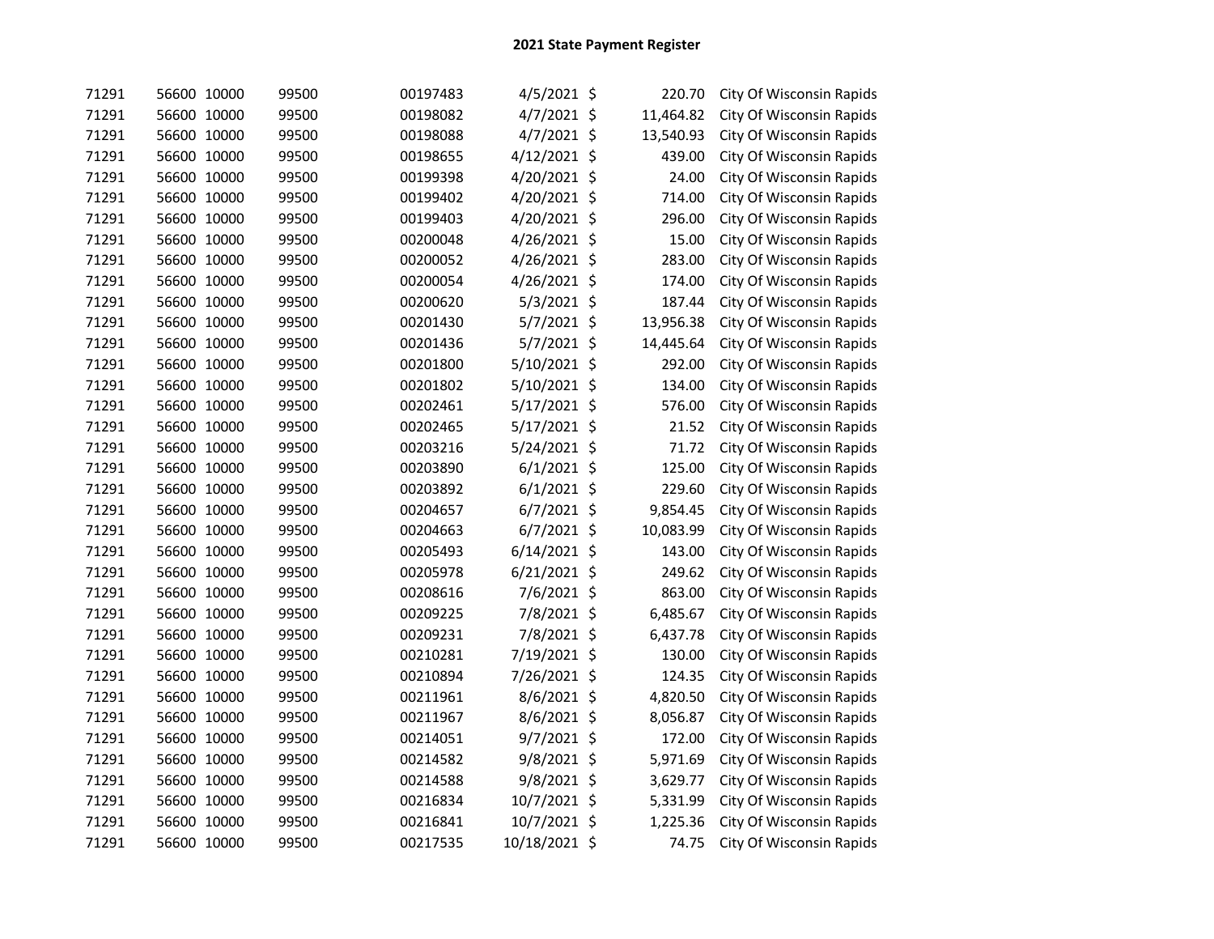# 2021 State Payment Register

| | | | | | | | | |
|---|---|---|---|---|---|---|---|---|
| 71291 | 56600 | 10000 | 99500 | 00197483 | 4/5/2021 | $ | 220.70 | City Of Wisconsin Rapids |
| 71291 | 56600 | 10000 | 99500 | 00198082 | 4/7/2021 | $ | 11,464.82 | City Of Wisconsin Rapids |
| 71291 | 56600 | 10000 | 99500 | 00198088 | 4/7/2021 | $ | 13,540.93 | City Of Wisconsin Rapids |
| 71291 | 56600 | 10000 | 99500 | 00198655 | 4/12/2021 | $ | 439.00 | City Of Wisconsin Rapids |
| 71291 | 56600 | 10000 | 99500 | 00199398 | 4/20/2021 | $ | 24.00 | City Of Wisconsin Rapids |
| 71291 | 56600 | 10000 | 99500 | 00199402 | 4/20/2021 | $ | 714.00 | City Of Wisconsin Rapids |
| 71291 | 56600 | 10000 | 99500 | 00199403 | 4/20/2021 | $ | 296.00 | City Of Wisconsin Rapids |
| 71291 | 56600 | 10000 | 99500 | 00200048 | 4/26/2021 | $ | 15.00 | City Of Wisconsin Rapids |
| 71291 | 56600 | 10000 | 99500 | 00200052 | 4/26/2021 | $ | 283.00 | City Of Wisconsin Rapids |
| 71291 | 56600 | 10000 | 99500 | 00200054 | 4/26/2021 | $ | 174.00 | City Of Wisconsin Rapids |
| 71291 | 56600 | 10000 | 99500 | 00200620 | 5/3/2021 | $ | 187.44 | City Of Wisconsin Rapids |
| 71291 | 56600 | 10000 | 99500 | 00201430 | 5/7/2021 | $ | 13,956.38 | City Of Wisconsin Rapids |
| 71291 | 56600 | 10000 | 99500 | 00201436 | 5/7/2021 | $ | 14,445.64 | City Of Wisconsin Rapids |
| 71291 | 56600 | 10000 | 99500 | 00201800 | 5/10/2021 | $ | 292.00 | City Of Wisconsin Rapids |
| 71291 | 56600 | 10000 | 99500 | 00201802 | 5/10/2021 | $ | 134.00 | City Of Wisconsin Rapids |
| 71291 | 56600 | 10000 | 99500 | 00202461 | 5/17/2021 | $ | 576.00 | City Of Wisconsin Rapids |
| 71291 | 56600 | 10000 | 99500 | 00202465 | 5/17/2021 | $ | 21.52 | City Of Wisconsin Rapids |
| 71291 | 56600 | 10000 | 99500 | 00203216 | 5/24/2021 | $ | 71.72 | City Of Wisconsin Rapids |
| 71291 | 56600 | 10000 | 99500 | 00203890 | 6/1/2021 | $ | 125.00 | City Of Wisconsin Rapids |
| 71291 | 56600 | 10000 | 99500 | 00203892 | 6/1/2021 | $ | 229.60 | City Of Wisconsin Rapids |
| 71291 | 56600 | 10000 | 99500 | 00204657 | 6/7/2021 | $ | 9,854.45 | City Of Wisconsin Rapids |
| 71291 | 56600 | 10000 | 99500 | 00204663 | 6/7/2021 | $ | 10,083.99 | City Of Wisconsin Rapids |
| 71291 | 56600 | 10000 | 99500 | 00205493 | 6/14/2021 | $ | 143.00 | City Of Wisconsin Rapids |
| 71291 | 56600 | 10000 | 99500 | 00205978 | 6/21/2021 | $ | 249.62 | City Of Wisconsin Rapids |
| 71291 | 56600 | 10000 | 99500 | 00208616 | 7/6/2021 | $ | 863.00 | City Of Wisconsin Rapids |
| 71291 | 56600 | 10000 | 99500 | 00209225 | 7/8/2021 | $ | 6,485.67 | City Of Wisconsin Rapids |
| 71291 | 56600 | 10000 | 99500 | 00209231 | 7/8/2021 | $ | 6,437.78 | City Of Wisconsin Rapids |
| 71291 | 56600 | 10000 | 99500 | 00210281 | 7/19/2021 | $ | 130.00 | City Of Wisconsin Rapids |
| 71291 | 56600 | 10000 | 99500 | 00210894 | 7/26/2021 | $ | 124.35 | City Of Wisconsin Rapids |
| 71291 | 56600 | 10000 | 99500 | 00211961 | 8/6/2021 | $ | 4,820.50 | City Of Wisconsin Rapids |
| 71291 | 56600 | 10000 | 99500 | 00211967 | 8/6/2021 | $ | 8,056.87 | City Of Wisconsin Rapids |
| 71291 | 56600 | 10000 | 99500 | 00214051 | 9/7/2021 | $ | 172.00 | City Of Wisconsin Rapids |
| 71291 | 56600 | 10000 | 99500 | 00214582 | 9/8/2021 | $ | 5,971.69 | City Of Wisconsin Rapids |
| 71291 | 56600 | 10000 | 99500 | 00214588 | 9/8/2021 | $ | 3,629.77 | City Of Wisconsin Rapids |
| 71291 | 56600 | 10000 | 99500 | 00216834 | 10/7/2021 | $ | 5,331.99 | City Of Wisconsin Rapids |
| 71291 | 56600 | 10000 | 99500 | 00216841 | 10/7/2021 | $ | 1,225.36 | City Of Wisconsin Rapids |
| 71291 | 56600 | 10000 | 99500 | 00217535 | 10/18/2021 | $ | 74.75 | City Of Wisconsin Rapids |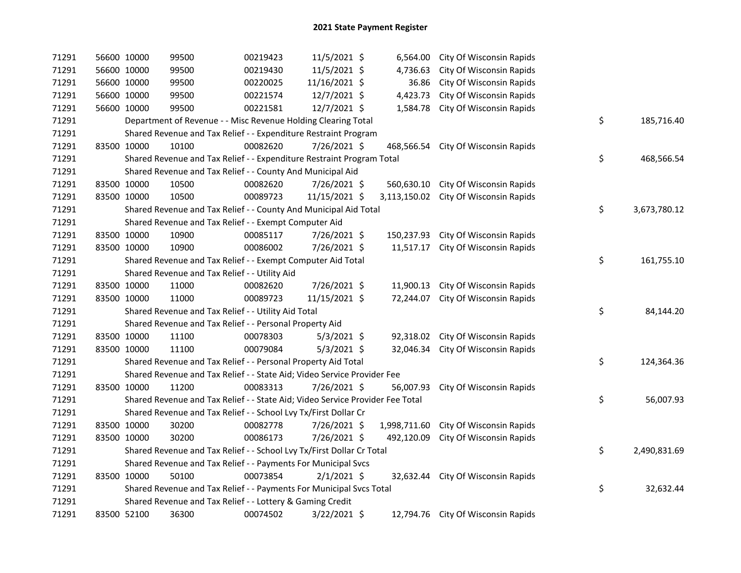# 2021 State Payment Register

| | | | | | | | | | |
|---|---|---|---|---|---|---|---|---|---|
| 71291 | 56600 | 10000 | 99500 | 00219423 | 11/5/2021 | $ 6,564.00 | City Of Wisconsin Rapids | | |
| 71291 | 56600 | 10000 | 99500 | 00219430 | 11/5/2021 | $ 4,736.63 | City Of Wisconsin Rapids | | |
| 71291 | 56600 | 10000 | 99500 | 00220025 | 11/16/2021 | $ 36.86 | City Of Wisconsin Rapids | | |
| 71291 | 56600 | 10000 | 99500 | 00221574 | 12/7/2021 | $ 4,423.73 | City Of Wisconsin Rapids | | |
| 71291 | 56600 | 10000 | 99500 | 00221581 | 12/7/2021 | $ 1,584.78 | City Of Wisconsin Rapids | | |
| 71291 | | Department of Revenue - - Misc Revenue Holding Clearing Total | | | | | | $ | 185,716.40 |
| 71291 | | Shared Revenue and Tax Relief - - Expenditure Restraint Program | | | | | | | |
| 71291 | 83500 | 10000 | 10100 | 00082620 | 7/26/2021 | $ 468,566.54 | City Of Wisconsin Rapids | | |
| 71291 | | Shared Revenue and Tax Relief - - Expenditure Restraint Program Total | | | | | | $ | 468,566.54 |
| 71291 | | Shared Revenue and Tax Relief - - County And Municipal Aid | | | | | | | |
| 71291 | 83500 | 10000 | 10500 | 00082620 | 7/26/2021 | $ 560,630.10 | City Of Wisconsin Rapids | | |
| 71291 | 83500 | 10000 | 10500 | 00089723 | 11/15/2021 | $ 3,113,150.02 | City Of Wisconsin Rapids | | |
| 71291 | | Shared Revenue and Tax Relief - - County And Municipal Aid Total | | | | | | $ | 3,673,780.12 |
| 71291 | | Shared Revenue and Tax Relief - - Exempt Computer Aid | | | | | | | |
| 71291 | 83500 | 10000 | 10900 | 00085117 | 7/26/2021 | $ 150,237.93 | City Of Wisconsin Rapids | | |
| 71291 | 83500 | 10000 | 10900 | 00086002 | 7/26/2021 | $ 11,517.17 | City Of Wisconsin Rapids | | |
| 71291 | | Shared Revenue and Tax Relief - - Exempt Computer Aid Total | | | | | | $ | 161,755.10 |
| 71291 | | Shared Revenue and Tax Relief - - Utility Aid | | | | | | | |
| 71291 | 83500 | 10000 | 11000 | 00082620 | 7/26/2021 | $ 11,900.13 | City Of Wisconsin Rapids | | |
| 71291 | 83500 | 10000 | 11000 | 00089723 | 11/15/2021 | $ 72,244.07 | City Of Wisconsin Rapids | | |
| 71291 | | Shared Revenue and Tax Relief - - Utility Aid Total | | | | | | $ | 84,144.20 |
| 71291 | | Shared Revenue and Tax Relief - - Personal Property Aid | | | | | | | |
| 71291 | 83500 | 10000 | 11100 | 00078303 | 5/3/2021 | $ 92,318.02 | City Of Wisconsin Rapids | | |
| 71291 | 83500 | 10000 | 11100 | 00079084 | 5/3/2021 | $ 32,046.34 | City Of Wisconsin Rapids | | |
| 71291 | | Shared Revenue and Tax Relief - - Personal Property Aid Total | | | | | | $ | 124,364.36 |
| 71291 | | Shared Revenue and Tax Relief - - State Aid; Video Service Provider Fee | | | | | | | |
| 71291 | 83500 | 10000 | 11200 | 00083313 | 7/26/2021 | $ 56,007.93 | City Of Wisconsin Rapids | | |
| 71291 | | Shared Revenue and Tax Relief - - State Aid; Video Service Provider Fee Total | | | | | | $ | 56,007.93 |
| 71291 | | Shared Revenue and Tax Relief - - School Lvy Tx/First Dollar Cr | | | | | | | |
| 71291 | 83500 | 10000 | 30200 | 00082778 | 7/26/2021 | $ 1,998,711.60 | City Of Wisconsin Rapids | | |
| 71291 | 83500 | 10000 | 30200 | 00086173 | 7/26/2021 | $ 492,120.09 | City Of Wisconsin Rapids | | |
| 71291 | | Shared Revenue and Tax Relief - - School Lvy Tx/First Dollar Cr Total | | | | | | $ | 2,490,831.69 |
| 71291 | | Shared Revenue and Tax Relief - - Payments For Municipal Svcs | | | | | | | |
| 71291 | 83500 | 10000 | 50100 | 00073854 | 2/1/2021 | $ 32,632.44 | City Of Wisconsin Rapids | | |
| 71291 | | Shared Revenue and Tax Relief - - Payments For Municipal Svcs Total | | | | | | $ | 32,632.44 |
| 71291 | | Shared Revenue and Tax Relief - - Lottery & Gaming Credit | | | | | | | |
| 71291 | 83500 | 52100 | 36300 | 00074502 | 3/22/2021 | $ 12,794.76 | City Of Wisconsin Rapids | | |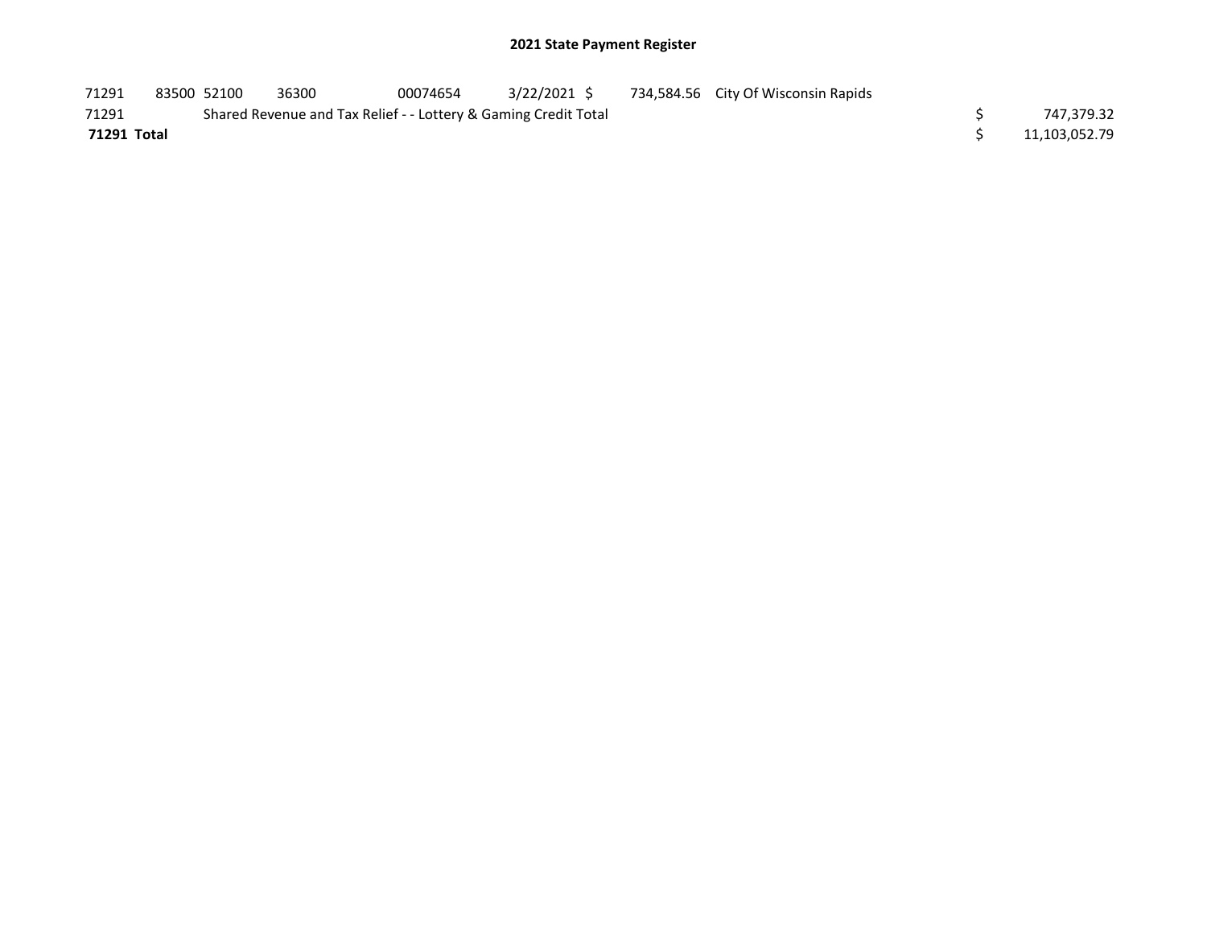**2021 State Payment Register**

| | | | | | | | | | |
|---|---|---|---|---|---|---|---|---|---|
| 71291 | 83500 | 52100 | 36300 | 00074654 | 3/22/2021 | $ 734,584.56 | City Of Wisconsin Rapids | | |
| 71291 | | Shared Revenue and Tax Relief - - Lottery & Gaming Credit Total | | | | | | $ | 747,379.32 |
| **71291 Total** | | | | | | | | $ | 11,103,052.79 |